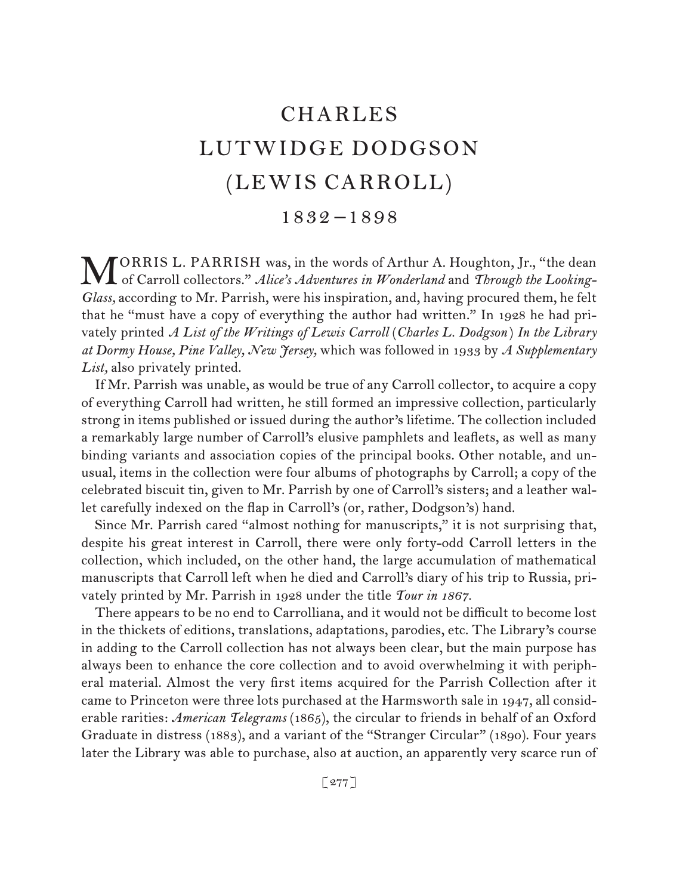# CHARLES LUTWIDGE DODGSON (LEWIS CARROLL)

## 1832–1898

MORRIS L. PARRISH was, in the words of Arthur A. Houghton, Jr., "the dean of Carroll collectors." *Alice's Adventures in Wonderland* and *Through the Looking-Glass,* according to Mr. Parrish, were his inspiration, and, having procured them, he felt that he "must have a copy of everything the author had written." In 1928 he had privately printed *A List of the Writings of Lewis Carroll (Charles L. Dodgson) In the Library at Dormy House, Pine Valley, New Jersey,* which was followed in 1933 by *A Supplementary List,* also privately printed.

If Mr. Parrish was unable, as would be true of any Carroll collector, to acquire a copy of everything Carroll had written, he still formed an impressive collection, particularly strong in items published or issued during the author's lifetime. The collection included a remarkably large number of Carroll's elusive pamphlets and leaflets, as well as many binding variants and association copies of the principal books. Other notable, and unusual, items in the collection were four albums of photographs by Carroll; a copy of the celebrated biscuit tin, given to Mr. Parrish by one of Carroll's sisters; and a leather wallet carefully indexed on the flap in Carroll's (or, rather, Dodgson's) hand.

Since Mr. Parrish cared "almost nothing for manuscripts," it is not surprising that, despite his great interest in Carroll, there were only forty-odd Carroll letters in the collection, which included, on the other hand, the large accumulation of mathematical manuscripts that Carroll left when he died and Carroll's diary of his trip to Russia, privately printed by Mr. Parrish in 1928 under the title *Tour in 1867.*

There appears to be no end to Carrolliana, and it would not be difficult to become lost in the thickets of editions, translations, adaptations, parodies, etc. The Library's course in adding to the Carroll collection has not always been clear, but the main purpose has always been to enhance the core collection and to avoid overwhelming it with peripheral material. Almost the very first items acquired for the Parrish Collection after it came to Princeton were three lots purchased at the Harmsworth sale in 1947, all considerable rarities: *American Telegrams* (1865), the circular to friends in behalf of an Oxford Graduate in distress (1883), and a variant of the "Stranger Circular" (1890). Four years later the Library was able to purchase, also at auction, an apparently very scarce run of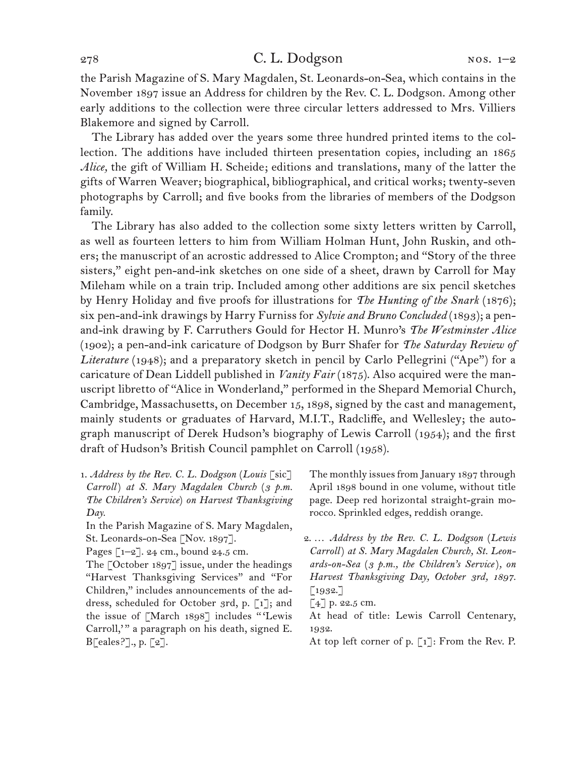the Parish Magazine of S. Mary Magdalen, St. Leonards-on-Sea, which contains in the November 1897 issue an Address for children by the Rev. C. L. Dodgson. Among other early additions to the collection were three circular letters addressed to Mrs. Villiers Blakemore and signed by Carroll.

The Library has added over the years some three hundred printed items to the collection. The additions have included thirteen presentation copies, including an 1865 *Alice,* the gift of William H. Scheide; editions and translations, many of the latter the gifts of Warren Weaver; biographical, bibliographical, and critical works; twenty-seven photographs by Carroll; and five books from the libraries of members of the Dodgson family.

The Library has also added to the collection some sixty letters written by Carroll, as well as fourteen letters to him from William Holman Hunt, John Ruskin, and others; the manuscript of an acrostic addressed to Alice Crompton; and "Story of the three sisters," eight pen-and-ink sketches on one side of a sheet, drawn by Carroll for May Mileham while on a train trip. Included among other additions are six pencil sketches by Henry Holiday and five proofs for illustrations for *The Hunting of the Snark* (1876); six pen-and-ink drawings by Harry Furniss for *Sylvie and Bruno Concluded* (1893); a pen-and-ink drawing by F. Carruthers Gould for Hector H. Munro's *The Westminster Alice* (1902); a pen-and-ink caricature of Dodgson by Burr Shafer for *The Saturday Review of Literature* (1948); and a preparatory sketch in pencil by Carlo Pellegrini ("Ape") for a caricature of Dean Liddell published in *Vanity Fair* (1875). Also acquired were the manuscript libretto of "Alice in Wonderland," performed in the Shepard Memorial Church, Cambridge, Massachusetts, on December 15, 1898, signed by the cast and management, mainly students or graduates of Harvard, M.I.T., Radcliffe, and Wellesley; the autograph manuscript of Derek Hudson's biography of Lewis Carroll (1954); and the first draft of Hudson's British Council pamphlet on Carroll (1958).

1. *Address by the Rev. C. L. Dodgson (Louis* [sic] *Carroll) at S. Mary Magdalen Church (3 p.m. The Children's Service) on Harvest Thanksgiving Day.*

In the Parish Magazine of S. Mary Magdalen, St. Leonards-on-Sea [Nov. 1897].

Pages [1–2]. 24 cm., bound 24.5 cm.

The [October 1897] issue, under the headings "Harvest Thanksgiving Services" and "For Children," includes announcements of the address, scheduled for October 3rd, p. [1]; and the issue of [March 1898] includes "'Lewis Carroll,'" a paragraph on his death, signed E. B[eales?]., p. [2].

The monthly issues from January 1897 through April 1898 bound in one volume, without title page. Deep red horizontal straight-grain morocco. Sprinkled edges, reddish orange.

2. … *Address by the Rev. C. L. Dodgson (Lewis Carroll) at S. Mary Magdalen Church, St. Leonards-on-Sea (3 p.m., the Children's Service), on Harvest Thanksgiving Day, October 3rd, 1897.* [1932.]

[4] p. 22.5 cm.

At head of title: Lewis Carroll Centenary, 1932.

At top left corner of p. [1]: From the Rev. P.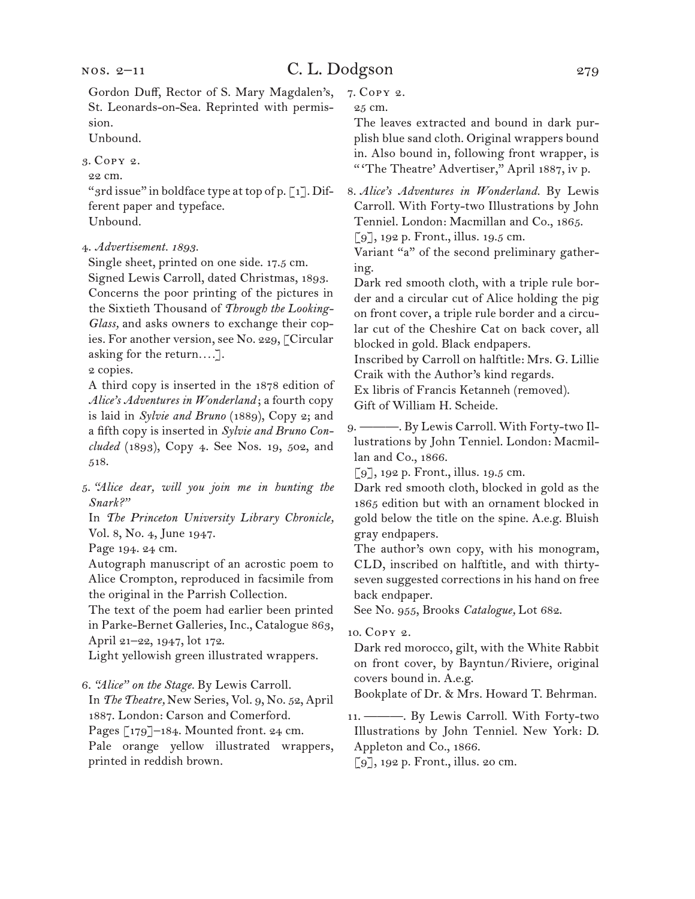Gordon Duff, Rector of S. Mary Magdalen's, St. Leonards-on-Sea. Reprinted with permission.
Unbound.

3. Copy 2.
22 cm.
"3rd issue" in boldface type at top of p. [1]. Different paper and typeface.
Unbound.

4. *Advertisement. 1893.*
Single sheet, printed on one side. 17.5 cm.
Signed Lewis Carroll, dated Christmas, 1893. Concerns the poor printing of the pictures in the Sixtieth Thousand of *Through the Looking-Glass,* and asks owners to exchange their copies. For another version, see No. 229, [Circular asking for the return. . . .].
2 copies.
A third copy is inserted in the 1878 edition of *Alice's Adventures in Wonderland*; a fourth copy is laid in *Sylvie and Bruno* (1889), Copy 2; and a fifth copy is inserted in *Sylvie and Bruno Concluded* (1893), Copy 4. See Nos. 19, 502, and 518.

5. *"Alice dear, will you join me in hunting the Snark?"*
In *The Princeton University Library Chronicle,* Vol. 8, No. 4, June 1947.
Page 194. 24 cm.
Autograph manuscript of an acrostic poem to Alice Crompton, reproduced in facsimile from the original in the Parrish Collection.
The text of the poem had earlier been printed in Parke-Bernet Galleries, Inc., Catalogue 863, April 21–22, 1947, lot 172.
Light yellowish green illustrated wrappers.

6. *"Alice" on the Stage.* By Lewis Carroll.
In *The Theatre,* New Series, Vol. 9, No. 52, April 1887. London: Carson and Comerford.
Pages [179]–184. Mounted front. 24 cm.
Pale orange yellow illustrated wrappers, printed in reddish brown.

7. Copy 2.
25 cm.
The leaves extracted and bound in dark purplish blue sand cloth. Original wrappers bound in. Also bound in, following front wrapper, is "'The Theatre' Advertiser," April 1887, iv p.

8. *Alice's Adventures in Wonderland.* By Lewis Carroll. With Forty-two Illustrations by John Tenniel. London: Macmillan and Co., 1865.
[9], 192 p. Front., illus. 19.5 cm.
Variant "a" of the second preliminary gathering.
Dark red smooth cloth, with a triple rule border and a circular cut of Alice holding the pig on front cover, a triple rule border and a circular cut of the Cheshire Cat on back cover, all blocked in gold. Black endpapers.
Inscribed by Carroll on halftitle: Mrs. G. Lillie Craik with the Author's kind regards.
Ex libris of Francis Ketanneh (removed).
Gift of William H. Scheide.

9. ———. By Lewis Carroll. With Forty-two Illustrations by John Tenniel. London: Macmillan and Co., 1866.
[9], 192 p. Front., illus. 19.5 cm.
Dark red smooth cloth, blocked in gold as the 1865 edition but with an ornament blocked in gold below the title on the spine. A.e.g. Bluish gray endpapers.
The author's own copy, with his monogram, CLD, inscribed on halftitle, and with thirty-seven suggested corrections in his hand on free back endpaper.
See No. 955, Brooks *Catalogue,* Lot 682.

10. Copy 2.
Dark red morocco, gilt, with the White Rabbit on front cover, by Bayntun/Riviere, original covers bound in. A.e.g.
Bookplate of Dr. & Mrs. Howard T. Behrman.

11. ———. By Lewis Carroll. With Forty-two Illustrations by John Tenniel. New York: D. Appleton and Co., 1866.
[9], 192 p. Front., illus. 20 cm.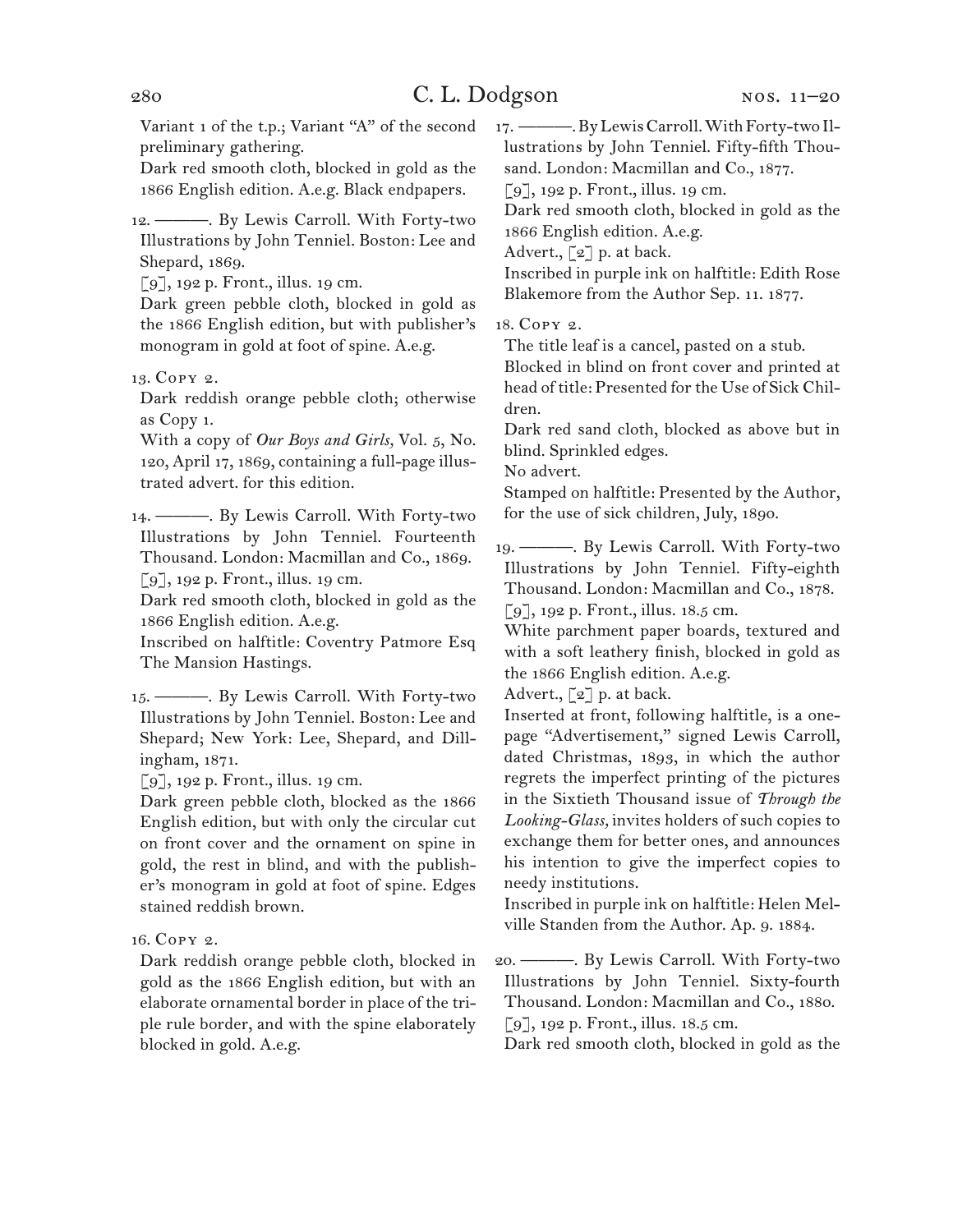Variant 1 of the t.p.; Variant "A" of the second preliminary gathering.
Dark red smooth cloth, blocked in gold as the 1866 English edition. A.e.g. Black endpapers.

12. ———. By Lewis Carroll. With Forty-two Illustrations by John Tenniel. Boston: Lee and Shepard, 1869.
[9], 192 p. Front., illus. 19 cm.
Dark green pebble cloth, blocked in gold as the 1866 English edition, but with publisher's monogram in gold at foot of spine. A.e.g.

13. Copy 2.
Dark reddish orange pebble cloth; otherwise as Copy 1.
With a copy of *Our Boys and Girls,* Vol. 5, No. 120, April 17, 1869, containing a full-page illustrated advert. for this edition.

14. ———. By Lewis Carroll. With Forty-two Illustrations by John Tenniel. Fourteenth Thousand. London: Macmillan and Co., 1869.
[9], 192 p. Front., illus. 19 cm.
Dark red smooth cloth, blocked in gold as the 1866 English edition. A.e.g.
Inscribed on halftitle: Coventry Patmore Esq The Mansion Hastings.

15. ———. By Lewis Carroll. With Forty-two Illustrations by John Tenniel. Boston: Lee and Shepard; New York: Lee, Shepard, and Dillingham, 1871.
[9], 192 p. Front., illus. 19 cm.
Dark green pebble cloth, blocked as the 1866 English edition, but with only the circular cut on front cover and the ornament on spine in gold, the rest in blind, and with the publisher's monogram in gold at foot of spine. Edges stained reddish brown.

16. Copy 2.
Dark reddish orange pebble cloth, blocked in gold as the 1866 English edition, but with an elaborate ornamental border in place of the triple rule border, and with the spine elaborately blocked in gold. A.e.g.

17. ———. By Lewis Carroll. With Forty-two Illustrations by John Tenniel. Fifty-fifth Thousand. London: Macmillan and Co., 1877.
[9], 192 p. Front., illus. 19 cm.
Dark red smooth cloth, blocked in gold as the 1866 English edition. A.e.g.
Advert., [2] p. at back.
Inscribed in purple ink on halftitle: Edith Rose Blakemore from the Author Sep. 11. 1877.

18. Copy 2.
The title leaf is a cancel, pasted on a stub.
Blocked in blind on front cover and printed at head of title: Presented for the Use of Sick Children.
Dark red sand cloth, blocked as above but in blind. Sprinkled edges.
No advert.
Stamped on halftitle: Presented by the Author, for the use of sick children, July, 1890.

19. ———. By Lewis Carroll. With Forty-two Illustrations by John Tenniel. Fifty-eighth Thousand. London: Macmillan and Co., 1878.
[9], 192 p. Front., illus. 18.5 cm.
White parchment paper boards, textured and with a soft leathery finish, blocked in gold as the 1866 English edition. A.e.g.
Advert., [2] p. at back.
Inserted at front, following halftitle, is a one-page "Advertisement," signed Lewis Carroll, dated Christmas, 1893, in which the author regrets the imperfect printing of the pictures in the Sixtieth Thousand issue of *Through the Looking-Glass,* invites holders of such copies to exchange them for better ones, and announces his intention to give the imperfect copies to needy institutions.
Inscribed in purple ink on halftitle: Helen Melville Standen from the Author. Ap. 9. 1884.

20. ———. By Lewis Carroll. With Forty-two Illustrations by John Tenniel. Sixty-fourth Thousand. London: Macmillan and Co., 1880.
[9], 192 p. Front., illus. 18.5 cm.
Dark red smooth cloth, blocked in gold as the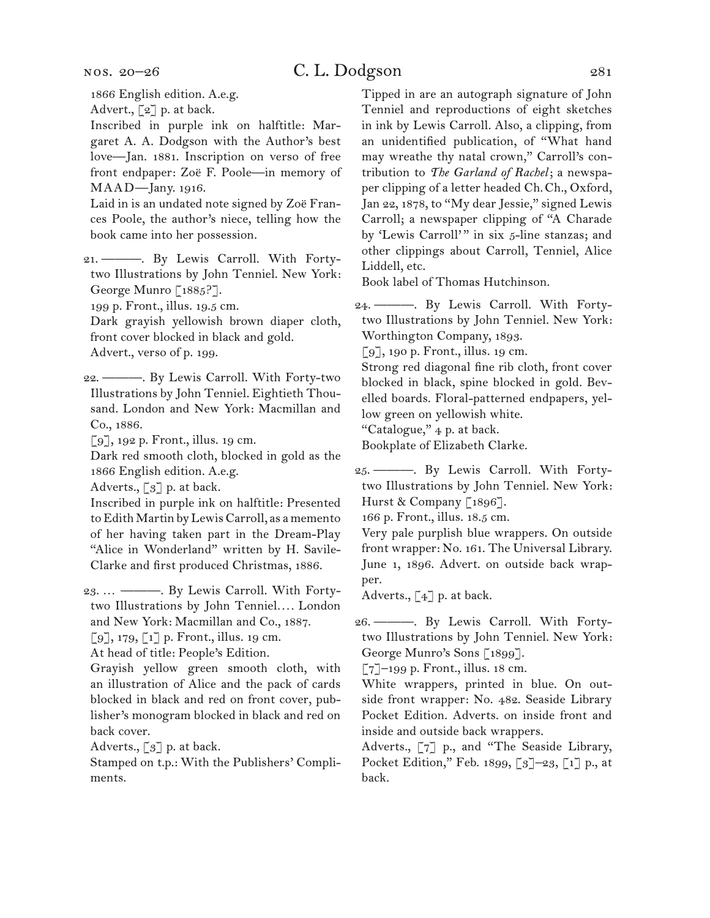1866 English edition. A.e.g.

Advert., [2] p. at back.

Inscribed in purple ink on halftitle: Margaret A. A. Dodgson with the Author's best love—Jan. 1881. Inscription on verso of free front endpaper: Zoë F. Poole—in memory of MAAD—Jany. 1916.

Laid in is an undated note signed by Zoë Frances Poole, the author's niece, telling how the book came into her possession.

21. ———. By Lewis Carroll. With Forty-two Illustrations by John Tenniel. New York: George Munro [1885?].

199 p. Front., illus. 19.5 cm.

Dark grayish yellowish brown diaper cloth, front cover blocked in black and gold.

Advert., verso of p. 199.

22. ———. By Lewis Carroll. With Forty-two Illustrations by John Tenniel. Eightieth Thousand. London and New York: Macmillan and Co., 1886.

[9], 192 p. Front., illus. 19 cm.

Dark red smooth cloth, blocked in gold as the 1866 English edition. A.e.g.

Adverts., [3] p. at back.

Inscribed in purple ink on halftitle: Presented to Edith Martin by Lewis Carroll, as a memento of her having taken part in the Dream-Play "Alice in Wonderland" written by H. Savile-Clarke and first produced Christmas, 1886.

23. … ———. By Lewis Carroll. With Forty-two Illustrations by John Tenniel.… London and New York: Macmillan and Co., 1887.

[9], 179, [1] p. Front., illus. 19 cm.

At head of title: People's Edition.

Grayish yellow green smooth cloth, with an illustration of Alice and the pack of cards blocked in black and red on front cover, publisher's monogram blocked in black and red on back cover.

Adverts., [3] p. at back.

Stamped on t.p.: With the Publishers' Compliments.

Tipped in are an autograph signature of John Tenniel and reproductions of eight sketches in ink by Lewis Carroll. Also, a clipping, from an unidentified publication, of "What hand may wreathe thy natal crown," Carroll's contribution to *The Garland of Rachel*; a newspaper clipping of a letter headed Ch. Ch., Oxford, Jan 22, 1878, to "My dear Jessie," signed Lewis Carroll; a newspaper clipping of "A Charade by 'Lewis Carroll'" in six 5-line stanzas; and other clippings about Carroll, Tenniel, Alice Liddell, etc.

Book label of Thomas Hutchinson.

24. ———. By Lewis Carroll. With Forty-two Illustrations by John Tenniel. New York: Worthington Company, 1893.

[9], 190 p. Front., illus. 19 cm.

Strong red diagonal fine rib cloth, front cover blocked in black, spine blocked in gold. Bevelled boards. Floral-patterned endpapers, yellow green on yellowish white.

"Catalogue," 4 p. at back.

Bookplate of Elizabeth Clarke.

25. ———. By Lewis Carroll. With Forty-two Illustrations by John Tenniel. New York: Hurst & Company [1896].

166 p. Front., illus. 18.5 cm.

Very pale purplish blue wrappers. On outside front wrapper: No. 161. The Universal Library. June 1, 1896. Advert. on outside back wrapper.

Adverts., [4] p. at back.

26. ———. By Lewis Carroll. With Forty-two Illustrations by John Tenniel. New York: George Munro's Sons [1899].

[7]–199 p. Front., illus. 18 cm.

White wrappers, printed in blue. On outside front wrapper: No. 482. Seaside Library Pocket Edition. Adverts. on inside front and inside and outside back wrappers.

Adverts., [7] p., and "The Seaside Library, Pocket Edition," Feb. 1899, [3]–23, [1] p., at back.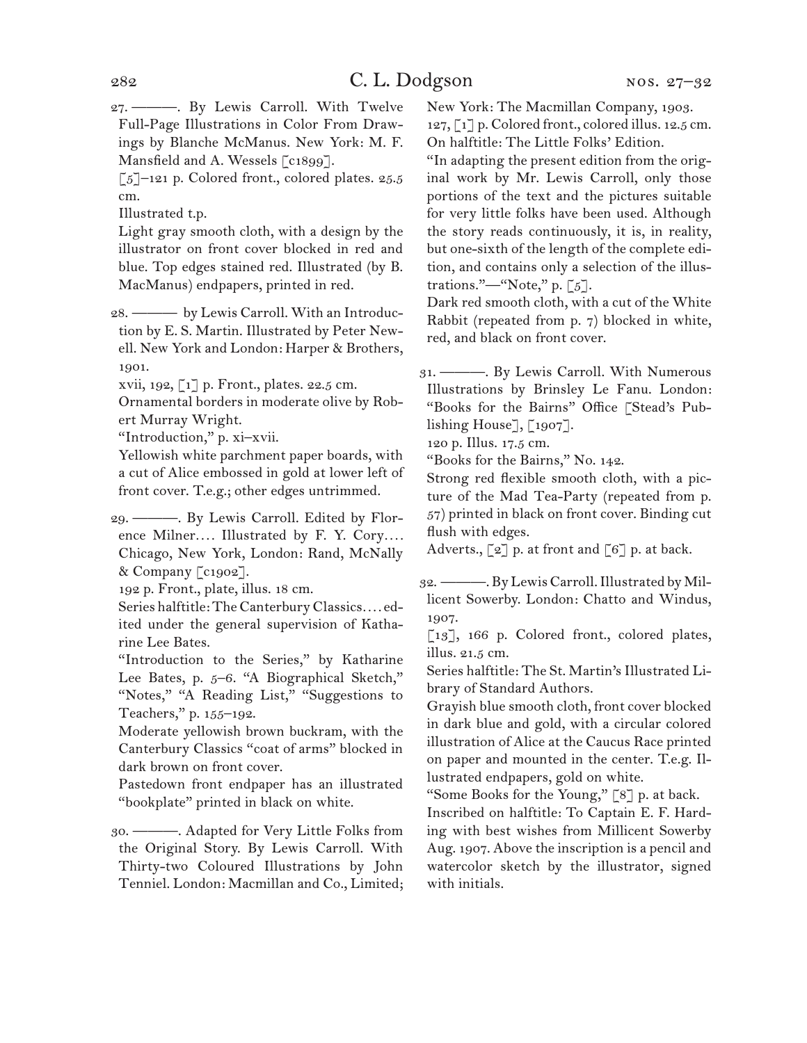27. ———. By Lewis Carroll. With Twelve Full-Page Illustrations in Color From Drawings by Blanche McManus. New York: M. F. Mansfield and A. Wessels [c1899].

[5]–121 p. Colored front., colored plates. 25.5 cm.

Illustrated t.p.

Light gray smooth cloth, with a design by the illustrator on front cover blocked in red and blue. Top edges stained red. Illustrated (by B. MacManus) endpapers, printed in red.

28. ——— by Lewis Carroll. With an Introduction by E. S. Martin. Illustrated by Peter Newell. New York and London: Harper & Brothers, 1901.

xvii, 192, [1] p. Front., plates. 22.5 cm.

Ornamental borders in moderate olive by Robert Murray Wright.

"Introduction," p. xi–xvii.

Yellowish white parchment paper boards, with a cut of Alice embossed in gold at lower left of front cover. T.e.g.; other edges untrimmed.

29. ———. By Lewis Carroll. Edited by Florence Milner.... Illustrated by F. Y. Cory.... Chicago, New York, London: Rand, McNally & Company [c1902].

192 p. Front., plate, illus. 18 cm.

Series halftitle: The Canterbury Classics.... edited under the general supervision of Katharine Lee Bates.

"Introduction to the Series," by Katharine Lee Bates, p. 5–6. "A Biographical Sketch," "Notes," "A Reading List," "Suggestions to Teachers," p. 155–192.

Moderate yellowish brown buckram, with the Canterbury Classics "coat of arms" blocked in dark brown on front cover.

Pastedown front endpaper has an illustrated "bookplate" printed in black on white.

30. ———. Adapted for Very Little Folks from the Original Story. By Lewis Carroll. With Thirty-two Coloured Illustrations by John Tenniel. London: Macmillan and Co., Limited; New York: The Macmillan Company, 1903.

127, [1] p. Colored front., colored illus. 12.5 cm.

On halftitle: The Little Folks' Edition.

"In adapting the present edition from the original work by Mr. Lewis Carroll, only those portions of the text and the pictures suitable for very little folks have been used. Although the story reads continuously, it is, in reality, but one-sixth of the length of the complete edition, and contains only a selection of the illustrations."—"Note," p. [5].

Dark red smooth cloth, with a cut of the White Rabbit (repeated from p. 7) blocked in white, red, and black on front cover.

31. ———. By Lewis Carroll. With Numerous Illustrations by Brinsley Le Fanu. London: "Books for the Bairns" Office [Stead's Publishing House], [1907].

120 p. Illus. 17.5 cm.

"Books for the Bairns," No. 142.

Strong red flexible smooth cloth, with a picture of the Mad Tea-Party (repeated from p. 57) printed in black on front cover. Binding cut flush with edges.

Adverts., [2] p. at front and [6] p. at back.

32. ———. By Lewis Carroll. Illustrated by Millicent Sowerby. London: Chatto and Windus, 1907.

[13], 166 p. Colored front., colored plates, illus. 21.5 cm.

Series halftitle: The St. Martin's Illustrated Library of Standard Authors.

Grayish blue smooth cloth, front cover blocked in dark blue and gold, with a circular colored illustration of Alice at the Caucus Race printed on paper and mounted in the center. T.e.g. Illustrated endpapers, gold on white.

"Some Books for the Young," [8] p. at back.

Inscribed on halftitle: To Captain E. F. Harding with best wishes from Millicent Sowerby Aug. 1907. Above the inscription is a pencil and watercolor sketch by the illustrator, signed with initials.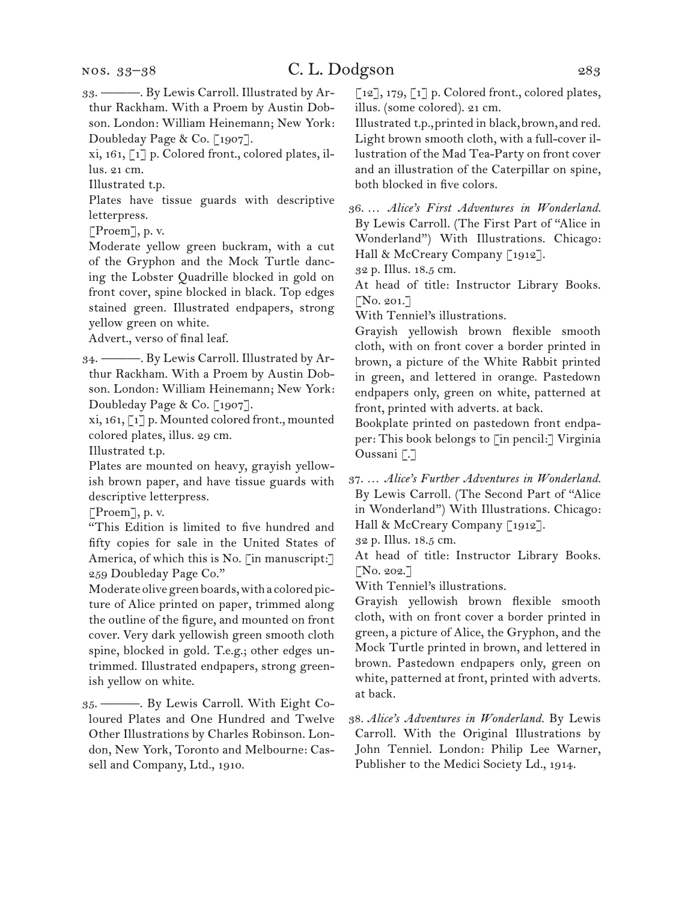33. ———. By Lewis Carroll. Illustrated by Arthur Rackham. With a Proem by Austin Dobson. London: William Heinemann; New York: Doubleday Page & Co. [1907].

xi, 161, [1] p. Colored front., colored plates, illus. 21 cm.

Illustrated t.p.

Plates have tissue guards with descriptive letterpress.

[Proem], p. v.

Moderate yellow green buckram, with a cut of the Gryphon and the Mock Turtle dancing the Lobster Quadrille blocked in gold on front cover, spine blocked in black. Top edges stained green. Illustrated endpapers, strong yellow green on white.

Advert., verso of final leaf.

34. ———. By Lewis Carroll. Illustrated by Arthur Rackham. With a Proem by Austin Dobson. London: William Heinemann; New York: Doubleday Page & Co. [1907].

xi, 161, [1] p. Mounted colored front., mounted colored plates, illus. 29 cm.

Illustrated t.p.

Plates are mounted on heavy, grayish yellowish brown paper, and have tissue guards with descriptive letterpress.

[Proem], p. v.

"This Edition is limited to five hundred and fifty copies for sale in the United States of America, of which this is No. [in manuscript:] 259 Doubleday Page Co."

Moderate olive green boards, with a colored picture of Alice printed on paper, trimmed along the outline of the figure, and mounted on front cover. Very dark yellowish green smooth cloth spine, blocked in gold. T.e.g.; other edges untrimmed. Illustrated endpapers, strong greenish yellow on white.

35. ———. By Lewis Carroll. With Eight Coloured Plates and One Hundred and Twelve Other Illustrations by Charles Robinson. London, New York, Toronto and Melbourne: Cassell and Company, Ltd., 1910.

[12], 179, [1] p. Colored front., colored plates, illus. (some colored). 21 cm.

Illustrated t.p., printed in black, brown, and red.

Light brown smooth cloth, with a full-cover illustration of the Mad Tea-Party on front cover and an illustration of the Caterpillar on spine, both blocked in five colors.

36. … *Alice's First Adventures in Wonderland.* By Lewis Carroll. (The First Part of "Alice in Wonderland") With Illustrations. Chicago: Hall & McCreary Company [1912].

32 p. Illus. 18.5 cm.

At head of title: Instructor Library Books. [No. 201.]

With Tenniel's illustrations.

Grayish yellowish brown flexible smooth cloth, with on front cover a border printed in brown, a picture of the White Rabbit printed in green, and lettered in orange. Pastedown endpapers only, green on white, patterned at front, printed with adverts. at back.

Bookplate printed on pastedown front endpaper: This book belongs to [in pencil:] Virginia Oussani [.]

37. … *Alice's Further Adventures in Wonderland.* By Lewis Carroll. (The Second Part of "Alice in Wonderland") With Illustrations. Chicago: Hall & McCreary Company [1912].

32 p. Illus. 18.5 cm.

At head of title: Instructor Library Books. [No. 202.]

With Tenniel's illustrations.

Grayish yellowish brown flexible smooth cloth, with on front cover a border printed in green, a picture of Alice, the Gryphon, and the Mock Turtle printed in brown, and lettered in brown. Pastedown endpapers only, green on white, patterned at front, printed with adverts. at back.

38. *Alice's Adventures in Wonderland.* By Lewis Carroll. With the Original Illustrations by John Tenniel. London: Philip Lee Warner, Publisher to the Medici Society Ld., 1914.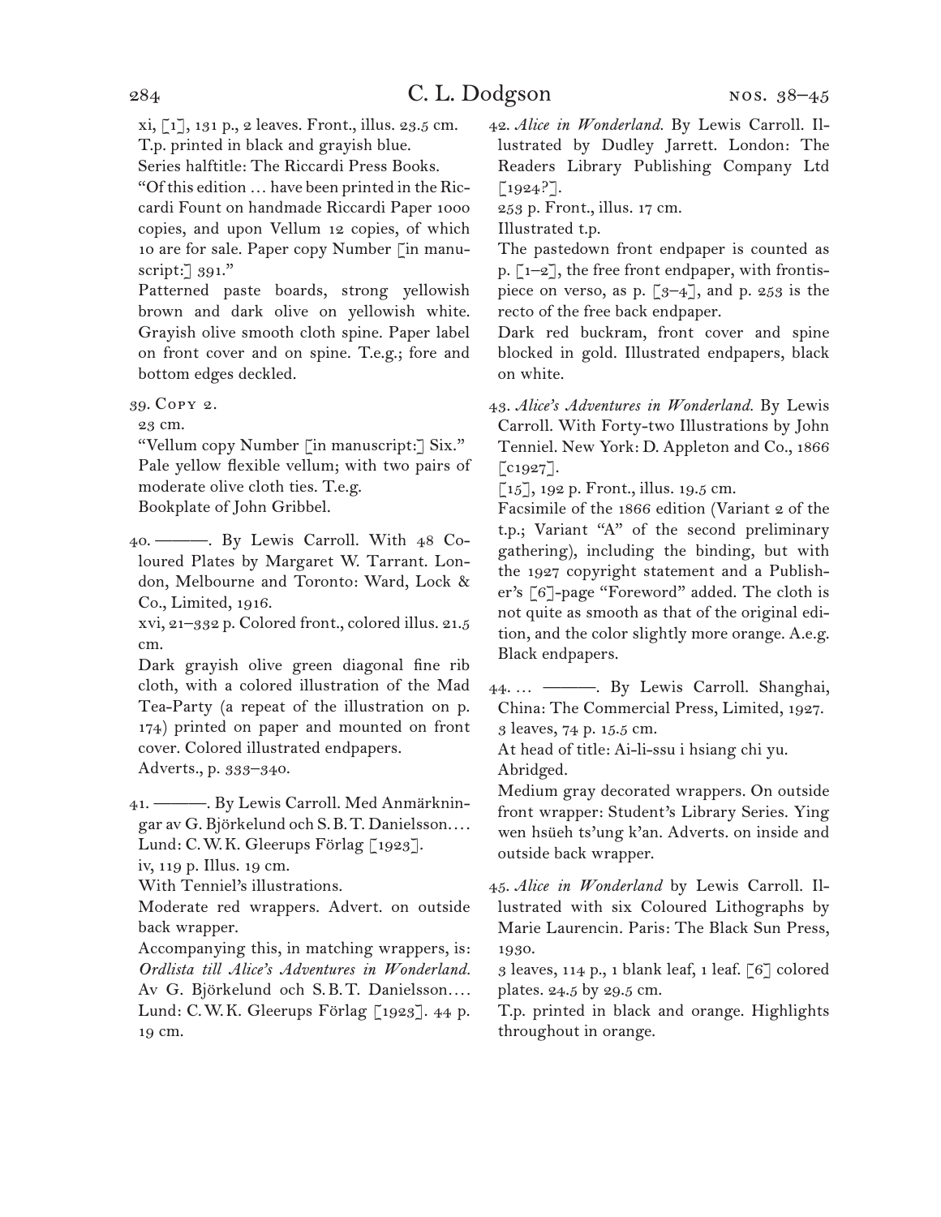xi, [1], 131 p., 2 leaves. Front., illus. 23.5 cm.
T.p. printed in black and grayish blue.
Series halftitle: The Riccardi Press Books.
"Of this edition … have been printed in the Riccardi Fount on handmade Riccardi Paper 1000 copies, and upon Vellum 12 copies, of which 10 are for sale. Paper copy Number [in manuscript:] 391."
Patterned paste boards, strong yellowish brown and dark olive on yellowish white. Grayish olive smooth cloth spine. Paper label on front cover and on spine. T.e.g.; fore and bottom edges deckled.

39. Copy 2.
23 cm.
"Vellum copy Number [in manuscript:] Six."
Pale yellow flexible vellum; with two pairs of moderate olive cloth ties. T.e.g.
Bookplate of John Gribbel.

40. ———. By Lewis Carroll. With 48 Coloured Plates by Margaret W. Tarrant. London, Melbourne and Toronto: Ward, Lock & Co., Limited, 1916.
xvi, 21–332 p. Colored front., colored illus. 21.5 cm.
Dark grayish olive green diagonal fine rib cloth, with a colored illustration of the Mad Tea-Party (a repeat of the illustration on p. 174) printed on paper and mounted on front cover. Colored illustrated endpapers.
Adverts., p. 333–340.

41. ———. By Lewis Carroll. Med Anmärkningar av G. Björkelund och S. B. T. Danielsson.… Lund: C. W. K. Gleerups Förlag [1923].
iv, 119 p. Illus. 19 cm.
With Tenniel's illustrations.
Moderate red wrappers. Advert. on outside back wrapper.
Accompanying this, in matching wrappers, is: *Ordlista till Alice's Adventures in Wonderland.* Av G. Björkelund och S. B. T. Danielsson.… Lund: C. W. K. Gleerups Förlag [1923]. 44 p. 19 cm.

42. *Alice in Wonderland.* By Lewis Carroll. Illustrated by Dudley Jarrett. London: The Readers Library Publishing Company Ltd [1924?].
253 p. Front., illus. 17 cm.
Illustrated t.p.
The pastedown front endpaper is counted as p. [1–2], the free front endpaper, with frontispiece on verso, as p. [3–4], and p. 253 is the recto of the free back endpaper.
Dark red buckram, front cover and spine blocked in gold. Illustrated endpapers, black on white.

43. *Alice's Adventures in Wonderland.* By Lewis Carroll. With Forty-two Illustrations by John Tenniel. New York: D. Appleton and Co., 1866 [c1927].
[15], 192 p. Front., illus. 19.5 cm.
Facsimile of the 1866 edition (Variant 2 of the t.p.; Variant "A" of the second preliminary gathering), including the binding, but with the 1927 copyright statement and a Publisher's [6]-page "Foreword" added. The cloth is not quite as smooth as that of the original edition, and the color slightly more orange. A.e.g. Black endpapers.

44. … ———. By Lewis Carroll. Shanghai, China: The Commercial Press, Limited, 1927.
3 leaves, 74 p. 15.5 cm.
At head of title: Ai-li-ssu i hsiang chi yu.
Abridged.
Medium gray decorated wrappers. On outside front wrapper: Student's Library Series. Ying wen hsüeh ts'ung k'an. Adverts. on inside and outside back wrapper.

45. *Alice in Wonderland* by Lewis Carroll. Illustrated with six Coloured Lithographs by Marie Laurencin. Paris: The Black Sun Press, 1930.
3 leaves, 114 p., 1 blank leaf, 1 leaf. [6] colored plates. 24.5 by 29.5 cm.
T.p. printed in black and orange. Highlights throughout in orange.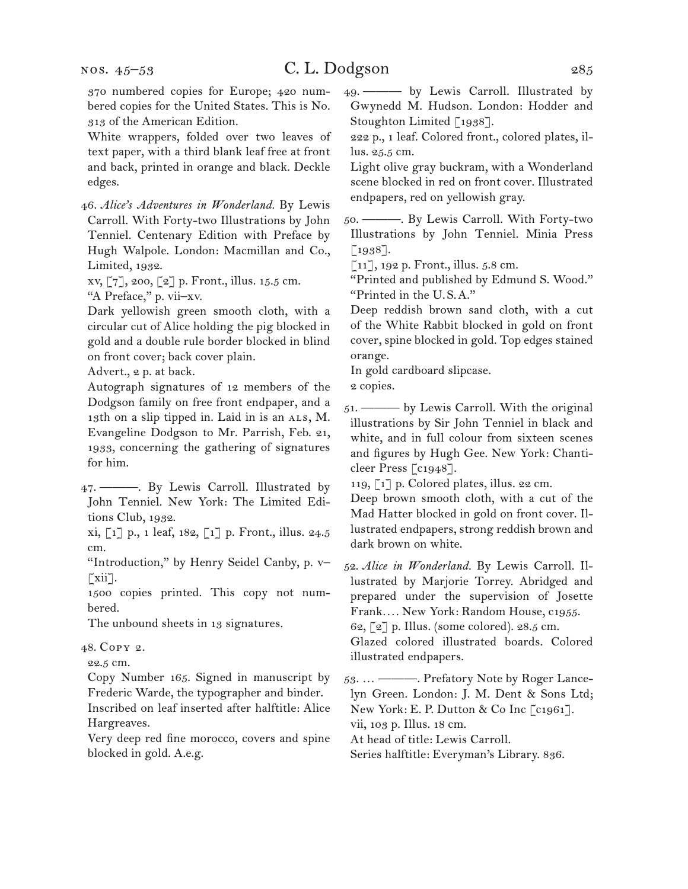370 numbered copies for Europe; 420 numbered copies for the United States. This is No. 313 of the American Edition.

White wrappers, folded over two leaves of text paper, with a third blank leaf free at front and back, printed in orange and black. Deckle edges.

46. *Alice's Adventures in Wonderland.* By Lewis Carroll. With Forty-two Illustrations by John Tenniel. Centenary Edition with Preface by Hugh Walpole. London: Macmillan and Co., Limited, 1932.

xv, [7], 200, [2] p. Front., illus. 15.5 cm.

"A Preface," p. vii–xv.

Dark yellowish green smooth cloth, with a circular cut of Alice holding the pig blocked in gold and a double rule border blocked in blind on front cover; back cover plain.

Advert., 2 p. at back.

Autograph signatures of 12 members of the Dodgson family on free front endpaper, and a 13th on a slip tipped in. Laid in is an ALS, M. Evangeline Dodgson to Mr. Parrish, Feb. 21, 1933, concerning the gathering of signatures for him.

47. ———. By Lewis Carroll. Illustrated by John Tenniel. New York: The Limited Editions Club, 1932.

xi, [1] p., 1 leaf, 182, [1] p. Front., illus. 24.5 cm.

"Introduction," by Henry Seidel Canby, p. v–[xii].

1500 copies printed. This copy not numbered.

The unbound sheets in 13 signatures.

48. Copy 2.

22.5 cm.

Copy Number 165. Signed in manuscript by Frederic Warde, the typographer and binder.

Inscribed on leaf inserted after halftitle: Alice Hargreaves.

Very deep red fine morocco, covers and spine blocked in gold. A.e.g.

49. ——— by Lewis Carroll. Illustrated by Gwynedd M. Hudson. London: Hodder and Stoughton Limited [1938].

222 p., 1 leaf. Colored front., colored plates, illus. 25.5 cm.

Light olive gray buckram, with a Wonderland scene blocked in red on front cover. Illustrated endpapers, red on yellowish gray.

50. ———. By Lewis Carroll. With Forty-two Illustrations by John Tenniel. Minia Press [1938].

[11], 192 p. Front., illus. 5.8 cm.

"Printed and published by Edmund S. Wood."
"Printed in the U.S.A."

Deep reddish brown sand cloth, with a cut of the White Rabbit blocked in gold on front cover, spine blocked in gold. Top edges stained orange.

In gold cardboard slipcase.

2 copies.

51. ——— by Lewis Carroll. With the original illustrations by Sir John Tenniel in black and white, and in full colour from sixteen scenes and figures by Hugh Gee. New York: Chanticleer Press [c1948].

119, [1] p. Colored plates, illus. 22 cm.

Deep brown smooth cloth, with a cut of the Mad Hatter blocked in gold on front cover. Illustrated endpapers, strong reddish brown and dark brown on white.

52. *Alice in Wonderland.* By Lewis Carroll. Illustrated by Marjorie Torrey. Abridged and prepared under the supervision of Josette Frank.... New York: Random House, c1955.

62, [2] p. Illus. (some colored). 28.5 cm.

Glazed colored illustrated boards. Colored illustrated endpapers.

53. ... ———. Prefatory Note by Roger Lancelyn Green. London: J. M. Dent & Sons Ltd; New York: E. P. Dutton & Co Inc [c1961].

vii, 103 p. Illus. 18 cm.

At head of title: Lewis Carroll.

Series halftitle: Everyman's Library. 836.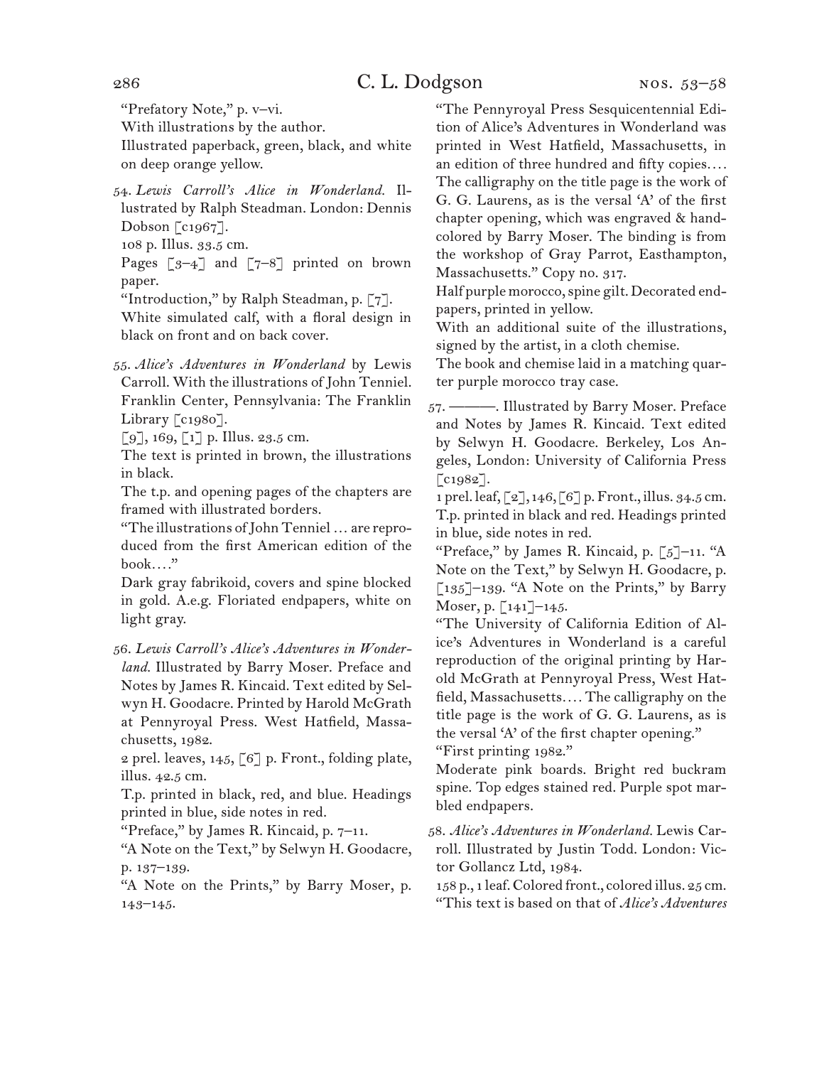"Prefatory Note," p. v–vi.

With illustrations by the author.

Illustrated paperback, green, black, and white on deep orange yellow.

54. *Lewis Carroll's Alice in Wonderland.* Illustrated by Ralph Steadman. London: Dennis Dobson [c1967].

108 p. Illus. 33.5 cm.

Pages [3–4] and [7–8] printed on brown paper.

"Introduction," by Ralph Steadman, p. [7].

White simulated calf, with a floral design in black on front and on back cover.

55. *Alice's Adventures in Wonderland* by Lewis Carroll. With the illustrations of John Tenniel. Franklin Center, Pennsylvania: The Franklin Library [c1980].

[9], 169, [1] p. Illus. 23.5 cm.

The text is printed in brown, the illustrations in black.

The t.p. and opening pages of the chapters are framed with illustrated borders.

"The illustrations of John Tenniel … are reproduced from the first American edition of the book. …"

Dark gray fabrikoid, covers and spine blocked in gold. A.e.g. Floriated endpapers, white on light gray.

56. *Lewis Carroll's Alice's Adventures in Wonderland.* Illustrated by Barry Moser. Preface and Notes by James R. Kincaid. Text edited by Selwyn H. Goodacre. Printed by Harold McGrath at Pennyroyal Press. West Hatfield, Massachusetts, 1982.

2 prel. leaves, 145, [6] p. Front., folding plate, illus. 42.5 cm.

T.p. printed in black, red, and blue. Headings printed in blue, side notes in red.

"Preface," by James R. Kincaid, p. 7–11.

"A Note on the Text," by Selwyn H. Goodacre, p. 137–139.

"A Note on the Prints," by Barry Moser, p. 143–145.

"The Pennyroyal Press Sesquicentennial Edition of Alice's Adventures in Wonderland was printed in West Hatfield, Massachusetts, in an edition of three hundred and fifty copies. … The calligraphy on the title page is the work of G. G. Laurens, as is the versal 'A' of the first chapter opening, which was engraved & hand-colored by Barry Moser. The binding is from the workshop of Gray Parrot, Easthampton, Massachusetts." Copy no. 317.

Half purple morocco, spine gilt. Decorated endpapers, printed in yellow.

With an additional suite of the illustrations, signed by the artist, in a cloth chemise.

The book and chemise laid in a matching quarter purple morocco tray case.

57. ———. Illustrated by Barry Moser. Preface and Notes by James R. Kincaid. Text edited by Selwyn H. Goodacre. Berkeley, Los Angeles, London: University of California Press [c1982].

1 prel. leaf, [2], 146, [6] p. Front., illus. 34.5 cm.

T.p. printed in black and red. Headings printed in blue, side notes in red.

"Preface," by James R. Kincaid, p. [5]–11. "A Note on the Text," by Selwyn H. Goodacre, p. [135]–139. "A Note on the Prints," by Barry Moser, p. [141]–145.

"The University of California Edition of Alice's Adventures in Wonderland is a careful reproduction of the original printing by Harold McGrath at Pennyroyal Press, West Hatfield, Massachusetts. … The calligraphy on the title page is the work of G. G. Laurens, as is the versal 'A' of the first chapter opening."

"First printing 1982."

Moderate pink boards. Bright red buckram spine. Top edges stained red. Purple spot marbled endpapers.

58. *Alice's Adventures in Wonderland.* Lewis Carroll. Illustrated by Justin Todd. London: Victor Gollancz Ltd, 1984.

158 p., 1 leaf. Colored front., colored illus. 25 cm.

"This text is based on that of *Alice's Adventures*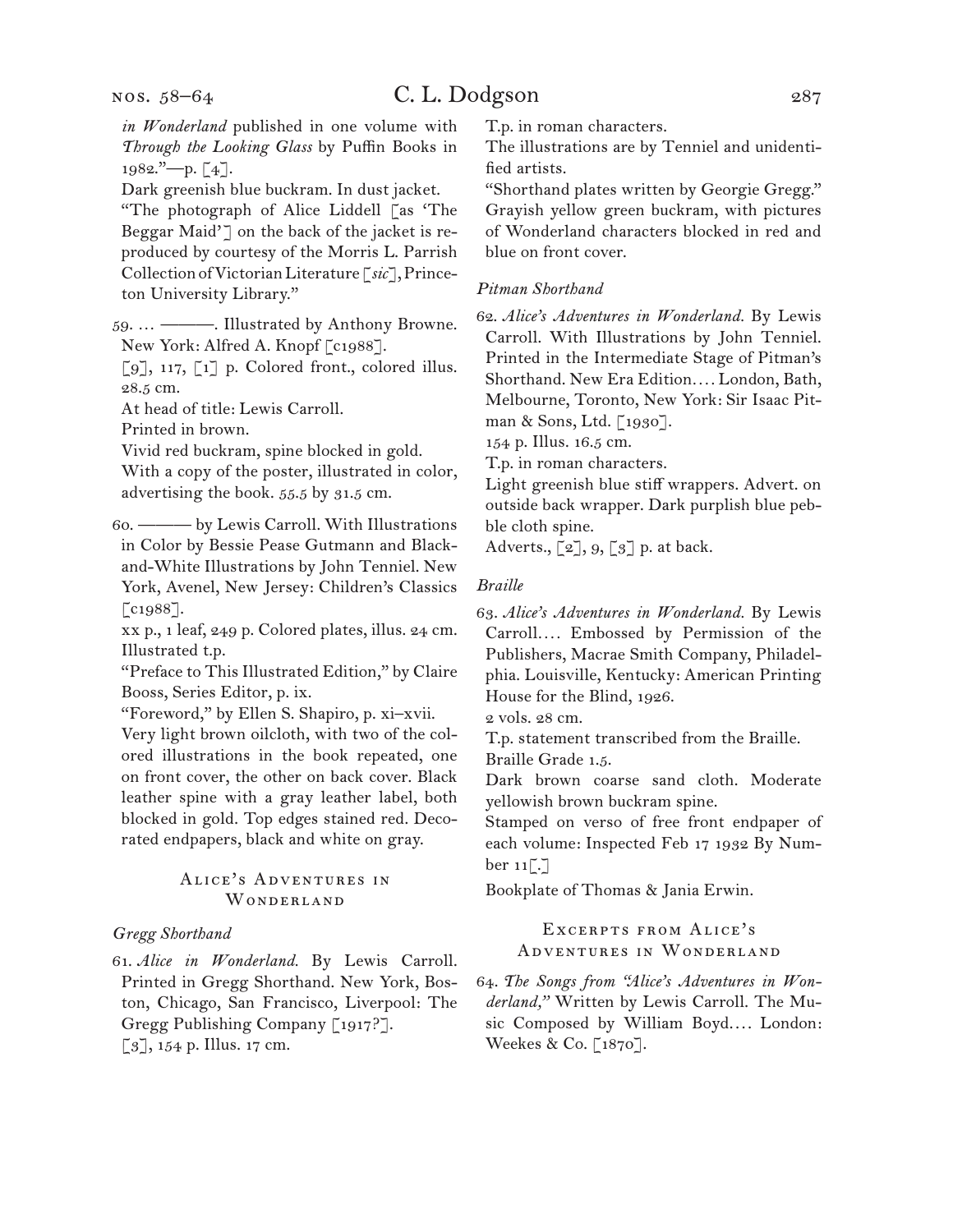*in Wonderland* published in one volume with *Through the Looking Glass* by Puffin Books in 1982."—p. [4].

Dark greenish blue buckram. In dust jacket.

"The photograph of Alice Liddell [as 'The Beggar Maid'] on the back of the jacket is reproduced by courtesy of the Morris L. Parrish Collection of Victorian Literature [*sic*], Princeton University Library."

59. … ———. Illustrated by Anthony Browne. New York: Alfred A. Knopf [c1988].

[9], 117, [1] p. Colored front., colored illus. 28.5 cm.

At head of title: Lewis Carroll.

Printed in brown.

Vivid red buckram, spine blocked in gold.

With a copy of the poster, illustrated in color, advertising the book. 55.5 by 31.5 cm.

60. ——— by Lewis Carroll. With Illustrations in Color by Bessie Pease Gutmann and Black-and-White Illustrations by John Tenniel. New York, Avenel, New Jersey: Children's Classics [c1988].

xx p., 1 leaf, 249 p. Colored plates, illus. 24 cm.

Illustrated t.p.

"Preface to This Illustrated Edition," by Claire Booss, Series Editor, p. ix.

"Foreword," by Ellen S. Shapiro, p. xi–xvii.

Very light brown oilcloth, with two of the colored illustrations in the book repeated, one on front cover, the other on back cover. Black leather spine with a gray leather label, both blocked in gold. Top edges stained red. Decorated endpapers, black and white on gray.

## Alice's Adventures in Wonderland

### *Gregg Shorthand*

61. *Alice in Wonderland.* By Lewis Carroll. Printed in Gregg Shorthand. New York, Boston, Chicago, San Francisco, Liverpool: The Gregg Publishing Company [1917?].

[3], 154 p. Illus. 17 cm.

T.p. in roman characters.

The illustrations are by Tenniel and unidentified artists.

"Shorthand plates written by Georgie Gregg."

Grayish yellow green buckram, with pictures of Wonderland characters blocked in red and blue on front cover.

### *Pitman Shorthand*

62. *Alice's Adventures in Wonderland.* By Lewis Carroll. With Illustrations by John Tenniel. Printed in the Intermediate Stage of Pitman's Shorthand. New Era Edition.… London, Bath, Melbourne, Toronto, New York: Sir Isaac Pitman & Sons, Ltd. [1930].

154 p. Illus. 16.5 cm.

T.p. in roman characters.

Light greenish blue stiff wrappers. Advert. on outside back wrapper. Dark purplish blue pebble cloth spine.

Adverts., [2], 9, [3] p. at back.

### *Braille*

63. *Alice's Adventures in Wonderland.* By Lewis Carroll.… Embossed by Permission of the Publishers, Macrae Smith Company, Philadelphia. Louisville, Kentucky: American Printing House for the Blind, 1926.

2 vols. 28 cm.

T.p. statement transcribed from the Braille.

Braille Grade 1.5.

Dark brown coarse sand cloth. Moderate yellowish brown buckram spine.

Stamped on verso of free front endpaper of each volume: Inspected Feb 17 1932 By Number 11[.]

Bookplate of Thomas & Jania Erwin.

## Excerpts from Alice's Adventures in Wonderland

64. *The Songs from "Alice's Adventures in Wonderland,"* Written by Lewis Carroll. The Music Composed by William Boyd.… London: Weekes & Co. [1870].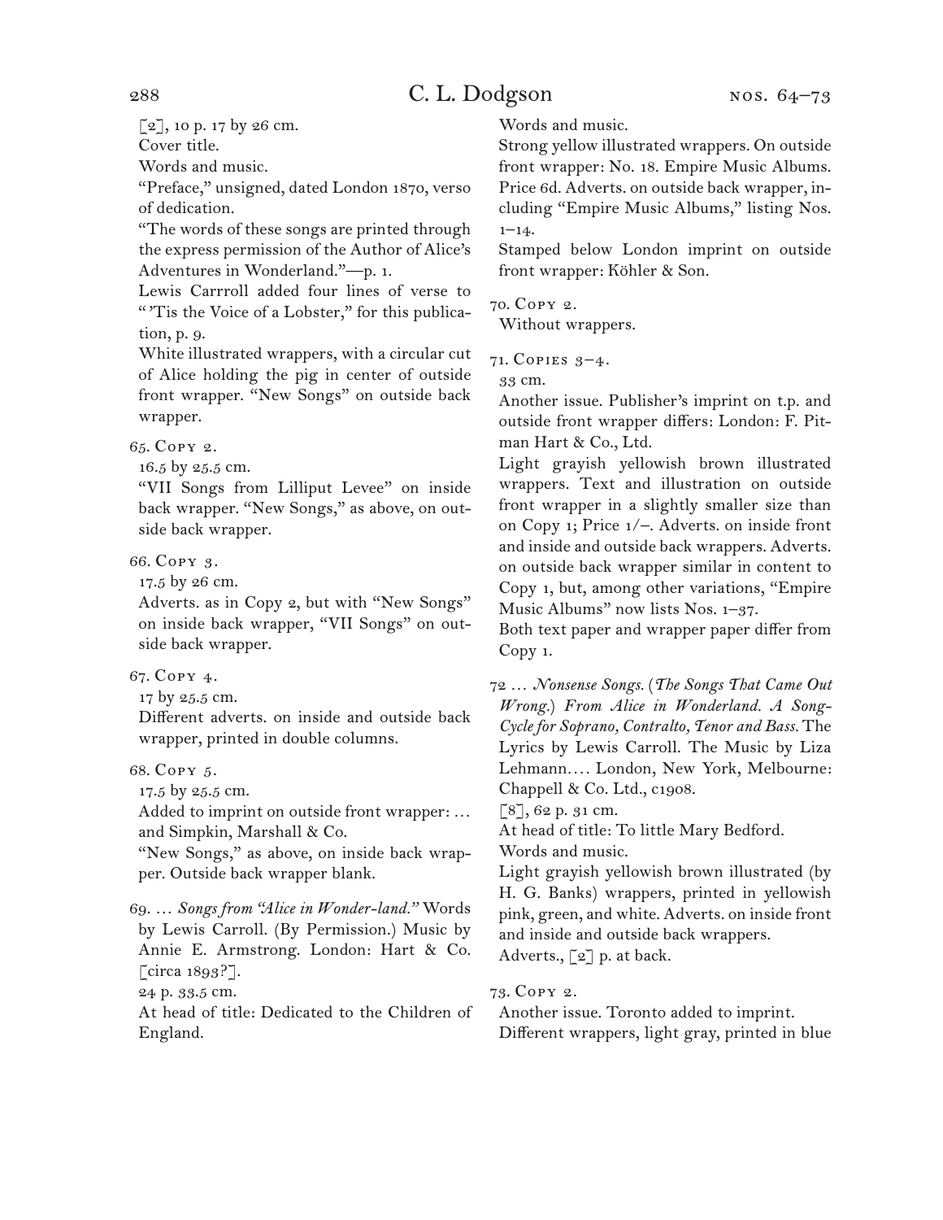[2], 10 p. 17 by 26 cm.

Cover title.

Words and music.

“Preface,” unsigned, dated London 1870, verso of dedication.

“The words of these songs are printed through the express permission of the Author of Alice’s Adventures in Wonderland.”—p. 1.

Lewis Carrroll added four lines of verse to “ ’Tis the Voice of a Lobster,” for this publication, p. 9.

White illustrated wrappers, with a circular cut of Alice holding the pig in center of outside front wrapper. “New Songs” on outside back wrapper.

65. Copy 2.

16.5 by 25.5 cm.

“VII Songs from Lilliput Levee” on inside back wrapper. “New Songs,” as above, on outside back wrapper.

66. Copy 3.

17.5 by 26 cm.

Adverts. as in Copy 2, but with “New Songs” on inside back wrapper, “VII Songs” on outside back wrapper.

67. Copy 4.

17 by 25.5 cm.

Different adverts. on inside and outside back wrapper, printed in double columns.

68. Copy 5.

17.5 by 25.5 cm.

Added to imprint on outside front wrapper: … and Simpkin, Marshall & Co.

“New Songs,” as above, on inside back wrapper. Outside back wrapper blank.

69. … *Songs from “Alice in Wonder-land.”* Words by Lewis Carroll. (By Permission.) Music by Annie E. Armstrong. London: Hart & Co. [circa 1893?].

24 p. 33.5 cm.

At head of title: Dedicated to the Children of England.

Words and music.

Strong yellow illustrated wrappers. On outside front wrapper: No. 18. Empire Music Albums. Price 6d. Adverts. on outside back wrapper, including “Empire Music Albums,” listing Nos. 1–14.

Stamped below London imprint on outside front wrapper: Köhler & Son.

70. Copy 2.

Without wrappers.

71. Copies 3–4.

33 cm.

Another issue. Publisher’s imprint on t.p. and outside front wrapper differs: London: F. Pitman Hart & Co., Ltd.

Light grayish yellowish brown illustrated wrappers. Text and illustration on outside front wrapper in a slightly smaller size than on Copy 1; Price 1/–. Adverts. on inside front and inside and outside back wrappers. Adverts. on outside back wrapper similar in content to Copy 1, but, among other variations, “Empire Music Albums” now lists Nos. 1–37.

Both text paper and wrapper paper differ from Copy 1.

72 … *Nonsense Songs.* (*The Songs That Came Out Wrong.*) *From Alice in Wonderland. A Song-Cycle for Soprano, Contralto, Tenor and Bass.* The Lyrics by Lewis Carroll. The Music by Liza Lehmann.… London, New York, Melbourne: Chappell & Co. Ltd., c1908.

[8], 62 p. 31 cm.

At head of title: To little Mary Bedford.

Words and music.

Light grayish yellowish brown illustrated (by H. G. Banks) wrappers, printed in yellowish pink, green, and white. Adverts. on inside front and inside and outside back wrappers.

Adverts., [2] p. at back.

73. Copy 2.

Another issue. Toronto added to imprint.

Different wrappers, light gray, printed in blue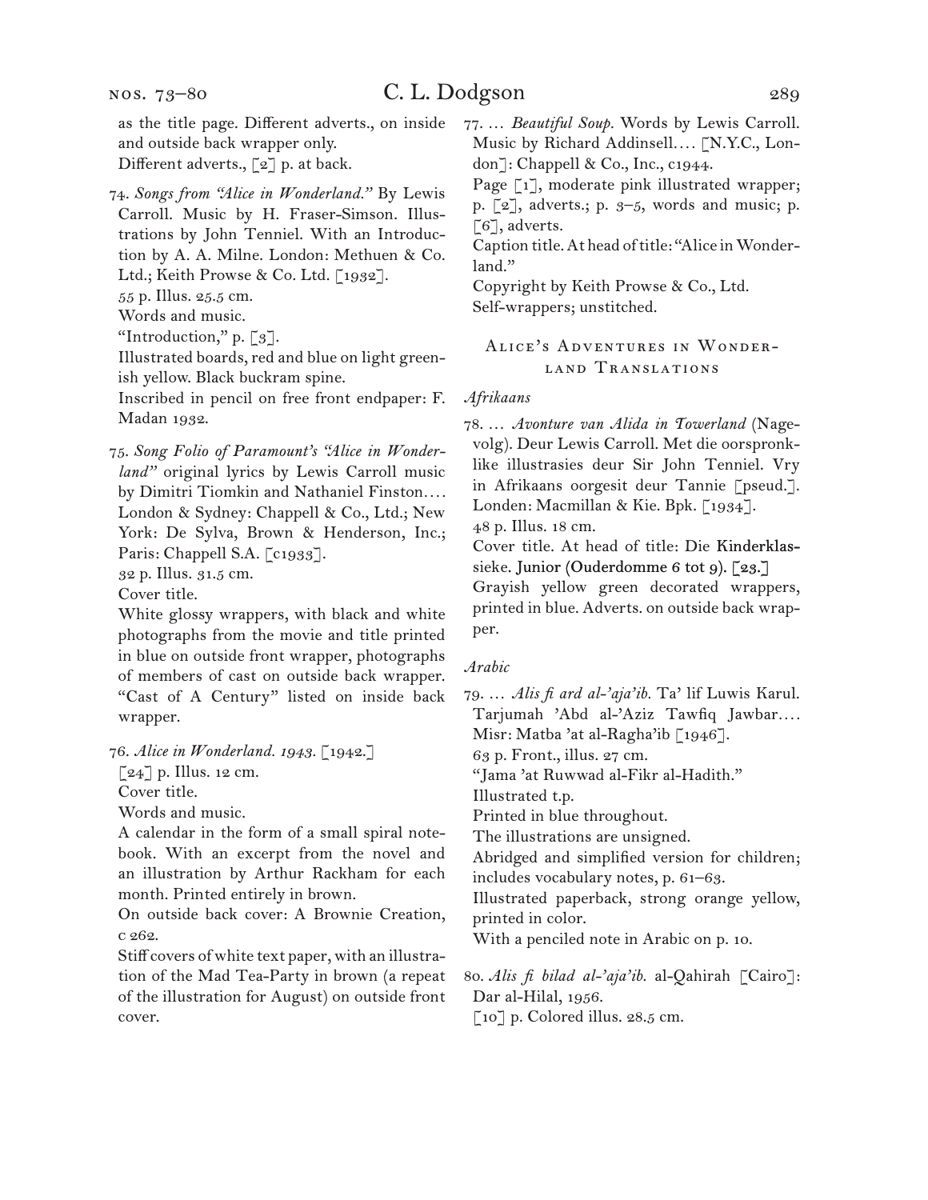as the title page. Different adverts., on inside and outside back wrapper only.
Different adverts., [2] p. at back.

74. *Songs from "Alice in Wonderland."* By Lewis Carroll. Music by H. Fraser-Simson. Illustrations by John Tenniel. With an Introduction by A. A. Milne. London: Methuen & Co. Ltd.; Keith Prowse & Co. Ltd. [1932].
55 p. Illus. 25.5 cm.
Words and music.
"Introduction," p. [3].
Illustrated boards, red and blue on light greenish yellow. Black buckram spine.
Inscribed in pencil on free front endpaper: F. Madan 1932.

75. *Song Folio of Paramount's "Alice in Wonderland"* original lyrics by Lewis Carroll music by Dimitri Tiomkin and Nathaniel Finston.... London & Sydney: Chappell & Co., Ltd.; New York: De Sylva, Brown & Henderson, Inc.; Paris: Chappell S.A. [c1933].
32 p. Illus. 31.5 cm.
Cover title.
White glossy wrappers, with black and white photographs from the movie and title printed in blue on outside front wrapper, photographs of members of cast on outside back wrapper. "Cast of A Century" listed on inside back wrapper.

76. *Alice in Wonderland. 1943.* [1942.]
[24] p. Illus. 12 cm.
Cover title.
Words and music.
A calendar in the form of a small spiral notebook. With an excerpt from the novel and an illustration by Arthur Rackham for each month. Printed entirely in brown.
On outside back cover: A Brownie Creation, c 262.
Stiff covers of white text paper, with an illustration of the Mad Tea-Party in brown (a repeat of the illustration for August) on outside front cover.

77. … *Beautiful Soup.* Words by Lewis Carroll. Music by Richard Addinsell.... [N.Y.C., London]: Chappell & Co., Inc., c1944.
Page [1], moderate pink illustrated wrapper; p. [2], adverts.; p. 3–5, words and music; p. [6], adverts.
Caption title. At head of title: "Alice in Wonderland."
Copyright by Keith Prowse & Co., Ltd.
Self-wrappers; unstitched.

## Alice's Adventures in Wonderland Translations

*Afrikaans*

78. … *Avonture van Alida in Towerland* (Nagevolg). Deur Lewis Carroll. Met die oorspronklike illustrasies deur Sir John Tenniel. Vry in Afrikaans oorgesit deur Tannie [pseud.]. Londen: Macmillan & Kie. Bpk. [1934].
48 p. Illus. 18 cm.
Cover title. At head of title: Die Kinderklassieke. Junior (Ouderdomme 6 tot 9). [23.]
Grayish yellow green decorated wrappers, printed in blue. Adverts. on outside back wrapper.

*Arabic*

79. … *Alis fi ard al-'aja'ib.* Ta' lif Luwis Karul. Tarjumah 'Abd al-'Aziz Tawfiq Jawbar.... Misr: Matba 'at al-Ragha'ib [1946].
63 p. Front., illus. 27 cm.
"Jama 'at Ruwwad al-Fikr al-Hadith."
Illustrated t.p.
Printed in blue throughout.
The illustrations are unsigned.
Abridged and simplified version for children; includes vocabulary notes, p. 61–63.
Illustrated paperback, strong orange yellow, printed in color.
With a penciled note in Arabic on p. 10.

80. *Alis fi bilad al-'aja'ib.* al-Qahirah [Cairo]: Dar al-Hilal, 1956.
[10] p. Colored illus. 28.5 cm.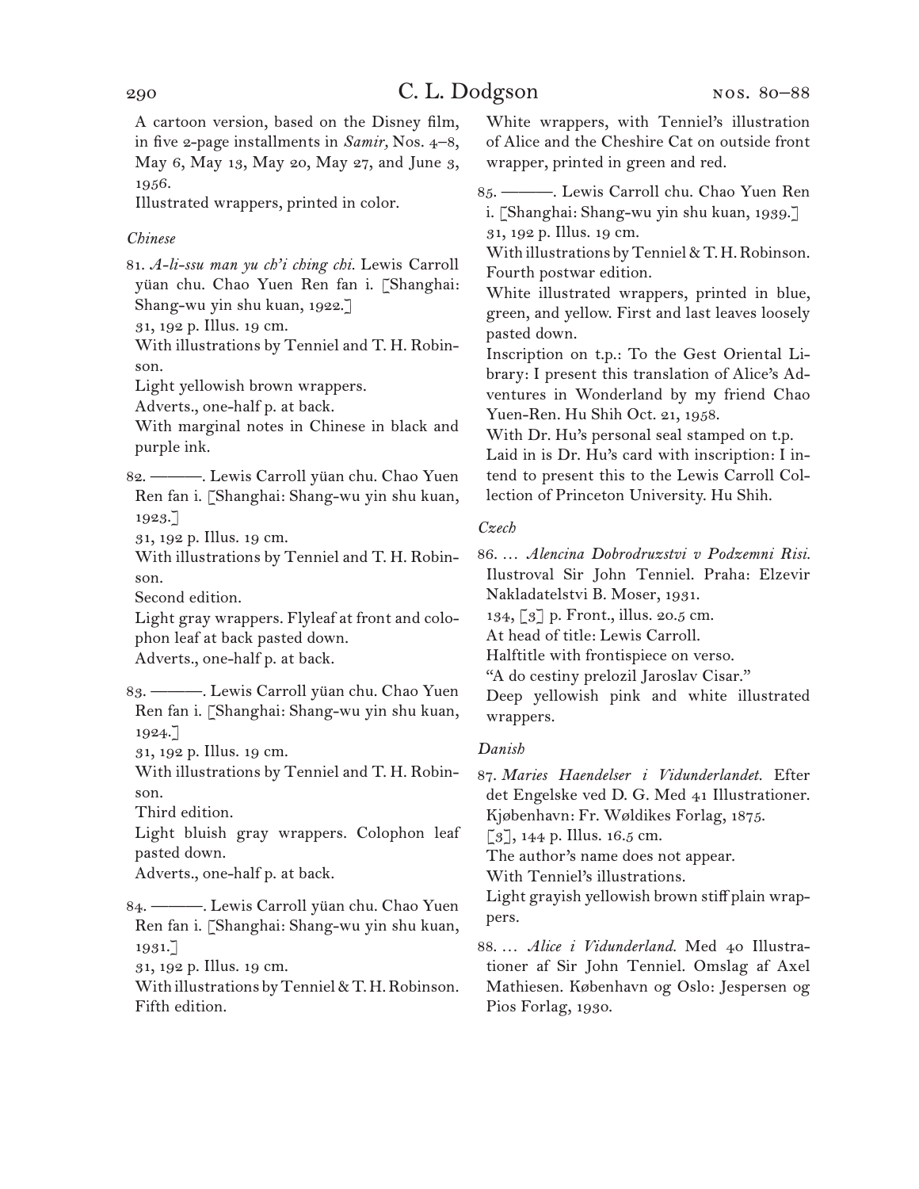A cartoon version, based on the Disney film, in five 2-page installments in *Samir,* Nos. 4–8, May 6, May 13, May 20, May 27, and June 3, 1956.
Illustrated wrappers, printed in color.

*Chinese*

81. *A-li-ssu man yu ch'i ching chi.* Lewis Carroll yüan chu. Chao Yuen Ren fan i. [Shanghai: Shang-wu yin shu kuan, 1922.]
31, 192 p. Illus. 19 cm.
With illustrations by Tenniel and T. H. Robinson.
Light yellowish brown wrappers.
Adverts., one-half p. at back.
With marginal notes in Chinese in black and purple ink.

82. ———. Lewis Carroll yüan chu. Chao Yuen Ren fan i. [Shanghai: Shang-wu yin shu kuan, 1923.]
31, 192 p. Illus. 19 cm.
With illustrations by Tenniel and T. H. Robinson.
Second edition.
Light gray wrappers. Flyleaf at front and colophon leaf at back pasted down.
Adverts., one-half p. at back.

83. ———. Lewis Carroll yüan chu. Chao Yuen Ren fan i. [Shanghai: Shang-wu yin shu kuan, 1924.]
31, 192 p. Illus. 19 cm.
With illustrations by Tenniel and T. H. Robinson.
Third edition.
Light bluish gray wrappers. Colophon leaf pasted down.
Adverts., one-half p. at back.

84. ———. Lewis Carroll yüan chu. Chao Yuen Ren fan i. [Shanghai: Shang-wu yin shu kuan, 1931.]
31, 192 p. Illus. 19 cm.
With illustrations by Tenniel & T. H. Robinson.
Fifth edition.
White wrappers, with Tenniel's illustration of Alice and the Cheshire Cat on outside front wrapper, printed in green and red.

85. ———. Lewis Carroll chu. Chao Yuen Ren i. [Shanghai: Shang-wu yin shu kuan, 1939.]
31, 192 p. Illus. 19 cm.
With illustrations by Tenniel & T. H. Robinson.
Fourth postwar edition.
White illustrated wrappers, printed in blue, green, and yellow. First and last leaves loosely pasted down.
Inscription on t.p.: To the Gest Oriental Library: I present this translation of Alice's Adventures in Wonderland by my friend Chao Yuen-Ren. Hu Shih Oct. 21, 1958.
With Dr. Hu's personal seal stamped on t.p.
Laid in is Dr. Hu's card with inscription: I intend to present this to the Lewis Carroll Collection of Princeton University. Hu Shih.

*Czech*

86. … *Alencina Dobrodruzstvi v Podzemni Risi.* Ilustroval Sir John Tenniel. Praha: Elzevir Nakladatelstvi B. Moser, 1931.
134, [3] p. Front., illus. 20.5 cm.
At head of title: Lewis Carroll.
Halftitle with frontispiece on verso.
"A do cestiny prelozil Jaroslav Cisar."
Deep yellowish pink and white illustrated wrappers.

*Danish*

87. *Maries Haendelser i Vidunderlandet.* Efter det Engelske ved D. G. Med 41 Illustrationer. Kjøbenhavn: Fr. Wøldikes Forlag, 1875.
[3], 144 p. Illus. 16.5 cm.
The author's name does not appear.
With Tenniel's illustrations.
Light grayish yellowish brown stiff plain wrappers.

88. … *Alice i Vidunderland.* Med 40 Illustrationer af Sir John Tenniel. Omslag af Axel Mathiesen. København og Oslo: Jespersen og Pios Forlag, 1930.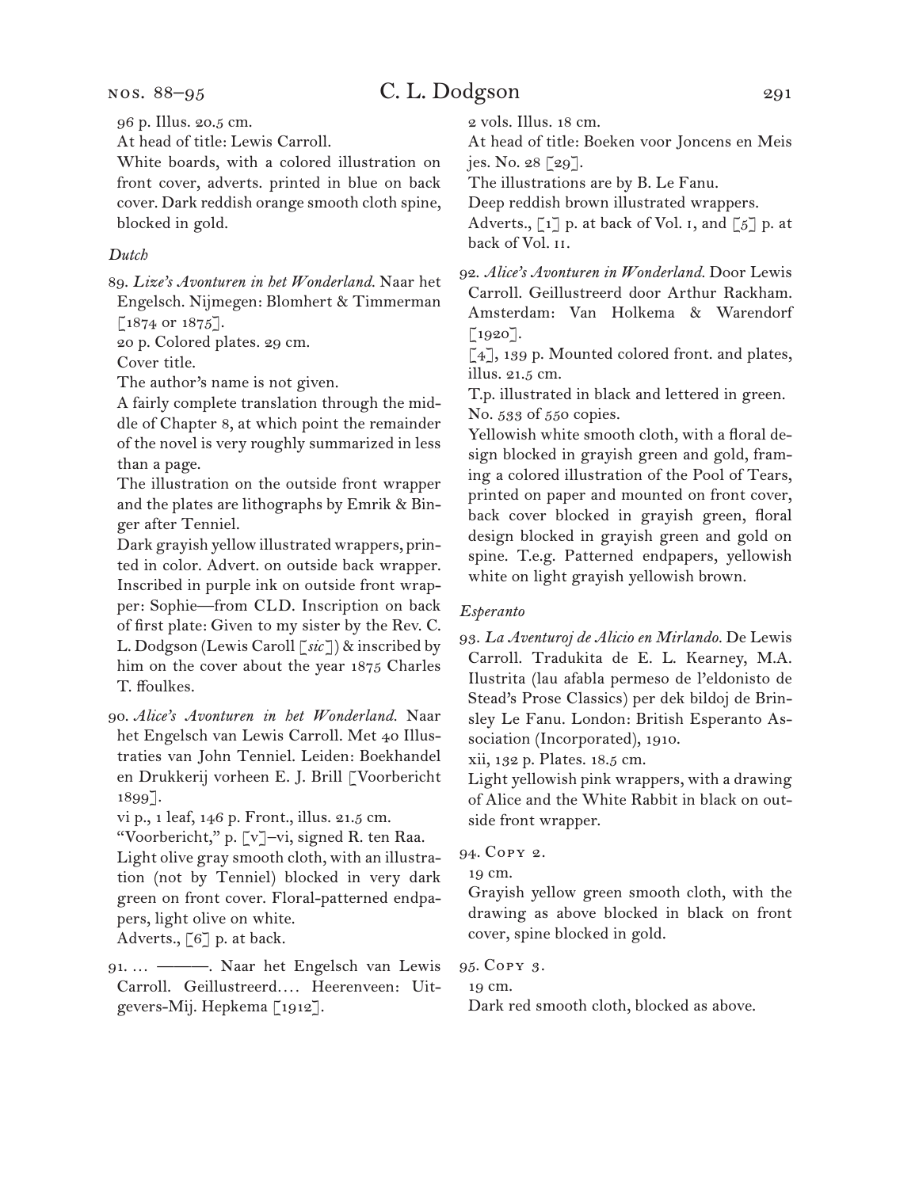96 p. Illus. 20.5 cm.

At head of title: Lewis Carroll.

White boards, with a colored illustration on front cover, adverts. printed in blue on back cover. Dark reddish orange smooth cloth spine, blocked in gold.

*Dutch*

89. *Lize's Avonturen in het Wonderland.* Naar het Engelsch. Nijmegen: Blomhert & Timmerman [1874 or 1875].

20 p. Colored plates. 29 cm.

Cover title.

The author's name is not given.

A fairly complete translation through the middle of Chapter 8, at which point the remainder of the novel is very roughly summarized in less than a page.

The illustration on the outside front wrapper and the plates are lithographs by Emrik & Binger after Tenniel.

Dark grayish yellow illustrated wrappers, printed in color. Advert. on outside back wrapper. Inscribed in purple ink on outside front wrapper: Sophie—from CLD. Inscription on back of first plate: Given to my sister by the Rev. C. L. Dodgson (Lewis Caroll [*sic*]) & inscribed by him on the cover about the year 1875 Charles T. ffoulkes.

90. *Alice's Avonturen in het Wonderland.* Naar het Engelsch van Lewis Carroll. Met 40 Illustraties van John Tenniel. Leiden: Boekhandel en Drukkerij vorheen E. J. Brill [Voorbericht 1899].

vi p., 1 leaf, 146 p. Front., illus. 21.5 cm.

"Voorbericht," p. [v]–vi, signed R. ten Raa.

Light olive gray smooth cloth, with an illustration (not by Tenniel) blocked in very dark green on front cover. Floral-patterned endpapers, light olive on white.

Adverts., [6] p. at back.

91. … ———. Naar het Engelsch van Lewis Carroll. Geillustreerd…. Heerenveen: Uitgevers-Mij. Hepkema [1912].

2 vols. Illus. 18 cm.

At head of title: Boeken voor Joncens en Meis jes. No. 28 [29].

The illustrations are by B. Le Fanu.

Deep reddish brown illustrated wrappers.

Adverts., [1] p. at back of Vol. I, and [5] p. at back of Vol. II.

92. *Alice's Avonturen in Wonderland.* Door Lewis Carroll. Geillustreerd door Arthur Rackham. Amsterdam: Van Holkema & Warendorf [1920].

[4], 139 p. Mounted colored front. and plates, illus. 21.5 cm.

T.p. illustrated in black and lettered in green.

No. 533 of 550 copies.

Yellowish white smooth cloth, with a floral design blocked in grayish green and gold, framing a colored illustration of the Pool of Tears, printed on paper and mounted on front cover, back cover blocked in grayish green, floral design blocked in grayish green and gold on spine. T.e.g. Patterned endpapers, yellowish white on light grayish yellowish brown.

*Esperanto*

93. *La Aventuroj de Alicio en Mirlando.* De Lewis Carroll. Tradukita de E. L. Kearney, M.A. Ilustrita (lau afabla permeso de l'eldonisto de Stead's Prose Classics) per dek bildoj de Brinsley Le Fanu. London: British Esperanto Association (Incorporated), 1910.

xii, 132 p. Plates. 18.5 cm.

Light yellowish pink wrappers, with a drawing of Alice and the White Rabbit in black on outside front wrapper.

94. Copy 2.

19 cm.

Grayish yellow green smooth cloth, with the drawing as above blocked in black on front cover, spine blocked in gold.

95. Copy 3.

19 cm.

Dark red smooth cloth, blocked as above.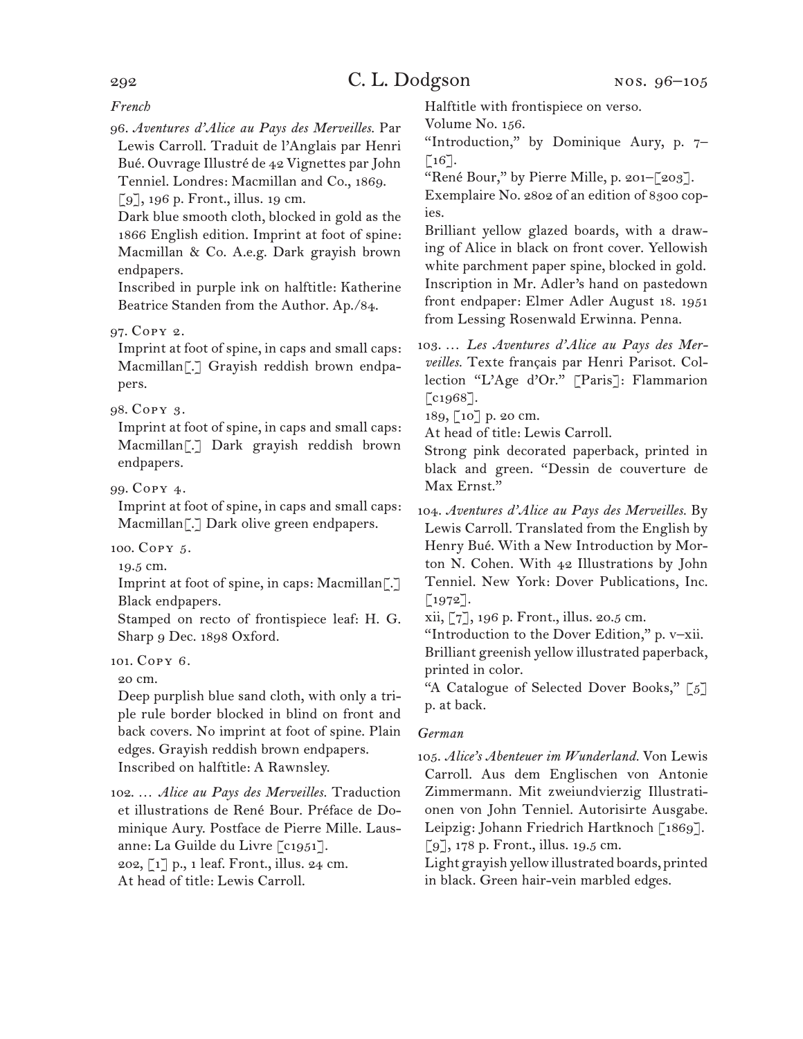*French*

96. *Aventures d'Alice au Pays des Merveilles.* Par Lewis Carroll. Traduit de l'Anglais par Henri Bué. Ouvrage Illustré de 42 Vignettes par John Tenniel. Londres: Macmillan and Co., 1869.
[9], 196 p. Front., illus. 19 cm.
Dark blue smooth cloth, blocked in gold as the 1866 English edition. Imprint at foot of spine: Macmillan & Co. A.e.g. Dark grayish brown endpapers.
Inscribed in purple ink on halftitle: Katherine Beatrice Standen from the Author. Ap./84.

97. Copy 2.
Imprint at foot of spine, in caps and small caps: Macmillan[.] Grayish reddish brown endpapers.

98. Copy 3.
Imprint at foot of spine, in caps and small caps: Macmillan[.] Dark grayish reddish brown endpapers.

99. Copy 4.
Imprint at foot of spine, in caps and small caps: Macmillan[.] Dark olive green endpapers.

100. Copy 5.
19.5 cm.
Imprint at foot of spine, in caps: Macmillan[.] Black endpapers.
Stamped on recto of frontispiece leaf: H. G. Sharp 9 Dec. 1898 Oxford.

101. Copy 6.
20 cm.
Deep purplish blue sand cloth, with only a triple rule border blocked in blind on front and back covers. No imprint at foot of spine. Plain edges. Grayish reddish brown endpapers.
Inscribed on halftitle: A Rawnsley.

102. … *Alice au Pays des Merveilles.* Traduction et illustrations de René Bour. Préface de Dominique Aury. Postface de Pierre Mille. Lausanne: La Guilde du Livre [c1951].
202, [1] p., 1 leaf. Front., illus. 24 cm.
At head of title: Lewis Carroll.
Halftitle with frontispiece on verso.
Volume No. 156.
"Introduction," by Dominique Aury, p. 7–[16].
"René Bour," by Pierre Mille, p. 201–[203].
Exemplaire No. 2802 of an edition of 8300 copies.
Brilliant yellow glazed boards, with a drawing of Alice in black on front cover. Yellowish white parchment paper spine, blocked in gold.
Inscription in Mr. Adler's hand on pastedown front endpaper: Elmer Adler August 18. 1951 from Lessing Rosenwald Erwinna. Penna.

103. … *Les Aventures d'Alice au Pays des Merveilles.* Texte français par Henri Parisot. Collection "L'Age d'Or." [Paris]: Flammarion [c1968].
189, [10] p. 20 cm.
At head of title: Lewis Carroll.
Strong pink decorated paperback, printed in black and green. "Dessin de couverture de Max Ernst."

104. *Aventures d'Alice au Pays des Merveilles.* By Lewis Carroll. Translated from the English by Henry Bué. With a New Introduction by Morton N. Cohen. With 42 Illustrations by John Tenniel. New York: Dover Publications, Inc. [1972].
xii, [7], 196 p. Front., illus. 20.5 cm.
"Introduction to the Dover Edition," p. v–xii.
Brilliant greenish yellow illustrated paperback, printed in color.
"A Catalogue of Selected Dover Books," [5] p. at back.

*German*

105. *Alice's Abenteuer im Wunderland.* Von Lewis Carroll. Aus dem Englischen von Antonie Zimmermann. Mit zweiundvierzig Illustrationen von John Tenniel. Autorisirte Ausgabe. Leipzig: Johann Friedrich Hartknoch [1869].
[9], 178 p. Front., illus. 19.5 cm.
Light grayish yellow illustrated boards, printed in black. Green hair-vein marbled edges.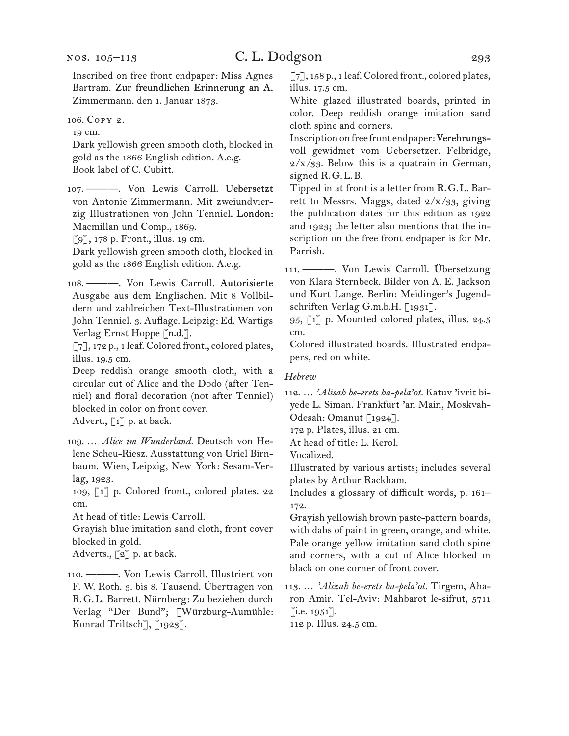Inscribed on free front endpaper: Miss Agnes Bartram. Zur freundlichen Erinnerung an A. Zimmermann. den 1. Januar 1873.

106. Copy 2.
19 cm.
Dark yellowish green smooth cloth, blocked in gold as the 1866 English edition. A.e.g.
Book label of C. Cubitt.

107. ———. Von Lewis Carroll. Uebersetzt von Antonie Zimmermann. Mit zweiundvierzig Illustrationen von John Tenniel. London: Macmillan und Comp., 1869.
[9], 178 p. Front., illus. 19 cm.
Dark yellowish green smooth cloth, blocked in gold as the 1866 English edition. A.e.g.

108. ———. Von Lewis Carroll. Autorisierte Ausgabe aus dem Englischen. Mit 8 Vollbildern und zahlreichen Text-Illustrationen von John Tenniel. 3. Auflage. Leipzig: Ed. Wartigs Verlag Ernst Hoppe [n.d.].
[7], 172 p., 1 leaf. Colored front., colored plates, illus. 19.5 cm.
Deep reddish orange smooth cloth, with a circular cut of Alice and the Dodo (after Tenniel) and floral decoration (not after Tenniel) blocked in color on front cover.
Advert., [1] p. at back.

109. … *Alice im Wunderland.* Deutsch von Helene Scheu-Riesz. Ausstattung von Uriel Birnbaum. Wien, Leipzig, New York: Sesam-Verlag, 1923.
109, [1] p. Colored front., colored plates. 22 cm.
At head of title: Lewis Carroll.
Grayish blue imitation sand cloth, front cover blocked in gold.
Adverts., [2] p. at back.

110. ———. Von Lewis Carroll. Illustriert von F. W. Roth. 3. bis 8. Tausend. Übertragen von R.G.L. Barrett. Nürnberg: Zu beziehen durch Verlag "Der Bund"; [Würzburg-Aumühle: Konrad Triltsch], [1923].
[7], 158 p., 1 leaf. Colored front., colored plates, illus. 17.5 cm.
White glazed illustrated boards, printed in color. Deep reddish orange imitation sand cloth spine and corners.
Inscription on free front endpaper: Verehrungsvoll gewidmet vom Uebersetzer. Felbridge, 2/x/33. Below this is a quatrain in German, signed R.G.L.B.
Tipped in at front is a letter from R.G.L. Barrett to Messrs. Maggs, dated 2/x/33, giving the publication dates for this edition as 1922 and 1923; the letter also mentions that the inscription on the free front endpaper is for Mr. Parrish.

111. ———. Von Lewis Carroll. Übersetzung von Klara Sternbeck. Bilder von A. E. Jackson und Kurt Lange. Berlin: Meidinger's Jugendschriften Verlag G.m.b.H. [1931].
95, [1] p. Mounted colored plates, illus. 24.5 cm.
Colored illustrated boards. Illustrated endpapers, red on white.

*Hebrew*

112. … *'Alisah be-erets ha-pela'ot.* Katuv 'ivrit bi-yede L. Siman. Frankfurt 'an Main, Moskvah-Odesah: Omanut [1924].
172 p. Plates, illus. 21 cm.
At head of title: L. Kerol.
Vocalized.
Illustrated by various artists; includes several plates by Arthur Rackham.
Includes a glossary of difficult words, p. 161–172.
Grayish yellowish brown paste-pattern boards, with dabs of paint in green, orange, and white. Pale orange yellow imitation sand cloth spine and corners, with a cut of Alice blocked in black on one corner of front cover.

113. … *'Alizah be-erets ha-pela'ot.* Tirgem, Aharon Amir. Tel-Aviv: Mahbarot le-sifrut, 5711 [i.e. 1951].
112 p. Illus. 24.5 cm.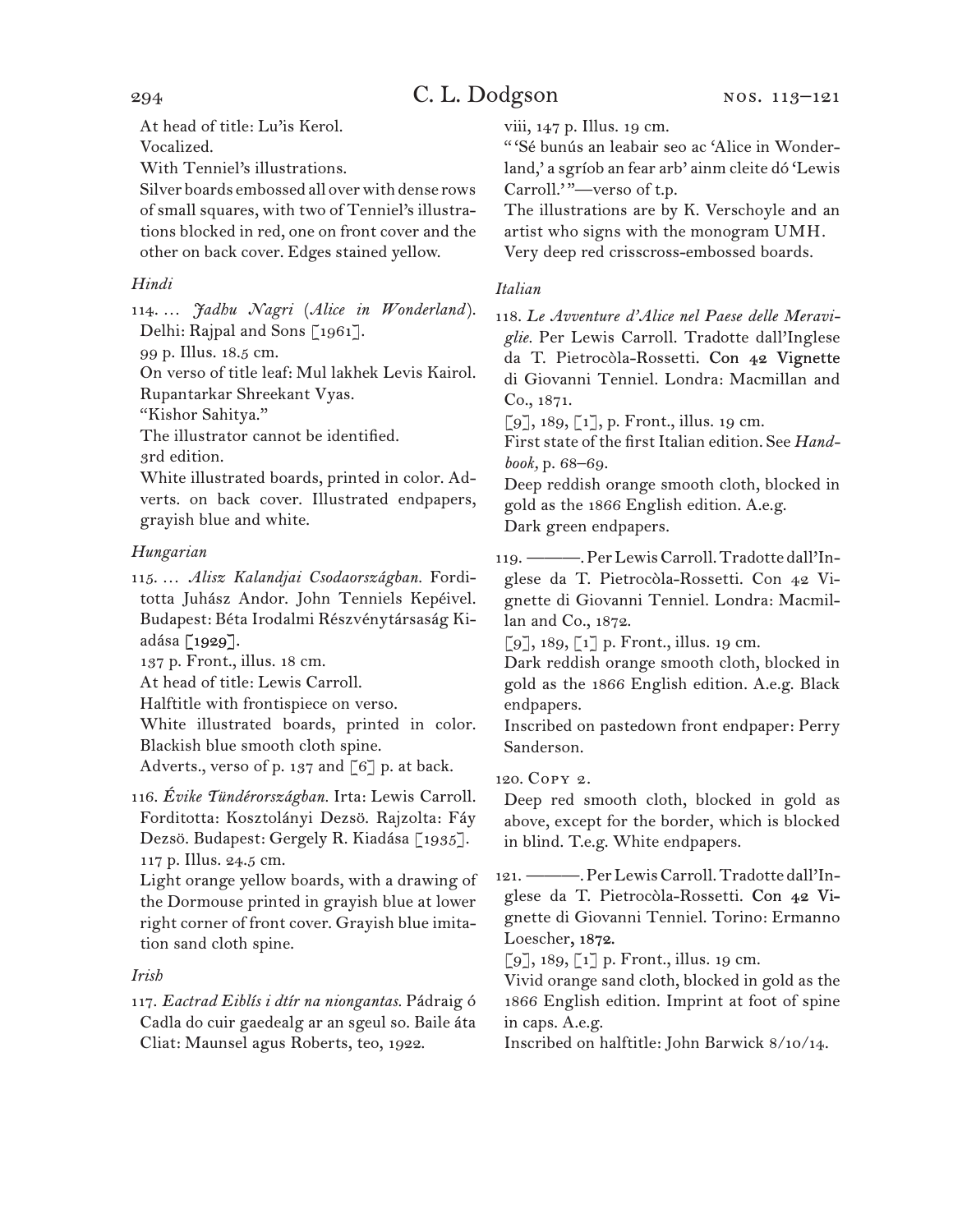At head of title: Lu'is Kerol.
Vocalized.
With Tenniel's illustrations.
Silver boards embossed all over with dense rows of small squares, with two of Tenniel's illustrations blocked in red, one on front cover and the other on back cover. Edges stained yellow.

### *Hindi*

114. … *Jadhu Nagri* (*Alice in Wonderland*). Delhi: Rajpal and Sons [1961].
99 p. Illus. 18.5 cm.
On verso of title leaf: Mul lakhek Levis Kairol. Rupantarkar Shreekant Vyas.
"Kishor Sahitya."
The illustrator cannot be identified.
3rd edition.
White illustrated boards, printed in color. Adverts. on back cover. Illustrated endpapers, grayish blue and white.

### *Hungarian*

115. … *Alisz Kalandjai Csodaországban.* Fordította Juhász Andor. John Tenniels Képéivel. Budapest: Béta Irodalmi Részvénytársaság Kiadása [1929].
137 p. Front., illus. 18 cm.
At head of title: Lewis Carroll.
Halftitle with frontispiece on verso.
White illustrated boards, printed in color. Blackish blue smooth cloth spine.
Adverts., verso of p. 137 and [6] p. at back.

116. *Évike Tündérországban.* Irta: Lewis Carroll. Forditotta: Kosztolányi Dezsö. Rajzolta: Fáy Dezsö. Budapest: Gergely R. Kiadása [1935].
117 p. Illus. 24.5 cm.
Light orange yellow boards, with a drawing of the Dormouse printed in grayish blue at lower right corner of front cover. Grayish blue imitation sand cloth spine.

### *Irish*

117. *Eactrad Eiblís i dtír na niongantas.* Pádraig ó Cadla do cuir gaedealg ar an sgeul so. Baile áta Cliat: Maunsel agus Roberts, teo, 1922.
viii, 147 p. Illus. 19 cm.
"'Sé bunús an leabair seo ac 'Alice in Wonderland,' a sgríob an fear arb' ainm cleite dó 'Lewis Carroll.'"—verso of t.p.
The illustrations are by K. Verschoyle and an artist who signs with the monogram UMH.
Very deep red crisscross-embossed boards.

### *Italian*

118. *Le Avventure d'Alice nel Paese delle Meraviglie.* Per Lewis Carroll. Tradotte dall'Inglese da T. Pietrocòla-Rossetti. Con 42 Vignette di Giovanni Tenniel. Londra: Macmillan and Co., 1871.
[9], 189, [1], p. Front., illus. 19 cm.
First state of the first Italian edition. See *Handbook,* p. 68–69.
Deep reddish orange smooth cloth, blocked in gold as the 1866 English edition. A.e.g.
Dark green endpapers.

119. ———. Per Lewis Carroll. Tradotte dall'Inglese da T. Pietrocòla-Rossetti. Con 42 Vignette di Giovanni Tenniel. Londra: Macmillan and Co., 1872.
[9], 189, [1] p. Front., illus. 19 cm.
Dark reddish orange smooth cloth, blocked in gold as the 1866 English edition. A.e.g. Black endpapers.
Inscribed on pastedown front endpaper: Perry Sanderson.

120. Copy 2.
Deep red smooth cloth, blocked in gold as above, except for the border, which is blocked in blind. T.e.g. White endpapers.

121. ———. Per Lewis Carroll. Tradotte dall'Inglese da T. Pietrocòla-Rossetti. Con 42 Vignette di Giovanni Tenniel. Torino: Ermanno Loescher, 1872.
[9], 189, [1] p. Front., illus. 19 cm.
Vivid orange sand cloth, blocked in gold as the 1866 English edition. Imprint at foot of spine in caps. A.e.g.
Inscribed on halftitle: John Barwick 8/10/14.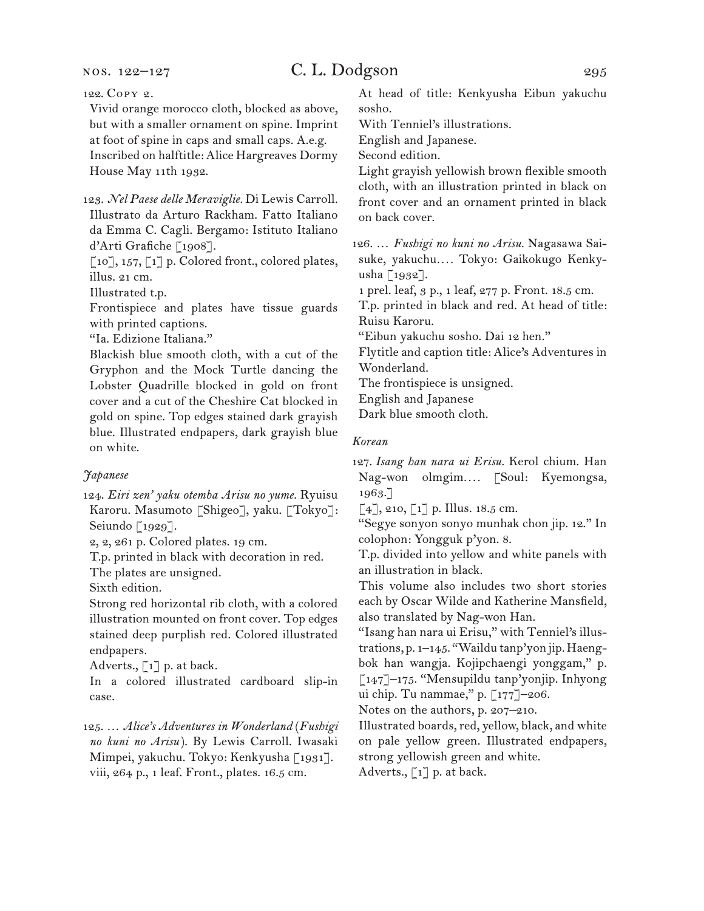122. Copy 2.

Vivid orange morocco cloth, blocked as above, but with a smaller ornament on spine. Imprint at foot of spine in caps and small caps. A.e.g.

Inscribed on halftitle: Alice Hargreaves Dormy House May 11th 1932.

123. *Nel Paese delle Meraviglie.* Di Lewis Carroll. Illustrato da Arturo Rackham. Fatto Italiano da Emma C. Cagli. Bergamo: Istituto Italiano d'Arti Grafiche [1908].

[10], 157, [1] p. Colored front., colored plates, illus. 21 cm.

Illustrated t.p.

Frontispiece and plates have tissue guards with printed captions.

"Ia. Edizione Italiana."

Blackish blue smooth cloth, with a cut of the Gryphon and the Mock Turtle dancing the Lobster Quadrille blocked in gold on front cover and a cut of the Cheshire Cat blocked in gold on spine. Top edges stained dark grayish blue. Illustrated endpapers, dark grayish blue on white.

*Japanese*

124. *Eiri zen' yaku otemba Arisu no yume.* Ryuisu Karoru. Masumoto [Shigeo], yaku. [Tokyo]: Seiundo [1929].

2, 2, 261 p. Colored plates. 19 cm.

T.p. printed in black with decoration in red.

The plates are unsigned.

Sixth edition.

Strong red horizontal rib cloth, with a colored illustration mounted on front cover. Top edges stained deep purplish red. Colored illustrated endpapers.

Adverts., [1] p. at back.

In a colored illustrated cardboard slip-in case.

125. … *Alice's Adventures in Wonderland* (*Fushigi no kuni no Arisu*). By Lewis Carroll. Iwasaki Mimpei, yakuchu. Tokyo: Kenkyusha [1931].

viii, 264 p., 1 leaf. Front., plates. 16.5 cm.

At head of title: Kenkyusha Eibun yakuchu sosho.

With Tenniel's illustrations.

English and Japanese.

Second edition.

Light grayish yellowish brown flexible smooth cloth, with an illustration printed in black on front cover and an ornament printed in black on back cover.

126. … *Fushigi no kuni no Arisu.* Nagasawa Saisuke, yakuchu…. Tokyo: Gaikokugo Kenkyusha [1932].

1 prel. leaf, 3 p., 1 leaf, 277 p. Front. 18.5 cm.

T.p. printed in black and red. At head of title: Ruisu Karoru.

"Eibun yakuchu sosho. Dai 12 hen."

Flytitle and caption title: Alice's Adventures in Wonderland.

The frontispiece is unsigned.

English and Japanese

Dark blue smooth cloth.

*Korean*

127. *Isang han nara ui Erisu.* Kerol chium. Han Nag-won olmgim…. [Soul: Kyemongsa, 1963.]

[4], 210, [1] p. Illus. 18.5 cm.

"Segye sonyon sonyo munhak chon jip. 12." In colophon: Yongguk p'yon. 8.

T.p. divided into yellow and white panels with an illustration in black.

This volume also includes two short stories each by Oscar Wilde and Katherine Mansfield, also translated by Nag-won Han.

"Isang han nara ui Erisu," with Tenniel's illustrations, p. 1–145. "Waildu tanp'yon jip. Haengbok han wangja. Kojipchaengi yonggam," p. [147]–175. "Mensupildu tanp'yonjip. Inhyong ui chip. Tu nammae," p. [177]–206.

Notes on the authors, p. 207–210.

Illustrated boards, red, yellow, black, and white on pale yellow green. Illustrated endpapers, strong yellowish green and white.

Adverts., [1] p. at back.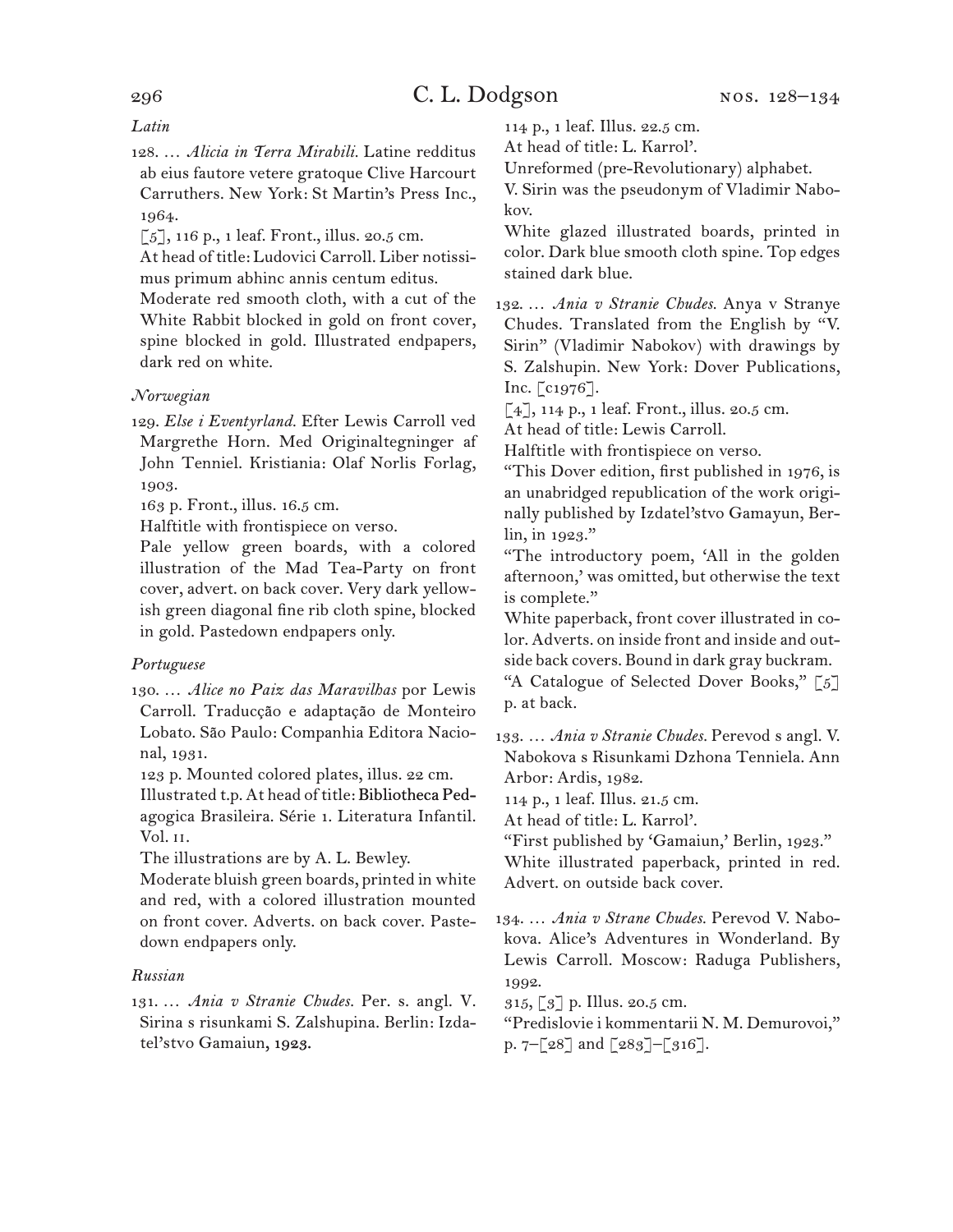*Latin*

128. … *Alicia in Terra Mirabili.* Latine redditus ab eius fautore vetere gratoque Clive Harcourt Carruthers. New York: St Martin's Press Inc., 1964.

[5], 116 p., 1 leaf. Front., illus. 20.5 cm.

At head of title: Ludovici Carroll. Liber notissimus primum abhinc annis centum editus.

Moderate red smooth cloth, with a cut of the White Rabbit blocked in gold on front cover, spine blocked in gold. Illustrated endpapers, dark red on white.

*Norwegian*

129. *Else i Eventyrland.* Efter Lewis Carroll ved Margrethe Horn. Med Originaltegninger af John Tenniel. Kristiania: Olaf Norlis Forlag, 1903.

163 p. Front., illus. 16.5 cm.

Halftitle with frontispiece on verso.

Pale yellow green boards, with a colored illustration of the Mad Tea-Party on front cover, advert. on back cover. Very dark yellowish green diagonal fine rib cloth spine, blocked in gold. Pastedown endpapers only.

*Portuguese*

130. … *Alice no Paiz das Maravilhas* por Lewis Carroll. Traducção e adaptação de Monteiro Lobato. São Paulo: Companhia Editora Nacional, 1931.

123 p. Mounted colored plates, illus. 22 cm.

Illustrated t.p. At head of title: Bibliotheca Pedagogica Brasileira. Série 1. Literatura Infantil. Vol. II.

The illustrations are by A. L. Bewley.

Moderate bluish green boards, printed in white and red, with a colored illustration mounted on front cover. Adverts. on back cover. Pastedown endpapers only.

*Russian*

131. … *Ania v Stranie Chudes.* Per. s. angl. V. Sirina s risunkami S. Zalshupina. Berlin: Izdatel'stvo Gamaiun, 1923.

114 p., 1 leaf. Illus. 22.5 cm.

At head of title: L. Karrol'.

Unreformed (pre-Revolutionary) alphabet.

V. Sirin was the pseudonym of Vladimir Nabokov.

White glazed illustrated boards, printed in color. Dark blue smooth cloth spine. Top edges stained dark blue.

132. … *Ania v Stranie Chudes.* Anya v Stranye Chudes. Translated from the English by "V. Sirin" (Vladimir Nabokov) with drawings by S. Zalshupin. New York: Dover Publications, Inc. [c1976].

[4], 114 p., 1 leaf. Front., illus. 20.5 cm.

At head of title: Lewis Carroll.

Halftitle with frontispiece on verso.

"This Dover edition, first published in 1976, is an unabridged republication of the work originally published by Izdatel'stvo Gamayun, Berlin, in 1923."

"The introductory poem, 'All in the golden afternoon,' was omitted, but otherwise the text is complete."

White paperback, front cover illustrated in color. Adverts. on inside front and inside and outside back covers. Bound in dark gray buckram.

"A Catalogue of Selected Dover Books," [5] p. at back.

133. … *Ania v Stranie Chudes.* Perevod s angl. V. Nabokova s Risunkami Dzhona Tenniela. Ann Arbor: Ardis, 1982.

114 p., 1 leaf. Illus. 21.5 cm.

At head of title: L. Karrol'.

"First published by 'Gamaiun,' Berlin, 1923."

White illustrated paperback, printed in red. Advert. on outside back cover.

134. … *Ania v Strane Chudes.* Perevod V. Nabokova. Alice's Adventures in Wonderland. By Lewis Carroll. Moscow: Raduga Publishers, 1992.

315, [3] p. Illus. 20.5 cm.

"Predislovie i kommentarii N. M. Demurovoi," p. 7–[28] and [283]–[316].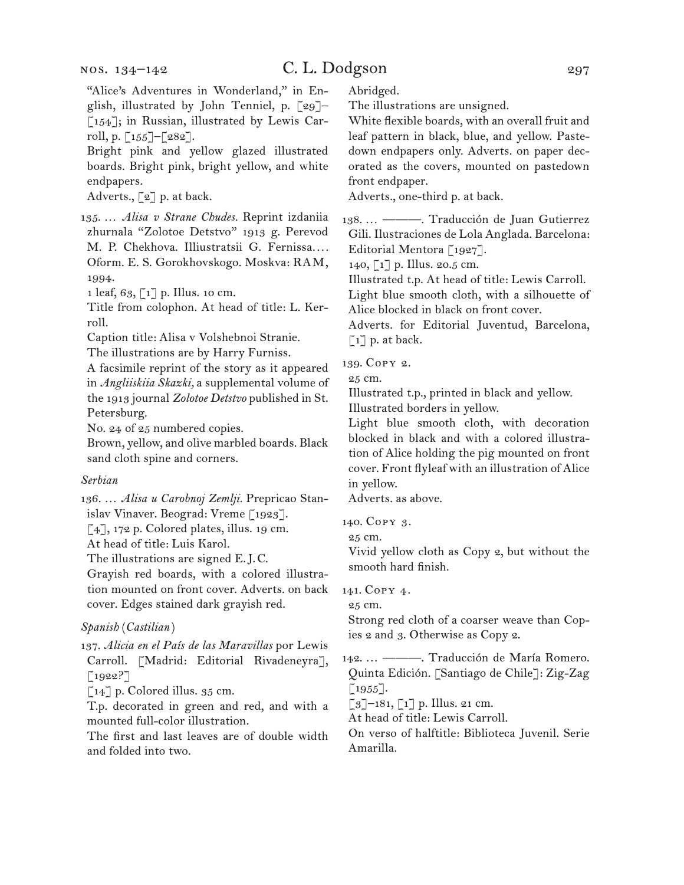"Alice's Adventures in Wonderland," in English, illustrated by John Tenniel, p. [29]–[154]; in Russian, illustrated by Lewis Carroll, p. [155]–[282].

Bright pink and yellow glazed illustrated boards. Bright pink, bright yellow, and white endpapers.

Adverts., [2] p. at back.

135. … *Alisa v Strane Chudes.* Reprint izdaniia zhurnala "Zolotoe Detstvo" 1913 g. Perevod M. P. Chekhova. Illiustratsii G. Fernissa.… Oform. E. S. Gorokhovskogo. Moskva: RAM, 1994.

1 leaf, 63, [1] p. Illus. 10 cm.

Title from colophon. At head of title: L. Kerroll.

Caption title: Alisa v Volshebnoi Stranie.

The illustrations are by Harry Furniss.

A facsimile reprint of the story as it appeared in *Angliiskiia Skazki,* a supplemental volume of the 1913 journal *Zolotoe Detstvo* published in St. Petersburg.

No. 24 of 25 numbered copies.

Brown, yellow, and olive marbled boards. Black sand cloth spine and corners.

*Serbian*

136. … *Alisa u Carobnoj Zemlji.* Prepricao Stanislav Vinaver. Beograd: Vreme [1923].

[4], 172 p. Colored plates, illus. 19 cm.

At head of title: Luis Karol.

The illustrations are signed E. J. C.

Grayish red boards, with a colored illustration mounted on front cover. Adverts. on back cover. Edges stained dark grayish red.

*Spanish (Castilian)*

137. *Alicia en el País de las Maravillas* por Lewis Carroll. [Madrid: Editorial Rivadeneyra], [1922?]

[14] p. Colored illus. 35 cm.

T.p. decorated in green and red, and with a mounted full-color illustration.

The first and last leaves are of double width and folded into two.

Abridged.

The illustrations are unsigned.

White flexible boards, with an overall fruit and leaf pattern in black, blue, and yellow. Pastedown endpapers only. Adverts. on paper decorated as the covers, mounted on pastedown front endpaper.

Adverts., one-third p. at back.

138. … ———. Traducción de Juan Gutierrez Gili. Ilustraciones de Lola Anglada. Barcelona: Editorial Mentora [1927].

140, [1] p. Illus. 20.5 cm.

Illustrated t.p. At head of title: Lewis Carroll.

Light blue smooth cloth, with a silhouette of Alice blocked in black on front cover.

Adverts. for Editorial Juventud, Barcelona, [1] p. at back.

139. Copy 2.

25 cm.

Illustrated t.p., printed in black and yellow.

Illustrated borders in yellow.

Light blue smooth cloth, with decoration blocked in black and with a colored illustration of Alice holding the pig mounted on front cover. Front flyleaf with an illustration of Alice in yellow.

Adverts. as above.

140. Copy 3.

25 cm.

Vivid yellow cloth as Copy 2, but without the smooth hard finish.

141. Copy 4.

25 cm.

Strong red cloth of a coarser weave than Copies 2 and 3. Otherwise as Copy 2.

142. … ———. Traducción de María Romero. Quinta Edición. [Santiago de Chile]: Zig-Zag [1955].

[3]–181, [1] p. Illus. 21 cm.

At head of title: Lewis Carroll.

On verso of halftitle: Biblioteca Juvenil. Serie Amarilla.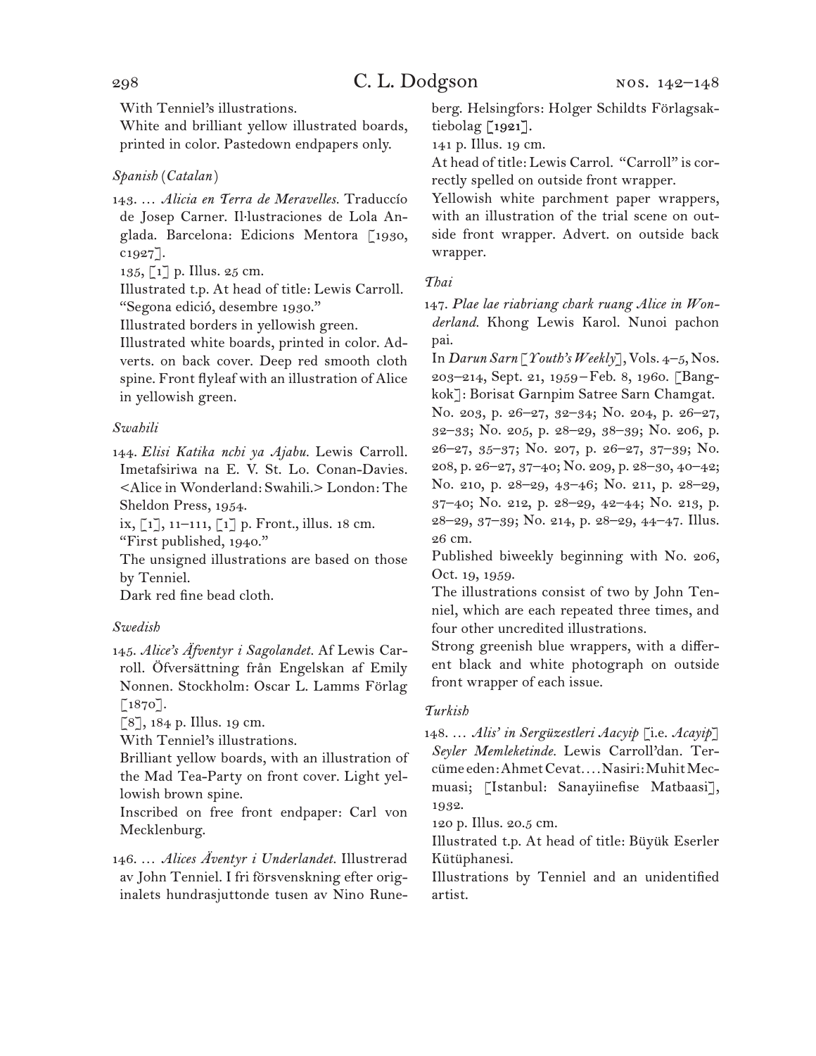With Tenniel's illustrations.

White and brilliant yellow illustrated boards, printed in color. Pastedown endpapers only.

*Spanish (Catalan)*

143. … *Alicia en Terra de Meravelles.* Traduccío de Josep Carner. Il·lustraciones de Lola Anglada. Barcelona: Edicions Mentora [1930, c1927].

135, [1] p. Illus. 25 cm.

Illustrated t.p. At head of title: Lewis Carroll. "Segona edició, desembre 1930."

Illustrated borders in yellowish green.

Illustrated white boards, printed in color. Adverts. on back cover. Deep red smooth cloth spine. Front flyleaf with an illustration of Alice in yellowish green.

*Swahili*

144. *Elisi Katika nchi ya Ajabu.* Lewis Carroll. Imetafsiriwa na E. V. St. Lo. Conan-Davies. <Alice in Wonderland: Swahili.> London: The Sheldon Press, 1954.

ix, [1], 11–111, [1] p. Front., illus. 18 cm.

"First published, 1940."

The unsigned illustrations are based on those by Tenniel.

Dark red fine bead cloth.

*Swedish*

145. *Alice's Äfventyr i Sagolandet.* Af Lewis Carroll. Öfversättning från Engelskan af Emily Nonnen. Stockholm: Oscar L. Lamms Förlag [1870].

[8], 184 p. Illus. 19 cm.

With Tenniel's illustrations.

Brilliant yellow boards, with an illustration of the Mad Tea-Party on front cover. Light yellowish brown spine.

Inscribed on free front endpaper: Carl von Mecklenburg.

146. … *Alices Äventyr i Underlandet.* Illustrerad av John Tenniel. I fri försvenskning efter originalets hundrasjuttonde tusen av Nino Runeberg. Helsingfors: Holger Schildts Förlagsaktiebolag [1921].

141 p. Illus. 19 cm.

At head of title: Lewis Carrol. "Carroll" is correctly spelled on outside front wrapper.

Yellowish white parchment paper wrappers, with an illustration of the trial scene on outside front wrapper. Advert. on outside back wrapper.

*Thai*

147. *Plae lae riabriang chark ruang Alice in Wonderland.* Khong Lewis Karol. Nunoi pachon pai.

In *Darun Sarn* [*Youth's Weekly*], Vols. 4–5, Nos. 203–214, Sept. 21, 1959 – Feb. 8, 1960. [Bangkok]: Borisat Garnpim Satree Sarn Chamgat. No. 203, p. 26–27, 32–34; No. 204, p. 26–27, 32–33; No. 205, p. 28–29, 38–39; No. 206, p. 26–27, 35–37; No. 207, p. 26–27, 37–39; No. 208, p. 26–27, 37–40; No. 209, p. 28–30, 40–42; No. 210, p. 28–29, 43–46; No. 211, p. 28–29, 37–40; No. 212, p. 28–29, 42–44; No. 213, p. 28–29, 37–39; No. 214, p. 28–29, 44–47. Illus. 26 cm.

Published biweekly beginning with No. 206, Oct. 19, 1959.

The illustrations consist of two by John Tenniel, which are each repeated three times, and four other uncredited illustrations.

Strong greenish blue wrappers, with a different black and white photograph on outside front wrapper of each issue.

*Turkish*

148. … *Alis' in Sergüzestleri Aacyip* [i.e. *Acayip*] *Seyler Memleketinde.* Lewis Carroll'dan. Tercüme eden: Ahmet Cevat. … Nasiri: Muhit Mecmuasi; [Istanbul: Sanayiinefise Matbaasi], 1932.

120 p. Illus. 20.5 cm.

Illustrated t.p. At head of title: Büyük Eserler Kütüphanesi.

Illustrations by Tenniel and an unidentified artist.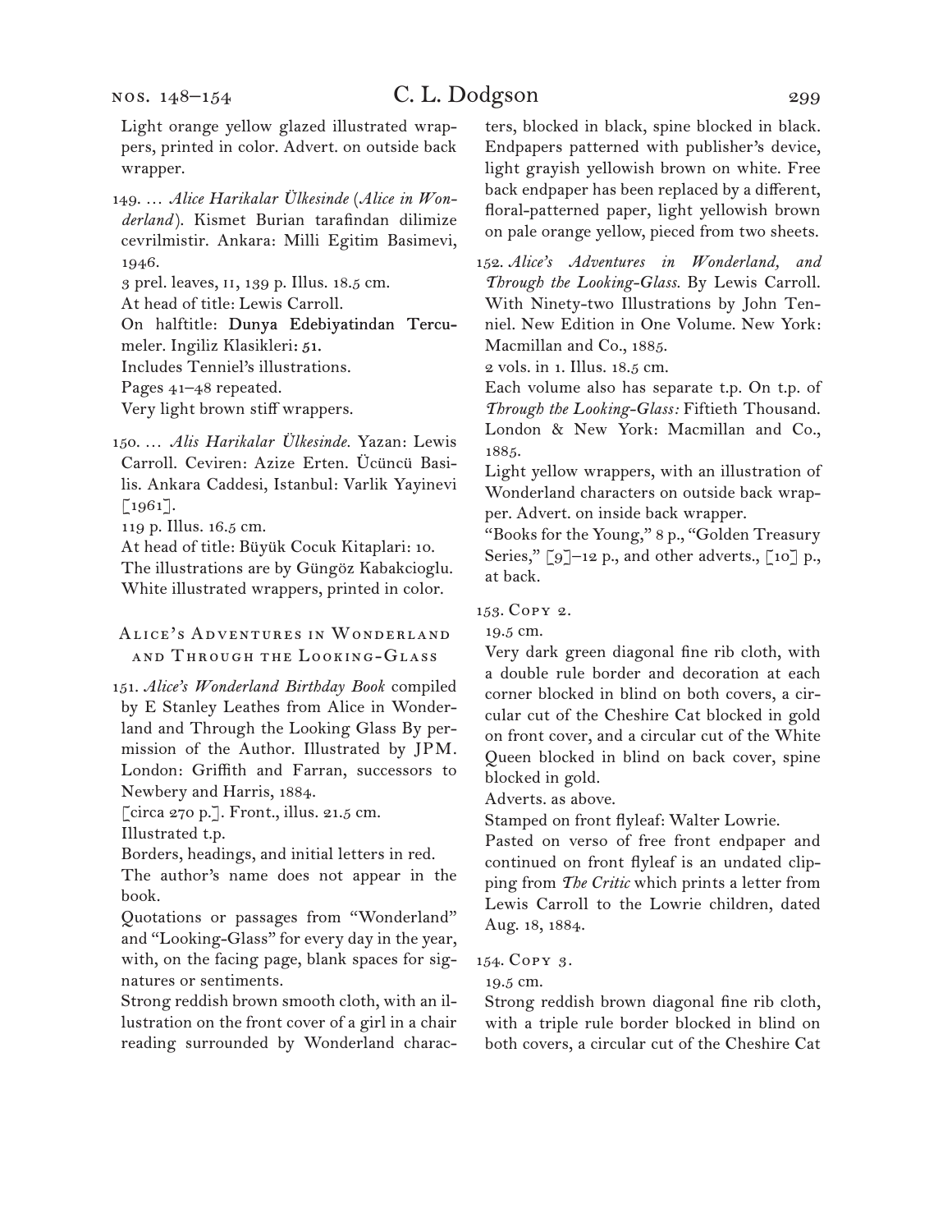Light orange yellow glazed illustrated wrappers, printed in color. Advert. on outside back wrapper.

149. … *Alice Harikalar Ülkesinde* (*Alice in Wonderland*). Kismet Burian tarafindan dilimize cevrilmistir. Ankara: Milli Egitim Basimevi, 1946.
3 prel. leaves, 11, 139 p. Illus. 18.5 cm.
At head of title: Lewis Carroll.
On halftitle: Dunya Edebiyatindan Tercumeler. Ingiliz Klasikleri: 51.
Includes Tenniel's illustrations.
Pages 41–48 repeated.
Very light brown stiff wrappers.

150. … *Alis Harikalar Ülkesinde.* Yazan: Lewis Carroll. Ceviren: Azize Erten. Ücüncü Basilis. Ankara Caddesi, Istanbul: Varlik Yayinevi [1961].
119 p. Illus. 16.5 cm.
At head of title: Büyük Cocuk Kitaplari: 10.
The illustrations are by Güngöz Kabakcioglu.
White illustrated wrappers, printed in color.

## Alice's Adventures in Wonderland and Through the Looking-Glass

151. *Alice's Wonderland Birthday Book* compiled by E Stanley Leathes from Alice in Wonderland and Through the Looking Glass By permission of the Author. Illustrated by JPM. London: Griffith and Farran, successors to Newbery and Harris, 1884.
[circa 270 p.]. Front., illus. 21.5 cm.
Illustrated t.p.
Borders, headings, and initial letters in red.
The author's name does not appear in the book.
Quotations or passages from "Wonderland" and "Looking-Glass" for every day in the year, with, on the facing page, blank spaces for signatures or sentiments.
Strong reddish brown smooth cloth, with an illustration on the front cover of a girl in a chair reading surrounded by Wonderland characters, blocked in black, spine blocked in black. Endpapers patterned with publisher's device, light grayish yellowish brown on white. Free back endpaper has been replaced by a different, floral-patterned paper, light yellowish brown on pale orange yellow, pieced from two sheets.

152. *Alice's Adventures in Wonderland, and Through the Looking-Glass.* By Lewis Carroll. With Ninety-two Illustrations by John Tenniel. New Edition in One Volume. New York: Macmillan and Co., 1885.
2 vols. in 1. Illus. 18.5 cm.
Each volume also has separate t.p. On t.p. of *Through the Looking-Glass:* Fiftieth Thousand. London & New York: Macmillan and Co., 1885.
Light yellow wrappers, with an illustration of Wonderland characters on outside back wrapper. Advert. on inside back wrapper.
"Books for the Young," 8 p., "Golden Treasury Series," [9]–12 p., and other adverts., [10] p., at back.

153. Copy 2.
19.5 cm.
Very dark green diagonal fine rib cloth, with a double rule border and decoration at each corner blocked in blind on both covers, a circular cut of the Cheshire Cat blocked in gold on front cover, and a circular cut of the White Queen blocked in blind on back cover, spine blocked in gold.
Adverts. as above.
Stamped on front flyleaf: Walter Lowrie.
Pasted on verso of free front endpaper and continued on front flyleaf is an undated clipping from *The Critic* which prints a letter from Lewis Carroll to the Lowrie children, dated Aug. 18, 1884.

154. Copy 3.
19.5 cm.
Strong reddish brown diagonal fine rib cloth, with a triple rule border blocked in blind on both covers, a circular cut of the Cheshire Cat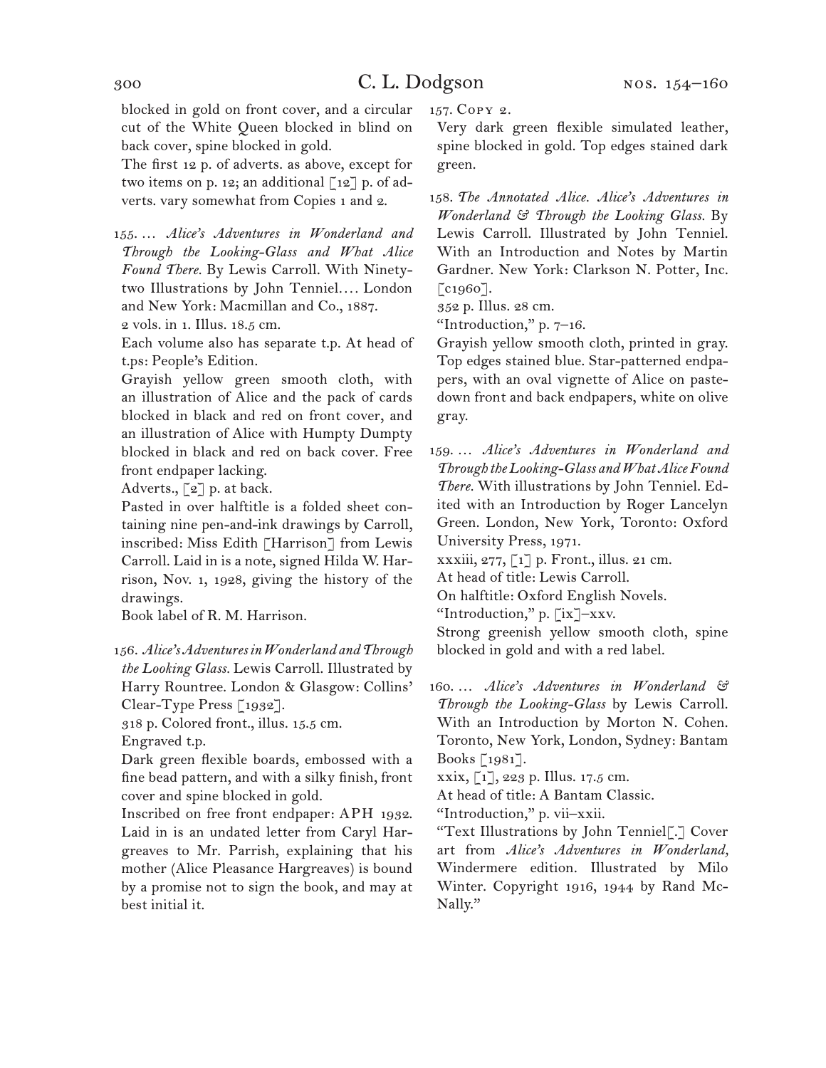blocked in gold on front cover, and a circular cut of the White Queen blocked in blind on back cover, spine blocked in gold.

The first 12 p. of adverts. as above, except for two items on p. 12; an additional [12] p. of adverts. vary somewhat from Copies 1 and 2.

155. … *Alice's Adventures in Wonderland and Through the Looking-Glass and What Alice Found There.* By Lewis Carroll. With Ninety-two Illustrations by John Tenniel.… London and New York: Macmillan and Co., 1887.

2 vols. in 1. Illus. 18.5 cm.

Each volume also has separate t.p. At head of t.ps: People's Edition.

Grayish yellow green smooth cloth, with an illustration of Alice and the pack of cards blocked in black and red on front cover, and an illustration of Alice with Humpty Dumpty blocked in black and red on back cover. Free front endpaper lacking.

Adverts., [2] p. at back.

Pasted in over halftitle is a folded sheet containing nine pen-and-ink drawings by Carroll, inscribed: Miss Edith [Harrison] from Lewis Carroll. Laid in is a note, signed Hilda W. Harrison, Nov. 1, 1928, giving the history of the drawings.

Book label of R. M. Harrison.

156. *Alice's Adventures in Wonderland and Through the Looking Glass.* Lewis Carroll. Illustrated by Harry Rountree. London & Glasgow: Collins' Clear-Type Press [1932].

318 p. Colored front., illus. 15.5 cm.

Engraved t.p.

Dark green flexible boards, embossed with a fine bead pattern, and with a silky finish, front cover and spine blocked in gold.

Inscribed on free front endpaper: APH 1932. Laid in is an undated letter from Caryl Hargreaves to Mr. Parrish, explaining that his mother (Alice Pleasance Hargreaves) is bound by a promise not to sign the book, and may at best initial it.

157. Copy 2.

Very dark green flexible simulated leather, spine blocked in gold. Top edges stained dark green.

158. *The Annotated Alice. Alice's Adventures in Wonderland & Through the Looking Glass.* By Lewis Carroll. Illustrated by John Tenniel. With an Introduction and Notes by Martin Gardner. New York: Clarkson N. Potter, Inc. [c1960].

352 p. Illus. 28 cm.

"Introduction," p. 7–16.

Grayish yellow smooth cloth, printed in gray. Top edges stained blue. Star-patterned endpapers, with an oval vignette of Alice on paste-down front and back endpapers, white on olive gray.

159. … *Alice's Adventures in Wonderland and Through the Looking-Glass and What Alice Found There.* With illustrations by John Tenniel. Edited with an Introduction by Roger Lancelyn Green. London, New York, Toronto: Oxford University Press, 1971.

xxxiii, 277, [1] p. Front., illus. 21 cm.

At head of title: Lewis Carroll.

On halftitle: Oxford English Novels.

"Introduction," p. [ix]–xxv.

Strong greenish yellow smooth cloth, spine blocked in gold and with a red label.

160. … *Alice's Adventures in Wonderland & Through the Looking-Glass* by Lewis Carroll. With an Introduction by Morton N. Cohen. Toronto, New York, London, Sydney: Bantam Books [1981].

xxix, [1], 223 p. Illus. 17.5 cm.

At head of title: A Bantam Classic.

"Introduction," p. vii–xxii.

"Text Illustrations by John Tenniel[.] Cover art from *Alice's Adventures in Wonderland,* Windermere edition. Illustrated by Milo Winter. Copyright 1916, 1944 by Rand McNally."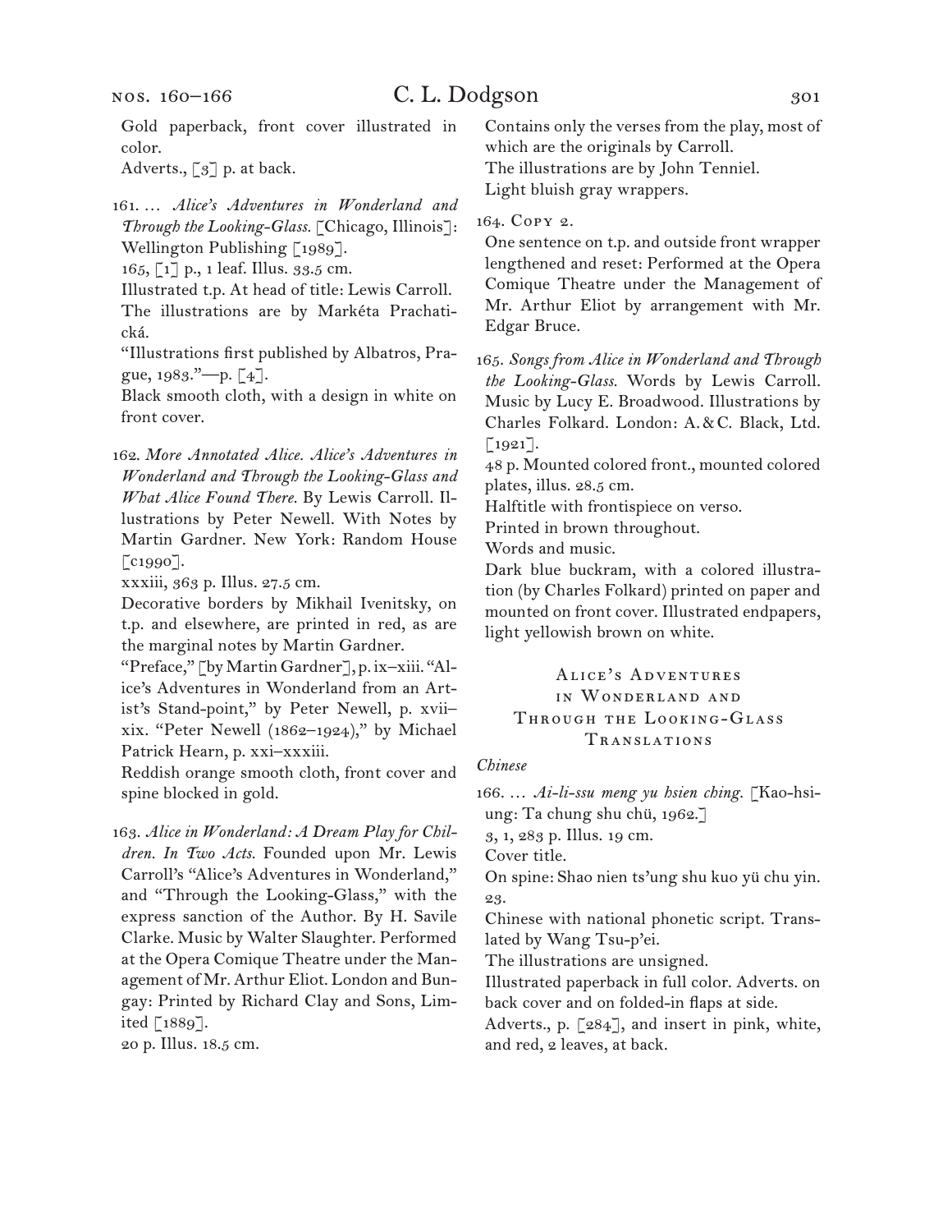Gold paperback, front cover illustrated in color.
Adverts., [3] p. at back.

161. … *Alice's Adventures in Wonderland and Through the Looking-Glass.* [Chicago, Illinois]: Wellington Publishing [1989].
165, [1] p., 1 leaf. Illus. 33.5 cm.
Illustrated t.p. At head of title: Lewis Carroll.
The illustrations are by Markéta Prachatická.
"Illustrations first published by Albatros, Prague, 1983."—p. [4].
Black smooth cloth, with a design in white on front cover.

162. *More Annotated Alice. Alice's Adventures in Wonderland and Through the Looking-Glass and What Alice Found There.* By Lewis Carroll. Illustrations by Peter Newell. With Notes by Martin Gardner. New York: Random House [c1990].
xxxiii, 363 p. Illus. 27.5 cm.
Decorative borders by Mikhail Ivenitsky, on t.p. and elsewhere, are printed in red, as are the marginal notes by Martin Gardner.
"Preface," [by Martin Gardner], p. ix–xiii. "Alice's Adventures in Wonderland from an Artist's Stand-point," by Peter Newell, p. xvii–xix. "Peter Newell (1862–1924)," by Michael Patrick Hearn, p. xxi–xxxiii.
Reddish orange smooth cloth, front cover and spine blocked in gold.

163. *Alice in Wonderland: A Dream Play for Children. In Two Acts.* Founded upon Mr. Lewis Carroll's "Alice's Adventures in Wonderland," and "Through the Looking-Glass," with the express sanction of the Author. By H. Savile Clarke. Music by Walter Slaughter. Performed at the Opera Comique Theatre under the Management of Mr. Arthur Eliot. London and Bungay: Printed by Richard Clay and Sons, Limited [1889].
20 p. Illus. 18.5 cm.
Contains only the verses from the play, most of which are the originals by Carroll.
The illustrations are by John Tenniel.
Light bluish gray wrappers.

164. Copy 2.
One sentence on t.p. and outside front wrapper lengthened and reset: Performed at the Opera Comique Theatre under the Management of Mr. Arthur Eliot by arrangement with Mr. Edgar Bruce.

165. *Songs from Alice in Wonderland and Through the Looking-Glass.* Words by Lewis Carroll. Music by Lucy E. Broadwood. Illustrations by Charles Folkard. London: A. & C. Black, Ltd. [1921].
48 p. Mounted colored front., mounted colored plates, illus. 28.5 cm.
Halftitle with frontispiece on verso.
Printed in brown throughout.
Words and music.
Dark blue buckram, with a colored illustration (by Charles Folkard) printed on paper and mounted on front cover. Illustrated endpapers, light yellowish brown on white.

## Alice's Adventures in Wonderland and Through the Looking-Glass Translations

*Chinese*

166. … *Ai-li-ssu meng yu hsien ching.* [Kao-hsiung: Ta chung shu chü, 1962.]
3, 1, 283 p. Illus. 19 cm.
Cover title.
On spine: Shao nien ts'ung shu kuo yü chu yin. 23.
Chinese with national phonetic script. Translated by Wang Tsu-p'ei.
The illustrations are unsigned.
Illustrated paperback in full color. Adverts. on back cover and on folded-in flaps at side.
Adverts., p. [284], and insert in pink, white, and red, 2 leaves, at back.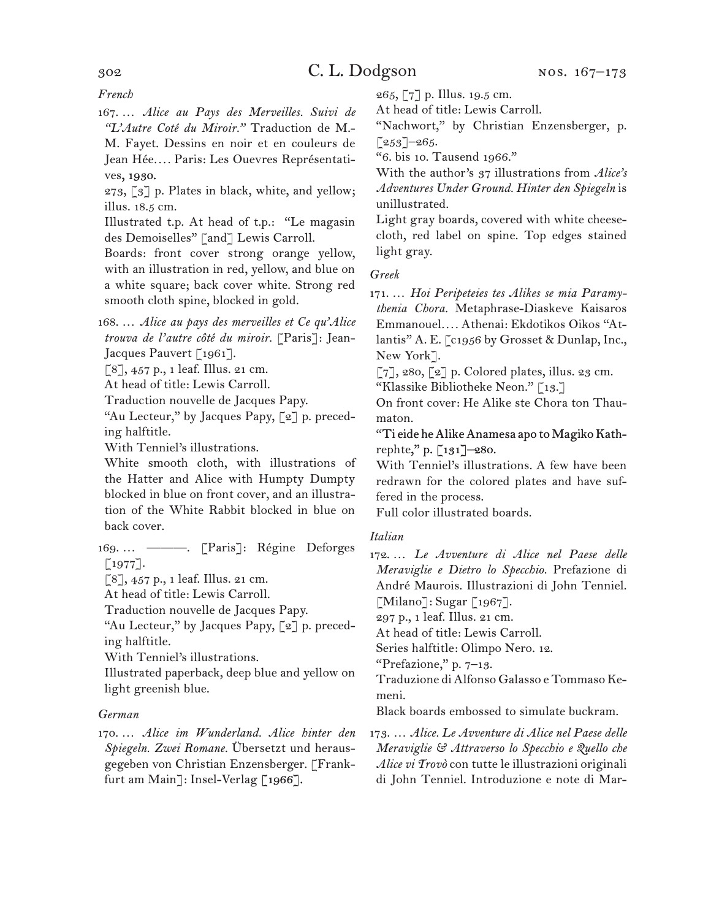*French*

167. … *Alice au Pays des Merveilles. Suivi de "L'Autre Coté du Miroir."* Traduction de M.-M. Fayet. Dessins en noir et en couleurs de Jean Hée…. Paris: Les Ouevres Représentatives, 1930.
273, [3] p. Plates in black, white, and yellow; illus. 18.5 cm.
Illustrated t.p. At head of t.p.: "Le magasin des Demoiselles" [and] Lewis Carroll.
Boards: front cover strong orange yellow, with an illustration in red, yellow, and blue on a white square; back cover white. Strong red smooth cloth spine, blocked in gold.

168. … *Alice au pays des merveilles et Ce qu'Alice trouva de l'autre côté du miroir.* [Paris]: Jean-Jacques Pauvert [1961].
[8], 457 p., 1 leaf. Illus. 21 cm.
At head of title: Lewis Carroll.
Traduction nouvelle de Jacques Papy.
"Au Lecteur," by Jacques Papy, [2] p. preceding halftitle.
With Tenniel's illustrations.
White smooth cloth, with illustrations of the Hatter and Alice with Humpty Dumpty blocked in blue on front cover, and an illustration of the White Rabbit blocked in blue on back cover.

169. … ———. [Paris]: Régine Deforges [1977].
[8], 457 p., 1 leaf. Illus. 21 cm.
At head of title: Lewis Carroll.
Traduction nouvelle de Jacques Papy.
"Au Lecteur," by Jacques Papy, [2] p. preceding halftitle.
With Tenniel's illustrations.
Illustrated paperback, deep blue and yellow on light greenish blue.

*German*

170. … *Alice im Wunderland. Alice hinter den Spiegeln. Zwei Romane.* Übersetzt und herausgegeben von Christian Enzensberger. [Frankfurt am Main]: Insel-Verlag [1966].
265, [7] p. Illus. 19.5 cm.
At head of title: Lewis Carroll.
"Nachwort," by Christian Enzensberger, p. [253]–265.
"6. bis 10. Tausend 1966."
With the author's 37 illustrations from *Alice's Adventures Under Ground. Hinter den Spiegeln* is unillustrated.
Light gray boards, covered with white cheesecloth, red label on spine. Top edges stained light gray.

*Greek*

171. … *Hoi Peripeteies tes Alikes se mia Paramythenia Chora.* Metaphrase-Diaskeve Kaisaros Emmanouel…. Athenai: Ekdotikos Oikos "Atlantis" A. E. [c1956 by Grosset & Dunlap, Inc., New York].
[7], 280, [2] p. Colored plates, illus. 23 cm.
"Klassike Bibliotheke Neon." [13.]
On front cover: He Alike ste Chora ton Thaumaton.
"Ti eide he Alike Anamesa apo to Magiko Kathrephte," p. [131]–280.
With Tenniel's illustrations. A few have been redrawn for the colored plates and have suffered in the process.
Full color illustrated boards.

*Italian*

172. … *Le Avventure di Alice nel Paese delle Meraviglie e Dietro lo Specchio.* Prefazione di André Maurois. Illustrazioni di John Tenniel. [Milano]: Sugar [1967].
297 p., 1 leaf. Illus. 21 cm.
At head of title: Lewis Carroll.
Series halftitle: Olimpo Nero. 12.
"Prefazione," p. 7–13.
Traduzione di Alfonso Galasso e Tommaso Kemeni.
Black boards embossed to simulate buckram.

173. … *Alice. Le Avventure di Alice nel Paese delle Meraviglie & Attraverso lo Specchio e Quello che Alice vi Trovò* con tutte le illustrazioni originali di John Tenniel. Introduzione e note di Mar-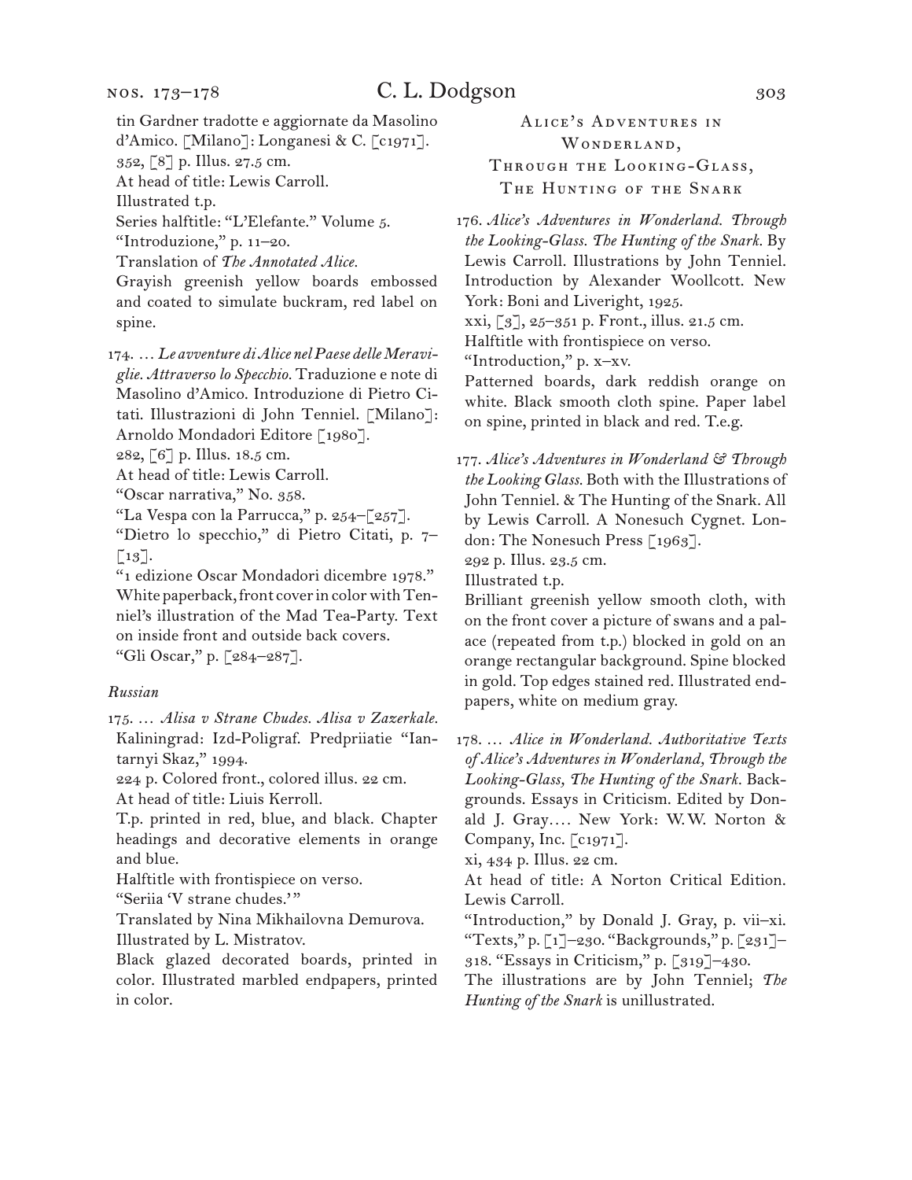tin Gardner tradotte e aggiornate da Masolino d'Amico. [Milano]: Longanesi & C. [c1971].
352, [8] p. Illus. 27.5 cm.
At head of title: Lewis Carroll.
Illustrated t.p.
Series halftitle: "L'Elefante." Volume 5.
"Introduzione," p. 11–20.
Translation of *The Annotated Alice.*
Grayish greenish yellow boards embossed and coated to simulate buckram, red label on spine.

174. … *Le avventure di Alice nel Paese delle Meraviglie. Attraverso lo Specchio.* Traduzione e note di Masolino d'Amico. Introduzione di Pietro Citati. Illustrazioni di John Tenniel. [Milano]: Arnoldo Mondadori Editore [1980].
282, [6] p. Illus. 18.5 cm.
At head of title: Lewis Carroll.
"Oscar narrativa," No. 358.
"La Vespa con la Parrucca," p. 254–[257].
"Dietro lo specchio," di Pietro Citati, p. 7–[13].
"1 edizione Oscar Mondadori dicembre 1978."
White paperback, front cover in color with Tenniel's illustration of the Mad Tea-Party. Text on inside front and outside back covers.
"Gli Oscar," p. [284–287].

*Russian*

175. … *Alisa v Strane Chudes. Alisa v Zazerkale.* Kaliningrad: Izd-Poligraf. Predpriiatie "Iantarnyi Skaz," 1994.
224 p. Colored front., colored illus. 22 cm.
At head of title: Liuis Kerroll.
T.p. printed in red, blue, and black. Chapter headings and decorative elements in orange and blue.
Halftitle with frontispiece on verso.
"Seriia 'V strane chudes.'"
Translated by Nina Mikhailovna Demurova.
Illustrated by L. Mistratov.
Black glazed decorated boards, printed in color. Illustrated marbled endpapers, printed in color.

## Alice's Adventures in Wonderland, Through the Looking-Glass, The Hunting of the Snark

176. *Alice's Adventures in Wonderland. Through the Looking-Glass. The Hunting of the Snark.* By Lewis Carroll. Illustrations by John Tenniel. Introduction by Alexander Woollcott. New York: Boni and Liveright, 1925.
xxi, [3], 25–351 p. Front., illus. 21.5 cm.
Halftitle with frontispiece on verso.
"Introduction," p. x–xv.
Patterned boards, dark reddish orange on white. Black smooth cloth spine. Paper label on spine, printed in black and red. T.e.g.

177. *Alice's Adventures in Wonderland & Through the Looking Glass.* Both with the Illustrations of John Tenniel. & The Hunting of the Snark. All by Lewis Carroll. A Nonesuch Cygnet. London: The Nonesuch Press [1963].
292 p. Illus. 23.5 cm.
Illustrated t.p.
Brilliant greenish yellow smooth cloth, with on the front cover a picture of swans and a palace (repeated from t.p.) blocked in gold on an orange rectangular background. Spine blocked in gold. Top edges stained red. Illustrated endpapers, white on medium gray.

178. … *Alice in Wonderland. Authoritative Texts of Alice's Adventures in Wonderland, Through the Looking-Glass, The Hunting of the Snark.* Backgrounds. Essays in Criticism. Edited by Donald J. Gray…. New York: W.W. Norton & Company, Inc. [c1971].
xi, 434 p. Illus. 22 cm.
At head of title: A Norton Critical Edition. Lewis Carroll.
"Introduction," by Donald J. Gray, p. vii–xi. "Texts," p. [1]–230. "Backgrounds," p. [231]–318. "Essays in Criticism," p. [319]–430.
The illustrations are by John Tenniel; *The Hunting of the Snark* is unillustrated.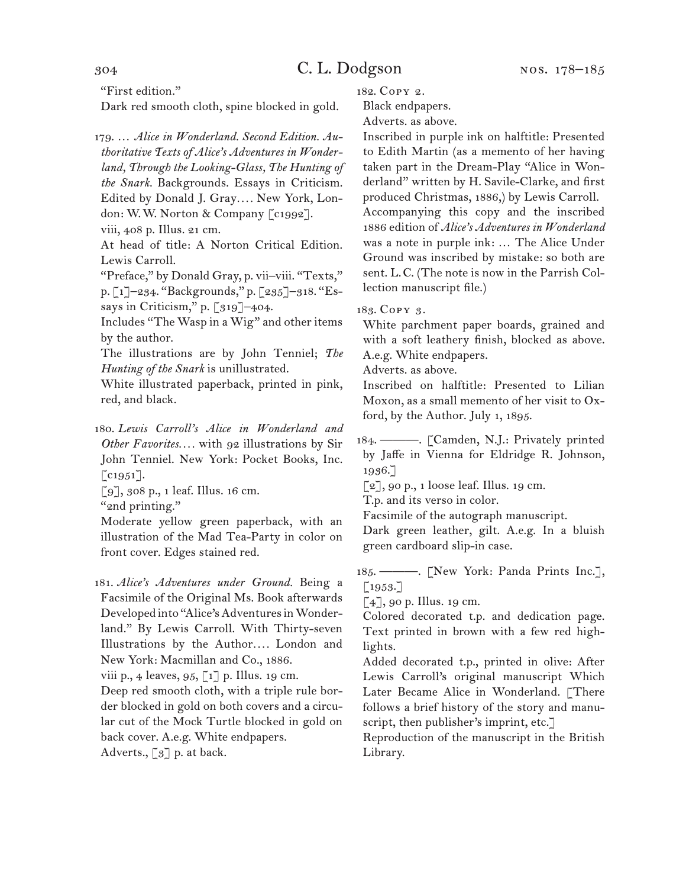"First edition."

Dark red smooth cloth, spine blocked in gold.

179. … *Alice in Wonderland. Second Edition. Authoritative Texts of Alice's Adventures in Wonderland, Through the Looking-Glass, The Hunting of the Snark.* Backgrounds. Essays in Criticism. Edited by Donald J. Gray.… New York, London: W. W. Norton & Company [c1992].

viii, 408 p. Illus. 21 cm.

At head of title: A Norton Critical Edition. Lewis Carroll.

"Preface," by Donald Gray, p. vii–viii. "Texts," p. [1]–234. "Backgrounds," p. [235]–318. "Essays in Criticism," p. [319]–404.

Includes "The Wasp in a Wig" and other items by the author.

The illustrations are by John Tenniel; *The Hunting of the Snark* is unillustrated.

White illustrated paperback, printed in pink, red, and black.

180. *Lewis Carroll's Alice in Wonderland and Other Favorites.*… with 92 illustrations by Sir John Tenniel. New York: Pocket Books, Inc. [c1951].

[9], 308 p., 1 leaf. Illus. 16 cm.

"2nd printing."

Moderate yellow green paperback, with an illustration of the Mad Tea-Party in color on front cover. Edges stained red.

181. *Alice's Adventures under Ground.* Being a Facsimile of the Original Ms. Book afterwards Developed into "Alice's Adventures in Wonderland." By Lewis Carroll. With Thirty-seven Illustrations by the Author.… London and New York: Macmillan and Co., 1886.

viii p., 4 leaves, 95, [1] p. Illus. 19 cm.

Deep red smooth cloth, with a triple rule border blocked in gold on both covers and a circular cut of the Mock Turtle blocked in gold on back cover. A.e.g. White endpapers.

Adverts., [3] p. at back.

182. Copy 2.

Black endpapers.

Adverts. as above.

Inscribed in purple ink on halftitle: Presented to Edith Martin (as a memento of her having taken part in the Dream-Play "Alice in Wonderland" written by H. Savile-Clarke, and first produced Christmas, 1886,) by Lewis Carroll.

Accompanying this copy and the inscribed 1886 edition of *Alice's Adventures in Wonderland* was a note in purple ink: … The Alice Under Ground was inscribed by mistake: so both are sent. L. C. (The note is now in the Parrish Collection manuscript file.)

183. Copy 3.

White parchment paper boards, grained and with a soft leathery finish, blocked as above. A.e.g. White endpapers.

Adverts. as above.

Inscribed on halftitle: Presented to Lilian Moxon, as a small memento of her visit to Oxford, by the Author. July 1, 1895.

184. ———. [Camden, N.J.: Privately printed by Jaffe in Vienna for Eldridge R. Johnson, 1936.]

[2], 90 p., 1 loose leaf. Illus. 19 cm.

T.p. and its verso in color.

Facsimile of the autograph manuscript.

Dark green leather, gilt. A.e.g. In a bluish green cardboard slip-in case.

185. ———. [New York: Panda Prints Inc.], [1953.]

[4], 90 p. Illus. 19 cm.

Colored decorated t.p. and dedication page. Text printed in brown with a few red highlights.

Added decorated t.p., printed in olive: After Lewis Carroll's original manuscript Which Later Became Alice in Wonderland. [There follows a brief history of the story and manuscript, then publisher's imprint, etc.]

Reproduction of the manuscript in the British Library.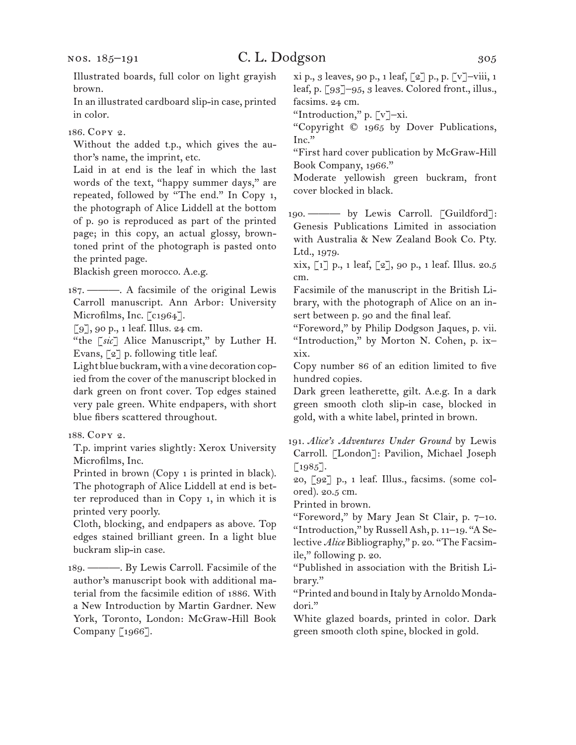Illustrated boards, full color on light grayish brown.

In an illustrated cardboard slip-in case, printed in color.

186. Copy 2.

Without the added t.p., which gives the author's name, the imprint, etc.

Laid in at end is the leaf in which the last words of the text, "happy summer days," are repeated, followed by "The end." In Copy 1, the photograph of Alice Liddell at the bottom of p. 90 is reproduced as part of the printed page; in this copy, an actual glossy, brown-toned print of the photograph is pasted onto the printed page.

Blackish green morocco. A.e.g.

187. ———. A facsimile of the original Lewis Carroll manuscript. Ann Arbor: University Microfilms, Inc. [c1964].

[9], 90 p., 1 leaf. Illus. 24 cm.

"the [*sic*] Alice Manuscript," by Luther H. Evans, [2] p. following title leaf.

Light blue buckram, with a vine decoration copied from the cover of the manuscript blocked in dark green on front cover. Top edges stained very pale green. White endpapers, with short blue fibers scattered throughout.

188. Copy 2.

T.p. imprint varies slightly: Xerox University Microfilms, Inc.

Printed in brown (Copy 1 is printed in black). The photograph of Alice Liddell at end is better reproduced than in Copy 1, in which it is printed very poorly.

Cloth, blocking, and endpapers as above. Top edges stained brilliant green. In a light blue buckram slip-in case.

189. ———. By Lewis Carroll. Facsimile of the author's manuscript book with additional material from the facsimile edition of 1886. With a New Introduction by Martin Gardner. New York, Toronto, London: McGraw-Hill Book Company [1966].

xi p., 3 leaves, 90 p., 1 leaf, [2] p., p. [v]–viii, 1 leaf, p. [93]–95, 3 leaves. Colored front., illus., facsims. 24 cm.

"Introduction," p. [v]–xi.

"Copyright © 1965 by Dover Publications, Inc."

"First hard cover publication by McGraw-Hill Book Company, 1966."

Moderate yellowish green buckram, front cover blocked in black.

190. ——— by Lewis Carroll. [Guildford]: Genesis Publications Limited in association with Australia & New Zealand Book Co. Pty. Ltd., 1979.

xix, [1] p., 1 leaf, [2], 90 p., 1 leaf. Illus. 20.5 cm.

Facsimile of the manuscript in the British Library, with the photograph of Alice on an insert between p. 90 and the final leaf.

"Foreword," by Philip Dodgson Jaques, p. vii.

"Introduction," by Morton N. Cohen, p. ix–xix.

Copy number 86 of an edition limited to five hundred copies.

Dark green leatherette, gilt. A.e.g. In a dark green smooth cloth slip-in case, blocked in gold, with a white label, printed in brown.

191. *Alice's Adventures Under Ground* by Lewis Carroll. [London]: Pavilion, Michael Joseph [1985].

20, [92] p., 1 leaf. Illus., facsims. (some colored). 20.5 cm.

Printed in brown.

"Foreword," by Mary Jean St Clair, p. 7–10. "Introduction," by Russell Ash, p. 11–19. "A Selective *Alice* Bibliography," p. 20. "The Facsimile," following p. 20.

"Published in association with the British Library."

"Printed and bound in Italy by Arnoldo Mondadori."

White glazed boards, printed in color. Dark green smooth cloth spine, blocked in gold.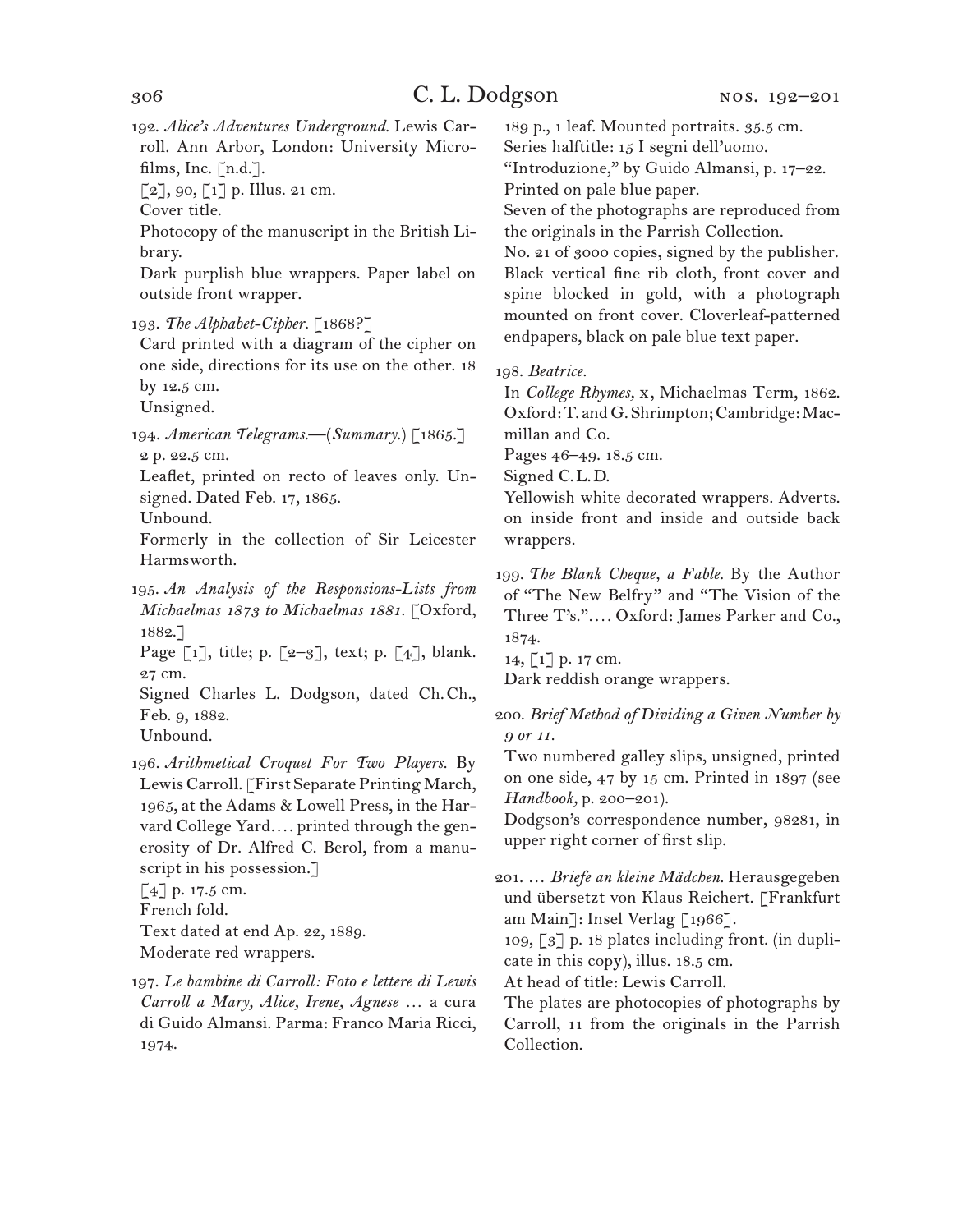192. *Alice's Adventures Underground.* Lewis Carroll. Ann Arbor, London: University Microfilms, Inc. [n.d.].
[2], 90, [1] p. Illus. 21 cm.
Cover title.
Photocopy of the manuscript in the British Library.
Dark purplish blue wrappers. Paper label on outside front wrapper.

193. *The Alphabet-Cipher.* [1868?]
Card printed with a diagram of the cipher on one side, directions for its use on the other. 18 by 12.5 cm.
Unsigned.

194. *American Telegrams.—(Summary.)* [1865.]
2 p. 22.5 cm.
Leaflet, printed on recto of leaves only. Unsigned. Dated Feb. 17, 1865.
Unbound.
Formerly in the collection of Sir Leicester Harmsworth.

195. *An Analysis of the Responsions-Lists from Michaelmas 1873 to Michaelmas 1881.* [Oxford, 1882.]
Page [1], title; p. [2–3], text; p. [4], blank. 27 cm.
Signed Charles L. Dodgson, dated Ch. Ch., Feb. 9, 1882.
Unbound.

196. *Arithmetical Croquet For Two Players.* By Lewis Carroll. [First Separate Printing March, 1965, at the Adams & Lowell Press, in the Harvard College Yard.... printed through the generosity of Dr. Alfred C. Berol, from a manuscript in his possession.]
[4] p. 17.5 cm.
French fold.
Text dated at end Ap. 22, 1889.
Moderate red wrappers.

197. *Le bambine di Carroll: Foto e lettere di Lewis Carroll a Mary, Alice, Irene, Agnese* ... a cura di Guido Almansi. Parma: Franco Maria Ricci, 1974.
189 p., 1 leaf. Mounted portraits. 35.5 cm.
Series halftitle: 15 I segni dell'uomo.
"Introduzione," by Guido Almansi, p. 17–22.
Printed on pale blue paper.
Seven of the photographs are reproduced from the originals in the Parrish Collection.
No. 21 of 3000 copies, signed by the publisher.
Black vertical fine rib cloth, front cover and spine blocked in gold, with a photograph mounted on front cover. Cloverleaf-patterned endpapers, black on pale blue text paper.

198. *Beatrice.*
In *College Rhymes,* x, Michaelmas Term, 1862. Oxford: T. and G. Shrimpton; Cambridge: Macmillan and Co.
Pages 46–49. 18.5 cm.
Signed C. L. D.
Yellowish white decorated wrappers. Adverts. on inside front and inside and outside back wrappers.

199. *The Blank Cheque, a Fable.* By the Author of "The New Belfry" and "The Vision of the Three T's.".... Oxford: James Parker and Co., 1874.
14, [1] p. 17 cm.
Dark reddish orange wrappers.

200. *Brief Method of Dividing a Given Number by 9 or 11.*
Two numbered galley slips, unsigned, printed on one side, 47 by 15 cm. Printed in 1897 (see *Handbook*, p. 200–201).
Dodgson's correspondence number, 98281, in upper right corner of first slip.

201. ... *Briefe an kleine Mädchen.* Herausgegeben und übersetzt von Klaus Reichert. [Frankfurt am Main]: Insel Verlag [1966].
109, [3] p. 18 plates including front. (in duplicate in this copy), illus. 18.5 cm.
At head of title: Lewis Carroll.
The plates are photocopies of photographs by Carroll, 11 from the originals in the Parrish Collection.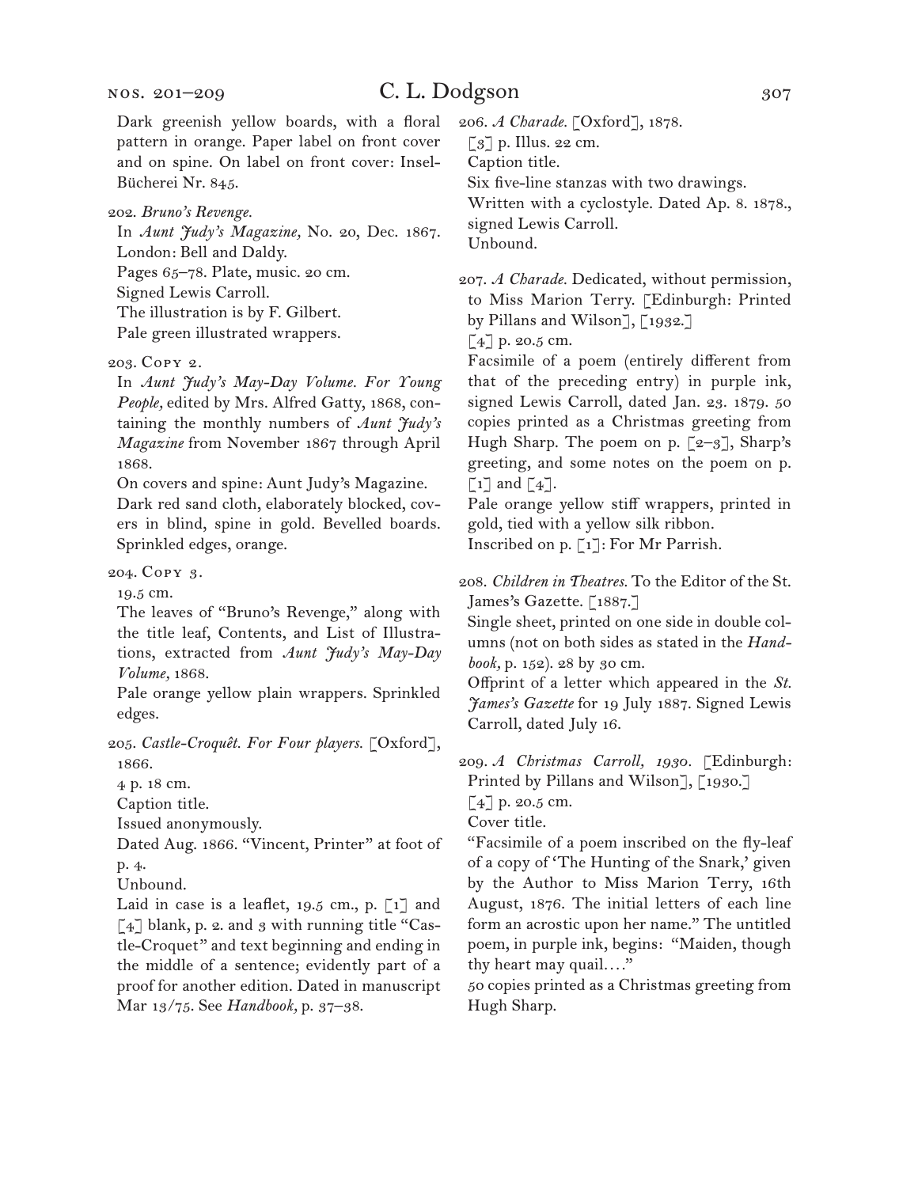Dark greenish yellow boards, with a floral pattern in orange. Paper label on front cover and on spine. On label on front cover: Insel-Bücherei Nr. 845.

202. *Bruno's Revenge.*
In *Aunt Judy's Magazine,* No. 20, Dec. 1867. London: Bell and Daldy.
Pages 65–78. Plate, music. 20 cm.
Signed Lewis Carroll.
The illustration is by F. Gilbert.
Pale green illustrated wrappers.

203. Copy 2.
In *Aunt Judy's May-Day Volume. For Young People,* edited by Mrs. Alfred Gatty, 1868, containing the monthly numbers of *Aunt Judy's Magazine* from November 1867 through April 1868.
On covers and spine: Aunt Judy's Magazine.
Dark red sand cloth, elaborately blocked, covers in blind, spine in gold. Bevelled boards. Sprinkled edges, orange.

204. Copy 3.
19.5 cm.
The leaves of "Bruno's Revenge," along with the title leaf, Contents, and List of Illustrations, extracted from *Aunt Judy's May-Day Volume,* 1868.
Pale orange yellow plain wrappers. Sprinkled edges.

205. *Castle-Croquêt. For Four players.* [Oxford], 1866.
4 p. 18 cm.
Caption title.
Issued anonymously.
Dated Aug. 1866. "Vincent, Printer" at foot of p. 4.
Unbound.
Laid in case is a leaflet, 19.5 cm., p. [1] and [4] blank, p. 2. and 3 with running title "Castle-Croquet" and text beginning and ending in the middle of a sentence; evidently part of a proof for another edition. Dated in manuscript Mar 13/75. See *Handbook,* p. 37–38.

206. *A Charade.* [Oxford], 1878.
[3] p. Illus. 22 cm.
Caption title.
Six five-line stanzas with two drawings.
Written with a cyclostyle. Dated Ap. 8. 1878., signed Lewis Carroll.
Unbound.

207. *A Charade.* Dedicated, without permission, to Miss Marion Terry. [Edinburgh: Printed by Pillans and Wilson], [1932.]
[4] p. 20.5 cm.
Facsimile of a poem (entirely different from that of the preceding entry) in purple ink, signed Lewis Carroll, dated Jan. 23. 1879. 50 copies printed as a Christmas greeting from Hugh Sharp. The poem on p. [2–3], Sharp's greeting, and some notes on the poem on p. [1] and [4].
Pale orange yellow stiff wrappers, printed in gold, tied with a yellow silk ribbon.
Inscribed on p. [1]: For Mr Parrish.

208. *Children in Theatres.* To the Editor of the St. James's Gazette. [1887.]
Single sheet, printed on one side in double columns (not on both sides as stated in the *Handbook,* p. 152). 28 by 30 cm.
Offprint of a letter which appeared in the *St. James's Gazette* for 19 July 1887. Signed Lewis Carroll, dated July 16.

209. *A Christmas Carroll, 1930.* [Edinburgh: Printed by Pillans and Wilson], [1930.]
[4] p. 20.5 cm.
Cover title.
"Facsimile of a poem inscribed on the fly-leaf of a copy of 'The Hunting of the Snark,' given by the Author to Miss Marion Terry, 16th August, 1876. The initial letters of each line form an acrostic upon her name." The untitled poem, in purple ink, begins: "Maiden, though thy heart may quail. . . ."
50 copies printed as a Christmas greeting from Hugh Sharp.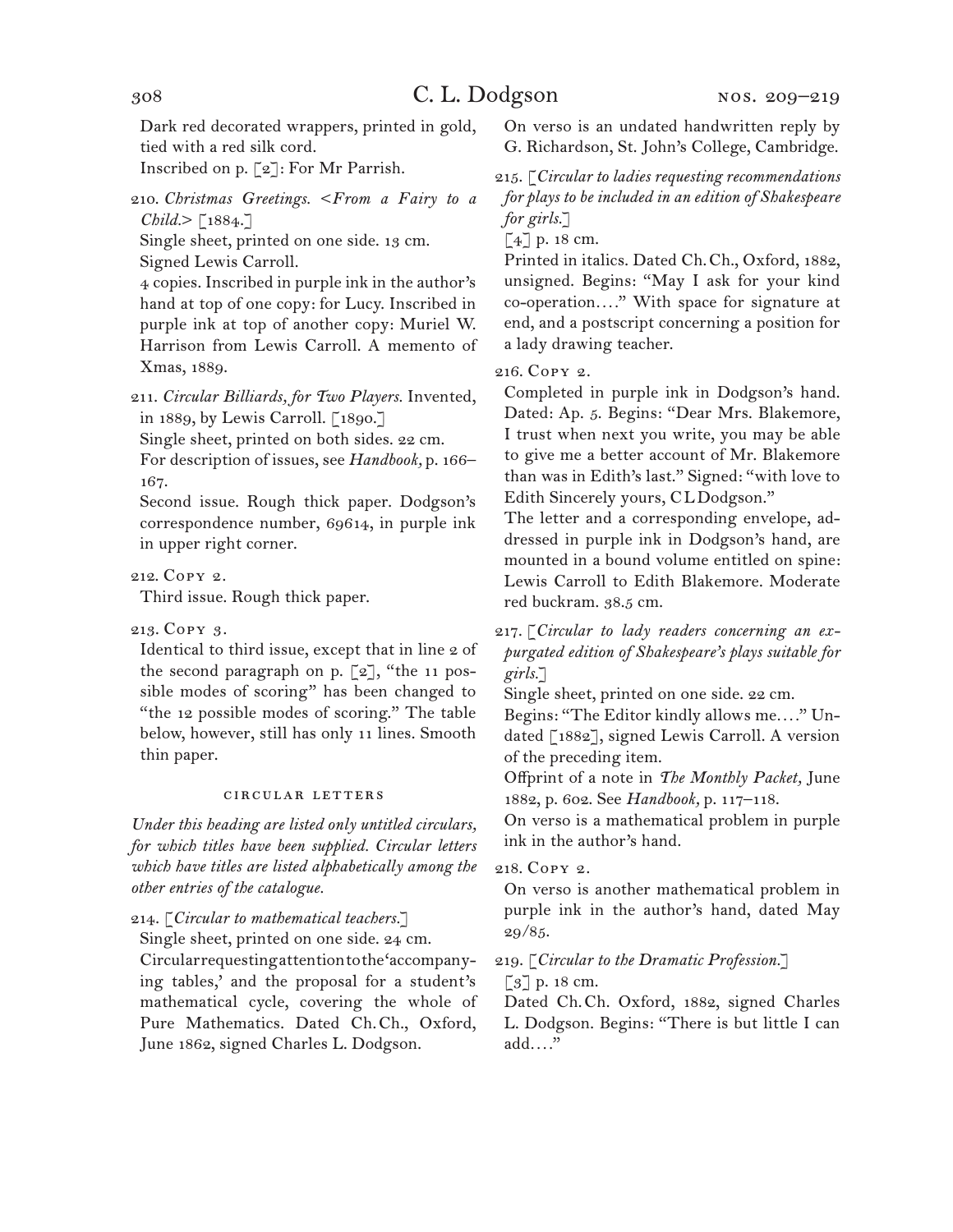Dark red decorated wrappers, printed in gold, tied with a red silk cord.
Inscribed on p. [2]: For Mr Parrish.

210. *Christmas Greetings. <From a Fairy to a Child.>* [1884.]
Single sheet, printed on one side. 13 cm.
Signed Lewis Carroll.
4 copies. Inscribed in purple ink in the author's hand at top of one copy: for Lucy. Inscribed in purple ink at top of another copy: Muriel W. Harrison from Lewis Carroll. A memento of Xmas, 1889.

211. *Circular Billiards, for Two Players.* Invented, in 1889, by Lewis Carroll. [1890.]
Single sheet, printed on both sides. 22 cm.
For description of issues, see *Handbook,* p. 166–167.
Second issue. Rough thick paper. Dodgson's correspondence number, 69614, in purple ink in upper right corner.

212. Copy 2.
Third issue. Rough thick paper.

213. Copy 3.
Identical to third issue, except that in line 2 of the second paragraph on p. [2], "the 11 possible modes of scoring" has been changed to "the 12 possible modes of scoring." The table below, however, still has only 11 lines. Smooth thin paper.

### circular letters

*Under this heading are listed only untitled circulars, for which titles have been supplied. Circular letters which have titles are listed alphabetically among the other entries of the catalogue.*

214. [*Circular to mathematical teachers.*]
Single sheet, printed on one side. 24 cm.
Circular requesting attention to the 'accompanying tables,' and the proposal for a student's mathematical cycle, covering the whole of Pure Mathematics. Dated Ch. Ch., Oxford, June 1862, signed Charles L. Dodgson.
On verso is an undated handwritten reply by G. Richardson, St. John's College, Cambridge.

215. [*Circular to ladies requesting recommendations for plays to be included in an edition of Shakespeare for girls.*]
[4] p. 18 cm.
Printed in italics. Dated Ch. Ch., Oxford, 1882, unsigned. Begins: "May I ask for your kind co-operation. . . ." With space for signature at end, and a postscript concerning a position for a lady drawing teacher.

216. Copy 2.
Completed in purple ink in Dodgson's hand. Dated: Ap. 5. Begins: "Dear Mrs. Blakemore, I trust when next you write, you may be able to give me a better account of Mr. Blakemore than was in Edith's last." Signed: "with love to Edith Sincerely yours, C L Dodgson."
The letter and a corresponding envelope, addressed in purple ink in Dodgson's hand, are mounted in a bound volume entitled on spine: Lewis Carroll to Edith Blakemore. Moderate red buckram. 38.5 cm.

217. [*Circular to lady readers concerning an expurgated edition of Shakespeare's plays suitable for girls.*]
Single sheet, printed on one side. 22 cm.
Begins: "The Editor kindly allows me. . . ." Undated [1882], signed Lewis Carroll. A version of the preceding item.
Offprint of a note in *The Monthly Packet,* June 1882, p. 602. See *Handbook,* p. 117–118.
On verso is a mathematical problem in purple ink in the author's hand.

218. Copy 2.
On verso is another mathematical problem in purple ink in the author's hand, dated May 29/85.

219. [*Circular to the Dramatic Profession.*]
[3] p. 18 cm.
Dated Ch. Ch. Oxford, 1882, signed Charles L. Dodgson. Begins: "There is but little I can add. . . ."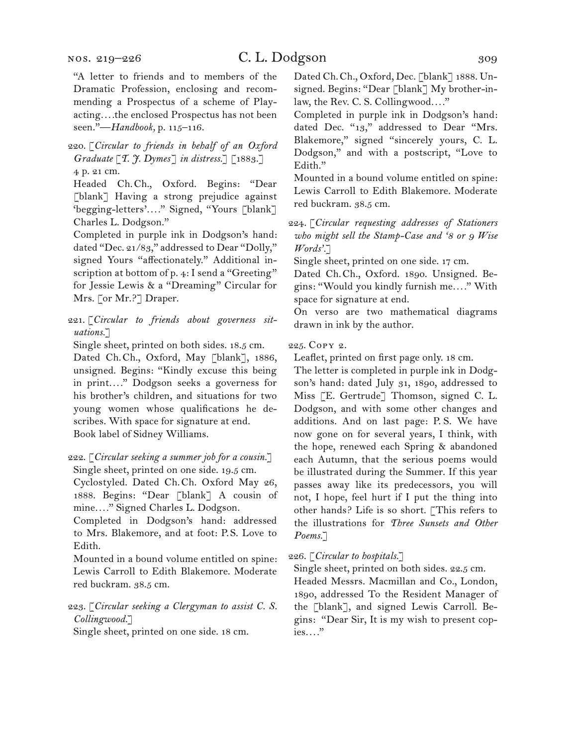"A letter to friends and to members of the Dramatic Profession, enclosing and recommending a Prospectus of a scheme of Play-acting….the enclosed Prospectus has not been seen."—*Handbook*, p. 115–116.

220. [*Circular to friends in behalf of an Oxford Graduate [T. J. Dymes] in distress.*] [1883.]
4 p. 21 cm.
Headed Ch. Ch., Oxford. Begins: "Dear [blank] Having a strong prejudice against 'begging-letters'…." Signed, "Yours [blank] Charles L. Dodgson."
Completed in purple ink in Dodgson's hand: dated "Dec. 21/83," addressed to Dear "Dolly," signed Yours "affectionately." Additional inscription at bottom of p. 4: I send a "Greeting" for Jessie Lewis & a "Dreaming" Circular for Mrs. [or Mr.?] Draper.

221. [*Circular to friends about governess situations.*]
Single sheet, printed on both sides. 18.5 cm.
Dated Ch. Ch., Oxford, May [blank], 1886, unsigned. Begins: "Kindly excuse this being in print…." Dodgson seeks a governess for his brother's children, and situations for two young women whose qualifications he describes. With space for signature at end.
Book label of Sidney Williams.

222. [*Circular seeking a summer job for a cousin.*]
Single sheet, printed on one side. 19.5 cm.
Cyclostyled. Dated Ch. Ch. Oxford May 26, 1888. Begins: "Dear [blank] A cousin of mine…." Signed Charles L. Dodgson.
Completed in Dodgson's hand: addressed to Mrs. Blakemore, and at foot: P.S. Love to Edith.
Mounted in a bound volume entitled on spine: Lewis Carroll to Edith Blakemore. Moderate red buckram. 38.5 cm.

223. [*Circular seeking a Clergyman to assist C. S. Collingwood.*]
Single sheet, printed on one side. 18 cm.
Dated Ch. Ch., Oxford, Dec. [blank] 1888. Unsigned. Begins: "Dear [blank] My brother-in-law, the Rev. C. S. Collingwood…."
Completed in purple ink in Dodgson's hand: dated Dec. "13," addressed to Dear "Mrs. Blakemore," signed "sincerely yours, C. L. Dodgson," and with a postscript, "Love to Edith."
Mounted in a bound volume entitled on spine: Lewis Carroll to Edith Blakemore. Moderate red buckram. 38.5 cm.

224. [*Circular requesting addresses of Stationers who might sell the Stamp-Case and '8 or 9 Wise Words'.*]
Single sheet, printed on one side. 17 cm.
Dated Ch. Ch., Oxford. 1890. Unsigned. Begins: "Would you kindly furnish me…." With space for signature at end.
On verso are two mathematical diagrams drawn in ink by the author.

225. Copy 2.
Leaflet, printed on first page only. 18 cm.
The letter is completed in purple ink in Dodgson's hand: dated July 31, 1890, addressed to Miss [E. Gertrude] Thomson, signed C. L. Dodgson, and with some other changes and additions. And on last page: P. S. We have now gone on for several years, I think, with the hope, renewed each Spring & abandoned each Autumn, that the serious poems would be illustrated during the Summer. If this year passes away like its predecessors, you will not, I hope, feel hurt if I put the thing into other hands? Life is so short. [This refers to the illustrations for *Three Sunsets and Other Poems.*]

226. [*Circular to hospitals.*]
Single sheet, printed on both sides. 22.5 cm.
Headed Messrs. Macmillan and Co., London, 1890, addressed To the Resident Manager of the [blank], and signed Lewis Carroll. Begins: "Dear Sir, It is my wish to present copies…."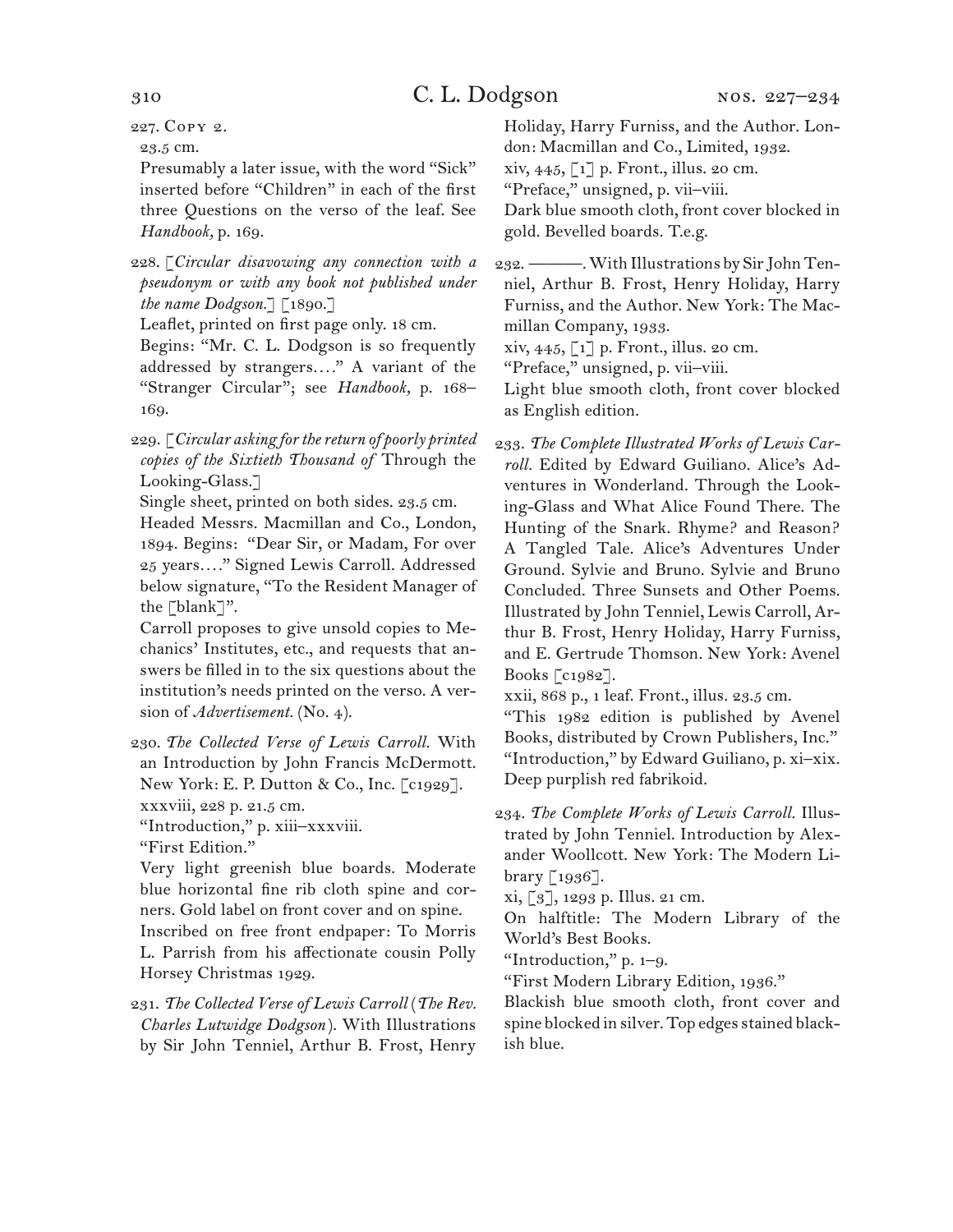227. Copy 2.

23.5 cm.

Presumably a later issue, with the word "Sick" inserted before "Children" in each of the first three Questions on the verso of the leaf. See *Handbook,* p. 169.

228. [*Circular disavowing any connection with a pseudonym or with any book not published under the name Dodgson.*] [1890.]

Leaflet, printed on first page only. 18 cm.

Begins: "Mr. C. L. Dodgson is so frequently addressed by strangers...." A variant of the "Stranger Circular"; see *Handbook,* p. 168–169.

229. [*Circular asking for the return of poorly printed copies of the Sixtieth Thousand of* Through the Looking-Glass.]

Single sheet, printed on both sides. 23.5 cm.

Headed Messrs. Macmillan and Co., London, 1894. Begins: "Dear Sir, or Madam, For over 25 years...." Signed Lewis Carroll. Addressed below signature, "To the Resident Manager of the [blank]".

Carroll proposes to give unsold copies to Mechanics' Institutes, etc., and requests that answers be filled in to the six questions about the institution's needs printed on the verso. A version of *Advertisement.* (No. 4).

230. *The Collected Verse of Lewis Carroll.* With an Introduction by John Francis McDermott. New York: E. P. Dutton & Co., Inc. [c1929].

xxxviii, 228 p. 21.5 cm.

"Introduction," p. xiii–xxxviii.

"First Edition."

Very light greenish blue boards. Moderate blue horizontal fine rib cloth spine and corners. Gold label on front cover and on spine.

Inscribed on free front endpaper: To Morris L. Parrish from his affectionate cousin Polly Horsey Christmas 1929.

231. *The Collected Verse of Lewis Carroll* (*The Rev. Charles Lutwidge Dodgson*). With Illustrations by Sir John Tenniel, Arthur B. Frost, Henry Holiday, Harry Furniss, and the Author. London: Macmillan and Co., Limited, 1932.

xiv, 445, [1] p. Front., illus. 20 cm.

"Preface," unsigned, p. vii–viii.

Dark blue smooth cloth, front cover blocked in gold. Bevelled boards. T.e.g.

232. ———. With Illustrations by Sir John Tenniel, Arthur B. Frost, Henry Holiday, Harry Furniss, and the Author. New York: The Macmillan Company, 1933.

xiv, 445, [1] p. Front., illus. 20 cm.

"Preface," unsigned, p. vii–viii.

Light blue smooth cloth, front cover blocked as English edition.

233. *The Complete Illustrated Works of Lewis Carroll.* Edited by Edward Guiliano. Alice's Adventures in Wonderland. Through the Looking-Glass and What Alice Found There. The Hunting of the Snark. Rhyme? and Reason? A Tangled Tale. Alice's Adventures Under Ground. Sylvie and Bruno. Sylvie and Bruno Concluded. Three Sunsets and Other Poems. Illustrated by John Tenniel, Lewis Carroll, Arthur B. Frost, Henry Holiday, Harry Furniss, and E. Gertrude Thomson. New York: Avenel Books [c1982].

xxii, 868 p., 1 leaf. Front., illus. 23.5 cm.

"This 1982 edition is published by Avenel Books, distributed by Crown Publishers, Inc."

"Introduction," by Edward Guiliano, p. xi–xix.

Deep purplish red fabrikoid.

234. *The Complete Works of Lewis Carroll.* Illustrated by John Tenniel. Introduction by Alexander Woollcott. New York: The Modern Library [1936].

xi, [3], 1293 p. Illus. 21 cm.

On halftitle: The Modern Library of the World's Best Books.

"Introduction," p. 1–9.

"First Modern Library Edition, 1936."

Blackish blue smooth cloth, front cover and spine blocked in silver. Top edges stained blackish blue.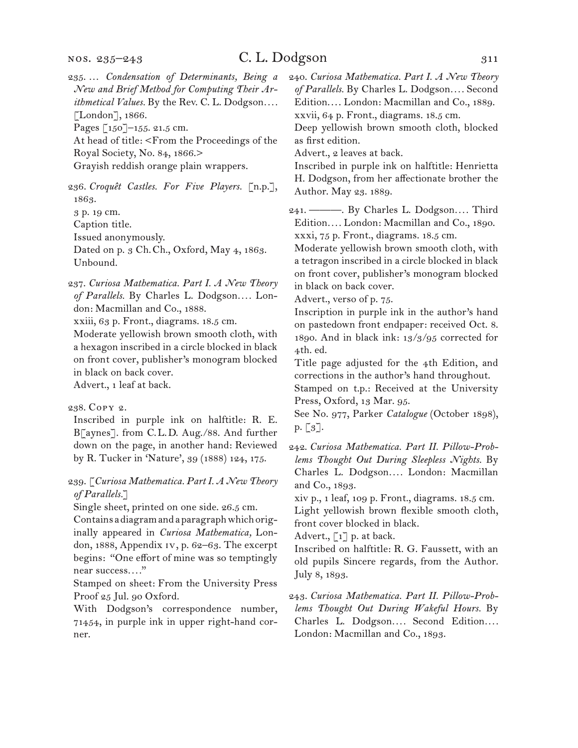235. … *Condensation of Determinants, Being a New and Brief Method for Computing Their Arithmetical Values.* By the Rev. C. L. Dodgson.… [London], 1866.
Pages [150]–155. 21.5 cm.
At head of title: <From the Proceedings of the Royal Society, No. 84, 1866.>
Grayish reddish orange plain wrappers.

236. *Croquêt Castles. For Five Players.* [n.p.], 1863.
3 p. 19 cm.
Caption title.
Issued anonymously.
Dated on p. 3 Ch. Ch., Oxford, May 4, 1863.
Unbound.

237. *Curiosa Mathematica. Part I. A New Theory of Parallels.* By Charles L. Dodgson.… London: Macmillan and Co., 1888.
xxiii, 63 p. Front., diagrams. 18.5 cm.
Moderate yellowish brown smooth cloth, with a hexagon inscribed in a circle blocked in black on front cover, publisher's monogram blocked in black on back cover.
Advert., 1 leaf at back.

238. Copy 2.
Inscribed in purple ink on halftitle: R. E. B[aynes]. from C. L. D. Aug./88. And further down on the page, in another hand: Reviewed by R. Tucker in 'Nature', 39 (1888) 124, 175.

239. [*Curiosa Mathematica. Part I. A New Theory of Parallels.*]
Single sheet, printed on one side. 26.5 cm.
Contains a diagram and a paragraph which originally appeared in *Curiosa Mathematica,* London, 1888, Appendix iv, p. 62–63. The excerpt begins: "One effort of mine was so temptingly near success.…"
Stamped on sheet: From the University Press Proof 25 Jul. 90 Oxford.
With Dodgson's correspondence number, 71454, in purple ink in upper right-hand corner.

240. *Curiosa Mathematica. Part I. A New Theory of Parallels.* By Charles L. Dodgson.… Second Edition.… London: Macmillan and Co., 1889.
xxvii, 64 p. Front., diagrams. 18.5 cm.
Deep yellowish brown smooth cloth, blocked as first edition.
Advert., 2 leaves at back.
Inscribed in purple ink on halftitle: Henrietta H. Dodgson, from her affectionate brother the Author. May 23. 1889.

241. ———. By Charles L. Dodgson.… Third Edition.… London: Macmillan and Co., 1890.
xxxi, 75 p. Front., diagrams. 18.5 cm.
Moderate yellowish brown smooth cloth, with a tetragon inscribed in a circle blocked in black on front cover, publisher's monogram blocked in black on back cover.
Advert., verso of p. 75.
Inscription in purple ink in the author's hand on pastedown front endpaper: received Oct. 8. 1890. And in black ink: 13/3/95 corrected for 4th. ed.
Title page adjusted for the 4th Edition, and corrections in the author's hand throughout.
Stamped on t.p.: Received at the University Press, Oxford, 13 Mar. 95.
See No. 977, Parker *Catalogue* (October 1898), p. [3].

242. *Curiosa Mathematica. Part II. Pillow-Problems Thought Out During Sleepless Nights.* By Charles L. Dodgson.… London: Macmillan and Co., 1893.
xiv p., 1 leaf, 109 p. Front., diagrams. 18.5 cm.
Light yellowish brown flexible smooth cloth, front cover blocked in black.
Advert., [1] p. at back.
Inscribed on halftitle: R. G. Faussett, with an old pupils Sincere regards, from the Author. July 8, 1893.

243. *Curiosa Mathematica. Part II. Pillow-Problems Thought Out During Wakeful Hours.* By Charles L. Dodgson.… Second Edition.… London: Macmillan and Co., 1893.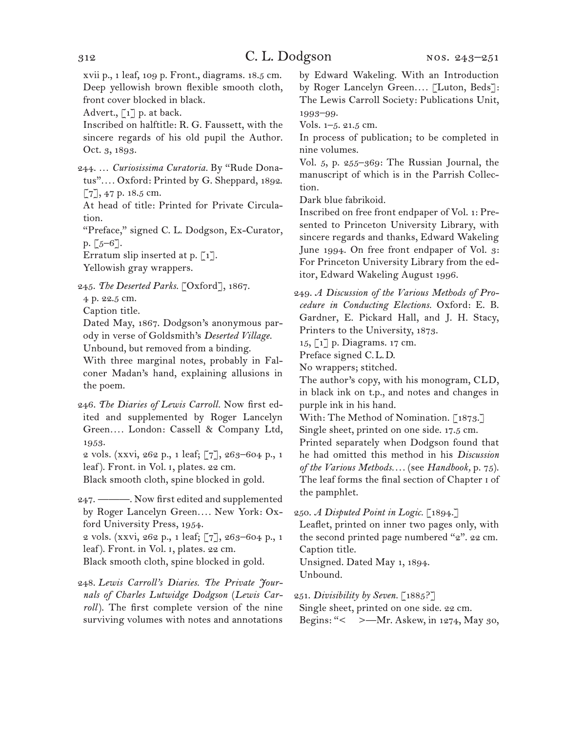xvii p., 1 leaf, 109 p. Front., diagrams. 18.5 cm.
Deep yellowish brown flexible smooth cloth, front cover blocked in black.
Advert., [1] p. at back.
Inscribed on halftitle: R. G. Faussett, with the sincere regards of his old pupil the Author. Oct. 3, 1893.

244. … *Curiosissima Curatoria.* By "Rude Donatus"…. Oxford: Printed by G. Sheppard, 1892.
[7], 47 p. 18.5 cm.
At head of title: Printed for Private Circulation.
"Preface," signed C. L. Dodgson, Ex-Curator, p. [5–6].
Erratum slip inserted at p. [1].
Yellowish gray wrappers.

245. *The Deserted Parks.* [Oxford], 1867.
4 p. 22.5 cm.
Caption title.
Dated May, 1867. Dodgson's anonymous parody in verse of Goldsmith's *Deserted Village.*
Unbound, but removed from a binding.
With three marginal notes, probably in Falconer Madan's hand, explaining allusions in the poem.

246. *The Diaries of Lewis Carroll.* Now first edited and supplemented by Roger Lancelyn Green…. London: Cassell & Company Ltd, 1953.
2 vols. (xxvi, 262 p., 1 leaf; [7], 263–604 p., 1 leaf). Front. in Vol. 1, plates. 22 cm.
Black smooth cloth, spine blocked in gold.

247. ———. Now first edited and supplemented by Roger Lancelyn Green…. New York: Oxford University Press, 1954.
2 vols. (xxvi, 262 p., 1 leaf; [7], 263–604 p., 1 leaf). Front. in Vol. 1, plates. 22 cm.
Black smooth cloth, spine blocked in gold.

248. *Lewis Carroll's Diaries. The Private Journals of Charles Lutwidge Dodgson* (*Lewis Carroll*). The first complete version of the nine surviving volumes with notes and annotations by Edward Wakeling. With an Introduction by Roger Lancelyn Green…. [Luton, Beds]: The Lewis Carroll Society: Publications Unit, 1993–99.
Vols. 1–5. 21.5 cm.
In process of publication; to be completed in nine volumes.
Vol. 5, p. 255–369: The Russian Journal, the manuscript of which is in the Parrish Collection.
Dark blue fabrikoid.
Inscribed on free front endpaper of Vol. 1: Presented to Princeton University Library, with sincere regards and thanks, Edward Wakeling June 1994. On free front endpaper of Vol. 3: For Princeton University Library from the editor, Edward Wakeling August 1996.

249. *A Discussion of the Various Methods of Procedure in Conducting Elections.* Oxford: E. B. Gardner, E. Pickard Hall, and J. H. Stacy, Printers to the University, 1873.
15, [1] p. Diagrams. 17 cm.
Preface signed C. L. D.
No wrappers; stitched.
The author's copy, with his monogram, CLD, in black ink on t.p., and notes and changes in purple ink in his hand.
With: The Method of Nomination. [1873.]
Single sheet, printed on one side. 17.5 cm.
Printed separately when Dodgson found that he had omitted this method in his *Discussion of the Various Methods….* (see *Handbook,* p. 75). The leaf forms the final section of Chapter 1 of the pamphlet.

250. *A Disputed Point in Logic.* [1894.]
Leaflet, printed on inner two pages only, with the second printed page numbered "2". 22 cm.
Caption title.
Unsigned. Dated May 1, 1894.
Unbound.

251. *Divisibility by Seven.* [1885?]
Single sheet, printed on one side. 22 cm.
Begins: "< >—Mr. Askew, in 1274, May 30,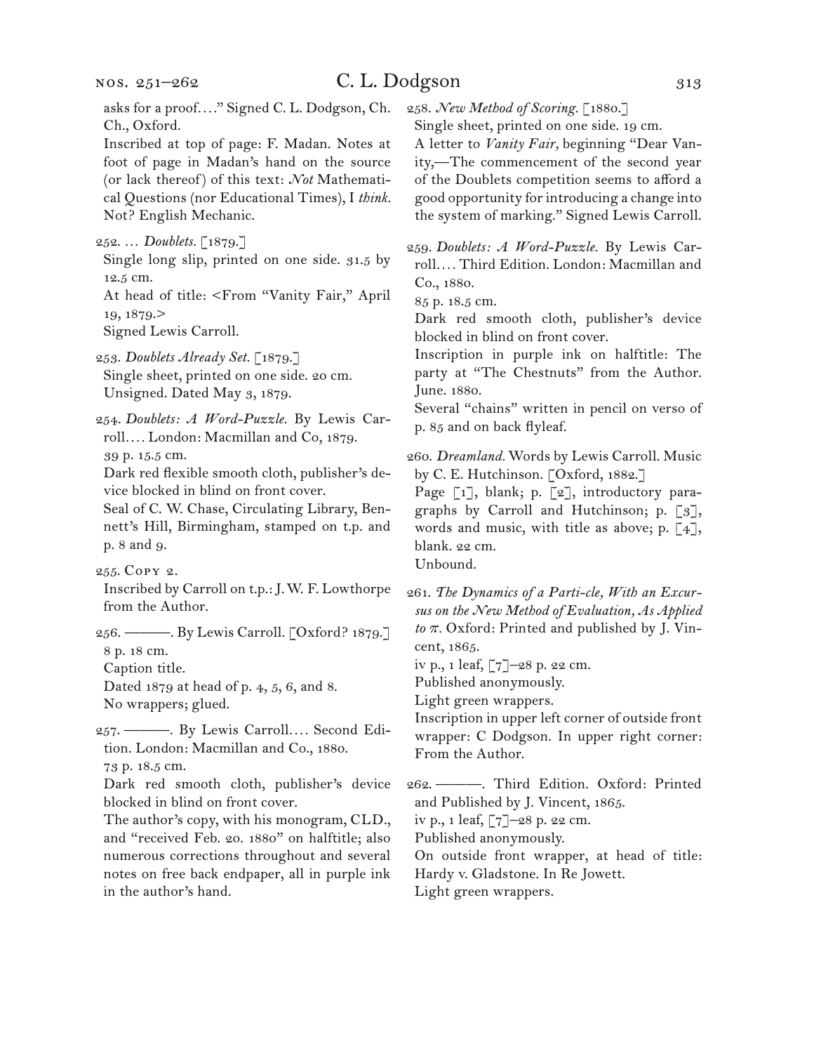asks for a proof. . . .” Signed C. L. Dodgson, Ch. Ch., Oxford.

Inscribed at top of page: F. Madan. Notes at foot of page in Madan’s hand on the source (or lack thereof) of this text: *Not* Mathematical Questions (nor Educational Times), I *think*. Not? English Mechanic.

252. . . . *Doublets.* [1879.]
Single long slip, printed on one side. 31.5 by 12.5 cm.
At head of title: <From “Vanity Fair,” April 19, 1879.>
Signed Lewis Carroll.

253. *Doublets Already Set.* [1879.]
Single sheet, printed on one side. 20 cm.
Unsigned. Dated May 3, 1879.

254. *Doublets: A Word-Puzzle.* By Lewis Carroll. . . . London: Macmillan and Co, 1879.
39 p. 15.5 cm.
Dark red flexible smooth cloth, publisher’s device blocked in blind on front cover.
Seal of C. W. Chase, Circulating Library, Bennett’s Hill, Birmingham, stamped on t.p. and p. 8 and 9.

255. Copy 2.
Inscribed by Carroll on t.p.: J. W. F. Lowthorpe from the Author.

256. ———. By Lewis Carroll. [Oxford? 1879.]
8 p. 18 cm.
Caption title.
Dated 1879 at head of p. 4, 5, 6, and 8.
No wrappers; glued.

257. ———. By Lewis Carroll. . . . Second Edition. London: Macmillan and Co., 1880.
73 p. 18.5 cm.
Dark red smooth cloth, publisher’s device blocked in blind on front cover.
The author’s copy, with his monogram, CLD., and “received Feb. 20. 1880” on halftitle; also numerous corrections throughout and several notes on free back endpaper, all in purple ink in the author’s hand.

258. *New Method of Scoring.* [1880.]
Single sheet, printed on one side. 19 cm.
A letter to *Vanity Fair,* beginning “Dear Vanity,—The commencement of the second year of the Doublets competition seems to afford a good opportunity for introducing a change into the system of marking.” Signed Lewis Carroll.

259. *Doublets: A Word-Puzzle.* By Lewis Carroll. . . . Third Edition. London: Macmillan and Co., 1880.
85 p. 18.5 cm.
Dark red smooth cloth, publisher’s device blocked in blind on front cover.
Inscription in purple ink on halftitle: The party at “The Chestnuts” from the Author. June. 1880.
Several “chains” written in pencil on verso of p. 85 and on back flyleaf.

260. *Dreamland.* Words by Lewis Carroll. Music by C. E. Hutchinson. [Oxford, 1882.]
Page [1], blank; p. [2], introductory paragraphs by Carroll and Hutchinson; p. [3], words and music, with title as above; p. [4], blank. 22 cm.
Unbound.

261. *The Dynamics of a Parti-cle, With an Excursus on the New Method of Evaluation, As Applied to π.* Oxford: Printed and published by J. Vincent, 1865.
iv p., 1 leaf, [7]–28 p. 22 cm.
Published anonymously.
Light green wrappers.
Inscription in upper left corner of outside front wrapper: C Dodgson. In upper right corner: From the Author.

262. ———. Third Edition. Oxford: Printed and Published by J. Vincent, 1865.
iv p., 1 leaf, [7]–28 p. 22 cm.
Published anonymously.
On outside front wrapper, at head of title: Hardy v. Gladstone. In Re Jowett.
Light green wrappers.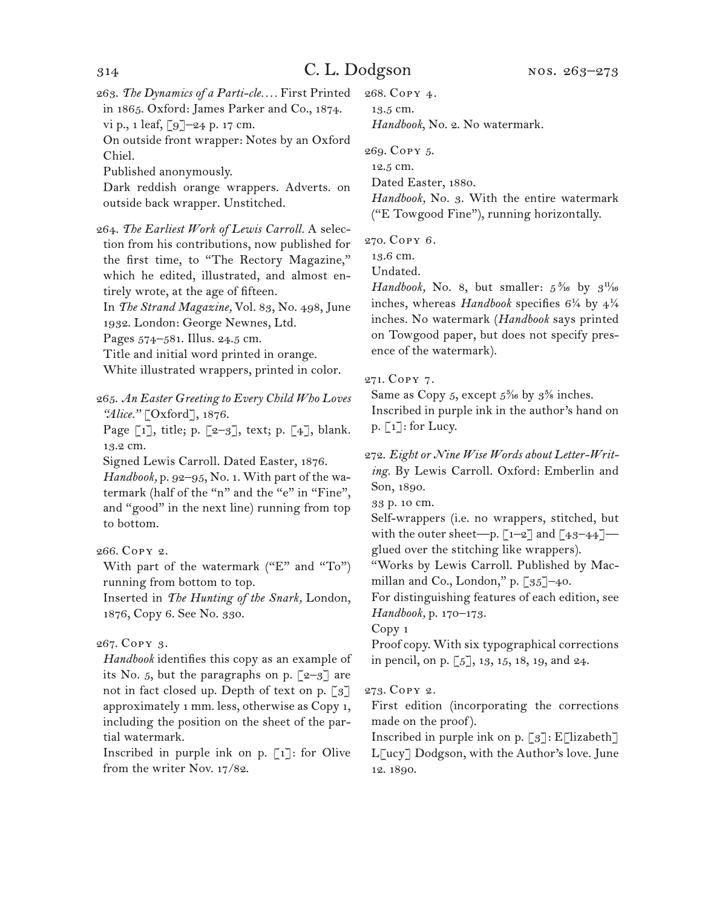263. *The Dynamics of a Parti-cle. . . .* First Printed in 1865. Oxford: James Parker and Co., 1874.
vi p., 1 leaf, [9]–24 p. 17 cm.
On outside front wrapper: Notes by an Oxford Chiel.
Published anonymously.
Dark reddish orange wrappers. Adverts. on outside back wrapper. Unstitched.

264. *The Earliest Work of Lewis Carroll.* A selection from his contributions, now published for the first time, to "The Rectory Magazine," which he edited, illustrated, and almost entirely wrote, at the age of fifteen.
In *The Strand Magazine,* Vol. 83, No. 498, June 1932. London: George Newnes, Ltd.
Pages 574–581. Illus. 24.5 cm.
Title and initial word printed in orange.
White illustrated wrappers, printed in color.

265. *An Easter Greeting to Every Child Who Loves "Alice."* [Oxford], 1876.
Page [1], title; p. [2–3], text; p. [4], blank. 13.2 cm.
Signed Lewis Carroll. Dated Easter, 1876.
*Handbook,* p. 92–95, No. 1. With part of the watermark (half of the "n" and the "e" in "Fine", and "good" in the next line) running from top to bottom.

266. Copy 2.
With part of the watermark ("E" and "To") running from bottom to top.
Inserted in *The Hunting of the Snark,* London, 1876, Copy 6. See No. 330.

267. Copy 3.
*Handbook* identifies this copy as an example of its No. 5, but the paragraphs on p. [2–3] are not in fact closed up. Depth of text on p. [3] approximately 1 mm. less, otherwise as Copy 1, including the position on the sheet of the partial watermark.
Inscribed in purple ink on p. [1]: for Olive from the writer Nov. 17/82.

268. Copy 4.
13.5 cm.
*Handbook,* No. 2. No watermark.

269. Copy 5.
12.5 cm.
Dated Easter, 1880.
*Handbook,* No. 3. With the entire watermark ("E Towgood Fine"), running horizontally.

270. Copy 6.
13.6 cm.
Undated.
*Handbook,* No. 8, but smaller: 5 5/16 by 3 11/16 inches, whereas *Handbook* specifies 6¼ by 4¼ inches. No watermark (*Handbook* says printed on Towgood paper, but does not specify presence of the watermark).

271. Copy 7.
Same as Copy 5, except 5 5/16 by 3⅝ inches.
Inscribed in purple ink in the author's hand on p. [1]: for Lucy.

272. *Eight or Nine Wise Words about Letter-Writing.* By Lewis Carroll. Oxford: Emberlin and Son, 1890.
33 p. 10 cm.
Self-wrappers (i.e. no wrappers, stitched, but with the outer sheet—p. [1–2] and [43–44]—glued over the stitching like wrappers).
"Works by Lewis Carroll. Published by Macmillan and Co., London," p. [35]–40.
For distinguishing features of each edition, see *Handbook,* p. 170–173.
Copy 1
Proof copy. With six typographical corrections in pencil, on p. [5], 13, 15, 18, 19, and 24.

273. Copy 2.
First edition (incorporating the corrections made on the proof).
Inscribed in purple ink on p. [3]: E[lizabeth] L[ucy] Dodgson, with the Author's love. June 12. 1890.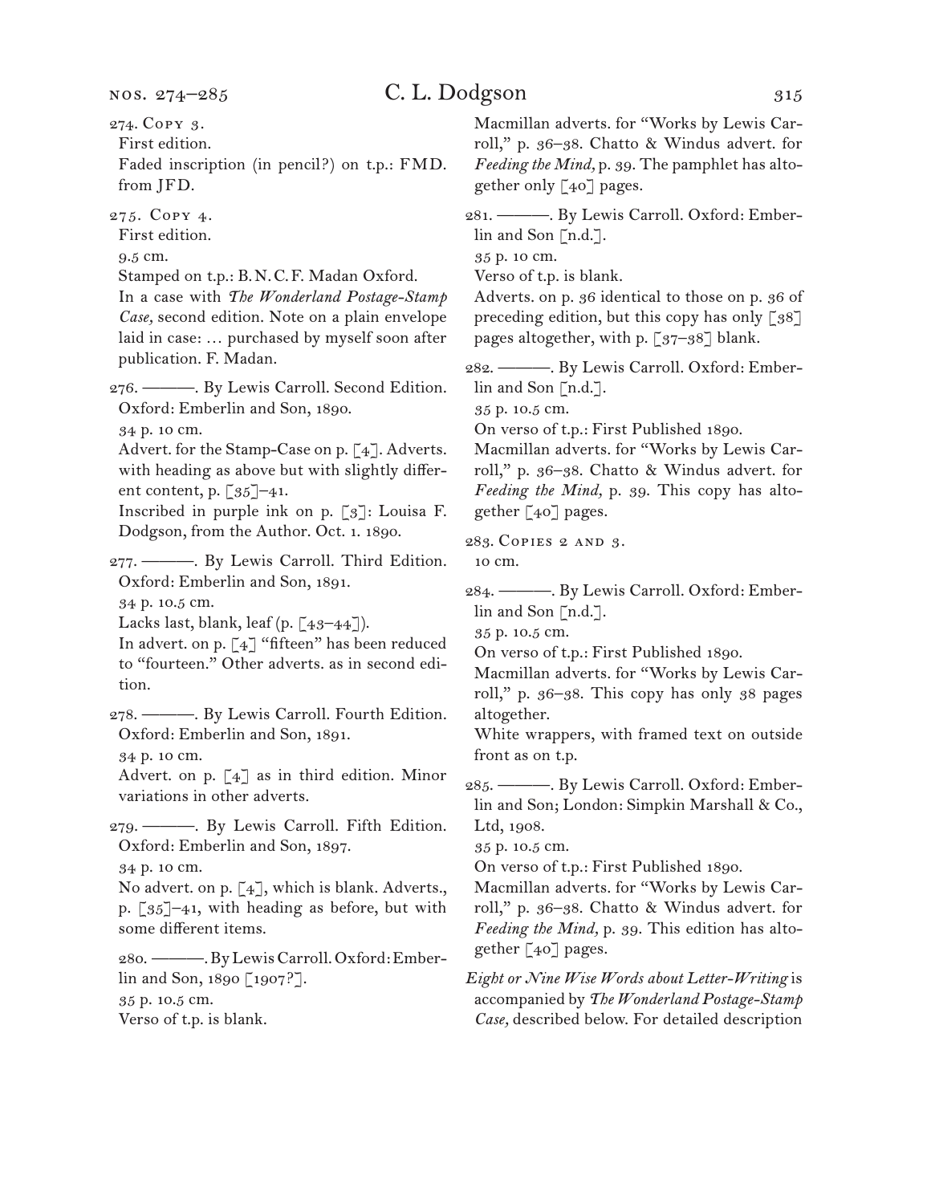274. Copy 3.
First edition.
Faded inscription (in pencil?) on t.p.: FMD. from JFD.

275. Copy 4.
First edition.
9.5 cm.
Stamped on t.p.: B. N. C. F. Madan Oxford.
In a case with *The Wonderland Postage-Stamp Case,* second edition. Note on a plain envelope laid in case: … purchased by myself soon after publication. F. Madan.

276. ———. By Lewis Carroll. Second Edition. Oxford: Emberlin and Son, 1890.
34 p. 10 cm.
Advert. for the Stamp-Case on p. [4]. Adverts. with heading as above but with slightly different content, p. [35]–41.
Inscribed in purple ink on p. [3]: Louisa F. Dodgson, from the Author. Oct. 1. 1890.

277. ———. By Lewis Carroll. Third Edition. Oxford: Emberlin and Son, 1891.
34 p. 10.5 cm.
Lacks last, blank, leaf (p. [43–44]).
In advert. on p. [4] "fifteen" has been reduced to "fourteen." Other adverts. as in second edition.

278. ———. By Lewis Carroll. Fourth Edition. Oxford: Emberlin and Son, 1891.
34 p. 10 cm.
Advert. on p. [4] as in third edition. Minor variations in other adverts.

279. ———. By Lewis Carroll. Fifth Edition. Oxford: Emberlin and Son, 1897.
34 p. 10 cm.
No advert. on p. [4], which is blank. Adverts., p. [35]–41, with heading as before, but with some different items.

280. ———. By Lewis Carroll. Oxford: Emberlin and Son, 1890 [1907?].
35 p. 10.5 cm.
Verso of t.p. is blank.
Macmillan adverts. for "Works by Lewis Carroll," p. 36–38. Chatto & Windus advert. for *Feeding the Mind,* p. 39. The pamphlet has altogether only [40] pages.

281. ———. By Lewis Carroll. Oxford: Emberlin and Son [n.d.].
35 p. 10 cm.
Verso of t.p. is blank.
Adverts. on p. 36 identical to those on p. 36 of preceding edition, but this copy has only [38] pages altogether, with p. [37–38] blank.

282. ———. By Lewis Carroll. Oxford: Emberlin and Son [n.d.].
35 p. 10.5 cm.
On verso of t.p.: First Published 1890.
Macmillan adverts. for "Works by Lewis Carroll," p. 36–38. Chatto & Windus advert. for *Feeding the Mind,* p. 39. This copy has altogether [40] pages.

283. Copies 2 and 3.
10 cm.

284. ———. By Lewis Carroll. Oxford: Emberlin and Son [n.d.].
35 p. 10.5 cm.
On verso of t.p.: First Published 1890.
Macmillan adverts. for "Works by Lewis Carroll," p. 36–38. This copy has only 38 pages altogether.
White wrappers, with framed text on outside front as on t.p.

285. ———. By Lewis Carroll. Oxford: Emberlin and Son; London: Simpkin Marshall & Co., Ltd, 1908.
35 p. 10.5 cm.
On verso of t.p.: First Published 1890.
Macmillan adverts. for "Works by Lewis Carroll," p. 36–38. Chatto & Windus advert. for *Feeding the Mind,* p. 39. This edition has altogether [40] pages.

*Eight or Nine Wise Words about Letter-Writing* is accompanied by *The Wonderland Postage-Stamp Case,* described below. For detailed description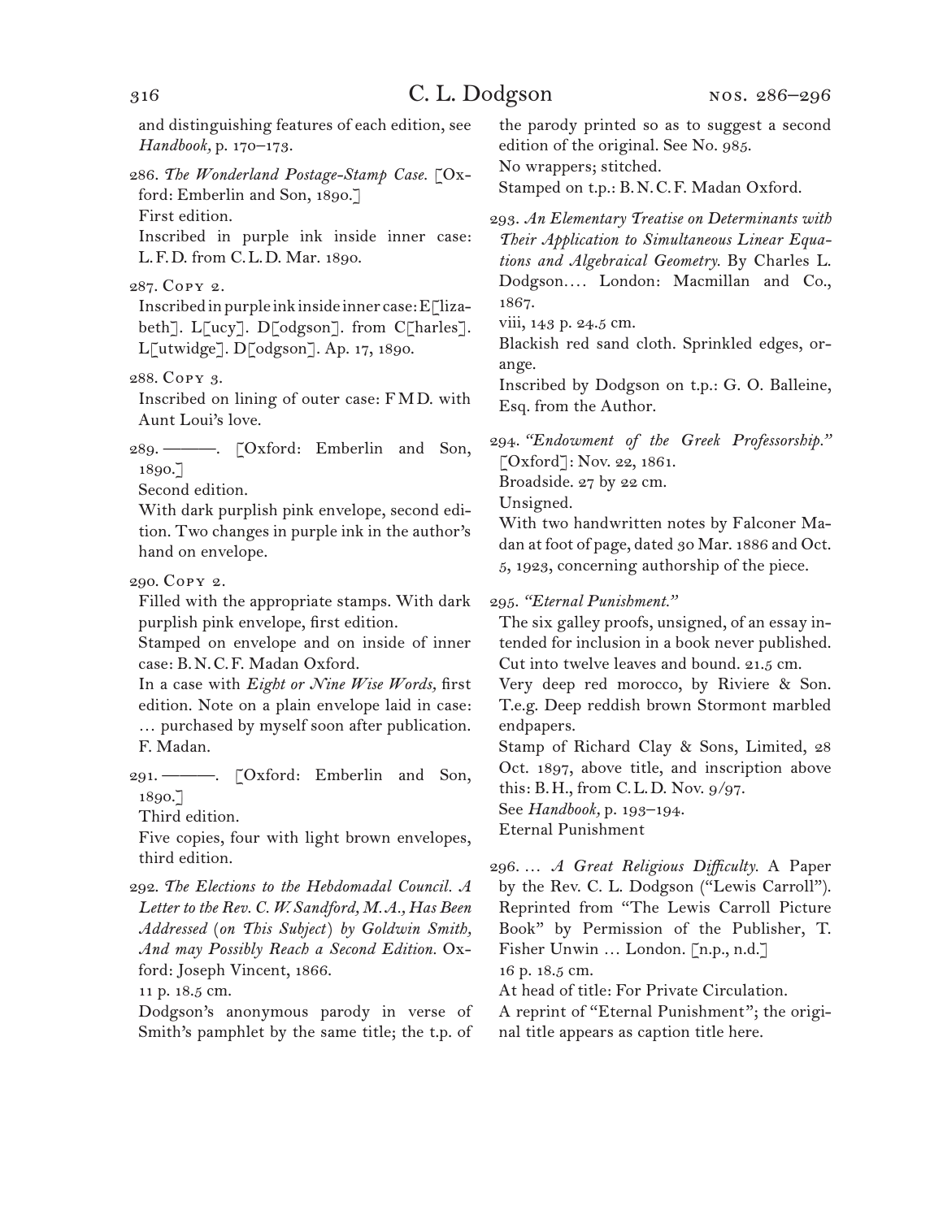and distinguishing features of each edition, see *Handbook,* p. 170–173.

286. *The Wonderland Postage-Stamp Case.* [Oxford: Emberlin and Son, 1890.]
First edition.
Inscribed in purple ink inside inner case: L. F. D. from C. L. D. Mar. 1890.

287. Copy 2.
Inscribed in purple ink inside inner case: E[lizabeth]. L[ucy]. D[odgson]. from C[harles]. L[utwidge]. D[odgson]. Ap. 17, 1890.

288. Copy 3.
Inscribed on lining of outer case: F M D. with Aunt Loui's love.

289. ———. [Oxford: Emberlin and Son, 1890.]
Second edition.
With dark purplish pink envelope, second edition. Two changes in purple ink in the author's hand on envelope.

290. Copy 2.
Filled with the appropriate stamps. With dark purplish pink envelope, first edition.
Stamped on envelope and on inside of inner case: B. N. C. F. Madan Oxford.
In a case with *Eight or Nine Wise Words,* first edition. Note on a plain envelope laid in case: … purchased by myself soon after publication. F. Madan.

291. ———. [Oxford: Emberlin and Son, 1890.]
Third edition.
Five copies, four with light brown envelopes, third edition.

292. *The Elections to the Hebdomadal Council. A Letter to the Rev. C. W. Sandford, M.A., Has Been Addressed (on This Subject) by Goldwin Smith, And may Possibly Reach a Second Edition.* Oxford: Joseph Vincent, 1866.
11 p. 18.5 cm.
Dodgson's anonymous parody in verse of Smith's pamphlet by the same title; the t.p. of the parody printed so as to suggest a second edition of the original. See No. 985.
No wrappers; stitched.
Stamped on t.p.: B. N. C. F. Madan Oxford.

293. *An Elementary Treatise on Determinants with Their Application to Simultaneous Linear Equations and Algebraical Geometry.* By Charles L. Dodgson.… London: Macmillan and Co., 1867.
viii, 143 p. 24.5 cm.
Blackish red sand cloth. Sprinkled edges, orange.
Inscribed by Dodgson on t.p.: G. O. Balleine, Esq. from the Author.

294. *"Endowment of the Greek Professorship."* [Oxford]: Nov. 22, 1861.
Broadside. 27 by 22 cm.
Unsigned.
With two handwritten notes by Falconer Madan at foot of page, dated 30 Mar. 1886 and Oct. 5, 1923, concerning authorship of the piece.

295. *"Eternal Punishment."*
The six galley proofs, unsigned, of an essay intended for inclusion in a book never published. Cut into twelve leaves and bound. 21.5 cm.
Very deep red morocco, by Riviere & Son. T.e.g. Deep reddish brown Stormont marbled endpapers.
Stamp of Richard Clay & Sons, Limited, 28 Oct. 1897, above title, and inscription above this: B. H., from C. L. D. Nov. 9/97.
See *Handbook,* p. 193–194.
Eternal Punishment

296. … *A Great Religious Difficulty.* A Paper by the Rev. C. L. Dodgson ("Lewis Carroll"). Reprinted from "The Lewis Carroll Picture Book" by Permission of the Publisher, T. Fisher Unwin … London. [n.p., n.d.]
16 p. 18.5 cm.
At head of title: For Private Circulation.
A reprint of "Eternal Punishment"; the original title appears as caption title here.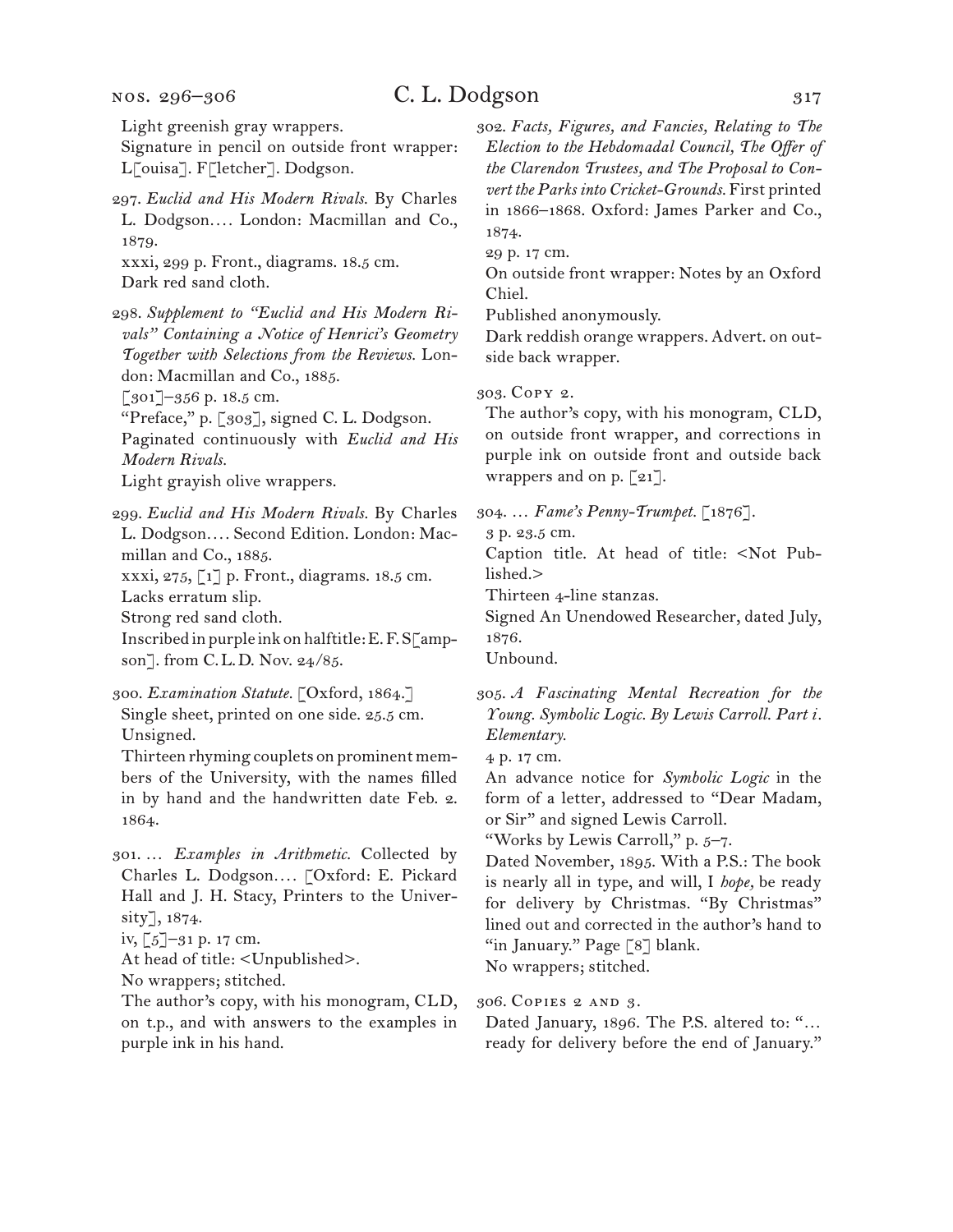Light greenish gray wrappers.
Signature in pencil on outside front wrapper: L[ouisa]. F[letcher]. Dodgson.

297. *Euclid and His Modern Rivals.* By Charles L. Dodgson.... London: Macmillan and Co., 1879.
xxxi, 299 p. Front., diagrams. 18.5 cm.
Dark red sand cloth.

298. *Supplement to "Euclid and His Modern Rivals" Containing a Notice of Henrici's Geometry Together with Selections from the Reviews.* London: Macmillan and Co., 1885.
[301]–356 p. 18.5 cm.
"Preface," p. [303], signed C. L. Dodgson.
Paginated continuously with *Euclid and His Modern Rivals.*
Light grayish olive wrappers.

299. *Euclid and His Modern Rivals.* By Charles L. Dodgson.... Second Edition. London: Macmillan and Co., 1885.
xxxi, 275, [1] p. Front., diagrams. 18.5 cm.
Lacks erratum slip.
Strong red sand cloth.
Inscribed in purple ink on halftitle: E. F. S[ampson]. from C. L. D. Nov. 24/85.

300. *Examination Statute.* [Oxford, 1864.]
Single sheet, printed on one side. 25.5 cm.
Unsigned.
Thirteen rhyming couplets on prominent members of the University, with the names filled in by hand and the handwritten date Feb. 2. 1864.

301. ... *Examples in Arithmetic.* Collected by Charles L. Dodgson.... [Oxford: E. Pickard Hall and J. H. Stacy, Printers to the University], 1874.
iv, [5]–31 p. 17 cm.
At head of title: <Unpublished>.
No wrappers; stitched.
The author's copy, with his monogram, CLD, on t.p., and with answers to the examples in purple ink in his hand.

302. *Facts, Figures, and Fancies, Relating to The Election to the Hebdomadal Council, The Offer of the Clarendon Trustees, and The Proposal to Convert the Parks into Cricket-Grounds.* First printed in 1866–1868. Oxford: James Parker and Co., 1874.
29 p. 17 cm.
On outside front wrapper: Notes by an Oxford Chiel.
Published anonymously.
Dark reddish orange wrappers. Advert. on outside back wrapper.

303. Copy 2.
The author's copy, with his monogram, CLD, on outside front wrapper, and corrections in purple ink on outside front and outside back wrappers and on p. [21].

304. ... *Fame's Penny-Trumpet.* [1876].
3 p. 23.5 cm.
Caption title. At head of title: <Not Published.>
Thirteen 4-line stanzas.
Signed An Unendowed Researcher, dated July, 1876.
Unbound.

305. *A Fascinating Mental Recreation for the Young. Symbolic Logic. By Lewis Carroll. Part i. Elementary.*
4 p. 17 cm.
An advance notice for *Symbolic Logic* in the form of a letter, addressed to "Dear Madam, or Sir" and signed Lewis Carroll.
"Works by Lewis Carroll," p. 5–7.
Dated November, 1895. With a P.S.: The book is nearly all in type, and will, I *hope,* be ready for delivery by Christmas. "By Christmas" lined out and corrected in the author's hand to "in January." Page [8] blank.
No wrappers; stitched.

306. Copies 2 and 3.
Dated January, 1896. The P.S. altered to: "... ready for delivery before the end of January."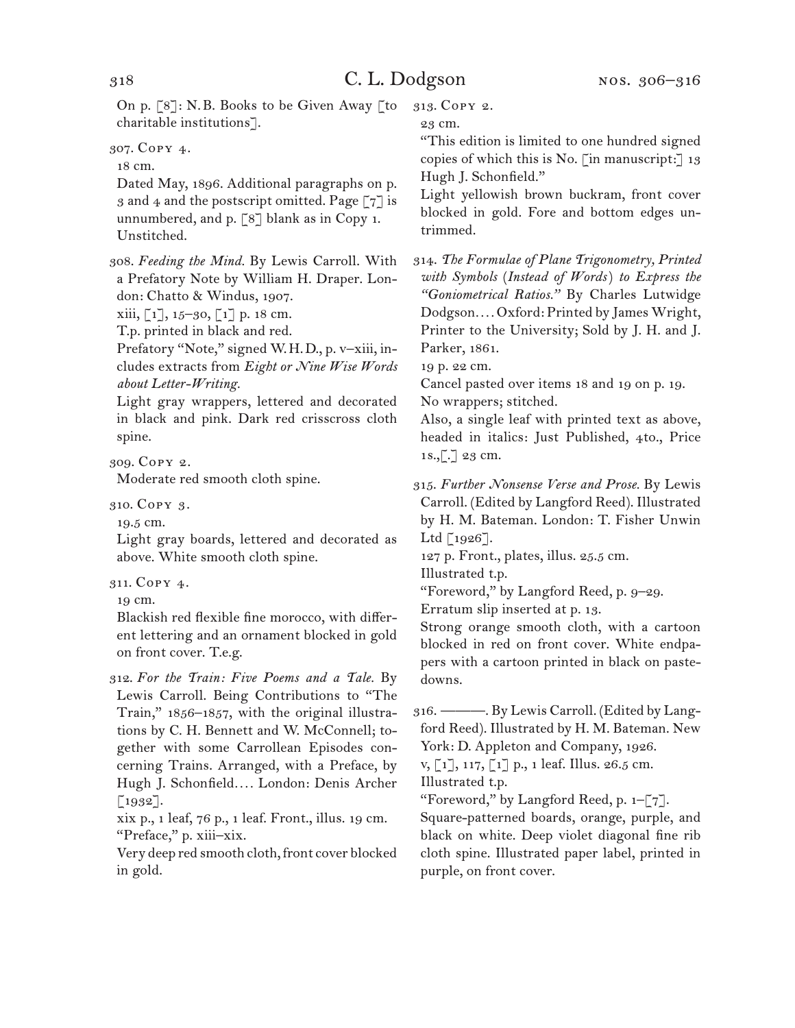On p. [8]: N.B. Books to be Given Away [to charitable institutions].

307. Copy 4.
18 cm.
Dated May, 1896. Additional paragraphs on p. 3 and 4 and the postscript omitted. Page [7] is unnumbered, and p. [8] blank as in Copy 1.
Unstitched.

308. *Feeding the Mind.* By Lewis Carroll. With a Prefatory Note by William H. Draper. London: Chatto & Windus, 1907.
xiii, [1], 15–30, [1] p. 18 cm.
T.p. printed in black and red.
Prefatory "Note," signed W.H.D., p. v–xiii, includes extracts from *Eight or Nine Wise Words about Letter-Writing.*
Light gray wrappers, lettered and decorated in black and pink. Dark red crisscross cloth spine.

309. Copy 2.
Moderate red smooth cloth spine.

310. Copy 3.
19.5 cm.
Light gray boards, lettered and decorated as above. White smooth cloth spine.

311. Copy 4.
19 cm.
Blackish red flexible fine morocco, with different lettering and an ornament blocked in gold on front cover. T.e.g.

312. *For the Train: Five Poems and a Tale.* By Lewis Carroll. Being Contributions to "The Train," 1856–1857, with the original illustrations by C. H. Bennett and W. McConnell; together with some Carrollean Episodes concerning Trains. Arranged, with a Preface, by Hugh J. Schonfield.... London: Denis Archer [1932].
xix p., 1 leaf, 76 p., 1 leaf. Front., illus. 19 cm.
"Preface," p. xiii–xix.
Very deep red smooth cloth, front cover blocked in gold.

313. Copy 2.
23 cm.
"This edition is limited to one hundred signed copies of which this is No. [in manuscript:] 13 Hugh J. Schonfield."
Light yellowish brown buckram, front cover blocked in gold. Fore and bottom edges untrimmed.

314. *The Formulae of Plane Trigonometry, Printed with Symbols (Instead of Words) to Express the "Goniometrical Ratios."* By Charles Lutwidge Dodgson.... Oxford: Printed by James Wright, Printer to the University; Sold by J. H. and J. Parker, 1861.
19 p. 22 cm.
Cancel pasted over items 18 and 19 on p. 19.
No wrappers; stitched.
Also, a single leaf with printed text as above, headed in italics: Just Published, 4to., Price 1s.,[.] 23 cm.

315. *Further Nonsense Verse and Prose.* By Lewis Carroll. (Edited by Langford Reed). Illustrated by H. M. Bateman. London: T. Fisher Unwin Ltd [1926].
127 p. Front., plates, illus. 25.5 cm.
Illustrated t.p.
"Foreword," by Langford Reed, p. 9–29.
Erratum slip inserted at p. 13.
Strong orange smooth cloth, with a cartoon blocked in red on front cover. White endpapers with a cartoon printed in black on pastedowns.

316. ———. By Lewis Carroll. (Edited by Langford Reed). Illustrated by H. M. Bateman. New York: D. Appleton and Company, 1926.
v, [1], 117, [1] p., 1 leaf. Illus. 26.5 cm.
Illustrated t.p.
"Foreword," by Langford Reed, p. 1–[7].
Square-patterned boards, orange, purple, and black on white. Deep violet diagonal fine rib cloth spine. Illustrated paper label, printed in purple, on front cover.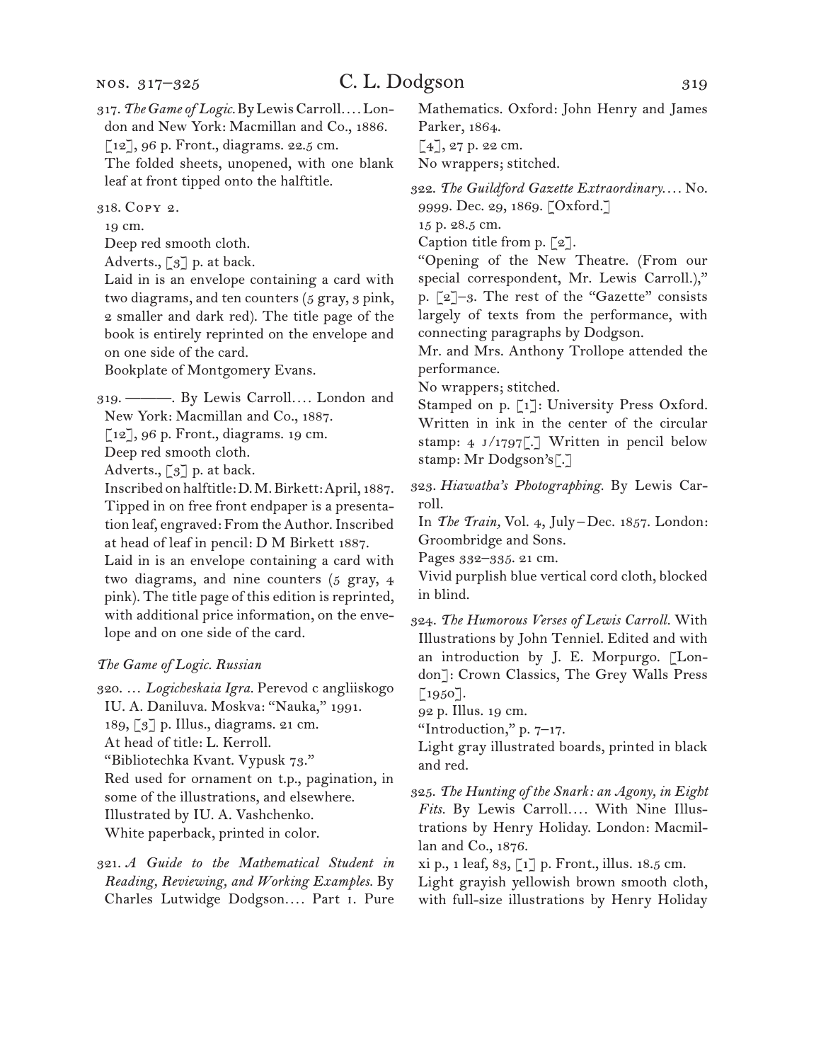317. *The Game of Logic.* By Lewis Carroll.... London and New York: Macmillan and Co., 1886.
[12], 96 p. Front., diagrams. 22.5 cm.
The folded sheets, unopened, with one blank leaf at front tipped onto the halftitle.

318. Copy 2.
19 cm.
Deep red smooth cloth.
Adverts., [3] p. at back.
Laid in is an envelope containing a card with two diagrams, and ten counters (5 gray, 3 pink, 2 smaller and dark red). The title page of the book is entirely reprinted on the envelope and on one side of the card.
Bookplate of Montgomery Evans.

319. ———. By Lewis Carroll.... London and New York: Macmillan and Co., 1887.
[12], 96 p. Front., diagrams. 19 cm.
Deep red smooth cloth.
Adverts., [3] p. at back.
Inscribed on halftitle: D. M. Birkett: April, 1887.
Tipped in on free front endpaper is a presentation leaf, engraved: From the Author. Inscribed at head of leaf in pencil: D M Birkett 1887.
Laid in is an envelope containing a card with two diagrams, and nine counters (5 gray, 4 pink). The title page of this edition is reprinted, with additional price information, on the envelope and on one side of the card.

*The Game of Logic. Russian*

320. ... *Logicheskaia Igra.* Perevod c angliiskogo IU. A. Daniluva. Moskva: "Nauka," 1991.
189, [3] p. Illus., diagrams. 21 cm.
At head of title: L. Kerroll.
"Bibliotechka Kvant. Vypusk 73."
Red used for ornament on t.p., pagination, in some of the illustrations, and elsewhere.
Illustrated by IU. A. Vashchenko.
White paperback, printed in color.

321. *A Guide to the Mathematical Student in Reading, Reviewing, and Working Examples.* By Charles Lutwidge Dodgson.... Part 1. Pure Mathematics. Oxford: John Henry and James Parker, 1864.
[4], 27 p. 22 cm.
No wrappers; stitched.

322. *The Guildford Gazette Extraordinary....* No. 9999. Dec. 29, 1869. [Oxford.]
15 p. 28.5 cm.
Caption title from p. [2].
"Opening of the New Theatre. (From our special correspondent, Mr. Lewis Carroll.)," p. [2]–3. The rest of the "Gazette" consists largely of texts from the performance, with connecting paragraphs by Dodgson.
Mr. and Mrs. Anthony Trollope attended the performance.
No wrappers; stitched.
Stamped on p. [1]: University Press Oxford. Written in ink in the center of the circular stamp: 4 J/1797[.] Written in pencil below stamp: Mr Dodgson's[.]

323. *Hiawatha's Photographing.* By Lewis Carroll.
In *The Train,* Vol. 4, July–Dec. 1857. London: Groombridge and Sons.
Pages 332–335. 21 cm.
Vivid purplish blue vertical cord cloth, blocked in blind.

324. *The Humorous Verses of Lewis Carroll.* With Illustrations by John Tenniel. Edited and with an introduction by J. E. Morpurgo. [London]: Crown Classics, The Grey Walls Press [1950].
92 p. Illus. 19 cm.
"Introduction," p. 7–17.
Light gray illustrated boards, printed in black and red.

325. *The Hunting of the Snark: an Agony, in Eight Fits.* By Lewis Carroll.... With Nine Illustrations by Henry Holiday. London: Macmillan and Co., 1876.
xi p., 1 leaf, 83, [1] p. Front., illus. 18.5 cm.
Light grayish yellowish brown smooth cloth, with full-size illustrations by Henry Holiday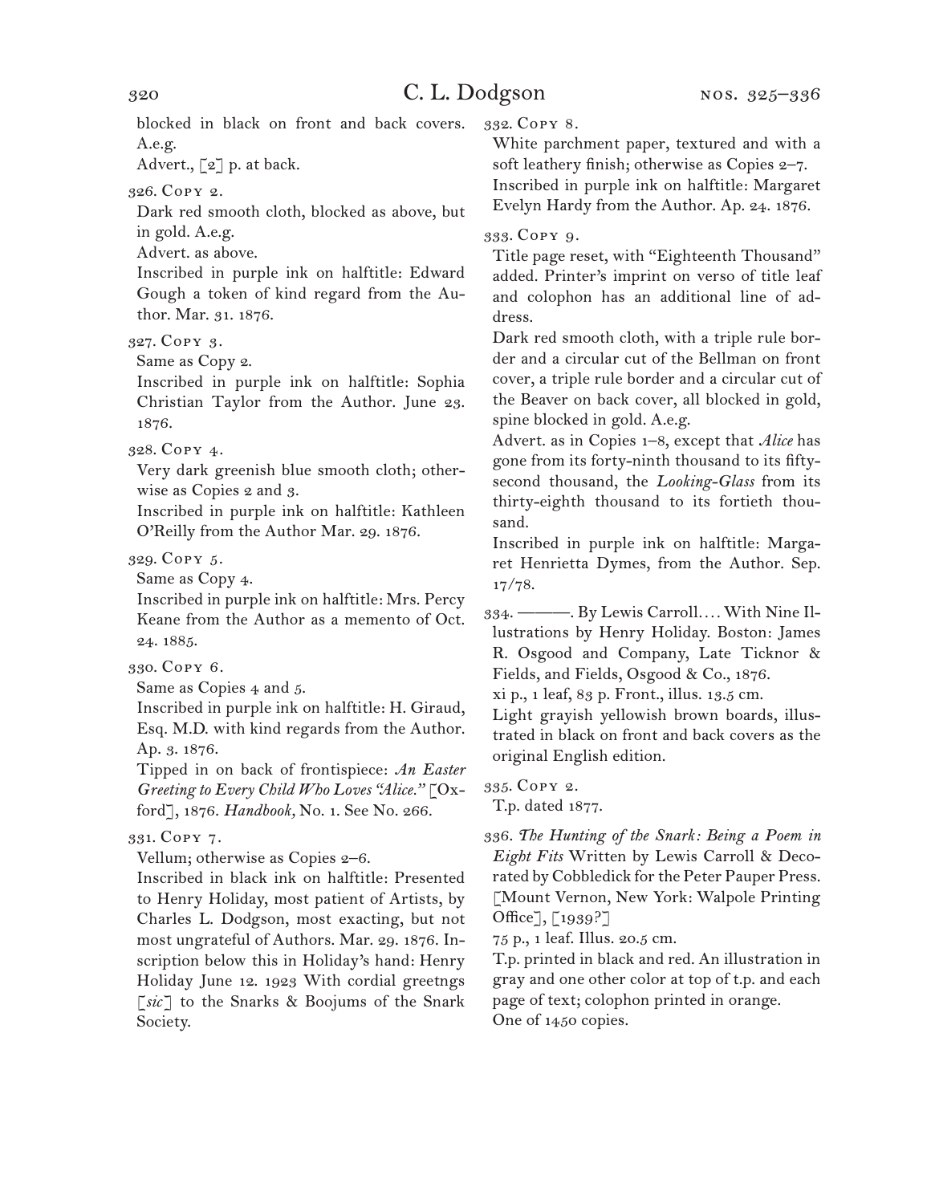blocked in black on front and back covers. A.e.g.

Advert., [2] p. at back.

326. Copy 2.

Dark red smooth cloth, blocked as above, but in gold. A.e.g.

Advert. as above.

Inscribed in purple ink on halftitle: Edward Gough a token of kind regard from the Author. Mar. 31. 1876.

327. Copy 3.

Same as Copy 2.

Inscribed in purple ink on halftitle: Sophia Christian Taylor from the Author. June 23. 1876.

328. Copy 4.

Very dark greenish blue smooth cloth; otherwise as Copies 2 and 3.

Inscribed in purple ink on halftitle: Kathleen O'Reilly from the Author Mar. 29. 1876.

329. Copy 5.

Same as Copy 4.

Inscribed in purple ink on halftitle: Mrs. Percy Keane from the Author as a memento of Oct. 24. 1885.

330. Copy 6.

Same as Copies 4 and 5.

Inscribed in purple ink on halftitle: H. Giraud, Esq. M.D. with kind regards from the Author. Ap. 3. 1876.

Tipped in on back of frontispiece: *An Easter Greeting to Every Child Who Loves "Alice."* [Oxford], 1876. *Handbook,* No. 1. See No. 266.

331. Copy 7.

Vellum; otherwise as Copies 2–6.

Inscribed in black ink on halftitle: Presented to Henry Holiday, most patient of Artists, by Charles L. Dodgson, most exacting, but not most ungrateful of Authors. Mar. 29. 1876. Inscription below this in Holiday's hand: Henry Holiday June 12. 1923 With cordial greetngs [*sic*] to the Snarks & Boojums of the Snark Society.

332. Copy 8.

White parchment paper, textured and with a soft leathery finish; otherwise as Copies 2–7.

Inscribed in purple ink on halftitle: Margaret Evelyn Hardy from the Author. Ap. 24. 1876.

333. Copy 9.

Title page reset, with "Eighteenth Thousand" added. Printer's imprint on verso of title leaf and colophon has an additional line of address.

Dark red smooth cloth, with a triple rule border and a circular cut of the Bellman on front cover, a triple rule border and a circular cut of the Beaver on back cover, all blocked in gold, spine blocked in gold. A.e.g.

Advert. as in Copies 1–8, except that *Alice* has gone from its forty-ninth thousand to its fifty-second thousand, the *Looking-Glass* from its thirty-eighth thousand to its fortieth thousand.

Inscribed in purple ink on halftitle: Margaret Henrietta Dymes, from the Author. Sep. 17/78.

334. ———. By Lewis Carroll.... With Nine Illustrations by Henry Holiday. Boston: James R. Osgood and Company, Late Ticknor & Fields, and Fields, Osgood & Co., 1876.

xi p., 1 leaf, 83 p. Front., illus. 13.5 cm.

Light grayish yellowish brown boards, illustrated in black on front and back covers as the original English edition.

335. Copy 2.

T.p. dated 1877.

336. *The Hunting of the Snark: Being a Poem in Eight Fits* Written by Lewis Carroll & Decorated by Cobbledick for the Peter Pauper Press. [Mount Vernon, New York: Walpole Printing Office], [1939?]

75 p., 1 leaf. Illus. 20.5 cm.

T.p. printed in black and red. An illustration in gray and one other color at top of t.p. and each page of text; colophon printed in orange.

One of 1450 copies.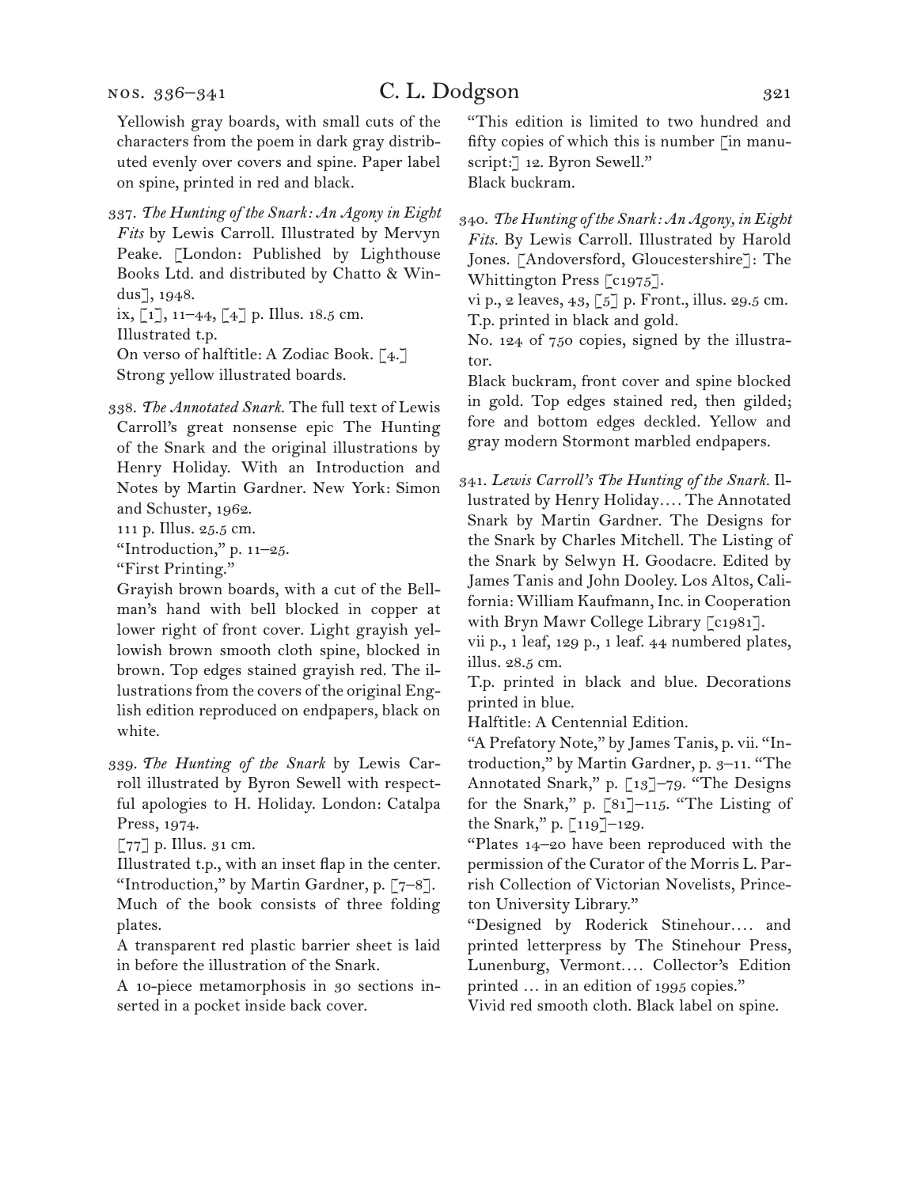Yellowish gray boards, with small cuts of the characters from the poem in dark gray distributed evenly over covers and spine. Paper label on spine, printed in red and black.

337. *The Hunting of the Snark: An Agony in Eight Fits* by Lewis Carroll. Illustrated by Mervyn Peake. [London: Published by Lighthouse Books Ltd. and distributed by Chatto & Windus], 1948.
ix, [1], 11–44, [4] p. Illus. 18.5 cm.
Illustrated t.p.
On verso of halftitle: A Zodiac Book. [4.]
Strong yellow illustrated boards.

338. *The Annotated Snark.* The full text of Lewis Carroll's great nonsense epic The Hunting of the Snark and the original illustrations by Henry Holiday. With an Introduction and Notes by Martin Gardner. New York: Simon and Schuster, 1962.
111 p. Illus. 25.5 cm.
"Introduction," p. 11–25.
"First Printing."
Grayish brown boards, with a cut of the Bellman's hand with bell blocked in copper at lower right of front cover. Light grayish yellowish brown smooth cloth spine, blocked in brown. Top edges stained grayish red. The illustrations from the covers of the original English edition reproduced on endpapers, black on white.

339. *The Hunting of the Snark* by Lewis Carroll illustrated by Byron Sewell with respectful apologies to H. Holiday. London: Catalpa Press, 1974.
[77] p. Illus. 31 cm.
Illustrated t.p., with an inset flap in the center.
"Introduction," by Martin Gardner, p. [7–8].
Much of the book consists of three folding plates.
A transparent red plastic barrier sheet is laid in before the illustration of the Snark.
A 10-piece metamorphosis in 30 sections inserted in a pocket inside back cover.
"This edition is limited to two hundred and fifty copies of which this is number [in manuscript:] 12. Byron Sewell."
Black buckram.

340. *The Hunting of the Snark: An Agony, in Eight Fits.* By Lewis Carroll. Illustrated by Harold Jones. [Andoversford, Gloucestershire]: The Whittington Press [c1975].
vi p., 2 leaves, 43, [5] p. Front., illus. 29.5 cm.
T.p. printed in black and gold.
No. 124 of 750 copies, signed by the illustrator.
Black buckram, front cover and spine blocked in gold. Top edges stained red, then gilded; fore and bottom edges deckled. Yellow and gray modern Stormont marbled endpapers.

341. *Lewis Carroll's The Hunting of the Snark.* Illustrated by Henry Holiday.... The Annotated Snark by Martin Gardner. The Designs for the Snark by Charles Mitchell. The Listing of the Snark by Selwyn H. Goodacre. Edited by James Tanis and John Dooley. Los Altos, California: William Kaufmann, Inc. in Cooperation with Bryn Mawr College Library [c1981].
vii p., 1 leaf, 129 p., 1 leaf. 44 numbered plates, illus. 28.5 cm.
T.p. printed in black and blue. Decorations printed in blue.
Halftitle: A Centennial Edition.
"A Prefatory Note," by James Tanis, p. vii. "Introduction," by Martin Gardner, p. 3–11. "The Annotated Snark," p. [13]–79. "The Designs for the Snark," p. [81]–115. "The Listing of the Snark," p. [119]–129.
"Plates 14–20 have been reproduced with the permission of the Curator of the Morris L. Parrish Collection of Victorian Novelists, Princeton University Library."
"Designed by Roderick Stinehour.... and printed letterpress by The Stinehour Press, Lunenburg, Vermont.... Collector's Edition printed ... in an edition of 1995 copies."
Vivid red smooth cloth. Black label on spine.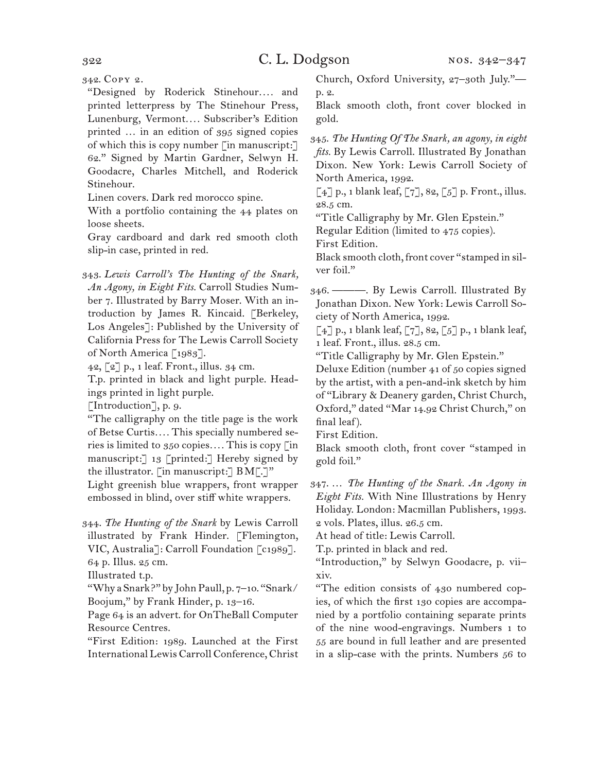342. Copy 2.

"Designed by Roderick Stinehour.... and printed letterpress by The Stinehour Press, Lunenburg, Vermont.... Subscriber's Edition printed ... in an edition of 395 signed copies of which this is copy number [in manuscript:] 62." Signed by Martin Gardner, Selwyn H. Goodacre, Charles Mitchell, and Roderick Stinehour.

Linen covers. Dark red morocco spine.

With a portfolio containing the 44 plates on loose sheets.

Gray cardboard and dark red smooth cloth slip-in case, printed in red.

343. *Lewis Carroll's The Hunting of the Snark, An Agony, in Eight Fits.* Carroll Studies Number 7. Illustrated by Barry Moser. With an introduction by James R. Kincaid. [Berkeley, Los Angeles]: Published by the University of California Press for The Lewis Carroll Society of North America [1983].

42, [2] p., 1 leaf. Front., illus. 34 cm.

T.p. printed in black and light purple. Headings printed in light purple.

[Introduction], p. 9.

"The calligraphy on the title page is the work of Betse Curtis.... This specially numbered series is limited to 350 copies.... This is copy [in manuscript:] 13 [printed:] Hereby signed by the illustrator. [in manuscript:] BM[.]"

Light greenish blue wrappers, front wrapper embossed in blind, over stiff white wrappers.

344. *The Hunting of the Snark* by Lewis Carroll illustrated by Frank Hinder. [Flemington, VIC, Australia]: Carroll Foundation [c1989].

64 p. Illus. 25 cm.

Illustrated t.p.

"Why a Snark?" by John Paull, p. 7–10. "Snark/Boojum," by Frank Hinder, p. 13–16.

Page 64 is an advert. for OnTheBall Computer Resource Centres.

"First Edition: 1989. Launched at the First International Lewis Carroll Conference, Christ Church, Oxford University, 27–30th July."—p. 2.

Black smooth cloth, front cover blocked in gold.

345. *The Hunting Of The Snark, an agony, in eight fits.* By Lewis Carroll. Illustrated By Jonathan Dixon. New York: Lewis Carroll Society of North America, 1992.

[4] p., 1 blank leaf, [7], 82, [5] p. Front., illus. 28.5 cm.

"Title Calligraphy by Mr. Glen Epstein."

Regular Edition (limited to 475 copies).

First Edition.

Black smooth cloth, front cover "stamped in silver foil."

346. ———. By Lewis Carroll. Illustrated By Jonathan Dixon. New York: Lewis Carroll Society of North America, 1992.

[4] p., 1 blank leaf, [7], 82, [5] p., 1 blank leaf, 1 leaf. Front., illus. 28.5 cm.

"Title Calligraphy by Mr. Glen Epstein."

Deluxe Edition (number 41 of 50 copies signed by the artist, with a pen-and-ink sketch by him of "Library & Deanery garden, Christ Church, Oxford," dated "Mar 14.92 Christ Church," on final leaf).

First Edition.

Black smooth cloth, front cover "stamped in gold foil."

347. ... *The Hunting of the Snark. An Agony in Eight Fits.* With Nine Illustrations by Henry Holiday. London: Macmillan Publishers, 1993.

2 vols. Plates, illus. 26.5 cm.

At head of title: Lewis Carroll.

T.p. printed in black and red.

"Introduction," by Selwyn Goodacre, p. vii–xiv.

"The edition consists of 430 numbered copies, of which the first 130 copies are accompanied by a portfolio containing separate prints of the nine wood-engravings. Numbers 1 to 55 are bound in full leather and are presented in a slip-case with the prints. Numbers 56 to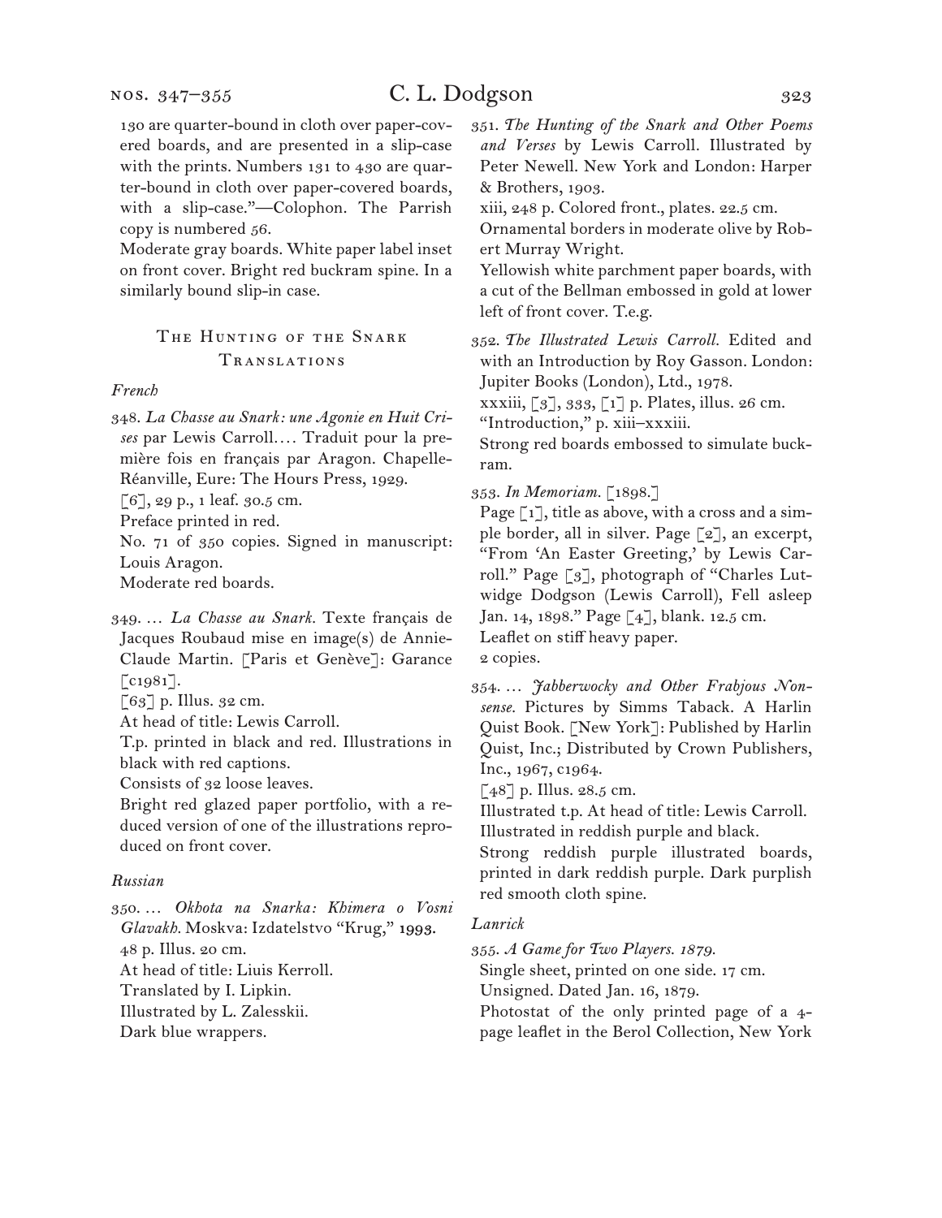130 are quarter-bound in cloth over paper-covered boards, and are presented in a slip-case with the prints. Numbers 131 to 430 are quarter-bound in cloth over paper-covered boards, with a slip-case."—Colophon. The Parrish copy is numbered *56*.
Moderate gray boards. White paper label inset on front cover. Bright red buckram spine. In a similarly bound slip-in case.

## The Hunting of the Snark Translations

### *French*

348. *La Chasse au Snark: une Agonie en Huit Crises* par Lewis Carroll.... Traduit pour la première fois en français par Aragon. Chapelle-Réanville, Eure: The Hours Press, 1929.
[6], 29 p., 1 leaf. 30.5 cm.
Preface printed in red.
No. 71 of 350 copies. Signed in manuscript: Louis Aragon.
Moderate red boards.

349. ... *La Chasse au Snark*. Texte français de Jacques Roubaud mise en image(s) de Annie-Claude Martin. [Paris et Genève]: Garance [c1981].
[63] p. Illus. 32 cm.
At head of title: Lewis Carroll.
T.p. printed in black and red. Illustrations in black with red captions.
Consists of 32 loose leaves.
Bright red glazed paper portfolio, with a reduced version of one of the illustrations reproduced on front cover.

### *Russian*

350. ... *Okhota na Snarka: Khimera o Vosni Glavakh*. Moskva: Izdatelstvo "Krug," 1993.
48 p. Illus. 20 cm.
At head of title: Liuis Kerroll.
Translated by I. Lipkin.
Illustrated by L. Zalesskii.
Dark blue wrappers.

351. *The Hunting of the Snark and Other Poems and Verses* by Lewis Carroll. Illustrated by Peter Newell. New York and London: Harper & Brothers, 1903.
xiii, 248 p. Colored front., plates. 22.5 cm.
Ornamental borders in moderate olive by Robert Murray Wright.
Yellowish white parchment paper boards, with a cut of the Bellman embossed in gold at lower left of front cover. T.e.g.

352. *The Illustrated Lewis Carroll*. Edited and with an Introduction by Roy Gasson. London: Jupiter Books (London), Ltd., 1978.
xxxiii, [3], 333, [1] p. Plates, illus. 26 cm.
"Introduction," p. xiii–xxxiii.
Strong red boards embossed to simulate buckram.

353. *In Memoriam*. [1898.]
Page [1], title as above, with a cross and a simple border, all in silver. Page [2], an excerpt, "From 'An Easter Greeting,' by Lewis Carroll." Page [3], photograph of "Charles Lutwidge Dodgson (Lewis Carroll), Fell asleep Jan. 14, 1898." Page [4], blank. 12.5 cm.
Leaflet on stiff heavy paper.
2 copies.

354. ... *Jabberwocky and Other Frabjous Nonsense*. Pictures by Simms Taback. A Harlin Quist Book. [New York]: Published by Harlin Quist, Inc.; Distributed by Crown Publishers, Inc., 1967, c1964.
[48] p. Illus. 28.5 cm.
Illustrated t.p. At head of title: Lewis Carroll.
Illustrated in reddish purple and black.
Strong reddish purple illustrated boards, printed in dark reddish purple. Dark purplish red smooth cloth spine.

### *Lanrick*

355. *A Game for Two Players. 1879.*
Single sheet, printed on one side. 17 cm.
Unsigned. Dated Jan. 16, 1879.
Photostat of the only printed page of a 4-page leaflet in the Berol Collection, New York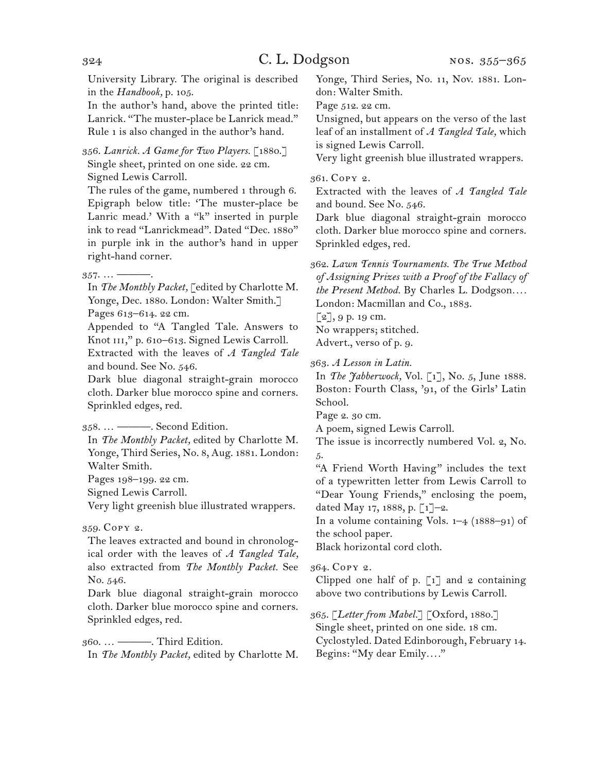University Library. The original is described in the *Handbook,* p. 105.

In the author's hand, above the printed title: Lanrick. "The muster-place be Lanrick mead." Rule 1 is also changed in the author's hand.

356. *Lanrick. A Game for Two Players.* [1880.]
Single sheet, printed on one side. 22 cm.
Signed Lewis Carroll.
The rules of the game, numbered 1 through 6. Epigraph below title: 'The muster-place be Lanric mead.' With a "k" inserted in purple ink to read "Lanrickmead". Dated "Dec. 1880" in purple ink in the author's hand in upper right-hand corner.

357. … ———.
In *The Monthly Packet,* [edited by Charlotte M. Yonge, Dec. 1880. London: Walter Smith.]
Pages 613–614. 22 cm.
Appended to "A Tangled Tale. Answers to Knot III," p. 610–613. Signed Lewis Carroll.
Extracted with the leaves of *A Tangled Tale* and bound. See No. 546.
Dark blue diagonal straight-grain morocco cloth. Darker blue morocco spine and corners. Sprinkled edges, red.

358. … ———. Second Edition.
In *The Monthly Packet,* edited by Charlotte M. Yonge, Third Series, No. 8, Aug. 1881. London: Walter Smith.
Pages 198–199. 22 cm.
Signed Lewis Carroll.
Very light greenish blue illustrated wrappers.

359. Copy 2.
The leaves extracted and bound in chronological order with the leaves of *A Tangled Tale,* also extracted from *The Monthly Packet.* See No. 546.
Dark blue diagonal straight-grain morocco cloth. Darker blue morocco spine and corners. Sprinkled edges, red.

360. … ———. Third Edition.
In *The Monthly Packet,* edited by Charlotte M. Yonge, Third Series, No. 11, Nov. 1881. London: Walter Smith.
Page 512. 22 cm.
Unsigned, but appears on the verso of the last leaf of an installment of *A Tangled Tale,* which is signed Lewis Carroll.
Very light greenish blue illustrated wrappers.

361. Copy 2.
Extracted with the leaves of *A Tangled Tale* and bound. See No. 546.
Dark blue diagonal straight-grain morocco cloth. Darker blue morocco spine and corners. Sprinkled edges, red.

362. *Lawn Tennis Tournaments. The True Method of Assigning Prizes with a Proof of the Fallacy of the Present Method.* By Charles L. Dodgson.… London: Macmillan and Co., 1883.
[2], 9 p. 19 cm.
No wrappers; stitched.
Advert., verso of p. 9.

363. *A Lesson in Latin.*
In *The Jabberwock,* Vol. [1], No. 5, June 1888. Boston: Fourth Class, '91, of the Girls' Latin School.
Page 2. 30 cm.
A poem, signed Lewis Carroll.
The issue is incorrectly numbered Vol. 2, No. 5.
"A Friend Worth Having" includes the text of a typewritten letter from Lewis Carroll to "Dear Young Friends," enclosing the poem, dated May 17, 1888, p. [1]–2.
In a volume containing Vols. 1–4 (1888–91) of the school paper.
Black horizontal cord cloth.

364. Copy 2.
Clipped one half of p. [1] and 2 containing above two contributions by Lewis Carroll.

365. [*Letter from Mabel.*] [Oxford, 1880.]
Single sheet, printed on one side. 18 cm.
Cyclostyled. Dated Edinborough, February 14. Begins: "My dear Emily.…"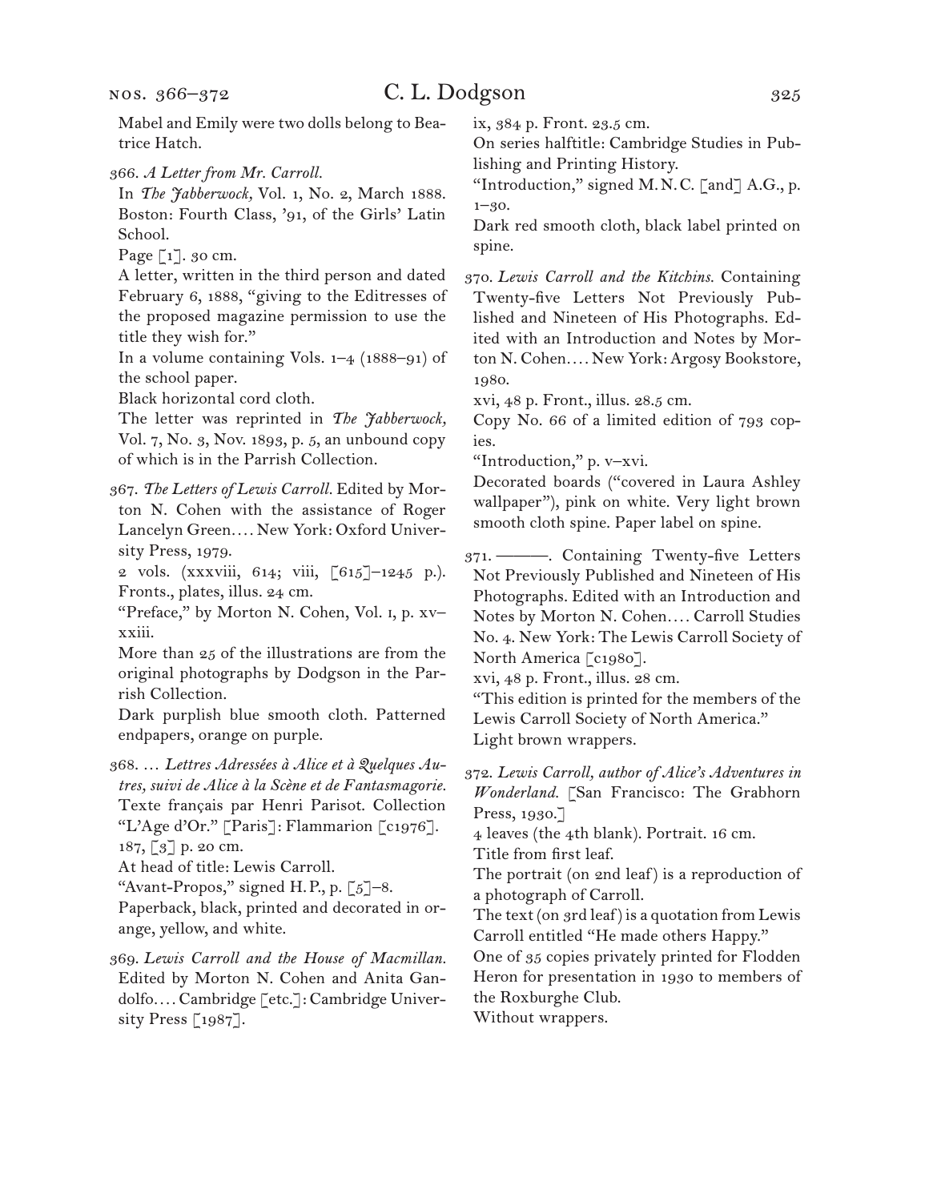Mabel and Emily were two dolls belong to Beatrice Hatch.

366. *A Letter from Mr. Carroll.*
In *The Jabberwock,* Vol. 1, No. 2, March 1888. Boston: Fourth Class, '91, of the Girls' Latin School.
Page [1]. 30 cm.
A letter, written in the third person and dated February 6, 1888, "giving to the Editresses of the proposed magazine permission to use the title they wish for."
In a volume containing Vols. 1–4 (1888–91) of the school paper.
Black horizontal cord cloth.
The letter was reprinted in *The Jabberwock,* Vol. 7, No. 3, Nov. 1893, p. 5, an unbound copy of which is in the Parrish Collection.

367. *The Letters of Lewis Carroll.* Edited by Morton N. Cohen with the assistance of Roger Lancelyn Green.... New York: Oxford University Press, 1979.
2 vols. (xxxviii, 614; viii, [615]–1245 p.). Fronts., plates, illus. 24 cm.
"Preface," by Morton N. Cohen, Vol. I, p. xv–xxiii.
More than 25 of the illustrations are from the original photographs by Dodgson in the Parrish Collection.
Dark purplish blue smooth cloth. Patterned endpapers, orange on purple.

368. ... *Lettres Adressées à Alice et à Quelques Autres, suivi de Alice à la Scène et de Fantasmagorie.* Texte français par Henri Parisot. Collection "L'Age d'Or." [Paris]: Flammarion [c1976].
187, [3] p. 20 cm.
At head of title: Lewis Carroll.
"Avant-Propos," signed H.P., p. [5]–8.
Paperback, black, printed and decorated in orange, yellow, and white.

369. *Lewis Carroll and the House of Macmillan.* Edited by Morton N. Cohen and Anita Gandolfo.... Cambridge [etc.]: Cambridge University Press [1987].
ix, 384 p. Front. 23.5 cm.
On series halftitle: Cambridge Studies in Publishing and Printing History.
"Introduction," signed M.N.C. [and] A.G., p. 1–30.
Dark red smooth cloth, black label printed on spine.

370. *Lewis Carroll and the Kitchins.* Containing Twenty-five Letters Not Previously Published and Nineteen of His Photographs. Edited with an Introduction and Notes by Morton N. Cohen.... New York: Argosy Bookstore, 1980.
xvi, 48 p. Front., illus. 28.5 cm.
Copy No. 66 of a limited edition of 793 copies.
"Introduction," p. v–xvi.
Decorated boards ("covered in Laura Ashley wallpaper"), pink on white. Very light brown smooth cloth spine. Paper label on spine.

371. ———. Containing Twenty-five Letters Not Previously Published and Nineteen of His Photographs. Edited with an Introduction and Notes by Morton N. Cohen.... Carroll Studies No. 4. New York: The Lewis Carroll Society of North America [c1980].
xvi, 48 p. Front., illus. 28 cm.
"This edition is printed for the members of the Lewis Carroll Society of North America."
Light brown wrappers.

372. *Lewis Carroll, author of Alice's Adventures in Wonderland.* [San Francisco: The Grabhorn Press, 1930.]
4 leaves (the 4th blank). Portrait. 16 cm.
Title from first leaf.
The portrait (on 2nd leaf) is a reproduction of a photograph of Carroll.
The text (on 3rd leaf) is a quotation from Lewis Carroll entitled "He made others Happy."
One of 35 copies privately printed for Flodden Heron for presentation in 1930 to members of the Roxburghe Club.
Without wrappers.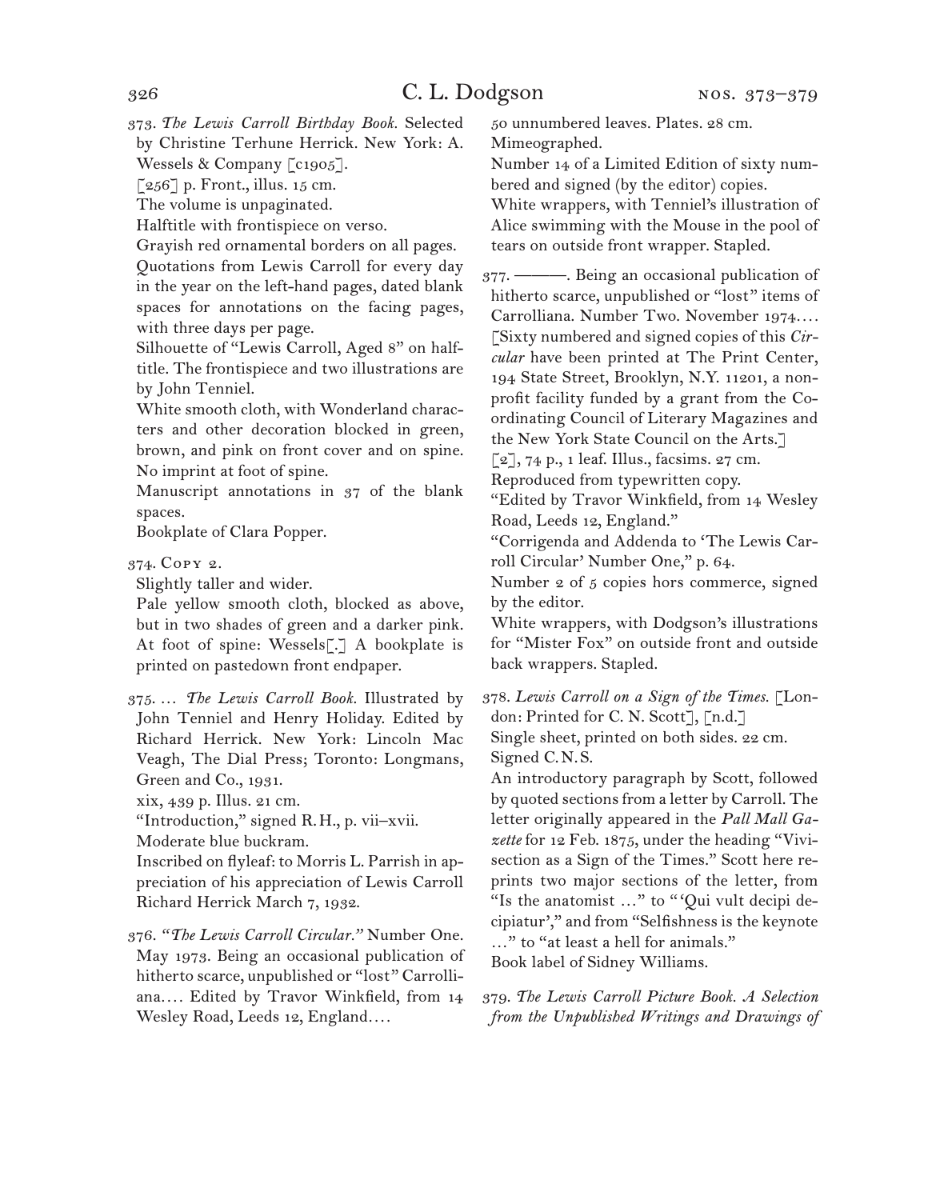373. *The Lewis Carroll Birthday Book.* Selected by Christine Terhune Herrick. New York: A. Wessels & Company [c1905].
[256] p. Front., illus. 15 cm.
The volume is unpaginated.
Halftitle with frontispiece on verso.
Grayish red ornamental borders on all pages.
Quotations from Lewis Carroll for every day in the year on the left-hand pages, dated blank spaces for annotations on the facing pages, with three days per page.
Silhouette of "Lewis Carroll, Aged 8" on halftitle. The frontispiece and two illustrations are by John Tenniel.
White smooth cloth, with Wonderland characters and other decoration blocked in green, brown, and pink on front cover and on spine. No imprint at foot of spine.
Manuscript annotations in 37 of the blank spaces.
Bookplate of Clara Popper.

374. Copy 2.
Slightly taller and wider.
Pale yellow smooth cloth, blocked as above, but in two shades of green and a darker pink. At foot of spine: Wessels[.] A bookplate is printed on pastedown front endpaper.

375. … *The Lewis Carroll Book.* Illustrated by John Tenniel and Henry Holiday. Edited by Richard Herrick. New York: Lincoln Mac Veagh, The Dial Press; Toronto: Longmans, Green and Co., 1931.
xix, 439 p. Illus. 21 cm.
"Introduction," signed R. H., p. vii–xvii.
Moderate blue buckram.
Inscribed on flyleaf: to Morris L. Parrish in appreciation of his appreciation of Lewis Carroll Richard Herrick March 7, 1932.

376. *"The Lewis Carroll Circular."* Number One. May 1973. Being an occasional publication of hitherto scarce, unpublished or "lost" Carrolliana.… Edited by Travor Winkfield, from 14 Wesley Road, Leeds 12, England.…
50 unnumbered leaves. Plates. 28 cm.
Mimeographed.
Number 14 of a Limited Edition of sixty numbered and signed (by the editor) copies.
White wrappers, with Tenniel's illustration of Alice swimming with the Mouse in the pool of tears on outside front wrapper. Stapled.

377. ———. Being an occasional publication of hitherto scarce, unpublished or "lost" items of Carrolliana. Number Two. November 1974.… [Sixty numbered and signed copies of this *Circular* have been printed at The Print Center, 194 State Street, Brooklyn, N.Y. 11201, a nonprofit facility funded by a grant from the Coordinating Council of Literary Magazines and the New York State Council on the Arts.]
[2], 74 p., 1 leaf. Illus., facsims. 27 cm.
Reproduced from typewritten copy.
"Edited by Travor Winkfield, from 14 Wesley Road, Leeds 12, England."
"Corrigenda and Addenda to 'The Lewis Carroll Circular' Number One," p. 64.
Number 2 of 5 copies hors commerce, signed by the editor.
White wrappers, with Dodgson's illustrations for "Mister Fox" on outside front and outside back wrappers. Stapled.

378. *Lewis Carroll on a Sign of the Times.* [London: Printed for C. N. Scott], [n.d.]
Single sheet, printed on both sides. 22 cm.
Signed C. N. S.
An introductory paragraph by Scott, followed by quoted sections from a letter by Carroll. The letter originally appeared in the *Pall Mall Gazette* for 12 Feb. 1875, under the heading "Vivisection as a Sign of the Times." Scott here reprints two major sections of the letter, from "Is the anatomist …" to "'Qui vult decipi decipiatur'," and from "Selfishness is the keynote …" to "at least a hell for animals."
Book label of Sidney Williams.

379. *The Lewis Carroll Picture Book. A Selection from the Unpublished Writings and Drawings of*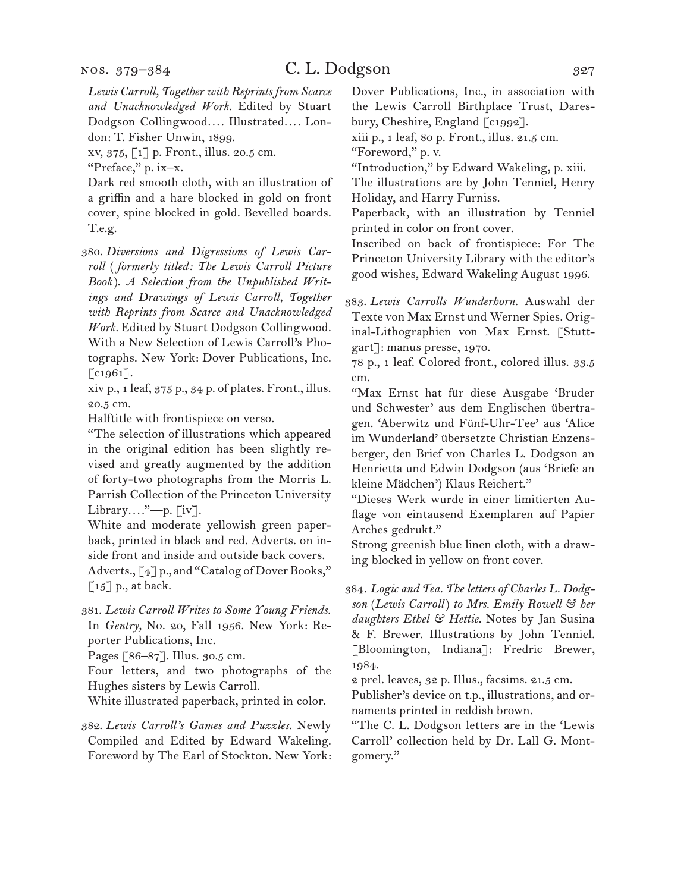*Lewis Carroll, Together with Reprints from Scarce and Unacknowledged Work.* Edited by Stuart Dodgson Collingwood.... Illustrated.... London: T. Fisher Unwin, 1899.
xv, 375, [1] p. Front., illus. 20.5 cm.
"Preface," p. ix–x.
Dark red smooth cloth, with an illustration of a griffin and a hare blocked in gold on front cover, spine blocked in gold. Bevelled boards. T.e.g.

380. *Diversions and Digressions of Lewis Carroll (formerly titled: The Lewis Carroll Picture Book). A Selection from the Unpublished Writings and Drawings of Lewis Carroll, Together with Reprints from Scarce and Unacknowledged Work.* Edited by Stuart Dodgson Collingwood. With a New Selection of Lewis Carroll's Photographs. New York: Dover Publications, Inc. [c1961].
xiv p., 1 leaf, 375 p., 34 p. of plates. Front., illus. 20.5 cm.
Halftitle with frontispiece on verso.
"The selection of illustrations which appeared in the original edition has been slightly revised and greatly augmented by the addition of forty-two photographs from the Morris L. Parrish Collection of the Princeton University Library...."—p. [iv].
White and moderate yellowish green paperback, printed in black and red. Adverts. on inside front and inside and outside back covers.
Adverts., [4] p., and "Catalog of Dover Books," [15] p., at back.

381. *Lewis Carroll Writes to Some Young Friends.* In *Gentry,* No. 20, Fall 1956. New York: Reporter Publications, Inc.
Pages [86–87]. Illus. 30.5 cm.
Four letters, and two photographs of the Hughes sisters by Lewis Carroll.
White illustrated paperback, printed in color.

382. *Lewis Carroll's Games and Puzzles.* Newly Compiled and Edited by Edward Wakeling. Foreword by The Earl of Stockton. New York: Dover Publications, Inc., in association with the Lewis Carroll Birthplace Trust, Daresbury, Cheshire, England [c1992].
xiii p., 1 leaf, 80 p. Front., illus. 21.5 cm.
"Foreword," p. v.
"Introduction," by Edward Wakeling, p. xiii.
The illustrations are by John Tenniel, Henry Holiday, and Harry Furniss.
Paperback, with an illustration by Tenniel printed in color on front cover.
Inscribed on back of frontispiece: For The Princeton University Library with the editor's good wishes, Edward Wakeling August 1996.

383. *Lewis Carrolls Wunderhorn.* Auswahl der Texte von Max Ernst und Werner Spies. Original-Lithographien von Max Ernst. [Stuttgart]: manus presse, 1970.
78 p., 1 leaf. Colored front., colored illus. 33.5 cm.
"Max Ernst hat für diese Ausgabe 'Bruder und Schwester' aus dem Englischen übertragen. 'Aberwitz und Fünf-Uhr-Tee' aus 'Alice im Wunderland' übersetzte Christian Enzensberger, den Brief von Charles L. Dodgson an Henrietta und Edwin Dodgson (aus 'Briefe an kleine Mädchen') Klaus Reichert."
"Dieses Werk wurde in einer limitierten Auflage von eintausend Exemplaren auf Papier Arches gedrukt."
Strong greenish blue linen cloth, with a drawing blocked in yellow on front cover.

384. *Logic and Tea. The letters of Charles L. Dodgson (Lewis Carroll) to Mrs. Emily Rowell & her daughters Ethel & Hettie.* Notes by Jan Susina & F. Brewer. Illustrations by John Tenniel. [Bloomington, Indiana]: Fredric Brewer, 1984.
2 prel. leaves, 32 p. Illus., facsims. 21.5 cm.
Publisher's device on t.p., illustrations, and ornaments printed in reddish brown.
"The C. L. Dodgson letters are in the 'Lewis Carroll' collection held by Dr. Lall G. Montgomery."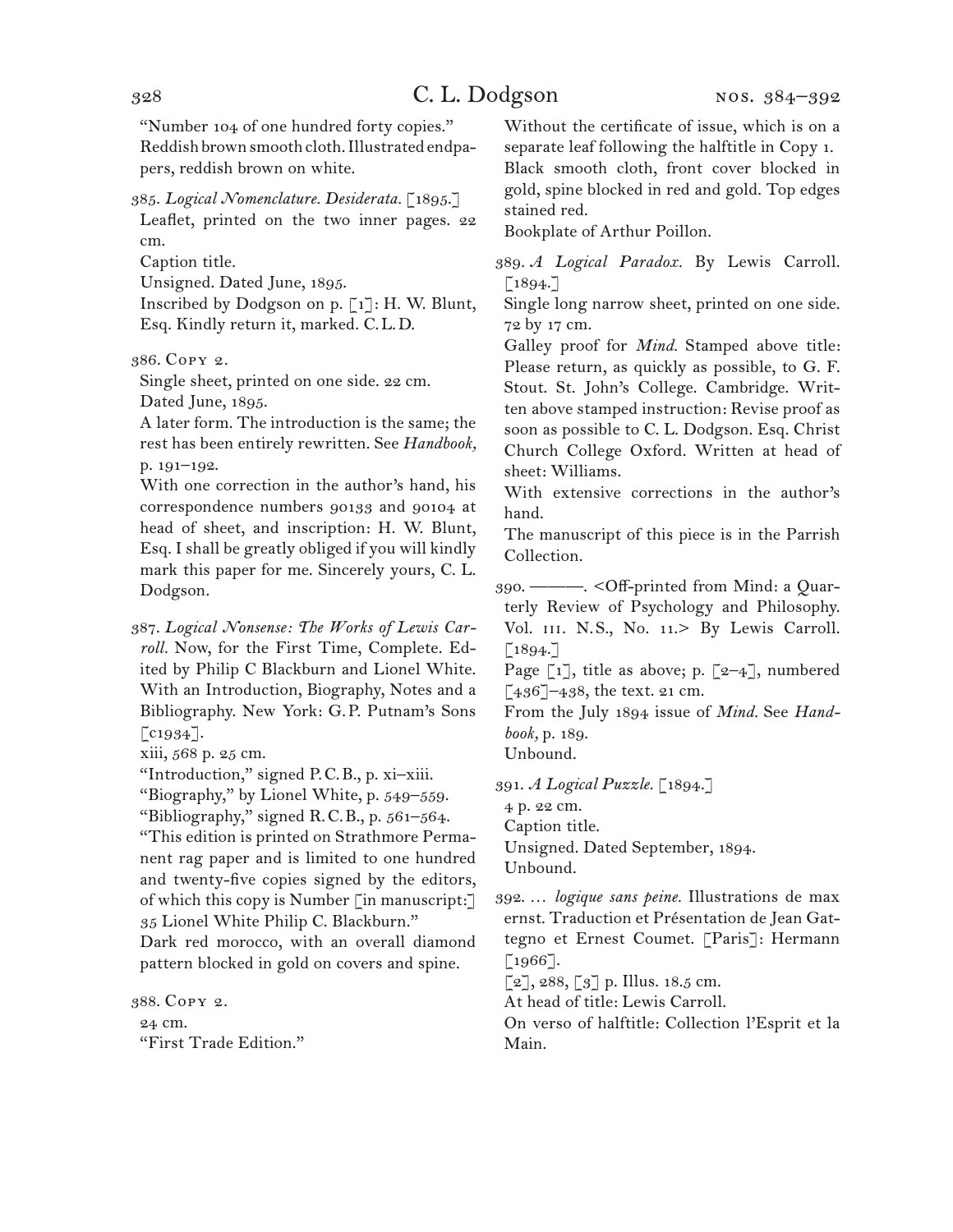"Number 104 of one hundred forty copies."
Reddish brown smooth cloth. Illustrated endpapers, reddish brown on white.

385. *Logical Nomenclature. Desiderata.* [1895.]
Leaflet, printed on the two inner pages. 22 cm.
Caption title.
Unsigned. Dated June, 1895.
Inscribed by Dodgson on p. [1]: H. W. Blunt, Esq. Kindly return it, marked. C.L.D.

386. Copy 2.
Single sheet, printed on one side. 22 cm.
Dated June, 1895.
A later form. The introduction is the same; the rest has been entirely rewritten. See *Handbook,* p. 191–192.
With one correction in the author's hand, his correspondence numbers 90133 and 90104 at head of sheet, and inscription: H. W. Blunt, Esq. I shall be greatly obliged if you will kindly mark this paper for me. Sincerely yours, C. L. Dodgson.

387. *Logical Nonsense: The Works of Lewis Carroll.* Now, for the First Time, Complete. Edited by Philip C Blackburn and Lionel White. With an Introduction, Biography, Notes and a Bibliography. New York: G.P. Putnam's Sons [c1934].
xiii, 568 p. 25 cm.
"Introduction," signed P.C.B., p. xi–xiii.
"Biography," by Lionel White, p. 549–559.
"Bibliography," signed R.C.B., p. 561–564.
"This edition is printed on Strathmore Permanent rag paper and is limited to one hundred and twenty-five copies signed by the editors, of which this copy is Number [in manuscript:] 35 Lionel White Philip C. Blackburn."
Dark red morocco, with an overall diamond pattern blocked in gold on covers and spine.

388. Copy 2.
24 cm.
"First Trade Edition."
Without the certificate of issue, which is on a separate leaf following the halftitle in Copy 1.
Black smooth cloth, front cover blocked in gold, spine blocked in red and gold. Top edges stained red.
Bookplate of Arthur Poillon.

389. *A Logical Paradox.* By Lewis Carroll. [1894.]
Single long narrow sheet, printed on one side. 72 by 17 cm.
Galley proof for *Mind.* Stamped above title: Please return, as quickly as possible, to G. F. Stout. St. John's College. Cambridge. Written above stamped instruction: Revise proof as soon as possible to C. L. Dodgson. Esq. Christ Church College Oxford. Written at head of sheet: Williams.
With extensive corrections in the author's hand.
The manuscript of this piece is in the Parrish Collection.

390. ———. <Off-printed from Mind: a Quarterly Review of Psychology and Philosophy. Vol. iii. N.S., No. 11.> By Lewis Carroll. [1894.]
Page [1], title as above; p. [2–4], numbered [436]–438, the text. 21 cm.
From the July 1894 issue of *Mind.* See *Handbook,* p. 189.
Unbound.

391. *A Logical Puzzle.* [1894.]
4 p. 22 cm.
Caption title.
Unsigned. Dated September, 1894.
Unbound.

392. … *logique sans peine.* Illustrations de max ernst. Traduction et Présentation de Jean Gattegno et Ernest Coumet. [Paris]: Hermann [1966].
[2], 288, [3] p. Illus. 18.5 cm.
At head of title: Lewis Carroll.
On verso of halftitle: Collection l'Esprit et la Main.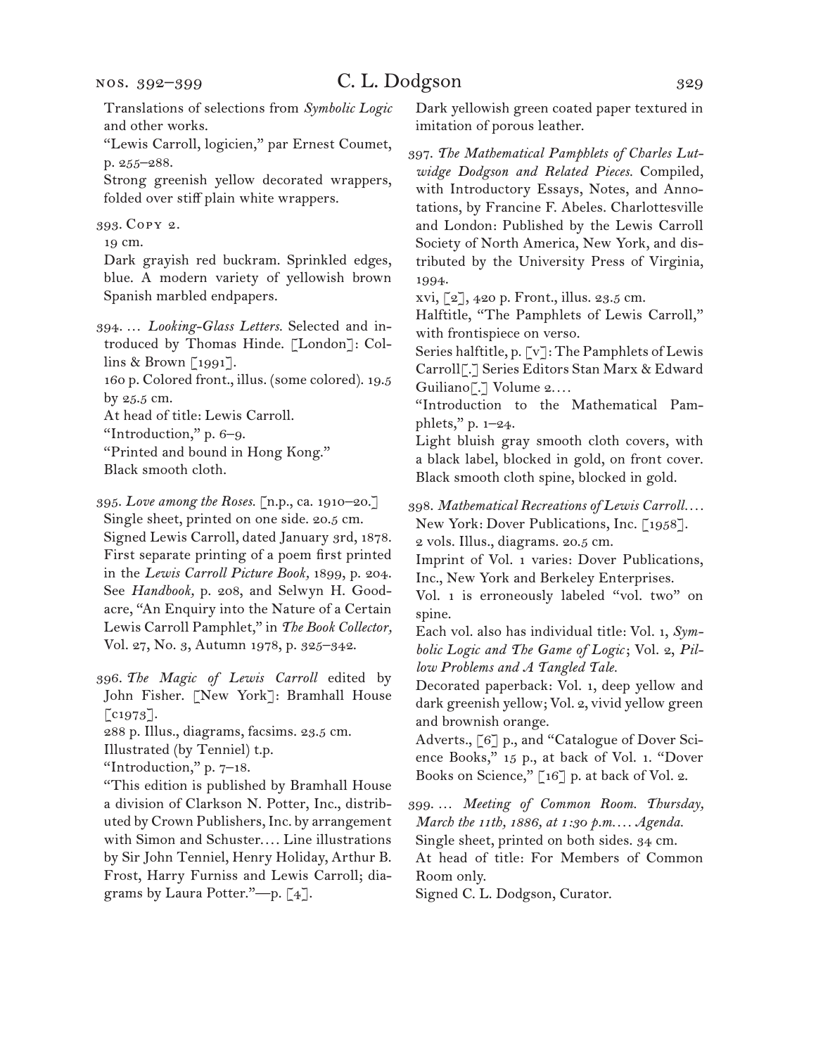Translations of selections from *Symbolic Logic* and other works.

"Lewis Carroll, logicien," par Ernest Coumet, p. 255–288.

Strong greenish yellow decorated wrappers, folded over stiff plain white wrappers.

393. Copy 2.

19 cm.

Dark grayish red buckram. Sprinkled edges, blue. A modern variety of yellowish brown Spanish marbled endpapers.

394. … *Looking-Glass Letters.* Selected and introduced by Thomas Hinde. [London]: Collins & Brown [1991].

160 p. Colored front., illus. (some colored). 19.5 by 25.5 cm.

At head of title: Lewis Carroll.

"Introduction," p. 6–9.

"Printed and bound in Hong Kong."

Black smooth cloth.

395. *Love among the Roses.* [n.p., ca. 1910–20.]

Single sheet, printed on one side. 20.5 cm.

Signed Lewis Carroll, dated January 3rd, 1878.

First separate printing of a poem first printed in the *Lewis Carroll Picture Book,* 1899, p. 204. See *Handbook,* p. 208, and Selwyn H. Goodacre, "An Enquiry into the Nature of a Certain Lewis Carroll Pamphlet," in *The Book Collector,* Vol. 27, No. 3, Autumn 1978, p. 325–342.

396. *The Magic of Lewis Carroll* edited by John Fisher. [New York]: Bramhall House [c1973].

288 p. Illus., diagrams, facsims. 23.5 cm.

Illustrated (by Tenniel) t.p.

"Introduction," p. 7–18.

"This edition is published by Bramhall House a division of Clarkson N. Potter, Inc., distributed by Crown Publishers, Inc. by arrangement with Simon and Schuster.… Line illustrations by Sir John Tenniel, Henry Holiday, Arthur B. Frost, Harry Furniss and Lewis Carroll; diagrams by Laura Potter."—p. [4].

Dark yellowish green coated paper textured in imitation of porous leather.

397. *The Mathematical Pamphlets of Charles Lutwidge Dodgson and Related Pieces.* Compiled, with Introductory Essays, Notes, and Annotations, by Francine F. Abeles. Charlottesville and London: Published by the Lewis Carroll Society of North America, New York, and distributed by the University Press of Virginia, 1994.

xvi, [2], 420 p. Front., illus. 23.5 cm.

Halftitle, "The Pamphlets of Lewis Carroll," with frontispiece on verso.

Series halftitle, p. [v]: The Pamphlets of Lewis Carroll[.] Series Editors Stan Marx & Edward Guiliano[.] Volume 2.…

"Introduction to the Mathematical Pamphlets," p. 1–24.

Light bluish gray smooth cloth covers, with a black label, blocked in gold, on front cover. Black smooth cloth spine, blocked in gold.

398. *Mathematical Recreations of Lewis Carroll.…* New York: Dover Publications, Inc. [1958].

2 vols. Illus., diagrams. 20.5 cm.

Imprint of Vol. 1 varies: Dover Publications, Inc., New York and Berkeley Enterprises.

Vol. 1 is erroneously labeled "vol. two" on spine.

Each vol. also has individual title: Vol. 1, *Symbolic Logic and The Game of Logic*; Vol. 2, *Pillow Problems and A Tangled Tale.*

Decorated paperback: Vol. 1, deep yellow and dark greenish yellow; Vol. 2, vivid yellow green and brownish orange.

Adverts., [6] p., and "Catalogue of Dover Science Books," 15 p., at back of Vol. 1. "Dover Books on Science," [16] p. at back of Vol. 2.

399. … *Meeting of Common Room. Thursday, March the 11th, 1886, at 1:30 p.m.… Agenda.*

Single sheet, printed on both sides. 34 cm.

At head of title: For Members of Common Room only.

Signed C. L. Dodgson, Curator.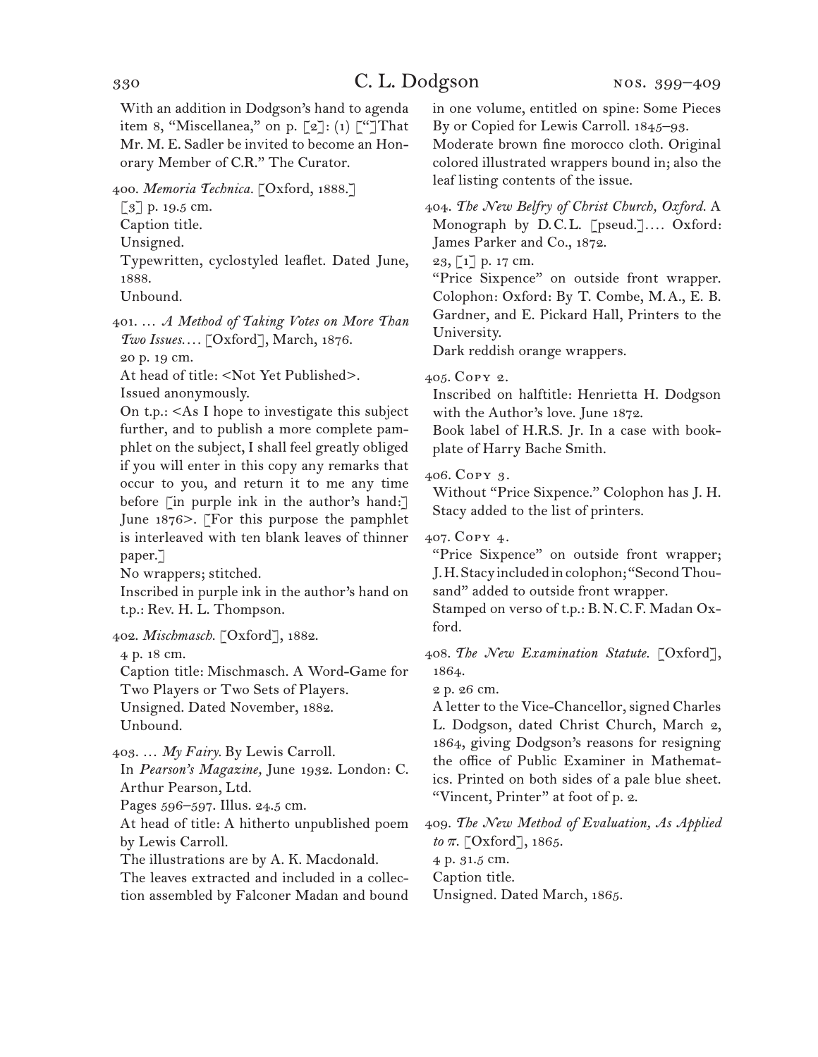With an addition in Dodgson's hand to agenda item 8, "Miscellanea," on p. [2]: (1) ["]That Mr. M. E. Sadler be invited to become an Honorary Member of C.R." The Curator.

400. *Memoria Technica.* [Oxford, 1888.]
[3] p. 19.5 cm.
Caption title.
Unsigned.
Typewritten, cyclostyled leaflet. Dated June, 1888.
Unbound.

401. … *A Method of Taking Votes on More Than Two Issues.…* [Oxford], March, 1876.
20 p. 19 cm.
At head of title: <Not Yet Published>.
Issued anonymously.
On t.p.: <As I hope to investigate this subject further, and to publish a more complete pamphlet on the subject, I shall feel greatly obliged if you will enter in this copy any remarks that occur to you, and return it to me any time before [in purple ink in the author's hand:] June 1876>. [For this purpose the pamphlet is interleaved with ten blank leaves of thinner paper.]
No wrappers; stitched.
Inscribed in purple ink in the author's hand on t.p.: Rev. H. L. Thompson.

402. *Mischmasch.* [Oxford], 1882.
4 p. 18 cm.
Caption title: Mischmasch. A Word-Game for Two Players or Two Sets of Players.
Unsigned. Dated November, 1882.
Unbound.

403. … *My Fairy.* By Lewis Carroll.
In *Pearson's Magazine,* June 1932. London: C. Arthur Pearson, Ltd.
Pages 596–597. Illus. 24.5 cm.
At head of title: A hitherto unpublished poem by Lewis Carroll.
The illustrations are by A. K. Macdonald.
The leaves extracted and included in a collection assembled by Falconer Madan and bound in one volume, entitled on spine: Some Pieces By or Copied for Lewis Carroll. 1845–93.
Moderate brown fine morocco cloth. Original colored illustrated wrappers bound in; also the leaf listing contents of the issue.

404. *The New Belfry of Christ Church, Oxford.* A Monograph by D.C.L. [pseud.].… Oxford: James Parker and Co., 1872.
23, [1] p. 17 cm.
"Price Sixpence" on outside front wrapper.
Colophon: Oxford: By T. Combe, M.A., E. B. Gardner, and E. Pickard Hall, Printers to the University.
Dark reddish orange wrappers.

405. Copy 2.
Inscribed on halftitle: Henrietta H. Dodgson with the Author's love. June 1872.
Book label of H.R.S. Jr. In a case with bookplate of Harry Bache Smith.

406. Copy 3.
Without "Price Sixpence." Colophon has J. H. Stacy added to the list of printers.

407. Copy 4.
"Price Sixpence" on outside front wrapper; J. H. Stacy included in colophon; "Second Thousand" added to outside front wrapper.
Stamped on verso of t.p.: B.N.C.F. Madan Oxford.

408. *The New Examination Statute.* [Oxford], 1864.
2 p. 26 cm.
A letter to the Vice-Chancellor, signed Charles L. Dodgson, dated Christ Church, March 2, 1864, giving Dodgson's reasons for resigning the office of Public Examiner in Mathematics. Printed on both sides of a pale blue sheet. "Vincent, Printer" at foot of p. 2.

409. *The New Method of Evaluation, As Applied to π.* [Oxford], 1865.
4 p. 31.5 cm.
Caption title.
Unsigned. Dated March, 1865.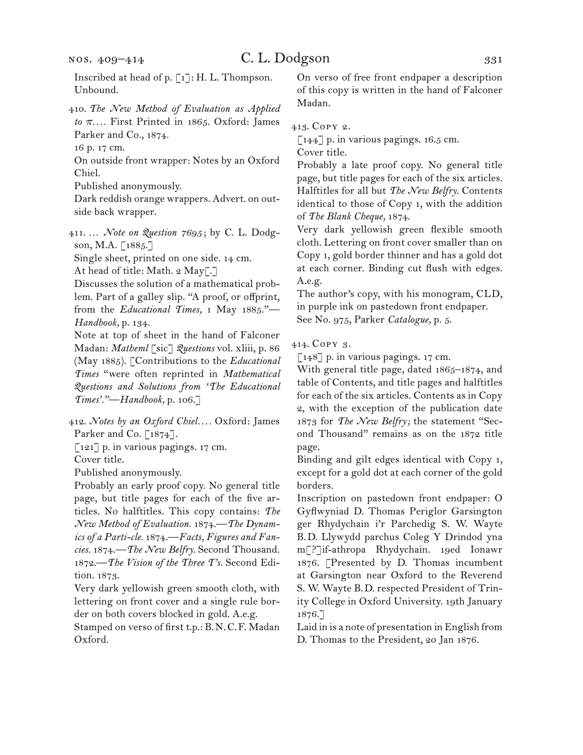Inscribed at head of p. [1]: H. L. Thompson.
Unbound.

410. *The New Method of Evaluation as Applied to π*. . . . First Printed in 1865. Oxford: James Parker and Co., 1874.
16 p. 17 cm.
On outside front wrapper: Notes by an Oxford Chiel.
Published anonymously.
Dark reddish orange wrappers. Advert. on outside back wrapper.

411. . . . *Note on Question 7695*; by C. L. Dodgson, M.A. [1885.]
Single sheet, printed on one side. 14 cm.
At head of title: Math. 2 May[.]
Discusses the solution of a mathematical problem. Part of a galley slip. "A proof, or offprint, from the *Educational Times,* 1 May 1885."—*Handbook,* p. 134.
Note at top of sheet in the hand of Falconer Madan: *Matheml* [sic] *Questions* vol. xliii, p. 86 (May 1885). [Contributions to the *Educational Times* "were often reprinted in *Mathematical Questions and Solutions from 'The Educational Times'*."—*Handbook,* p. 106.]

412. *Notes by an Oxford Chiel*. . . . Oxford: James Parker and Co. [1874].
[121] p. in various pagings. 17 cm.
Cover title.
Published anonymously.
Probably an early proof copy. No general title page, but title pages for each of the five articles. No halftitles. This copy contains: *The New Method of Evaluation.* 1874.—*The Dynamics of a Parti-cle.* 1874.—*Facts, Figures and Fancies.* 1874.—*The New Belfry.* Second Thousand. 1872.—*The Vision of the Three T's.* Second Edition. 1873.
Very dark yellowish green smooth cloth, with lettering on front cover and a single rule border on both covers blocked in gold. A.e.g.
Stamped on verso of first t.p.: B. N. C. F. Madan Oxford.
On verso of free front endpaper a description of this copy is written in the hand of Falconer Madan.

413. Copy 2.
[144] p. in various pagings. 16.5 cm.
Cover title.
Probably a late proof copy. No general title page, but title pages for each of the six articles. Halftitles for all but *The New Belfry.* Contents identical to those of Copy 1, with the addition of *The Blank Cheque,* 1874.
Very dark yellowish green flexible smooth cloth. Lettering on front cover smaller than on Copy 1, gold border thinner and has a gold dot at each corner. Binding cut flush with edges. A.e.g.
The author's copy, with his monogram, CLD, in purple ink on pastedown front endpaper.
See No. 975, Parker *Catalogue,* p. 5.

414. Copy 3.
[148] p. in various pagings. 17 cm.
With general title page, dated 1865–1874, and table of Contents, and title pages and halftitles for each of the six articles. Contents as in Copy 2, with the exception of the publication date 1873 for *The New Belfry;* the statement "Second Thousand" remains as on the 1872 title page.
Binding and gilt edges identical with Copy 1, except for a gold dot at each corner of the gold borders.
Inscription on pastedown front endpaper: O Gyflwyniad D. Thomas Periglor Garsington ger Rhydychain i'r Parchedig S. W. Wayte B. D. Llywydd parchus Coleg Y Drindod yna m[?]if-athropa Rhydychain. 19ed Ionawr 1876. [Presented by D. Thomas incumbent at Garsington near Oxford to the Reverend S. W. Wayte B. D. respected President of Trinity College in Oxford University. 19th January 1876.]
Laid in is a note of presentation in English from D. Thomas to the President, 20 Jan 1876.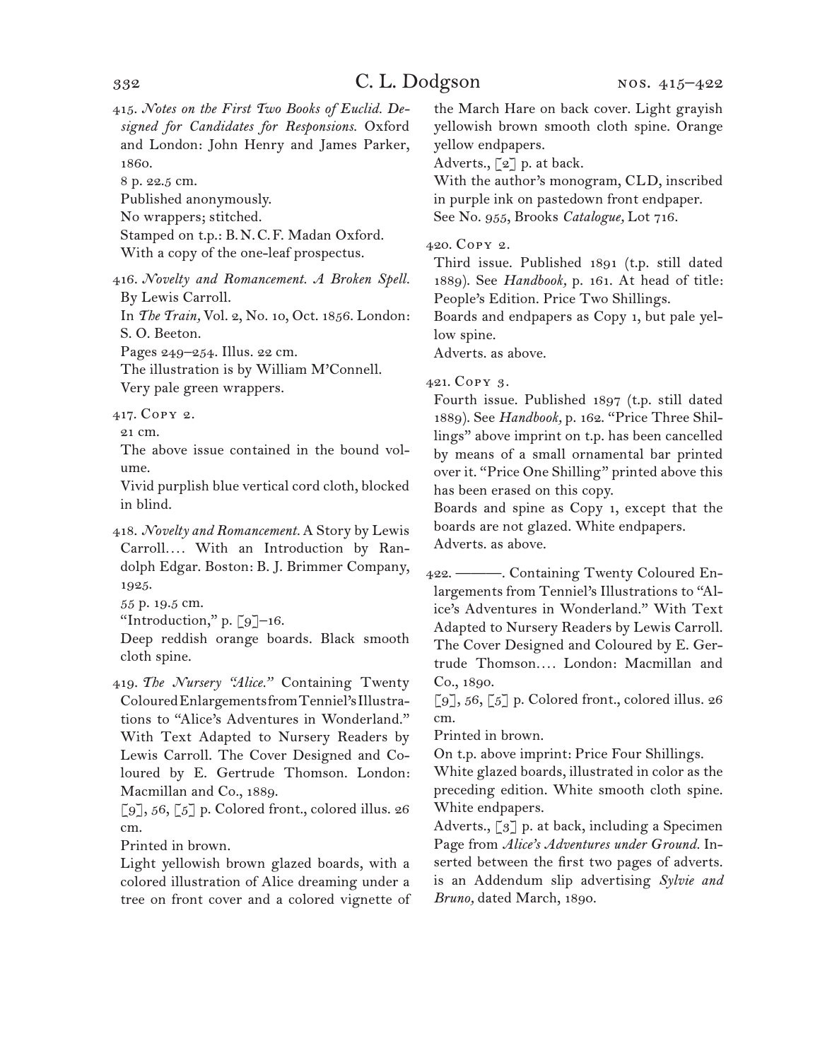415. *Notes on the First Two Books of Euclid. Designed for Candidates for Responsions.* Oxford and London: John Henry and James Parker, 1860.
8 p. 22.5 cm.
Published anonymously.
No wrappers; stitched.
Stamped on t.p.: B. N. C. F. Madan Oxford.
With a copy of the one-leaf prospectus.

416. *Novelty and Romancement. A Broken Spell.* By Lewis Carroll.
In *The Train,* Vol. 2, No. 10, Oct. 1856. London: S. O. Beeton.
Pages 249–254. Illus. 22 cm.
The illustration is by William M'Connell.
Very pale green wrappers.

417. Copy 2.
21 cm.
The above issue contained in the bound volume.
Vivid purplish blue vertical cord cloth, blocked in blind.

418. *Novelty and Romancement.* A Story by Lewis Carroll. … With an Introduction by Randolph Edgar. Boston: B. J. Brimmer Company, 1925.
55 p. 19.5 cm.
"Introduction," p. [9]–16.
Deep reddish orange boards. Black smooth cloth spine.

419. *The Nursery "Alice."* Containing Twenty Coloured Enlargements from Tenniel's Illustrations to "Alice's Adventures in Wonderland." With Text Adapted to Nursery Readers by Lewis Carroll. The Cover Designed and Coloured by E. Gertrude Thomson. London: Macmillan and Co., 1889.
[9], 56, [5] p. Colored front., colored illus. 26 cm.
Printed in brown.
Light yellowish brown glazed boards, with a colored illustration of Alice dreaming under a tree on front cover and a colored vignette of the March Hare on back cover. Light grayish yellowish brown smooth cloth spine. Orange yellow endpapers.
Adverts., [2] p. at back.
With the author's monogram, CLD, inscribed in purple ink on pastedown front endpaper.
See No. 955, Brooks *Catalogue,* Lot 716.

420. Copy 2.
Third issue. Published 1891 (t.p. still dated 1889). See *Handbook,* p. 161. At head of title: People's Edition. Price Two Shillings.
Boards and endpapers as Copy 1, but pale yellow spine.
Adverts. as above.

421. Copy 3.
Fourth issue. Published 1897 (t.p. still dated 1889). See *Handbook,* p. 162. "Price Three Shillings" above imprint on t.p. has been cancelled by means of a small ornamental bar printed over it. "Price One Shilling" printed above this has been erased on this copy.
Boards and spine as Copy 1, except that the boards are not glazed. White endpapers.
Adverts. as above.

422. ———. Containing Twenty Coloured Enlargements from Tenniel's Illustrations to "Alice's Adventures in Wonderland." With Text Adapted to Nursery Readers by Lewis Carroll. The Cover Designed and Coloured by E. Gertrude Thomson. … London: Macmillan and Co., 1890.
[9], 56, [5] p. Colored front., colored illus. 26 cm.
Printed in brown.
On t.p. above imprint: Price Four Shillings.
White glazed boards, illustrated in color as the preceding edition. White smooth cloth spine. White endpapers.
Adverts., [3] p. at back, including a Specimen Page from *Alice's Adventures under Ground.* Inserted between the first two pages of adverts. is an Addendum slip advertising *Sylvie and Bruno,* dated March, 1890.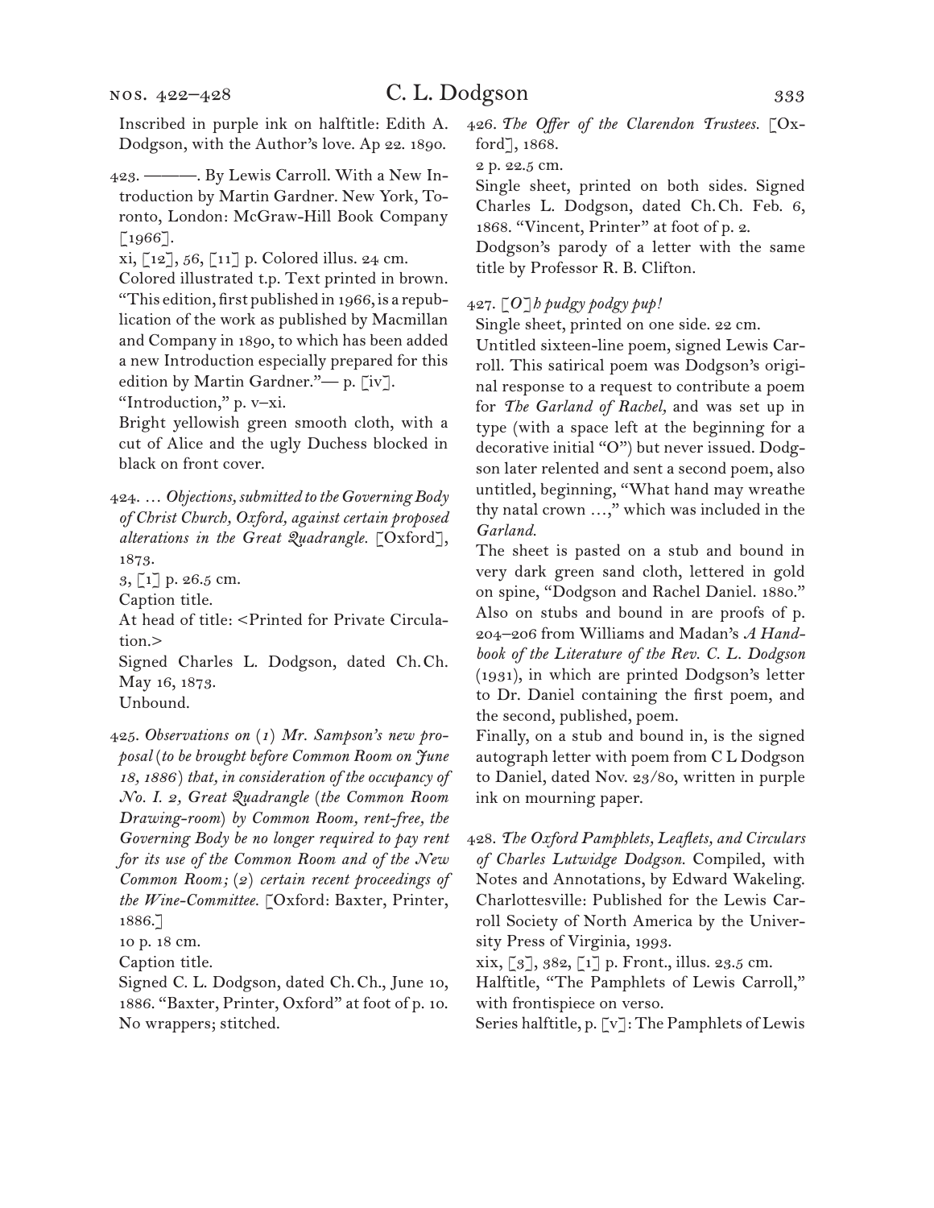Inscribed in purple ink on halftitle: Edith A. Dodgson, with the Author's love. Ap 22. 1890.

423. ———. By Lewis Carroll. With a New Introduction by Martin Gardner. New York, Toronto, London: McGraw-Hill Book Company [1966].

xi, [12], 56, [11] p. Colored illus. 24 cm.

Colored illustrated t.p. Text printed in brown. "This edition, first published in 1966, is a republication of the work as published by Macmillan and Company in 1890, to which has been added a new Introduction especially prepared for this edition by Martin Gardner."— p. [iv].

"Introduction," p. v–xi.

Bright yellowish green smooth cloth, with a cut of Alice and the ugly Duchess blocked in black on front cover.

424. … *Objections, submitted to the Governing Body of Christ Church, Oxford, against certain proposed alterations in the Great Quadrangle.* [Oxford], 1873.

3, [1] p. 26.5 cm.

Caption title.

At head of title: <Printed for Private Circulation.>

Signed Charles L. Dodgson, dated Ch. Ch. May 16, 1873.

Unbound.

425. *Observations on (1) Mr. Sampson's new proposal (to be brought before Common Room on June 18, 1886) that, in consideration of the occupancy of No. I. 2, Great Quadrangle (the Common Room Drawing-room) by Common Room, rent-free, the Governing Body be no longer required to pay rent for its use of the Common Room and of the New Common Room; (2) certain recent proceedings of the Wine-Committee.* [Oxford: Baxter, Printer, 1886.]

10 p. 18 cm.

Caption title.

Signed C. L. Dodgson, dated Ch. Ch., June 10, 1886. "Baxter, Printer, Oxford" at foot of p. 10.

No wrappers; stitched.

426. *The Offer of the Clarendon Trustees.* [Oxford], 1868.

2 p. 22.5 cm.

Single sheet, printed on both sides. Signed Charles L. Dodgson, dated Ch. Ch. Feb. 6, 1868. "Vincent, Printer" at foot of p. 2.

Dodgson's parody of a letter with the same title by Professor R. B. Clifton.

427. *[O]h pudgy podgy pup!*

Single sheet, printed on one side. 22 cm.

Untitled sixteen-line poem, signed Lewis Carroll. This satirical poem was Dodgson's original response to a request to contribute a poem for *The Garland of Rachel,* and was set up in type (with a space left at the beginning for a decorative initial "O") but never issued. Dodgson later relented and sent a second poem, also untitled, beginning, "What hand may wreathe thy natal crown …," which was included in the *Garland.*

The sheet is pasted on a stub and bound in very dark green sand cloth, lettered in gold on spine, "Dodgson and Rachel Daniel. 1880." Also on stubs and bound in are proofs of p. 204–206 from Williams and Madan's *A Handbook of the Literature of the Rev. C. L. Dodgson* (1931), in which are printed Dodgson's letter to Dr. Daniel containing the first poem, and the second, published, poem.

Finally, on a stub and bound in, is the signed autograph letter with poem from C L Dodgson to Daniel, dated Nov. 23/80, written in purple ink on mourning paper.

428. *The Oxford Pamphlets, Leaflets, and Circulars of Charles Lutwidge Dodgson.* Compiled, with Notes and Annotations, by Edward Wakeling. Charlottesville: Published for the Lewis Carroll Society of North America by the University Press of Virginia, 1993.

xix, [3], 382, [1] p. Front., illus. 23.5 cm.

Halftitle, "The Pamphlets of Lewis Carroll," with frontispiece on verso.

Series halftitle, p. [v]: The Pamphlets of Lewis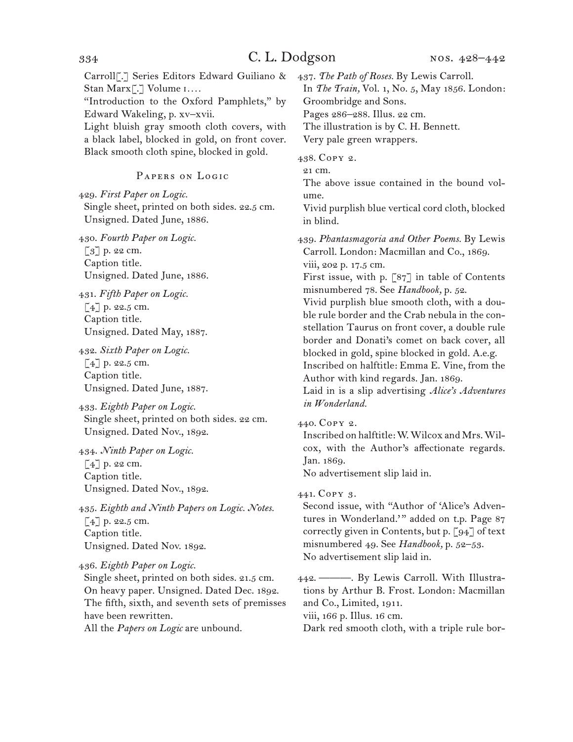Carroll[.] Series Editors Edward Guiliano & Stan Marx[.] Volume i. . . .
"Introduction to the Oxford Pamphlets," by Edward Wakeling, p. xv–xvii.
Light bluish gray smooth cloth covers, with a black label, blocked in gold, on front cover. Black smooth cloth spine, blocked in gold.

### Papers on Logic

429. *First Paper on Logic.*
Single sheet, printed on both sides. 22.5 cm.
Unsigned. Dated June, 1886.

430. *Fourth Paper on Logic.*
[3] p. 22 cm.
Caption title.
Unsigned. Dated June, 1886.

431. *Fifth Paper on Logic.*
[4] p. 22.5 cm.
Caption title.
Unsigned. Dated May, 1887.

432. *Sixth Paper on Logic.*
[4] p. 22.5 cm.
Caption title.
Unsigned. Dated June, 1887.

433. *Eighth Paper on Logic.*
Single sheet, printed on both sides. 22 cm.
Unsigned. Dated Nov., 1892.

434. *Ninth Paper on Logic.*
[4] p. 22 cm.
Caption title.
Unsigned. Dated Nov., 1892.

435. *Eighth and Ninth Papers on Logic. Notes.*
[4] p. 22.5 cm.
Caption title.
Unsigned. Dated Nov. 1892.

436. *Eighth Paper on Logic.*
Single sheet, printed on both sides. 21.5 cm.
On heavy paper. Unsigned. Dated Dec. 1892.
The fifth, sixth, and seventh sets of premisses have been rewritten.
All the *Papers on Logic* are unbound.

437. *The Path of Roses.* By Lewis Carroll.
In *The Train,* Vol. 1, No. 5, May 1856. London: Groombridge and Sons.
Pages 286–288. Illus. 22 cm.
The illustration is by C. H. Bennett.
Very pale green wrappers.

438. Copy 2.
21 cm.
The above issue contained in the bound volume.
Vivid purplish blue vertical cord cloth, blocked in blind.

439. *Phantasmagoria and Other Poems.* By Lewis Carroll. London: Macmillan and Co., 1869.
viii, 202 p. 17.5 cm.
First issue, with p. [87] in table of Contents misnumbered 78. See *Handbook,* p. 52.
Vivid purplish blue smooth cloth, with a double rule border and the Crab nebula in the constellation Taurus on front cover, a double rule border and Donati's comet on back cover, all blocked in gold, spine blocked in gold. A.e.g.
Inscribed on halftitle: Emma E. Vine, from the Author with kind regards. Jan. 1869.
Laid in is a slip advertising *Alice's Adventures in Wonderland.*

440. Copy 2.
Inscribed on halftitle: W. Wilcox and Mrs. Wilcox, with the Author's affectionate regards. Jan. 1869.
No advertisement slip laid in.

441. Copy 3.
Second issue, with "Author of 'Alice's Adventures in Wonderland.'" added on t.p. Page 87 correctly given in Contents, but p. [94] of text misnumbered 49. See *Handbook,* p. 52–53.
No advertisement slip laid in.

442. ———. By Lewis Carroll. With Illustrations by Arthur B. Frost. London: Macmillan and Co., Limited, 1911.
viii, 166 p. Illus. 16 cm.
Dark red smooth cloth, with a triple rule bor-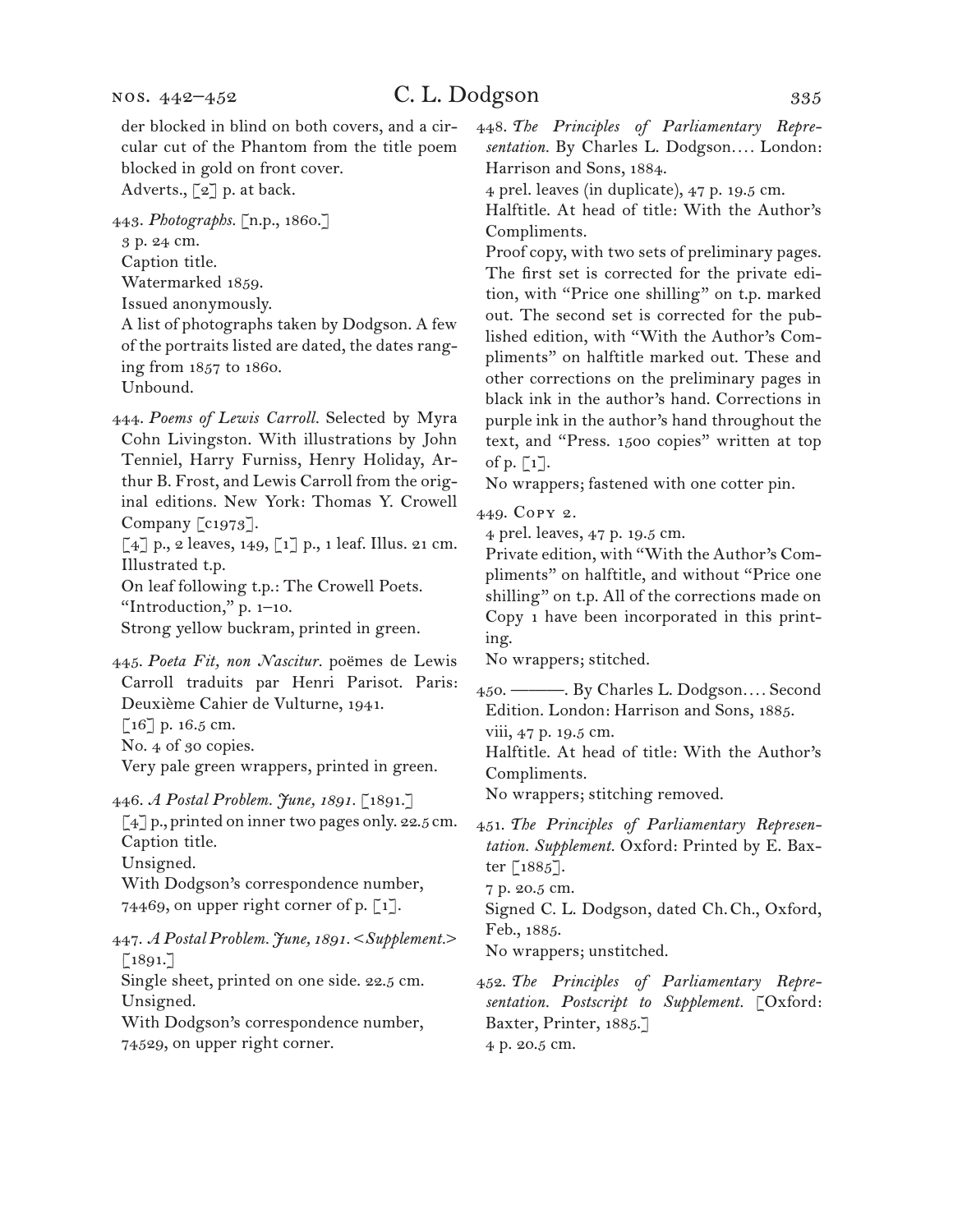der blocked in blind on both covers, and a circular cut of the Phantom from the title poem blocked in gold on front cover.
Adverts., [2] p. at back.

443. *Photographs.* [n.p., 1860.]
3 p. 24 cm.
Caption title.
Watermarked 1859.
Issued anonymously.
A list of photographs taken by Dodgson. A few of the portraits listed are dated, the dates ranging from 1857 to 1860.
Unbound.

444. *Poems of Lewis Carroll.* Selected by Myra Cohn Livingston. With illustrations by John Tenniel, Harry Furniss, Henry Holiday, Arthur B. Frost, and Lewis Carroll from the original editions. New York: Thomas Y. Crowell Company [c1973].
[4] p., 2 leaves, 149, [1] p., 1 leaf. Illus. 21 cm.
Illustrated t.p.
On leaf following t.p.: The Crowell Poets.
"Introduction," p. 1–10.
Strong yellow buckram, printed in green.

445. *Poeta Fit, non Nascitur.* poëmes de Lewis Carroll traduits par Henri Parisot. Paris: Deuxième Cahier de Vulturne, 1941.
[16] p. 16.5 cm.
No. 4 of 30 copies.
Very pale green wrappers, printed in green.

446. *A Postal Problem. June, 1891.* [1891.]
[4] p., printed on inner two pages only. 22.5 cm.
Caption title.
Unsigned.
With Dodgson's correspondence number, 74469, on upper right corner of p. [1].

447. *A Postal Problem. June, 1891. <Supplement.>* [1891.]
Single sheet, printed on one side. 22.5 cm.
Unsigned.
With Dodgson's correspondence number, 74529, on upper right corner.

448. *The Principles of Parliamentary Representation.* By Charles L. Dodgson.... London: Harrison and Sons, 1884.
4 prel. leaves (in duplicate), 47 p. 19.5 cm.
Halftitle. At head of title: With the Author's Compliments.
Proof copy, with two sets of preliminary pages. The first set is corrected for the private edition, with "Price one shilling" on t.p. marked out. The second set is corrected for the published edition, with "With the Author's Compliments" on halftitle marked out. These and other corrections on the preliminary pages in black ink in the author's hand. Corrections in purple ink in the author's hand throughout the text, and "Press. 1500 copies" written at top of p. [1].
No wrappers; fastened with one cotter pin.

449. Copy 2.
4 prel. leaves, 47 p. 19.5 cm.
Private edition, with "With the Author's Compliments" on halftitle, and without "Price one shilling" on t.p. All of the corrections made on Copy 1 have been incorporated in this printing.
No wrappers; stitched.

450. ———. By Charles L. Dodgson.... Second Edition. London: Harrison and Sons, 1885.
viii, 47 p. 19.5 cm.
Halftitle. At head of title: With the Author's Compliments.
No wrappers; stitching removed.

451. *The Principles of Parliamentary Representation. Supplement.* Oxford: Printed by E. Baxter [1885].
7 p. 20.5 cm.
Signed C. L. Dodgson, dated Ch. Ch., Oxford, Feb., 1885.
No wrappers; unstitched.

452. *The Principles of Parliamentary Representation. Postscript to Supplement.* [Oxford: Baxter, Printer, 1885.]
4 p. 20.5 cm.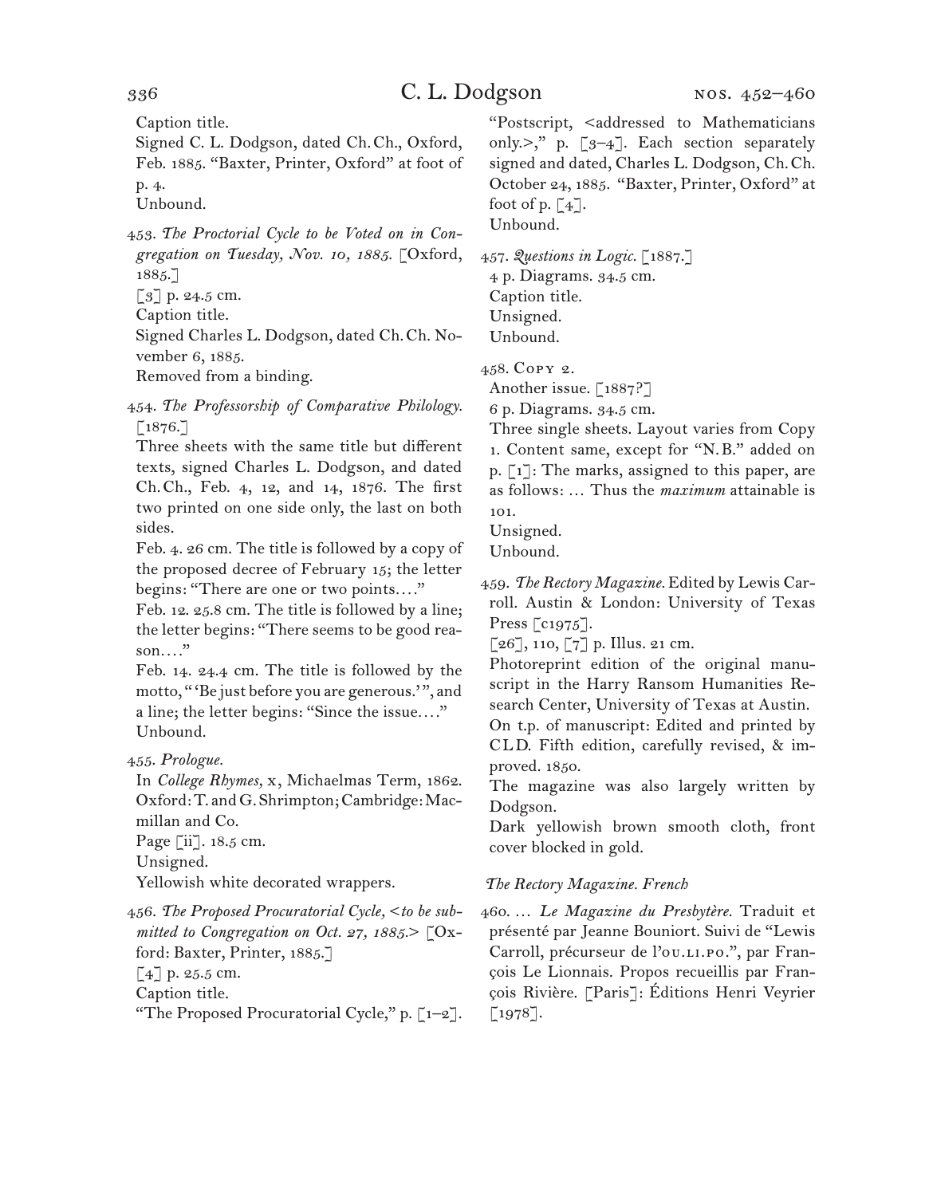Caption title.
Signed C. L. Dodgson, dated Ch. Ch., Oxford, Feb. 1885. "Baxter, Printer, Oxford" at foot of p. 4.
Unbound.

453. *The Proctorial Cycle to be Voted on in Congregation on Tuesday, Nov. 10, 1885.* [Oxford, 1885.]
[3] p. 24.5 cm.
Caption title.
Signed Charles L. Dodgson, dated Ch. Ch. November 6, 1885.
Removed from a binding.

454. *The Professorship of Comparative Philology.* [1876.]
Three sheets with the same title but different texts, signed Charles L. Dodgson, and dated Ch. Ch., Feb. 4, 12, and 14, 1876. The first two printed on one side only, the last on both sides.
Feb. 4. 26 cm. The title is followed by a copy of the proposed decree of February 15; the letter begins: "There are one or two points...."
Feb. 12. 25.8 cm. The title is followed by a line; the letter begins: "There seems to be good reason...."
Feb. 14. 24.4 cm. The title is followed by the motto, "'Be just before you are generous.'", and a line; the letter begins: "Since the issue...."
Unbound.

455. *Prologue.*
In *College Rhymes,* x, Michaelmas Term, 1862. Oxford: T. and G. Shrimpton; Cambridge: Macmillan and Co.
Page [ii]. 18.5 cm.
Unsigned.
Yellowish white decorated wrappers.

456. *The Proposed Procuratorial Cycle, <to be submitted to Congregation on Oct. 27, 1885.>* [Oxford: Baxter, Printer, 1885.]
[4] p. 25.5 cm.
Caption title.
"The Proposed Procuratorial Cycle," p. [1–2]. "Postscript, <addressed to Mathematicians only.>," p. [3–4]. Each section separately signed and dated, Charles L. Dodgson, Ch. Ch. October 24, 1885. "Baxter, Printer, Oxford" at foot of p. [4].
Unbound.

457. *Questions in Logic.* [1887.]
4 p. Diagrams. 34.5 cm.
Caption title.
Unsigned.
Unbound.

458. Copy 2.
Another issue. [1887?]
6 p. Diagrams. 34.5 cm.
Three single sheets. Layout varies from Copy 1. Content same, except for "N. B." added on p. [1]: The marks, assigned to this paper, are as follows: ... Thus the *maximum* attainable is 101.
Unsigned.
Unbound.

459. *The Rectory Magazine.* Edited by Lewis Carroll. Austin & London: University of Texas Press [c1975].
[26], 110, [7] p. Illus. 21 cm.
Photoreprint edition of the original manuscript in the Harry Ransom Humanities Research Center, University of Texas at Austin.
On t.p. of manuscript: Edited and printed by CLD. Fifth edition, carefully revised, & improved. 1850.
The magazine was also largely written by Dodgson.
Dark yellowish brown smooth cloth, front cover blocked in gold.

*The Rectory Magazine. French*

460. ... *Le Magazine du Presbytère.* Traduit et présenté par Jeanne Bouniort. Suivi de "Lewis Carroll, précurseur de l'ou.li.po.", par François Le Lionnais. Propos recueillis par François Rivière. [Paris]: Éditions Henri Veyrier [1978].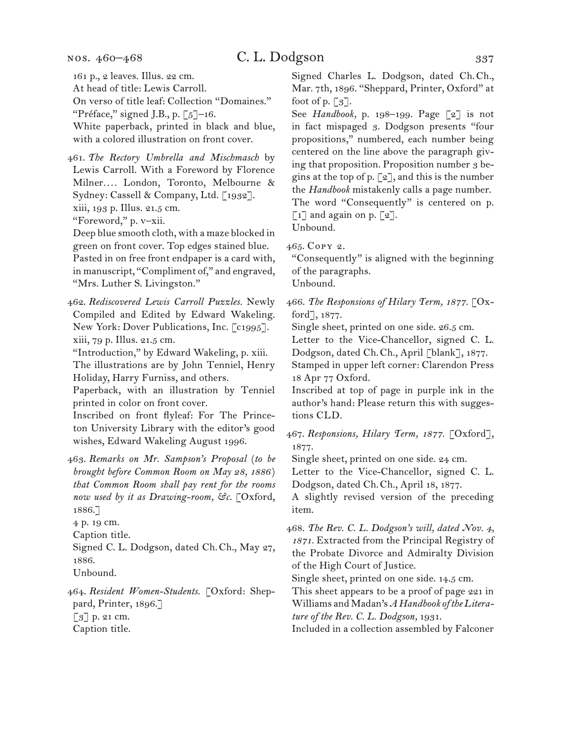161 p., 2 leaves. Illus. 22 cm.
At head of title: Lewis Carroll.
On verso of title leaf: Collection "Domaines."
"Préface," signed J.B., p. [5]–16.
White paperback, printed in black and blue, with a colored illustration on front cover.

461. *The Rectory Umbrella and Mischmasch* by Lewis Carroll. With a Foreword by Florence Milner.... London, Toronto, Melbourne & Sydney: Cassell & Company, Ltd. [1932].
xiii, 193 p. Illus. 21.5 cm.
"Foreword," p. v–xii.
Deep blue smooth cloth, with a maze blocked in green on front cover. Top edges stained blue.
Pasted in on free front endpaper is a card with, in manuscript, "Compliment of," and engraved, "Mrs. Luther S. Livingston."

462. *Rediscovered Lewis Carroll Puzzles.* Newly Compiled and Edited by Edward Wakeling. New York: Dover Publications, Inc. [c1995].
xiii, 79 p. Illus. 21.5 cm.
"Introduction," by Edward Wakeling, p. xiii.
The illustrations are by John Tenniel, Henry Holiday, Harry Furniss, and others.
Paperback, with an illustration by Tenniel printed in color on front cover.
Inscribed on front flyleaf: For The Princeton University Library with the editor's good wishes, Edward Wakeling August 1996.

463. *Remarks on Mr. Sampson's Proposal (to be brought before Common Room on May 28, 1886) that Common Room shall pay rent for the rooms now used by it as Drawing-room, &c.* [Oxford, 1886.]
4 p. 19 cm.
Caption title.
Signed C. L. Dodgson, dated Ch. Ch., May 27, 1886.
Unbound.

464. *Resident Women-Students.* [Oxford: Sheppard, Printer, 1896.]
[3] p. 21 cm.
Caption title.
Signed Charles L. Dodgson, dated Ch. Ch., Mar. 7th, 1896. "Sheppard, Printer, Oxford" at foot of p. [3].
See *Handbook*, p. 198–199. Page [2] is not in fact mispaged 3. Dodgson presents "four propositions," numbered, each number being centered on the line above the paragraph giving that proposition. Proposition number 3 begins at the top of p. [2], and this is the number the *Handbook* mistakenly calls a page number.
The word "Consequently" is centered on p. [1] and again on p. [2].
Unbound.

465. Copy 2.
"Consequently" is aligned with the beginning of the paragraphs.
Unbound.

466. *The Responsions of Hilary Term, 1877.* [Oxford], 1877.
Single sheet, printed on one side. 26.5 cm.
Letter to the Vice-Chancellor, signed C. L. Dodgson, dated Ch. Ch., April [blank], 1877.
Stamped in upper left corner: Clarendon Press 18 Apr 77 Oxford.
Inscribed at top of page in purple ink in the author's hand: Please return this with suggestions CLD.

467. *Responsions, Hilary Term, 1877.* [Oxford], 1877.
Single sheet, printed on one side. 24 cm.
Letter to the Vice-Chancellor, signed C. L. Dodgson, dated Ch. Ch., April 18, 1877.
A slightly revised version of the preceding item.

468. *The Rev. C. L. Dodgson's will, dated Nov. 4, 1871.* Extracted from the Principal Registry of the Probate Divorce and Admiralty Division of the High Court of Justice.
Single sheet, printed on one side. 14.5 cm.
This sheet appears to be a proof of page 221 in Williams and Madan's *A Handbook of the Literature of the Rev. C. L. Dodgson*, 1931.
Included in a collection assembled by Falconer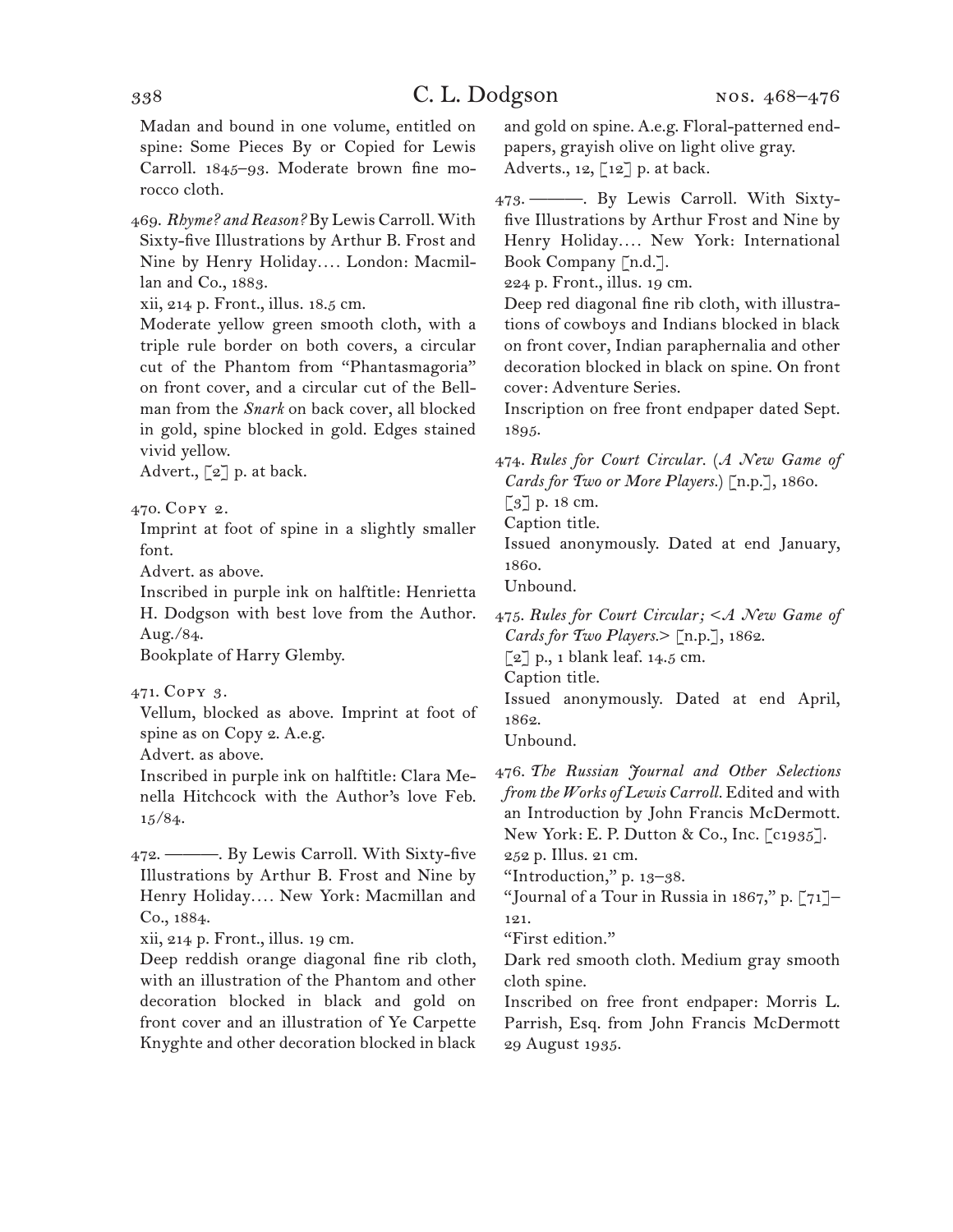Madan and bound in one volume, entitled on spine: Some Pieces By or Copied for Lewis Carroll. 1845–93. Moderate brown fine morocco cloth.

469. *Rhyme? and Reason?* By Lewis Carroll. With Sixty-five Illustrations by Arthur B. Frost and Nine by Henry Holiday.... London: Macmillan and Co., 1883.
xii, 214 p. Front., illus. 18.5 cm.
Moderate yellow green smooth cloth, with a triple rule border on both covers, a circular cut of the Phantom from "Phantasmagoria" on front cover, and a circular cut of the Bellman from the *Snark* on back cover, all blocked in gold, spine blocked in gold. Edges stained vivid yellow.
Advert., [2] p. at back.

470. Copy 2.
Imprint at foot of spine in a slightly smaller font.
Advert. as above.
Inscribed in purple ink on halftitle: Henrietta H. Dodgson with best love from the Author. Aug./84.
Bookplate of Harry Glemby.

471. Copy 3.
Vellum, blocked as above. Imprint at foot of spine as on Copy 2. A.e.g.
Advert. as above.
Inscribed in purple ink on halftitle: Clara Menella Hitchcock with the Author's love Feb. 15/84.

472. ———. By Lewis Carroll. With Sixty-five Illustrations by Arthur B. Frost and Nine by Henry Holiday.... New York: Macmillan and Co., 1884.
xii, 214 p. Front., illus. 19 cm.
Deep reddish orange diagonal fine rib cloth, with an illustration of the Phantom and other decoration blocked in black and gold on front cover and an illustration of Ye Carpette Knyghte and other decoration blocked in black and gold on spine. A.e.g. Floral-patterned endpapers, grayish olive on light olive gray.
Adverts., 12, [12] p. at back.

473. ———. By Lewis Carroll. With Sixty-five Illustrations by Arthur Frost and Nine by Henry Holiday.... New York: International Book Company [n.d.].
224 p. Front., illus. 19 cm.
Deep red diagonal fine rib cloth, with illustrations of cowboys and Indians blocked in black on front cover, Indian paraphernalia and other decoration blocked in black on spine. On front cover: Adventure Series.
Inscription on free front endpaper dated Sept. 1895.

474. *Rules for Court Circular.* (*A New Game of Cards for Two or More Players.*) [n.p.], 1860.
[3] p. 18 cm.
Caption title.
Issued anonymously. Dated at end January, 1860.
Unbound.

475. *Rules for Court Circular; <A New Game of Cards for Two Players.>* [n.p.], 1862.
[2] p., 1 blank leaf. 14.5 cm.
Caption title.
Issued anonymously. Dated at end April, 1862.
Unbound.

476. *The Russian Journal and Other Selections from the Works of Lewis Carroll.* Edited and with an Introduction by John Francis McDermott. New York: E. P. Dutton & Co., Inc. [c1935].
252 p. Illus. 21 cm.
"Introduction," p. 13–38.
"Journal of a Tour in Russia in 1867," p. [71]–121.
"First edition."
Dark red smooth cloth. Medium gray smooth cloth spine.
Inscribed on free front endpaper: Morris L. Parrish, Esq. from John Francis McDermott 29 August 1935.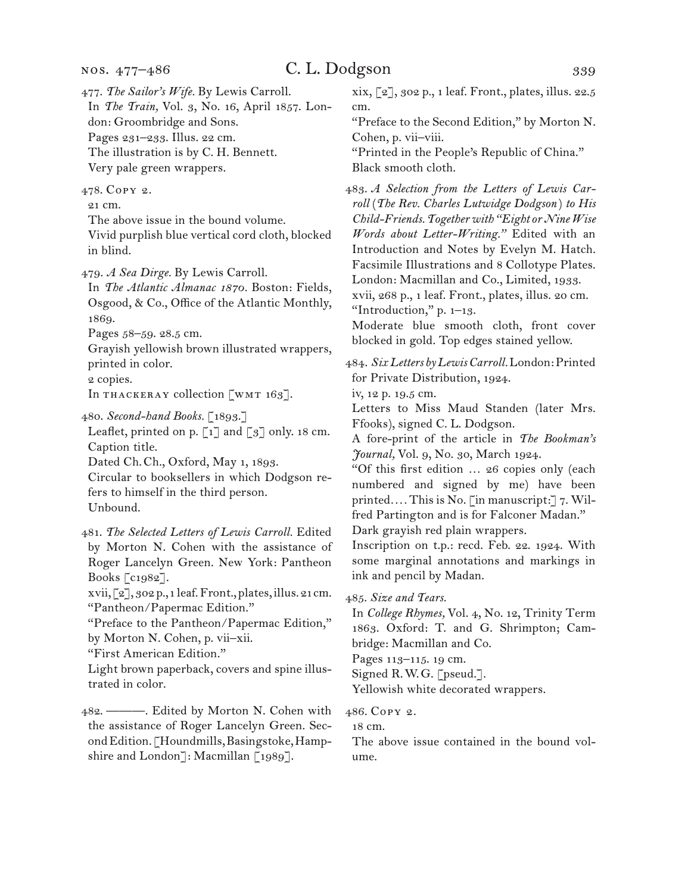477. *The Sailor's Wife.* By Lewis Carroll.
In *The Train,* Vol. 3, No. 16, April 1857. London: Groombridge and Sons.
Pages 231–233. Illus. 22 cm.
The illustration is by C. H. Bennett.
Very pale green wrappers.

478. Copy 2.
21 cm.
The above issue in the bound volume.
Vivid purplish blue vertical cord cloth, blocked in blind.

479. *A Sea Dirge.* By Lewis Carroll.
In *The Atlantic Almanac 1870.* Boston: Fields, Osgood, & Co., Office of the Atlantic Monthly, 1869.
Pages 58–59. 28.5 cm.
Grayish yellowish brown illustrated wrappers, printed in color.
2 copies.
In THACKERAY collection [WMT 163].

480. *Second-hand Books.* [1893.]
Leaflet, printed on p. [1] and [3] only. 18 cm.
Caption title.
Dated Ch. Ch., Oxford, May 1, 1893.
Circular to booksellers in which Dodgson refers to himself in the third person.
Unbound.

481. *The Selected Letters of Lewis Carroll.* Edited by Morton N. Cohen with the assistance of Roger Lancelyn Green. New York: Pantheon Books [c1982].
xvii, [2], 302 p., 1 leaf. Front., plates, illus. 21 cm.
"Pantheon/Papermac Edition."
"Preface to the Pantheon/Papermac Edition," by Morton N. Cohen, p. vii–xii.
"First American Edition."
Light brown paperback, covers and spine illustrated in color.

482. ———. Edited by Morton N. Cohen with the assistance of Roger Lancelyn Green. Second Edition. [Houndmills, Basingstoke, Hampshire and London]: Macmillan [1989].
xix, [2], 302 p., 1 leaf. Front., plates, illus. 22.5 cm.
"Preface to the Second Edition," by Morton N. Cohen, p. vii–viii.
"Printed in the People's Republic of China."
Black smooth cloth.

483. *A Selection from the Letters of Lewis Carroll (The Rev. Charles Lutwidge Dodgson) to His Child-Friends. Together with "Eight or Nine Wise Words about Letter-Writing."* Edited with an Introduction and Notes by Evelyn M. Hatch. Facsimile Illustrations and 8 Collotype Plates. London: Macmillan and Co., Limited, 1933.
xvii, 268 p., 1 leaf. Front., plates, illus. 20 cm.
"Introduction," p. 1–13.
Moderate blue smooth cloth, front cover blocked in gold. Top edges stained yellow.

484. *Six Letters by Lewis Carroll.* London: Printed for Private Distribution, 1924.
iv, 12 p. 19.5 cm.
Letters to Miss Maud Standen (later Mrs. Ffooks), signed C. L. Dodgson.
A fore-print of the article in *The Bookman's Journal,* Vol. 9, No. 30, March 1924.
"Of this first edition … 26 copies only (each numbered and signed by me) have been printed.… This is No. [in manuscript:] 7. Wilfred Partington and is for Falconer Madan."
Dark grayish red plain wrappers.
Inscription on t.p.: recd. Feb. 22. 1924. With some marginal annotations and markings in ink and pencil by Madan.

485. *Size and Tears.*
In *College Rhymes,* Vol. 4, No. 12, Trinity Term 1863. Oxford: T. and G. Shrimpton; Cambridge: Macmillan and Co.
Pages 113–115. 19 cm.
Signed R. W. G. [pseud.].
Yellowish white decorated wrappers.

486. Copy 2.
18 cm.
The above issue contained in the bound volume.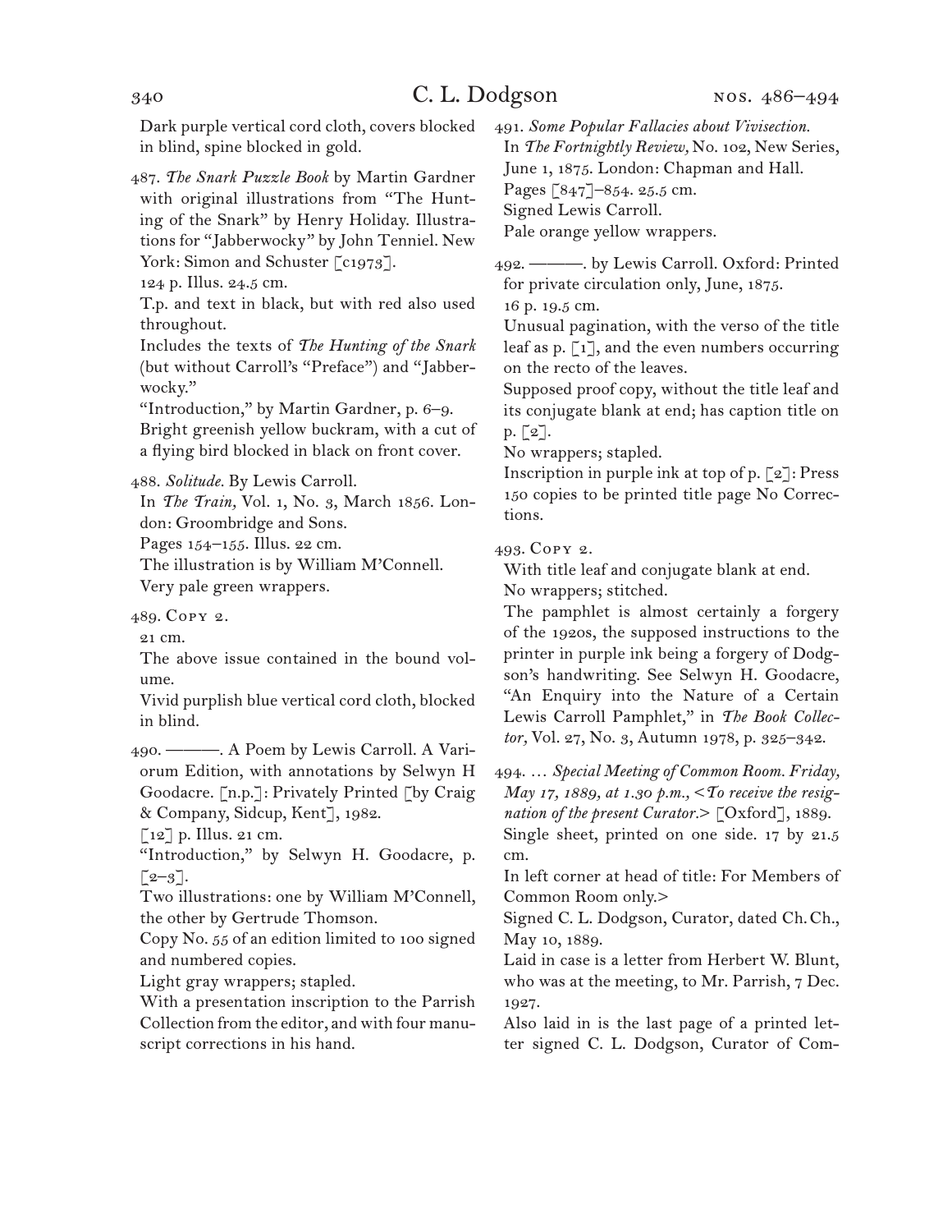Dark purple vertical cord cloth, covers blocked in blind, spine blocked in gold.

487. *The Snark Puzzle Book* by Martin Gardner with original illustrations from "The Hunting of the Snark" by Henry Holiday. Illustrations for "Jabberwocky" by John Tenniel. New York: Simon and Schuster [c1973].
124 p. Illus. 24.5 cm.
T.p. and text in black, but with red also used throughout.
Includes the texts of *The Hunting of the Snark* (but without Carroll's "Preface") and "Jabberwocky."
"Introduction," by Martin Gardner, p. 6–9.
Bright greenish yellow buckram, with a cut of a flying bird blocked in black on front cover.

488. *Solitude.* By Lewis Carroll.
In *The Train,* Vol. 1, No. 3, March 1856. London: Groombridge and Sons.
Pages 154–155. Illus. 22 cm.
The illustration is by William M'Connell.
Very pale green wrappers.

489. Copy 2.
21 cm.
The above issue contained in the bound volume.
Vivid purplish blue vertical cord cloth, blocked in blind.

490. ———. A Poem by Lewis Carroll. A Variorum Edition, with annotations by Selwyn H Goodacre. [n.p.]: Privately Printed [by Craig & Company, Sidcup, Kent], 1982.
[12] p. Illus. 21 cm.
"Introduction," by Selwyn H. Goodacre, p. [2–3].
Two illustrations: one by William M'Connell, the other by Gertrude Thomson.
Copy No. 55 of an edition limited to 100 signed and numbered copies.
Light gray wrappers; stapled.
With a presentation inscription to the Parrish Collection from the editor, and with four manuscript corrections in his hand.

491. *Some Popular Fallacies about Vivisection.*
In *The Fortnightly Review,* No. 102, New Series, June 1, 1875. London: Chapman and Hall.
Pages [847]–854. 25.5 cm.
Signed Lewis Carroll.
Pale orange yellow wrappers.

492. ———. by Lewis Carroll. Oxford: Printed for private circulation only, June, 1875.
16 p. 19.5 cm.
Unusual pagination, with the verso of the title leaf as p. [1], and the even numbers occurring on the recto of the leaves.
Supposed proof copy, without the title leaf and its conjugate blank at end; has caption title on p. [2].
No wrappers; stapled.
Inscription in purple ink at top of p. [2]: Press 150 copies to be printed title page No Corrections.

493. Copy 2.
With title leaf and conjugate blank at end.
No wrappers; stitched.
The pamphlet is almost certainly a forgery of the 1920s, the supposed instructions to the printer in purple ink being a forgery of Dodgson's handwriting. See Selwyn H. Goodacre, "An Enquiry into the Nature of a Certain Lewis Carroll Pamphlet," in *The Book Collector,* Vol. 27, No. 3, Autumn 1978, p. 325–342.

494. … *Special Meeting of Common Room. Friday, May 17, 1889, at 1.30 p.m., <To receive the resignation of the present Curator.>* [Oxford], 1889.
Single sheet, printed on one side. 17 by 21.5 cm.
In left corner at head of title: For Members of Common Room only.>
Signed C. L. Dodgson, Curator, dated Ch. Ch., May 10, 1889.
Laid in case is a letter from Herbert W. Blunt, who was at the meeting, to Mr. Parrish, 7 Dec. 1927.
Also laid in is the last page of a printed letter signed C. L. Dodgson, Curator of Com-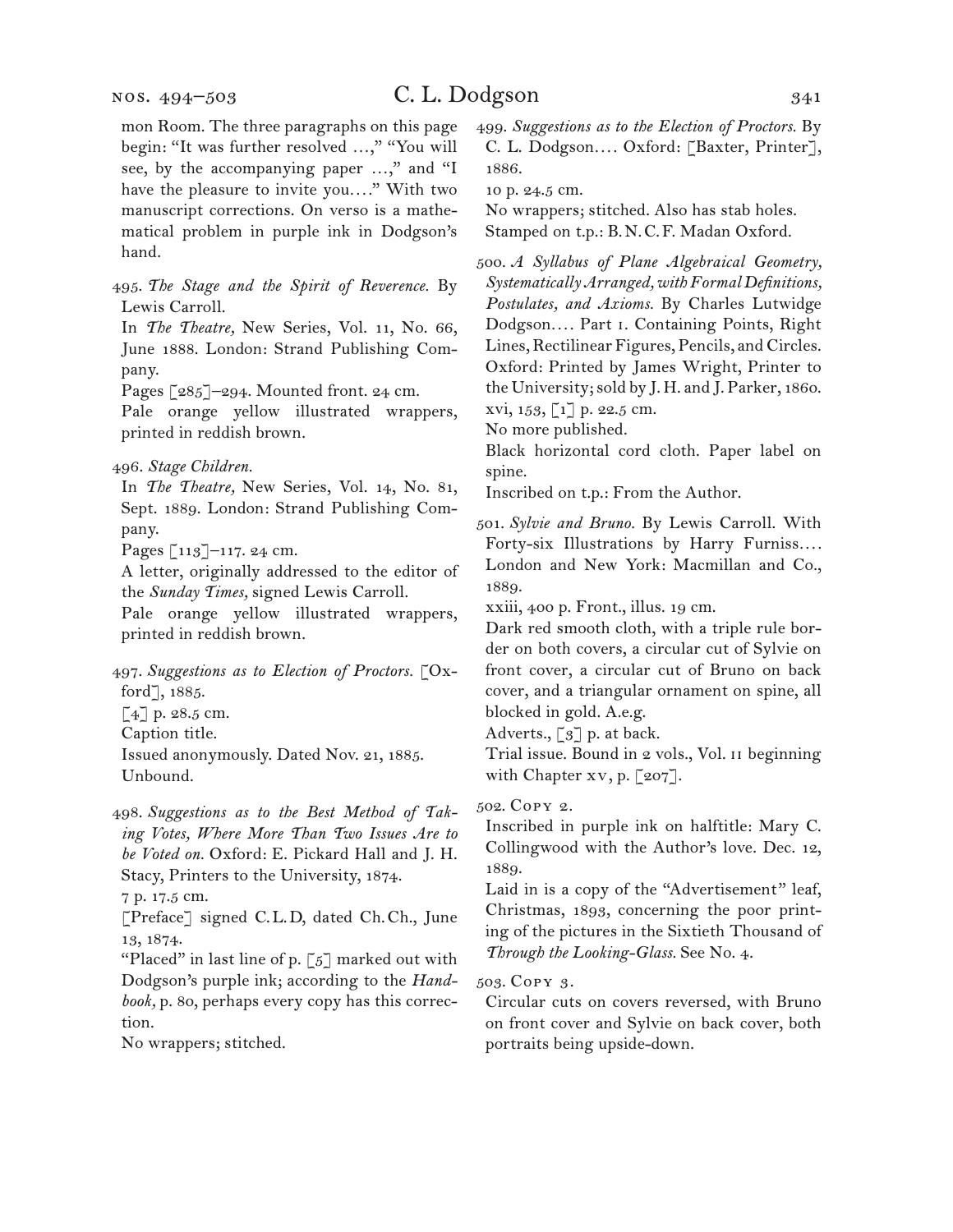mon Room. The three paragraphs on this page begin: "It was further resolved …," "You will see, by the accompanying paper …," and "I have the pleasure to invite you. . . ." With two manuscript corrections. On verso is a mathematical problem in purple ink in Dodgson's hand.

495. *The Stage and the Spirit of Reverence.* By Lewis Carroll.
In *The Theatre,* New Series, Vol. 11, No. 66, June 1888. London: Strand Publishing Company.
Pages [285]–294. Mounted front. 24 cm.
Pale orange yellow illustrated wrappers, printed in reddish brown.

496. *Stage Children.*
In *The Theatre,* New Series, Vol. 14, No. 81, Sept. 1889. London: Strand Publishing Company.
Pages [113]–117. 24 cm.
A letter, originally addressed to the editor of the *Sunday Times,* signed Lewis Carroll.
Pale orange yellow illustrated wrappers, printed in reddish brown.

497. *Suggestions as to Election of Proctors.* [Oxford], 1885.
[4] p. 28.5 cm.
Caption title.
Issued anonymously. Dated Nov. 21, 1885.
Unbound.

498. *Suggestions as to the Best Method of Taking Votes, Where More Than Two Issues Are to be Voted on.* Oxford: E. Pickard Hall and J. H. Stacy, Printers to the University, 1874.
7 p. 17.5 cm.
[Preface] signed C.L.D, dated Ch.Ch., June 13, 1874.
"Placed" in last line of p. [5] marked out with Dodgson's purple ink; according to the *Handbook,* p. 80, perhaps every copy has this correction.
No wrappers; stitched.

499. *Suggestions as to the Election of Proctors.* By C. L. Dodgson. . . . Oxford: [Baxter, Printer], 1886.
10 p. 24.5 cm.
No wrappers; stitched. Also has stab holes.
Stamped on t.p.: B.N.C.F. Madan Oxford.

500. *A Syllabus of Plane Algebraical Geometry, Systematically Arranged, with Formal Definitions, Postulates, and Axioms.* By Charles Lutwidge Dodgson. . . . Part i. Containing Points, Right Lines, Rectilinear Figures, Pencils, and Circles. Oxford: Printed by James Wright, Printer to the University; sold by J. H. and J. Parker, 1860.
xvi, 153, [1] p. 22.5 cm.
No more published.
Black horizontal cord cloth. Paper label on spine.
Inscribed on t.p.: From the Author.

501. *Sylvie and Bruno.* By Lewis Carroll. With Forty-six Illustrations by Harry Furniss. . . . London and New York: Macmillan and Co., 1889.
xxiii, 400 p. Front., illus. 19 cm.
Dark red smooth cloth, with a triple rule border on both covers, a circular cut of Sylvie on front cover, a circular cut of Bruno on back cover, and a triangular ornament on spine, all blocked in gold. A.e.g.
Adverts., [3] p. at back.
Trial issue. Bound in 2 vols., Vol. ii beginning with Chapter xv, p. [207].

502. Copy 2.
Inscribed in purple ink on halftitle: Mary C. Collingwood with the Author's love. Dec. 12, 1889.
Laid in is a copy of the "Advertisement" leaf, Christmas, 1893, concerning the poor printing of the pictures in the Sixtieth Thousand of *Through the Looking-Glass.* See No. 4.

503. Copy 3.
Circular cuts on covers reversed, with Bruno on front cover and Sylvie on back cover, both portraits being upside-down.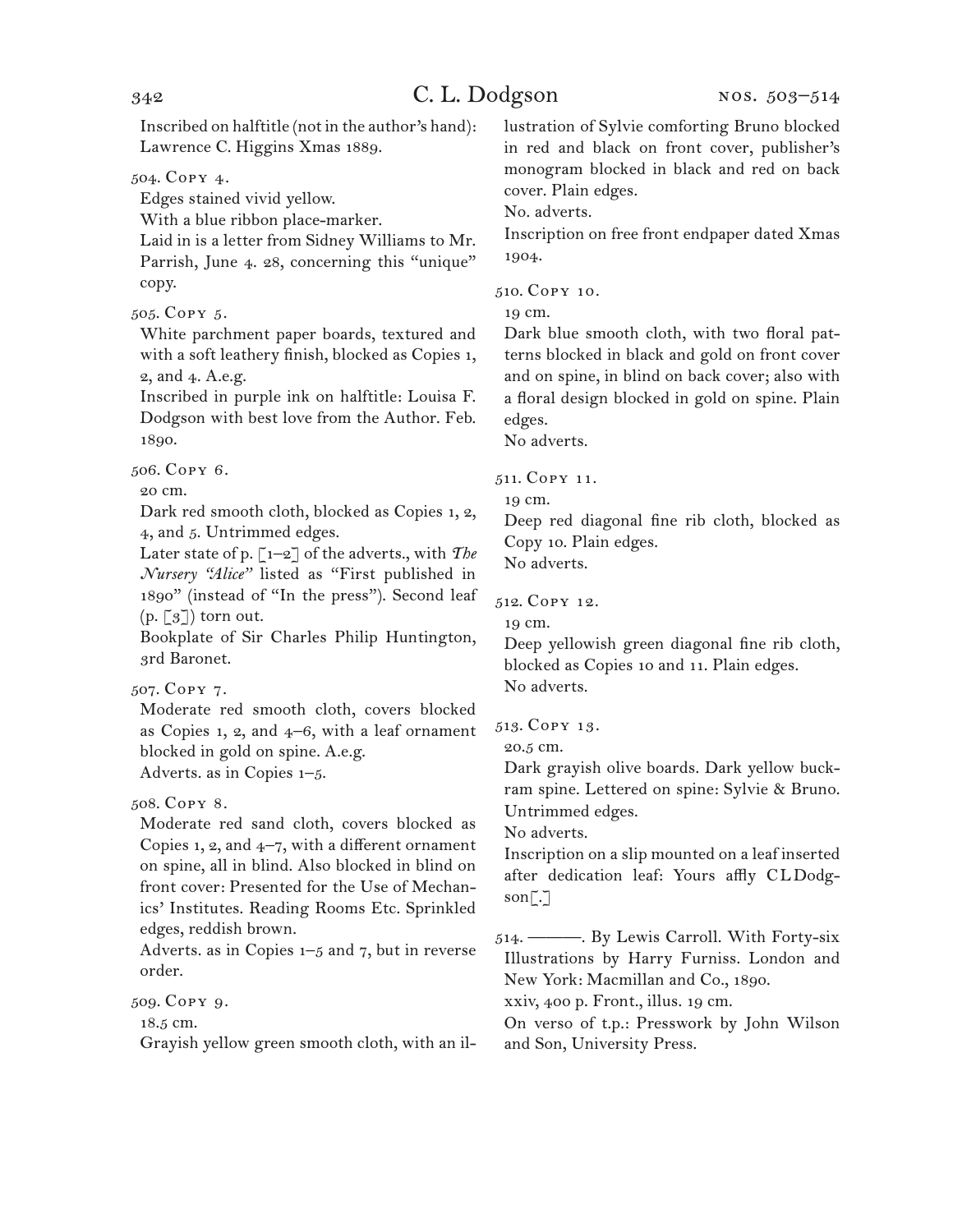Inscribed on halftitle (not in the author's hand): Lawrence C. Higgins Xmas 1889.

504. Copy 4.

Edges stained vivid yellow.

With a blue ribbon place-marker.

Laid in is a letter from Sidney Williams to Mr. Parrish, June 4. 28, concerning this "unique" copy.

505. Copy 5.

White parchment paper boards, textured and with a soft leathery finish, blocked as Copies 1, 2, and 4. A.e.g.

Inscribed in purple ink on halftitle: Louisa F. Dodgson with best love from the Author. Feb. 1890.

506. Copy 6.

20 cm.

Dark red smooth cloth, blocked as Copies 1, 2, 4, and 5. Untrimmed edges.

Later state of p. [1–2] of the adverts., with *The Nursery "Alice"* listed as "First published in 1890" (instead of "In the press"). Second leaf (p. [3]) torn out.

Bookplate of Sir Charles Philip Huntington, 3rd Baronet.

507. Copy 7.

Moderate red smooth cloth, covers blocked as Copies 1, 2, and 4–6, with a leaf ornament blocked in gold on spine. A.e.g.

Adverts. as in Copies 1–5.

508. Copy 8.

Moderate red sand cloth, covers blocked as Copies 1, 2, and 4–7, with a different ornament on spine, all in blind. Also blocked in blind on front cover: Presented for the Use of Mechanics' Institutes. Reading Rooms Etc. Sprinkled edges, reddish brown.

Adverts. as in Copies 1–5 and 7, but in reverse order.

509. Copy 9.

18.5 cm.

Grayish yellow green smooth cloth, with an illustration of Sylvie comforting Bruno blocked in red and black on front cover, publisher's monogram blocked in black and red on back cover. Plain edges.

No. adverts.

Inscription on free front endpaper dated Xmas 1904.

510. Copy 10.

19 cm.

Dark blue smooth cloth, with two floral patterns blocked in black and gold on front cover and on spine, in blind on back cover; also with a floral design blocked in gold on spine. Plain edges.

No adverts.

511. Copy 11.

19 cm.

Deep red diagonal fine rib cloth, blocked as Copy 10. Plain edges.

No adverts.

512. Copy 12.

19 cm.

Deep yellowish green diagonal fine rib cloth, blocked as Copies 10 and 11. Plain edges.

No adverts.

513. Copy 13.

20.5 cm.

Dark grayish olive boards. Dark yellow buckram spine. Lettered on spine: Sylvie & Bruno. Untrimmed edges.

No adverts.

Inscription on a slip mounted on a leaf inserted after dedication leaf: Yours affly CLDodgson[.]

514. ———. By Lewis Carroll. With Forty-six Illustrations by Harry Furniss. London and New York: Macmillan and Co., 1890.

xxiv, 400 p. Front., illus. 19 cm.

On verso of t.p.: Presswork by John Wilson and Son, University Press.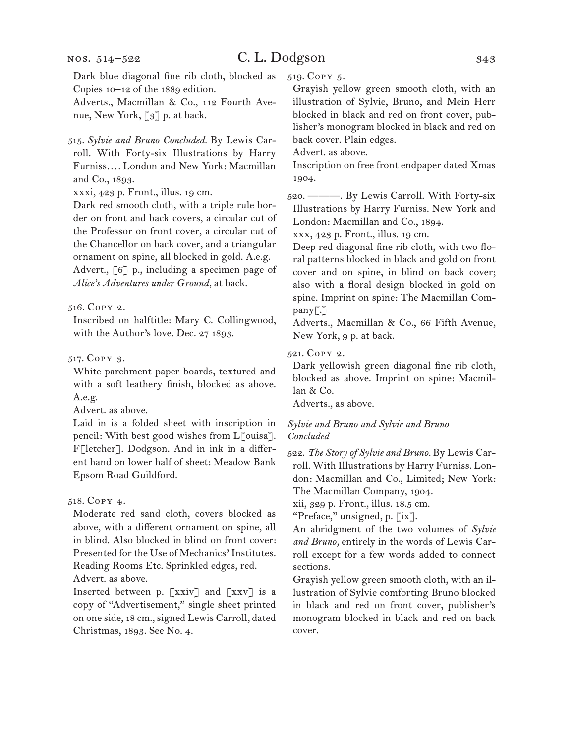Dark blue diagonal fine rib cloth, blocked as Copies 10–12 of the 1889 edition.

Adverts., Macmillan & Co., 112 Fourth Avenue, New York, [3] p. at back.

515. *Sylvie and Bruno Concluded.* By Lewis Carroll. With Forty-six Illustrations by Harry Furniss.... London and New York: Macmillan and Co., 1893.

xxxi, 423 p. Front., illus. 19 cm.

Dark red smooth cloth, with a triple rule border on front and back covers, a circular cut of the Professor on front cover, a circular cut of the Chancellor on back cover, and a triangular ornament on spine, all blocked in gold. A.e.g.

Advert., [6] p., including a specimen page of *Alice's Adventures under Ground,* at back.

516. Copy 2.

Inscribed on halftitle: Mary C. Collingwood, with the Author's love. Dec. 27 1893.

517. Copy 3.

White parchment paper boards, textured and with a soft leathery finish, blocked as above. A.e.g.

Advert. as above.

Laid in is a folded sheet with inscription in pencil: With best good wishes from L[ouisa]. F[letcher]. Dodgson. And in ink in a different hand on lower half of sheet: Meadow Bank Epsom Road Guildford.

518. Copy 4.

Moderate red sand cloth, covers blocked as above, with a different ornament on spine, all in blind. Also blocked in blind on front cover: Presented for the Use of Mechanics' Institutes. Reading Rooms Etc. Sprinkled edges, red.

Advert. as above.

Inserted between p. [xxiv] and [xxv] is a copy of "Advertisement," single sheet printed on one side, 18 cm., signed Lewis Carroll, dated Christmas, 1893. See No. 4.

519. Copy 5.

Grayish yellow green smooth cloth, with an illustration of Sylvie, Bruno, and Mein Herr blocked in black and red on front cover, publisher's monogram blocked in black and red on back cover. Plain edges.

Advert. as above.

Inscription on free front endpaper dated Xmas 1904.

520. ———. By Lewis Carroll. With Forty-six Illustrations by Harry Furniss. New York and London: Macmillan and Co., 1894.

xxx, 423 p. Front., illus. 19 cm.

Deep red diagonal fine rib cloth, with two floral patterns blocked in black and gold on front cover and on spine, in blind on back cover; also with a floral design blocked in gold on spine. Imprint on spine: The Macmillan Company[.]

Adverts., Macmillan & Co., 66 Fifth Avenue, New York, 9 p. at back.

521. Copy 2.

Dark yellowish green diagonal fine rib cloth, blocked as above. Imprint on spine: Macmillan & Co.

Adverts., as above.

### *Sylvie and Bruno and Sylvie and Bruno Concluded*

522. *The Story of Sylvie and Bruno.* By Lewis Carroll. With Illustrations by Harry Furniss. London: Macmillan and Co., Limited; New York: The Macmillan Company, 1904.

xii, 329 p. Front., illus. 18.5 cm.

"Preface," unsigned, p. [ix].

An abridgment of the two volumes of *Sylvie and Bruno,* entirely in the words of Lewis Carroll except for a few words added to connect sections.

Grayish yellow green smooth cloth, with an illustration of Sylvie comforting Bruno blocked in black and red on front cover, publisher's monogram blocked in black and red on back cover.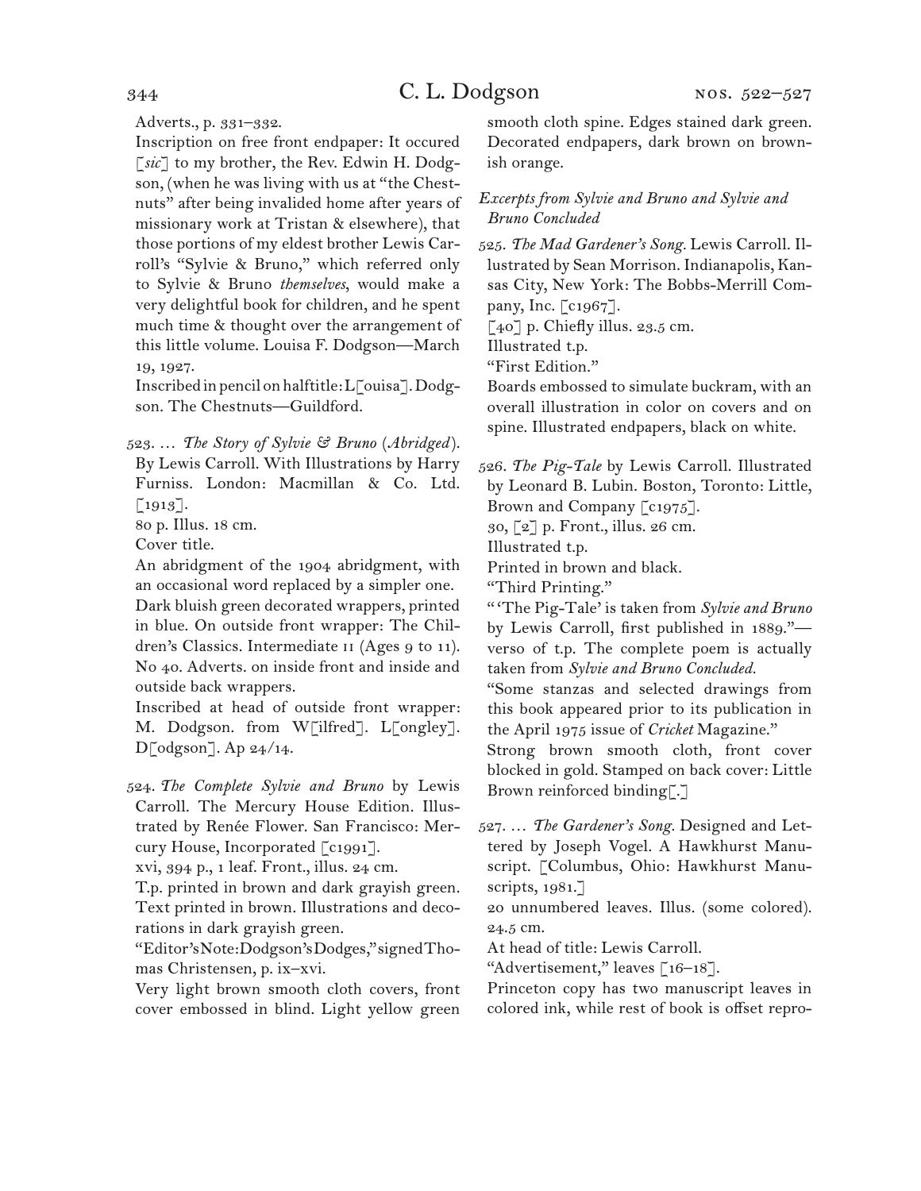Adverts., p. 331–332.

Inscription on free front endpaper: It occured [*sic*] to my brother, the Rev. Edwin H. Dodgson, (when he was living with us at "the Chestnuts" after being invalided home after years of missionary work at Tristan & elsewhere), that those portions of my eldest brother Lewis Carroll's "Sylvie & Bruno," which referred only to Sylvie & Bruno *themselves*, would make a very delightful book for children, and he spent much time & thought over the arrangement of this little volume. Louisa F. Dodgson—March 19, 1927.

Inscribed in pencil on halftitle: L[ouisa]. Dodgson. The Chestnuts—Guildford.

523. … *The Story of Sylvie & Bruno* (*Abridged*). By Lewis Carroll. With Illustrations by Harry Furniss. London: Macmillan & Co. Ltd. [1913].

80 p. Illus. 18 cm.

Cover title.

An abridgment of the 1904 abridgment, with an occasional word replaced by a simpler one.

Dark bluish green decorated wrappers, printed in blue. On outside front wrapper: The Children's Classics. Intermediate II (Ages 9 to 11). No 40. Adverts. on inside front and inside and outside back wrappers.

Inscribed at head of outside front wrapper: M. Dodgson. from W[ilfred]. L[ongley]. D[odgson]. Ap 24/14.

524. *The Complete Sylvie and Bruno* by Lewis Carroll. The Mercury House Edition. Illustrated by Renée Flower. San Francisco: Mercury House, Incorporated [c1991].

xvi, 394 p., 1 leaf. Front., illus. 24 cm.

T.p. printed in brown and dark grayish green. Text printed in brown. Illustrations and decorations in dark grayish green.

"Editor's Note: Dodgson's Dodges," signed Thomas Christensen, p. ix–xvi.

Very light brown smooth cloth covers, front cover embossed in blind. Light yellow green smooth cloth spine. Edges stained dark green. Decorated endpapers, dark brown on brownish orange.

*Excerpts from Sylvie and Bruno and Sylvie and Bruno Concluded*

525. *The Mad Gardener's Song.* Lewis Carroll. Illustrated by Sean Morrison. Indianapolis, Kansas City, New York: The Bobbs-Merrill Company, Inc. [c1967].

[40] p. Chiefly illus. 23.5 cm.

Illustrated t.p.

"First Edition."

Boards embossed to simulate buckram, with an overall illustration in color on covers and on spine. Illustrated endpapers, black on white.

526. *The Pig-Tale* by Lewis Carroll. Illustrated by Leonard B. Lubin. Boston, Toronto: Little, Brown and Company [c1975].

30, [2] p. Front., illus. 26 cm.

Illustrated t.p.

Printed in brown and black.

"Third Printing."

"'The Pig-Tale' is taken from *Sylvie and Bruno* by Lewis Carroll, first published in 1889."—verso of t.p. The complete poem is actually taken from *Sylvie and Bruno Concluded.*

"Some stanzas and selected drawings from this book appeared prior to its publication in the April 1975 issue of *Cricket* Magazine."

Strong brown smooth cloth, front cover blocked in gold. Stamped on back cover: Little Brown reinforced binding[.]

527. … *The Gardener's Song.* Designed and Lettered by Joseph Vogel. A Hawkhurst Manuscript. [Columbus, Ohio: Hawkhurst Manuscripts, 1981.]

20 unnumbered leaves. Illus. (some colored). 24.5 cm.

At head of title: Lewis Carroll.

"Advertisement," leaves [16–18].

Princeton copy has two manuscript leaves in colored ink, while rest of book is offset repro-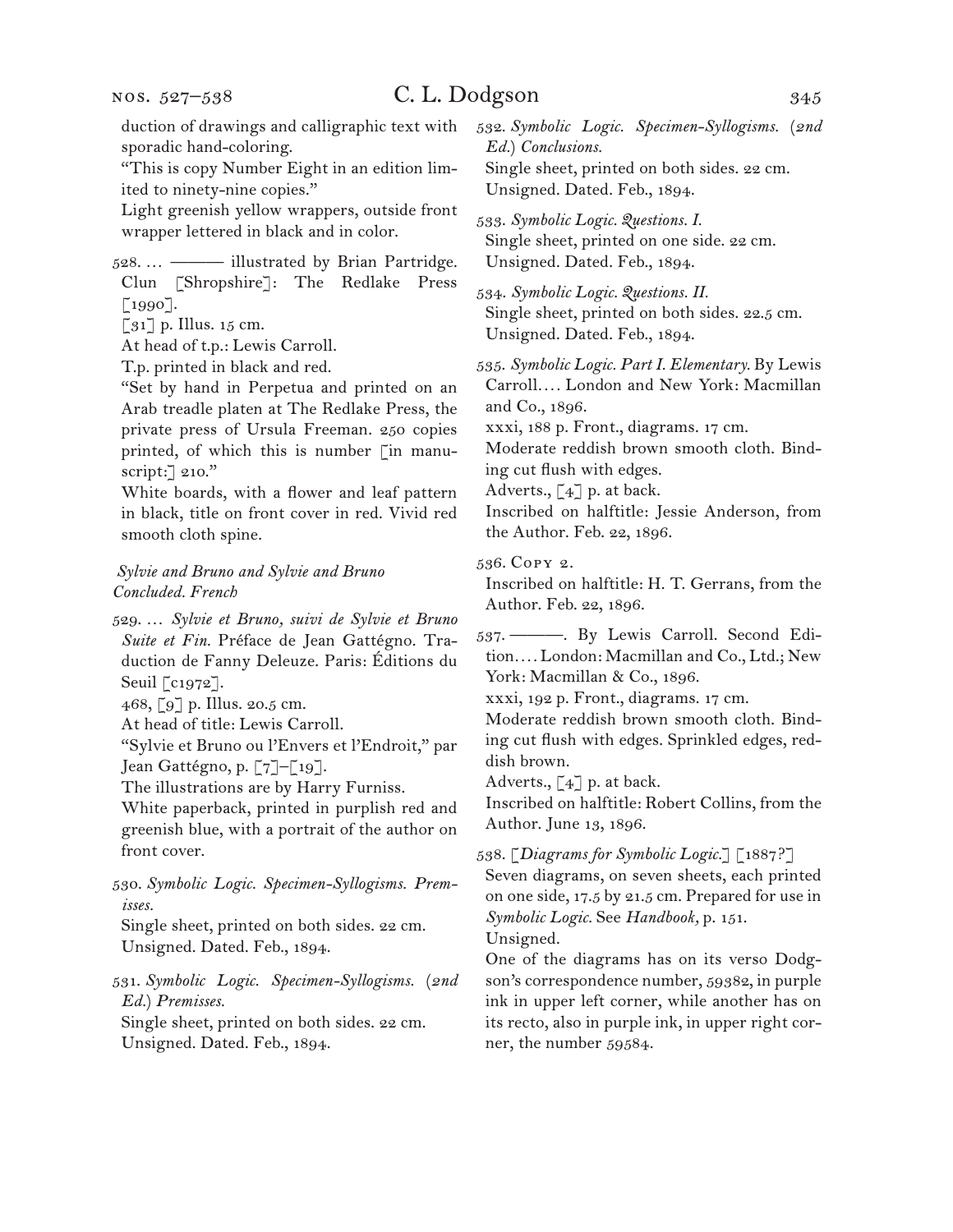duction of drawings and calligraphic text with sporadic hand-coloring.

"This is copy Number Eight in an edition limited to ninety-nine copies."

Light greenish yellow wrappers, outside front wrapper lettered in black and in color.

528. … ——— illustrated by Brian Partridge. Clun [Shropshire]: The Redlake Press [1990].

[31] p. Illus. 15 cm.

At head of t.p.: Lewis Carroll.

T.p. printed in black and red.

"Set by hand in Perpetua and printed on an Arab treadle platen at The Redlake Press, the private press of Ursula Freeman. 250 copies printed, of which this is number [in manuscript:] 210."

White boards, with a flower and leaf pattern in black, title on front cover in red. Vivid red smooth cloth spine.

*Sylvie and Bruno and Sylvie and Bruno Concluded. French*

529. … *Sylvie et Bruno, suivi de Sylvie et Bruno Suite et Fin.* Préface de Jean Gattégno. Traduction de Fanny Deleuze. Paris: Éditions du Seuil [c1972].

468, [9] p. Illus. 20.5 cm.

At head of title: Lewis Carroll.

"Sylvie et Bruno ou l'Envers et l'Endroit," par Jean Gattégno, p. [7]–[19].

The illustrations are by Harry Furniss.

White paperback, printed in purplish red and greenish blue, with a portrait of the author on front cover.

530. *Symbolic Logic. Specimen-Syllogisms. Premisses.*

Single sheet, printed on both sides. 22 cm.

Unsigned. Dated. Feb., 1894.

531. *Symbolic Logic. Specimen-Syllogisms. (2nd Ed.) Premisses.*

Single sheet, printed on both sides. 22 cm.

Unsigned. Dated. Feb., 1894.

532. *Symbolic Logic. Specimen-Syllogisms. (2nd Ed.) Conclusions.*

Single sheet, printed on both sides. 22 cm.

Unsigned. Dated. Feb., 1894.

533. *Symbolic Logic. Questions. I.*

Single sheet, printed on one side. 22 cm.

Unsigned. Dated. Feb., 1894.

534. *Symbolic Logic. Questions. II.*

Single sheet, printed on both sides. 22.5 cm.

Unsigned. Dated. Feb., 1894.

535. *Symbolic Logic. Part I. Elementary.* By Lewis Carroll.… London and New York: Macmillan and Co., 1896.

xxxi, 188 p. Front., diagrams. 17 cm.

Moderate reddish brown smooth cloth. Binding cut flush with edges.

Adverts., [4] p. at back.

Inscribed on halftitle: Jessie Anderson, from the Author. Feb. 22, 1896.

536. Copy 2.

Inscribed on halftitle: H. T. Gerrans, from the Author. Feb. 22, 1896.

537. ———. By Lewis Carroll. Second Edition.… London: Macmillan and Co., Ltd.; New York: Macmillan & Co., 1896.

xxxi, 192 p. Front., diagrams. 17 cm.

Moderate reddish brown smooth cloth. Binding cut flush with edges. Sprinkled edges, reddish brown.

Adverts., [4] p. at back.

Inscribed on halftitle: Robert Collins, from the Author. June 13, 1896.

538. [*Diagrams for Symbolic Logic.*] [1887?]

Seven diagrams, on seven sheets, each printed on one side, 17.5 by 21.5 cm. Prepared for use in *Symbolic Logic.* See *Handbook,* p. 151.

Unsigned.

One of the diagrams has on its verso Dodgson's correspondence number, 59382, in purple ink in upper left corner, while another has on its recto, also in purple ink, in upper right corner, the number 59584.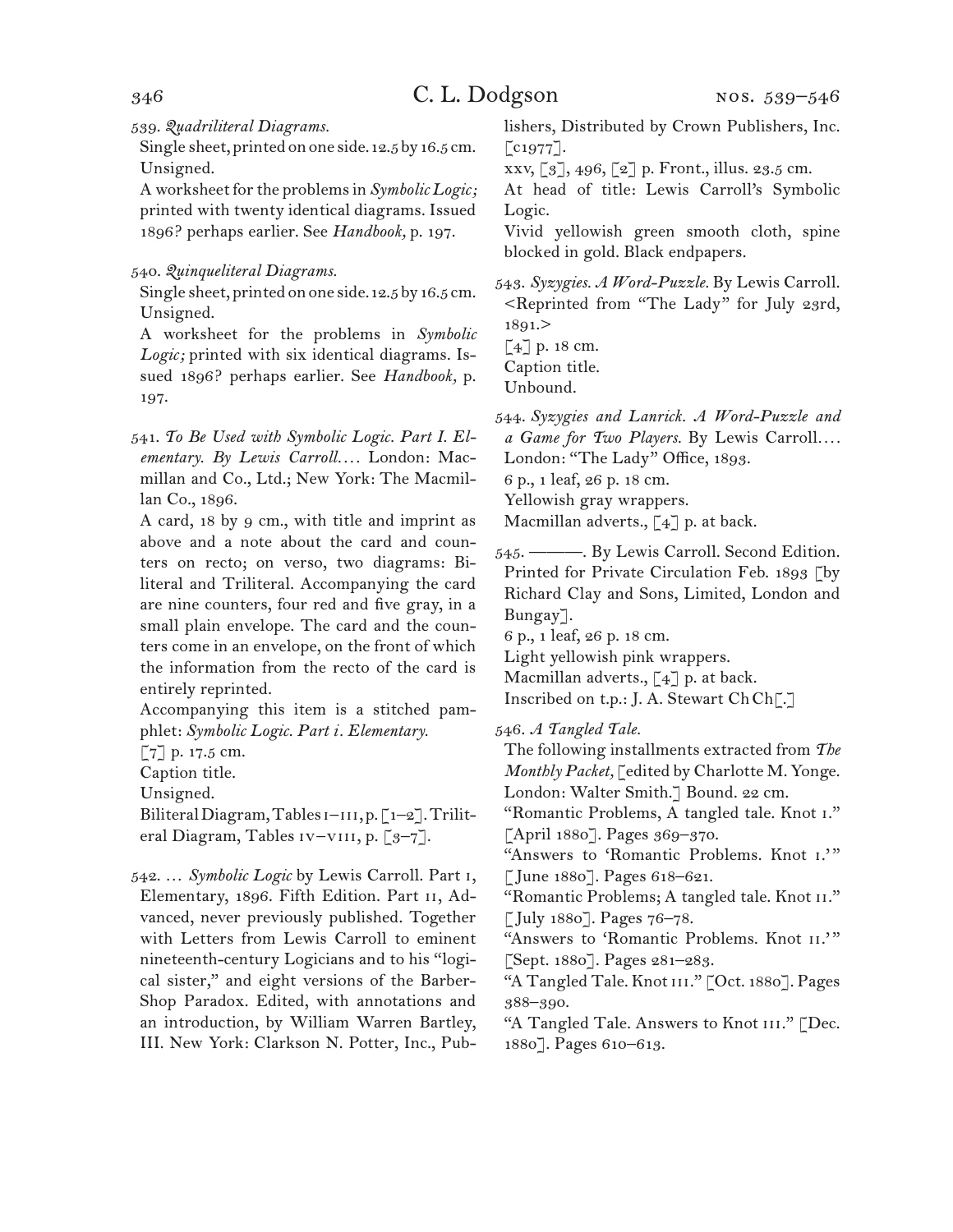539. *Quadriliteral Diagrams.*
Single sheet, printed on one side. 12.5 by 16.5 cm.
Unsigned.
A worksheet for the problems in *Symbolic Logic;* printed with twenty identical diagrams. Issued 1896? perhaps earlier. See *Handbook,* p. 197.

540. *Quinqueliteral Diagrams.*
Single sheet, printed on one side. 12.5 by 16.5 cm.
Unsigned.
A worksheet for the problems in *Symbolic Logic;* printed with six identical diagrams. Issued 1896? perhaps earlier. See *Handbook,* p. 197.

541. *To Be Used with Symbolic Logic. Part I. Elementary. By Lewis Carroll....* London: Macmillan and Co., Ltd.; New York: The Macmillan Co., 1896.
A card, 18 by 9 cm., with title and imprint as above and a note about the card and counters on recto; on verso, two diagrams: Biliteral and Triliteral. Accompanying the card are nine counters, four red and five gray, in a small plain envelope. The card and the counters come in an envelope, on the front of which the information from the recto of the card is entirely reprinted.
Accompanying this item is a stitched pamphlet: *Symbolic Logic. Part i. Elementary.*
[7] p. 17.5 cm.
Caption title.
Unsigned.
Biliteral Diagram, Tables i–iii, p. [1–2]. Triliteral Diagram, Tables iv–viii, p. [3–7].

542. ... *Symbolic Logic* by Lewis Carroll. Part i, Elementary, 1896. Fifth Edition. Part ii, Advanced, never previously published. Together with Letters from Lewis Carroll to eminent nineteenth-century Logicians and to his "logical sister," and eight versions of the Barber-Shop Paradox. Edited, with annotations and an introduction, by William Warren Bartley, III. New York: Clarkson N. Potter, Inc., Publishers, Distributed by Crown Publishers, Inc. [c1977].
xxv, [3], 496, [2] p. Front., illus. 23.5 cm.
At head of title: Lewis Carroll's Symbolic Logic.
Vivid yellowish green smooth cloth, spine blocked in gold. Black endpapers.

543. *Syzygies. A Word-Puzzle.* By Lewis Carroll. <Reprinted from "The Lady" for July 23rd, 1891.>
[4] p. 18 cm.
Caption title.
Unbound.

544. *Syzygies and Lanrick. A Word-Puzzle and a Game for Two Players.* By Lewis Carroll.... London: "The Lady" Office, 1893.
6 p., 1 leaf, 26 p. 18 cm.
Yellowish gray wrappers.
Macmillan adverts., [4] p. at back.

545. ———. By Lewis Carroll. Second Edition. Printed for Private Circulation Feb. 1893 [by Richard Clay and Sons, Limited, London and Bungay].
6 p., 1 leaf, 26 p. 18 cm.
Light yellowish pink wrappers.
Macmillan adverts., [4] p. at back.
Inscribed on t.p.: J. A. Stewart Ch Ch[.]

546. *A Tangled Tale.*
The following installments extracted from *The Monthly Packet,* [edited by Charlotte M. Yonge. London: Walter Smith.] Bound. 22 cm.
"Romantic Problems, A tangled tale. Knot i." [April 1880]. Pages 369–370.
"Answers to 'Romantic Problems. Knot i.'" [June 1880]. Pages 618–621.
"Romantic Problems; A tangled tale. Knot ii." [July 1880]. Pages 76–78.
"Answers to 'Romantic Problems. Knot ii.'" [Sept. 1880]. Pages 281–283.
"A Tangled Tale. Knot iii." [Oct. 1880]. Pages 388–390.
"A Tangled Tale. Answers to Knot iii." [Dec. 1880]. Pages 610–613.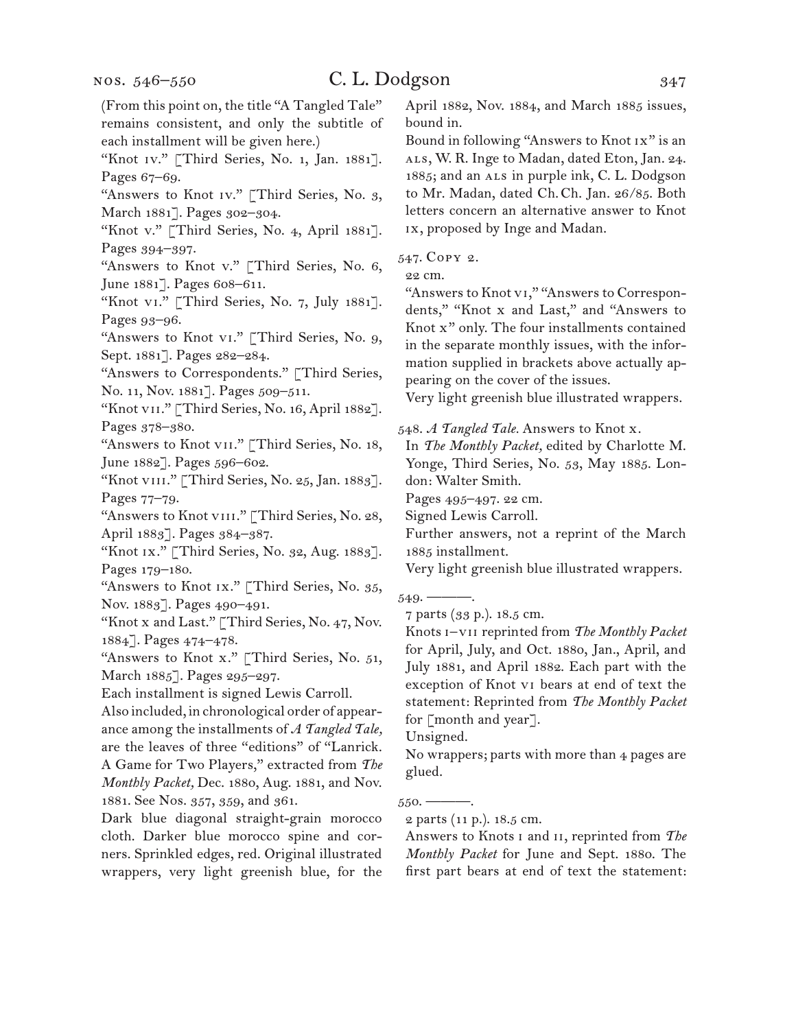(From this point on, the title "A Tangled Tale" remains consistent, and only the subtitle of each installment will be given here.)

"Knot iv." [Third Series, No. 1, Jan. 1881]. Pages 67–69.

"Answers to Knot iv." [Third Series, No. 3, March 1881]. Pages 302–304.

"Knot v." [Third Series, No. 4, April 1881]. Pages 394–397.

"Answers to Knot v." [Third Series, No. 6, June 1881]. Pages 608–611.

"Knot vi." [Third Series, No. 7, July 1881]. Pages 93–96.

"Answers to Knot vi." [Third Series, No. 9, Sept. 1881]. Pages 282–284.

"Answers to Correspondents." [Third Series, No. 11, Nov. 1881]. Pages 509–511.

"Knot vii." [Third Series, No. 16, April 1882]. Pages 378–380.

"Answers to Knot vii." [Third Series, No. 18, June 1882]. Pages 596–602.

"Knot viii." [Third Series, No. 25, Jan. 1883]. Pages 77–79.

"Answers to Knot viii." [Third Series, No. 28, April 1883]. Pages 384–387.

"Knot ix." [Third Series, No. 32, Aug. 1883]. Pages 179–180.

"Answers to Knot ix." [Third Series, No. 35, Nov. 1883]. Pages 490–491.

"Knot x and Last." [Third Series, No. 47, Nov. 1884]. Pages 474–478.

"Answers to Knot x." [Third Series, No. 51, March 1885]. Pages 295–297.

Each installment is signed Lewis Carroll.

Also included, in chronological order of appearance among the installments of *A Tangled Tale,* are the leaves of three "editions" of "Lanrick. A Game for Two Players," extracted from *The Monthly Packet,* Dec. 1880, Aug. 1881, and Nov. 1881. See Nos. 357, 359, and 361.

Dark blue diagonal straight-grain morocco cloth. Darker blue morocco spine and corners. Sprinkled edges, red. Original illustrated wrappers, very light greenish blue, for the April 1882, Nov. 1884, and March 1885 issues, bound in.

Bound in following "Answers to Knot ix" is an als, W. R. Inge to Madan, dated Eton, Jan. 24. 1885; and an als in purple ink, C. L. Dodgson to Mr. Madan, dated Ch. Ch. Jan. 26/85. Both letters concern an alternative answer to Knot ix, proposed by Inge and Madan.

547. Copy 2.

22 cm.

"Answers to Knot vi," "Answers to Correspondents," "Knot x and Last," and "Answers to Knot x" only. The four installments contained in the separate monthly issues, with the information supplied in brackets above actually appearing on the cover of the issues.

Very light greenish blue illustrated wrappers.

548. *A Tangled Tale.* Answers to Knot x.

In *The Monthly Packet,* edited by Charlotte M. Yonge, Third Series, No. 53, May 1885. London: Walter Smith.

Pages 495–497. 22 cm.

Signed Lewis Carroll.

Further answers, not a reprint of the March 1885 installment.

Very light greenish blue illustrated wrappers.

549. ———.

7 parts (33 p.). 18.5 cm.

Knots i–vii reprinted from *The Monthly Packet* for April, July, and Oct. 1880, Jan., April, and July 1881, and April 1882. Each part with the exception of Knot vi bears at end of text the statement: Reprinted from *The Monthly Packet* for [month and year].

Unsigned.

No wrappers; parts with more than 4 pages are glued.

550. ———.

2 parts (11 p.). 18.5 cm.

Answers to Knots i and ii, reprinted from *The Monthly Packet* for June and Sept. 1880. The first part bears at end of text the statement: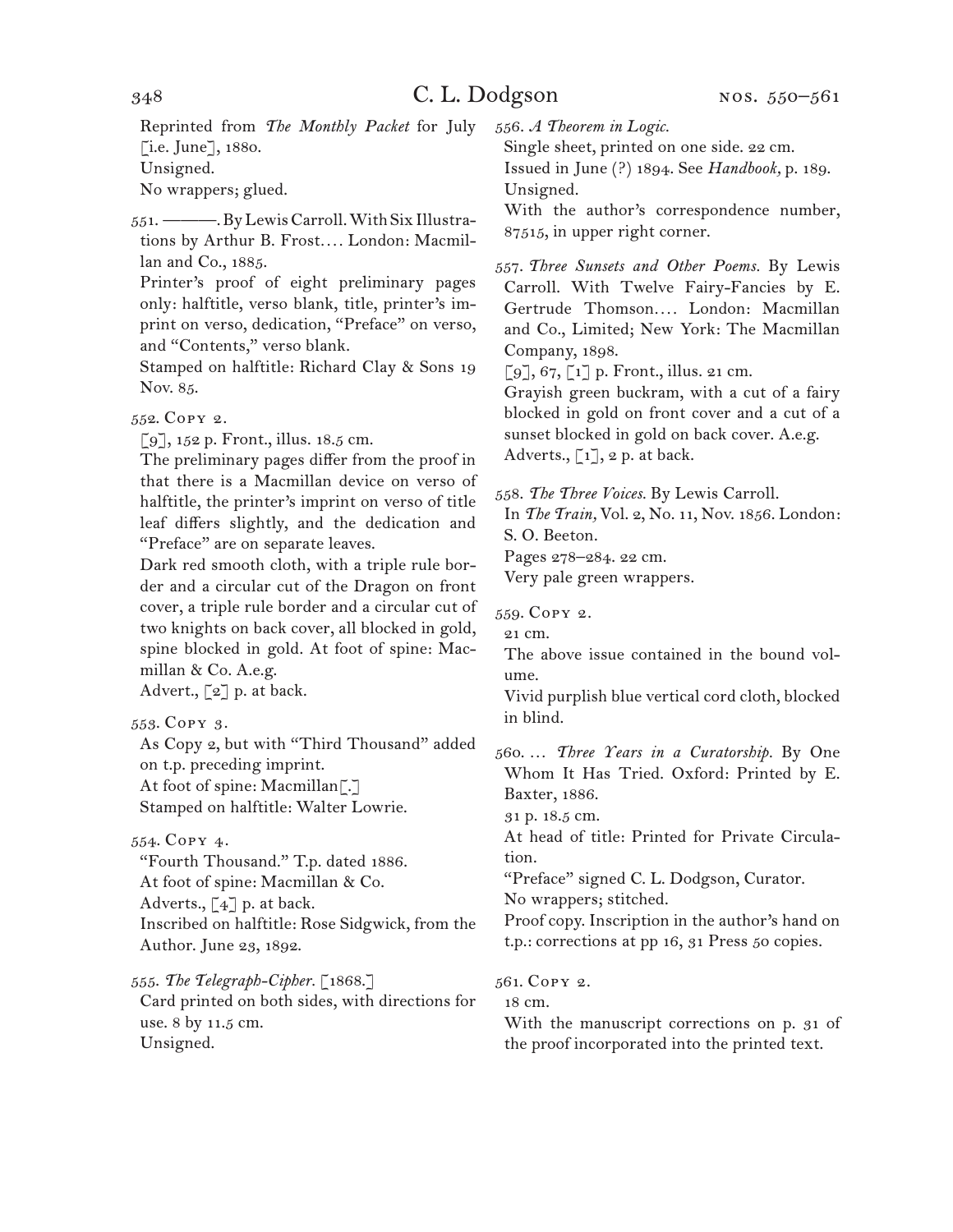Reprinted from *The Monthly Packet* for July [i.e. June], 1880.
Unsigned.
No wrappers; glued.

551. ———. By Lewis Carroll. With Six Illustrations by Arthur B. Frost.... London: Macmillan and Co., 1885.
Printer's proof of eight preliminary pages only: halftitle, verso blank, title, printer's imprint on verso, dedication, "Preface" on verso, and "Contents," verso blank.
Stamped on halftitle: Richard Clay & Sons 19 Nov. 85.

552. Copy 2.
[9], 152 p. Front., illus. 18.5 cm.
The preliminary pages differ from the proof in that there is a Macmillan device on verso of halftitle, the printer's imprint on verso of title leaf differs slightly, and the dedication and "Preface" are on separate leaves.
Dark red smooth cloth, with a triple rule border and a circular cut of the Dragon on front cover, a triple rule border and a circular cut of two knights on back cover, all blocked in gold, spine blocked in gold. At foot of spine: Macmillan & Co. A.e.g.
Advert., [2] p. at back.

553. Copy 3.
As Copy 2, but with "Third Thousand" added on t.p. preceding imprint.
At foot of spine: Macmillan[.]
Stamped on halftitle: Walter Lowrie.

554. Copy 4.
"Fourth Thousand." T.p. dated 1886.
At foot of spine: Macmillan & Co.
Adverts., [4] p. at back.
Inscribed on halftitle: Rose Sidgwick, from the Author. June 23, 1892.

555. *The Telegraph-Cipher.* [1868.]
Card printed on both sides, with directions for use. 8 by 11.5 cm.
Unsigned.

556. *A Theorem in Logic.*
Single sheet, printed on one side. 22 cm.
Issued in June (?) 1894. See *Handbook,* p. 189.
Unsigned.
With the author's correspondence number, 87515, in upper right corner.

557. *Three Sunsets and Other Poems.* By Lewis Carroll. With Twelve Fairy-Fancies by E. Gertrude Thomson.... London: Macmillan and Co., Limited; New York: The Macmillan Company, 1898.
[9], 67, [1] p. Front., illus. 21 cm.
Grayish green buckram, with a cut of a fairy blocked in gold on front cover and a cut of a sunset blocked in gold on back cover. A.e.g.
Adverts., [1], 2 p. at back.

558. *The Three Voices.* By Lewis Carroll.
In *The Train,* Vol. 2, No. 11, Nov. 1856. London: S. O. Beeton.
Pages 278–284. 22 cm.
Very pale green wrappers.

559. Copy 2.
21 cm.
The above issue contained in the bound volume.
Vivid purplish blue vertical cord cloth, blocked in blind.

560. ... *Three Years in a Curatorship.* By One Whom It Has Tried. Oxford: Printed by E. Baxter, 1886.
31 p. 18.5 cm.
At head of title: Printed for Private Circulation.
"Preface" signed C. L. Dodgson, Curator.
No wrappers; stitched.
Proof copy. Inscription in the author's hand on t.p.: corrections at pp 16, 31 Press 50 copies.

561. Copy 2.
18 cm.
With the manuscript corrections on p. 31 of the proof incorporated into the printed text.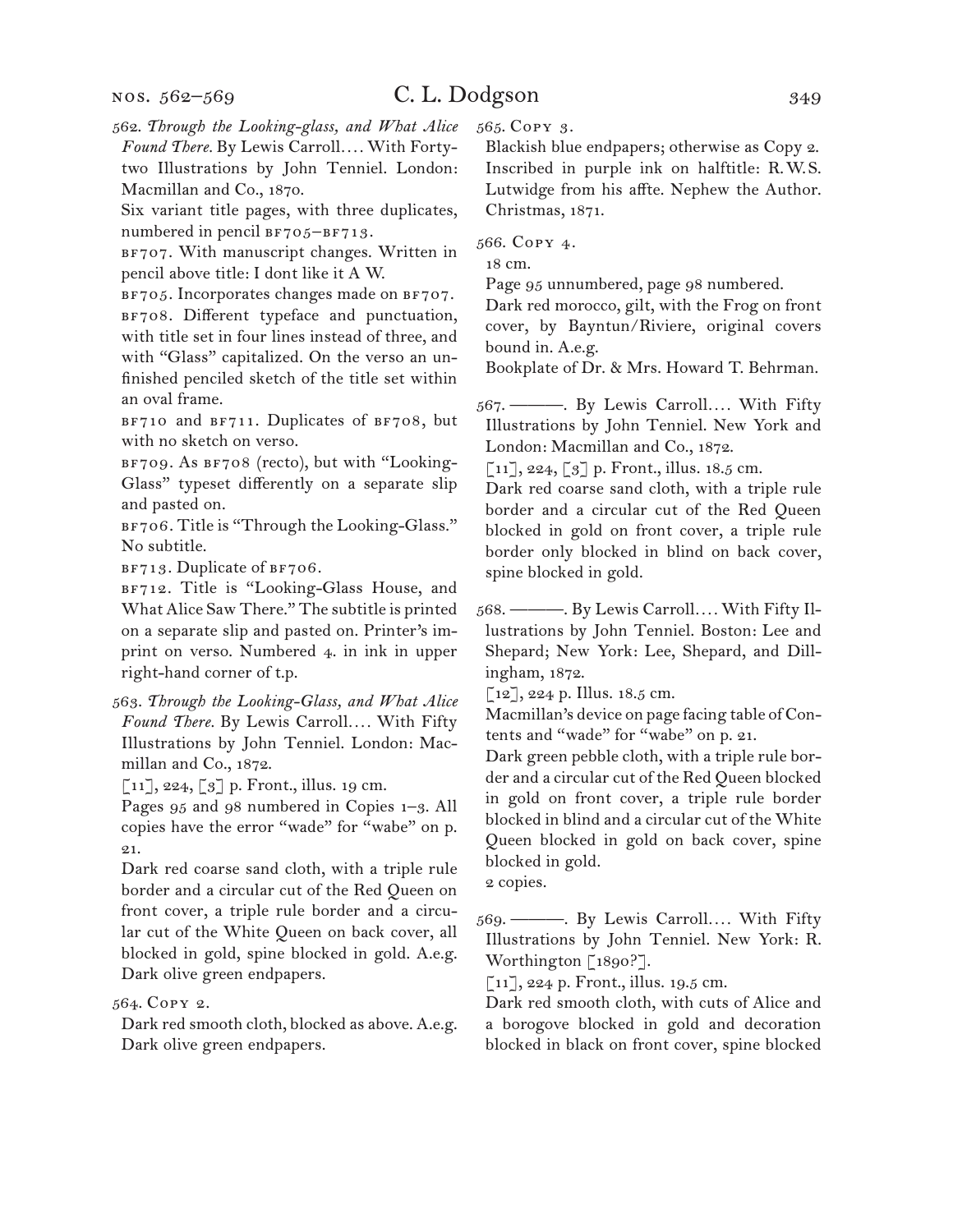562. *Through the Looking-glass, and What Alice Found There.* By Lewis Carroll.… With Forty-two Illustrations by John Tenniel. London: Macmillan and Co., 1870.

Six variant title pages, with three duplicates, numbered in pencil BF705–BF713.

BF707. With manuscript changes. Written in pencil above title: I dont like it A W.

BF705. Incorporates changes made on BF707.

BF708. Different typeface and punctuation, with title set in four lines instead of three, and with "Glass" capitalized. On the verso an unfinished penciled sketch of the title set within an oval frame.

BF710 and BF711. Duplicates of BF708, but with no sketch on verso.

BF709. As BF708 (recto), but with "Looking-Glass" typeset differently on a separate slip and pasted on.

BF706. Title is "Through the Looking-Glass." No subtitle.

BF713. Duplicate of BF706.

BF712. Title is "Looking-Glass House, and What Alice Saw There." The subtitle is printed on a separate slip and pasted on. Printer's imprint on verso. Numbered 4. in ink in upper right-hand corner of t.p.

563. *Through the Looking-Glass, and What Alice Found There.* By Lewis Carroll.… With Fifty Illustrations by John Tenniel. London: Macmillan and Co., 1872.

[11], 224, [3] p. Front., illus. 19 cm.

Pages 95 and 98 numbered in Copies 1–3. All copies have the error "wade" for "wabe" on p. 21.

Dark red coarse sand cloth, with a triple rule border and a circular cut of the Red Queen on front cover, a triple rule border and a circular cut of the White Queen on back cover, all blocked in gold, spine blocked in gold. A.e.g. Dark olive green endpapers.

564. Copy 2.

Dark red smooth cloth, blocked as above. A.e.g. Dark olive green endpapers.

565. Copy 3.

Blackish blue endpapers; otherwise as Copy 2. Inscribed in purple ink on halftitle: R.W.S. Lutwidge from his affte. Nephew the Author. Christmas, 1871.

566. Copy 4.

18 cm.

Page 95 unnumbered, page 98 numbered.

Dark red morocco, gilt, with the Frog on front cover, by Bayntun/Riviere, original covers bound in. A.e.g.

Bookplate of Dr. & Mrs. Howard T. Behrman.

567. ———. By Lewis Carroll.… With Fifty Illustrations by John Tenniel. New York and London: Macmillan and Co., 1872.

[11], 224, [3] p. Front., illus. 18.5 cm.

Dark red coarse sand cloth, with a triple rule border and a circular cut of the Red Queen blocked in gold on front cover, a triple rule border only blocked in blind on back cover, spine blocked in gold.

568. ———. By Lewis Carroll.… With Fifty Illustrations by John Tenniel. Boston: Lee and Shepard; New York: Lee, Shepard, and Dillingham, 1872.

[12], 224 p. Illus. 18.5 cm.

Macmillan's device on page facing table of Contents and "wade" for "wabe" on p. 21.

Dark green pebble cloth, with a triple rule border and a circular cut of the Red Queen blocked in gold on front cover, a triple rule border blocked in blind and a circular cut of the White Queen blocked in gold on back cover, spine blocked in gold.

2 copies.

569. ———. By Lewis Carroll.… With Fifty Illustrations by John Tenniel. New York: R. Worthington [1890?].

[11], 224 p. Front., illus. 19.5 cm.

Dark red smooth cloth, with cuts of Alice and a borogove blocked in gold and decoration blocked in black on front cover, spine blocked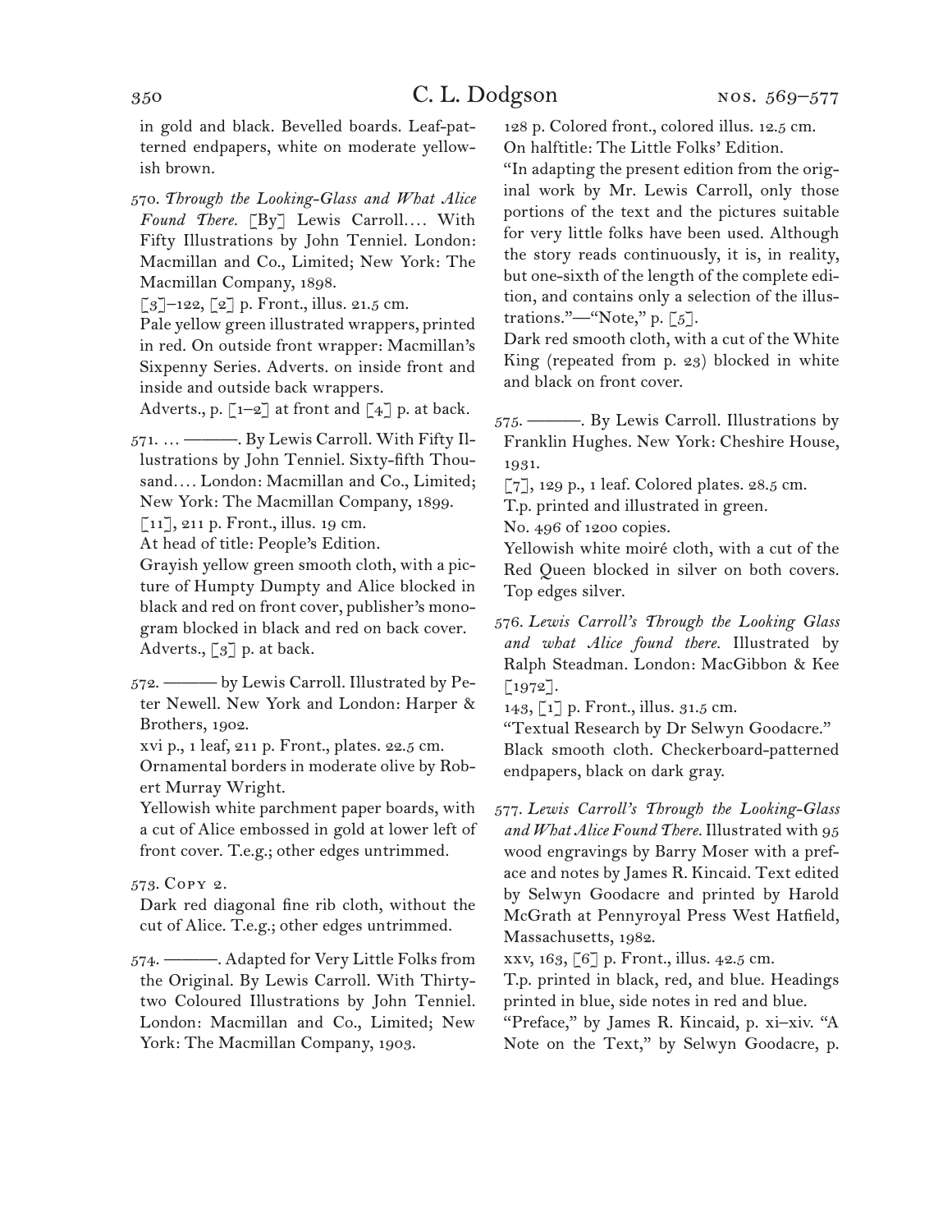in gold and black. Bevelled boards. Leaf-patterned endpapers, white on moderate yellowish brown.

570. *Through the Looking-Glass and What Alice Found There.* [By] Lewis Carroll. . . . With Fifty Illustrations by John Tenniel. London: Macmillan and Co., Limited; New York: The Macmillan Company, 1898.
[3]–122, [2] p. Front., illus. 21.5 cm.
Pale yellow green illustrated wrappers, printed in red. On outside front wrapper: Macmillan's Sixpenny Series. Adverts. on inside front and inside and outside back wrappers.
Adverts., p. [1–2] at front and [4] p. at back.

571. . . . ———. By Lewis Carroll. With Fifty Illustrations by John Tenniel. Sixty-fifth Thousand. . . . London: Macmillan and Co., Limited; New York: The Macmillan Company, 1899.
[11], 211 p. Front., illus. 19 cm.
At head of title: People's Edition.
Grayish yellow green smooth cloth, with a picture of Humpty Dumpty and Alice blocked in black and red on front cover, publisher's monogram blocked in black and red on back cover.
Adverts., [3] p. at back.

572. ——— by Lewis Carroll. Illustrated by Peter Newell. New York and London: Harper & Brothers, 1902.
xvi p., 1 leaf, 211 p. Front., plates. 22.5 cm.
Ornamental borders in moderate olive by Robert Murray Wright.
Yellowish white parchment paper boards, with a cut of Alice embossed in gold at lower left of front cover. T.e.g.; other edges untrimmed.

573. Copy 2.
Dark red diagonal fine rib cloth, without the cut of Alice. T.e.g.; other edges untrimmed.

574. ———. Adapted for Very Little Folks from the Original. By Lewis Carroll. With Thirty-two Coloured Illustrations by John Tenniel. London: Macmillan and Co., Limited; New York: The Macmillan Company, 1903.
128 p. Colored front., colored illus. 12.5 cm.
On halftitle: The Little Folks' Edition.
"In adapting the present edition from the original work by Mr. Lewis Carroll, only those portions of the text and the pictures suitable for very little folks have been used. Although the story reads continuously, it is, in reality, but one-sixth of the length of the complete edition, and contains only a selection of the illustrations."—"Note," p. [5].
Dark red smooth cloth, with a cut of the White King (repeated from p. 23) blocked in white and black on front cover.

575. ———. By Lewis Carroll. Illustrations by Franklin Hughes. New York: Cheshire House, 1931.
[7], 129 p., 1 leaf. Colored plates. 28.5 cm.
T.p. printed and illustrated in green.
No. 496 of 1200 copies.
Yellowish white moiré cloth, with a cut of the Red Queen blocked in silver on both covers. Top edges silver.

576. *Lewis Carroll's Through the Looking Glass and what Alice found there.* Illustrated by Ralph Steadman. London: MacGibbon & Kee [1972].
143, [1] p. Front., illus. 31.5 cm.
"Textual Research by Dr Selwyn Goodacre."
Black smooth cloth. Checkerboard-patterned endpapers, black on dark gray.

577. *Lewis Carroll's Through the Looking-Glass and What Alice Found There.* Illustrated with 95 wood engravings by Barry Moser with a preface and notes by James R. Kincaid. Text edited by Selwyn Goodacre and printed by Harold McGrath at Pennyroyal Press West Hatfield, Massachusetts, 1982.
xxv, 163, [6] p. Front., illus. 42.5 cm.
T.p. printed in black, red, and blue. Headings printed in blue, side notes in red and blue.
"Preface," by James R. Kincaid, p. xi–xiv. "A Note on the Text," by Selwyn Goodacre, p.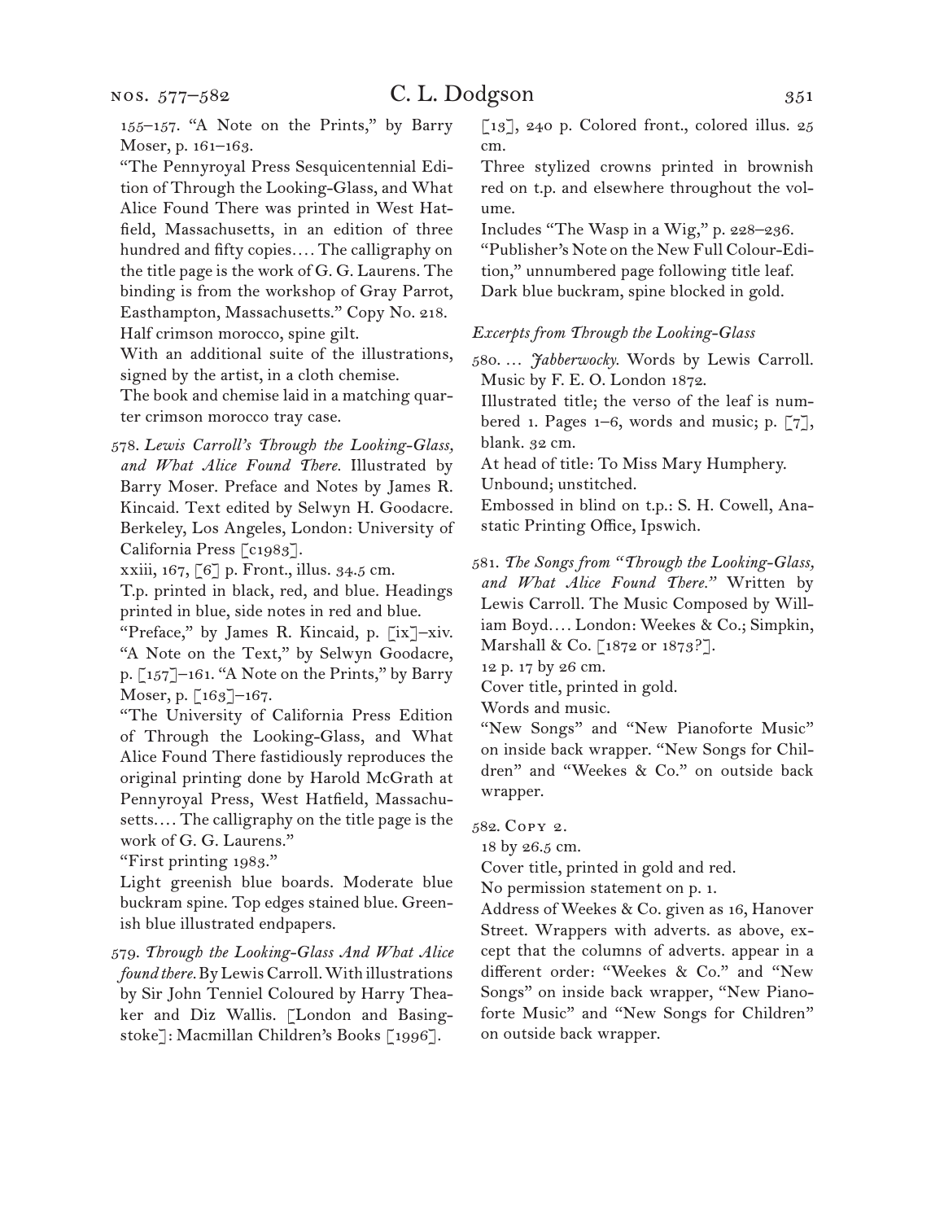155–157. "A Note on the Prints," by Barry Moser, p. 161–163.

"The Pennyroyal Press Sesquicentennial Edition of Through the Looking-Glass, and What Alice Found There was printed in West Hatfield, Massachusetts, in an edition of three hundred and fifty copies.... The calligraphy on the title page is the work of G. G. Laurens. The binding is from the workshop of Gray Parrot, Easthampton, Massachusetts." Copy No. 218.

Half crimson morocco, spine gilt.

With an additional suite of the illustrations, signed by the artist, in a cloth chemise.

The book and chemise laid in a matching quarter crimson morocco tray case.

578. *Lewis Carroll's Through the Looking-Glass, and What Alice Found There.* Illustrated by Barry Moser. Preface and Notes by James R. Kincaid. Text edited by Selwyn H. Goodacre. Berkeley, Los Angeles, London: University of California Press [c1983].

xxiii, 167, [6] p. Front., illus. 34.5 cm.

T.p. printed in black, red, and blue. Headings printed in blue, side notes in red and blue.

"Preface," by James R. Kincaid, p. [ix]–xiv. "A Note on the Text," by Selwyn Goodacre, p. [157]–161. "A Note on the Prints," by Barry Moser, p. [163]–167.

"The University of California Press Edition of Through the Looking-Glass, and What Alice Found There fastidiously reproduces the original printing done by Harold McGrath at Pennyroyal Press, West Hatfield, Massachusetts.... The calligraphy on the title page is the work of G. G. Laurens."

"First printing 1983."

Light greenish blue boards. Moderate blue buckram spine. Top edges stained blue. Greenish blue illustrated endpapers.

579. *Through the Looking-Glass And What Alice found there.* By Lewis Carroll. With illustrations by Sir John Tenniel Coloured by Harry Theaker and Diz Wallis. [London and Basingstoke]: Macmillan Children's Books [1996].

[13], 240 p. Colored front., colored illus. 25 cm.

Three stylized crowns printed in brownish red on t.p. and elsewhere throughout the volume.

Includes "The Wasp in a Wig," p. 228–236.

"Publisher's Note on the New Full Colour-Edition," unnumbered page following title leaf.

Dark blue buckram, spine blocked in gold.

*Excerpts from Through the Looking-Glass*

580. … *Jabberwocky.* Words by Lewis Carroll. Music by F. E. O. London 1872.

Illustrated title; the verso of the leaf is numbered 1. Pages 1–6, words and music; p. [7], blank. 32 cm.

At head of title: To Miss Mary Humphery.

Unbound; unstitched.

Embossed in blind on t.p.: S. H. Cowell, Anastatic Printing Office, Ipswich.

581. *The Songs from "Through the Looking-Glass, and What Alice Found There."* Written by Lewis Carroll. The Music Composed by William Boyd.... London: Weekes & Co.; Simpkin, Marshall & Co. [1872 or 1873?].

12 p. 17 by 26 cm.

Cover title, printed in gold.

Words and music.

"New Songs" and "New Pianoforte Music" on inside back wrapper. "New Songs for Children" and "Weekes & Co." on outside back wrapper.

582. Copy 2.

18 by 26.5 cm.

Cover title, printed in gold and red.

No permission statement on p. 1.

Address of Weekes & Co. given as 16, Hanover Street. Wrappers with adverts. as above, except that the columns of adverts. appear in a different order: "Weekes & Co." and "New Songs" on inside back wrapper, "New Pianoforte Music" and "New Songs for Children" on outside back wrapper.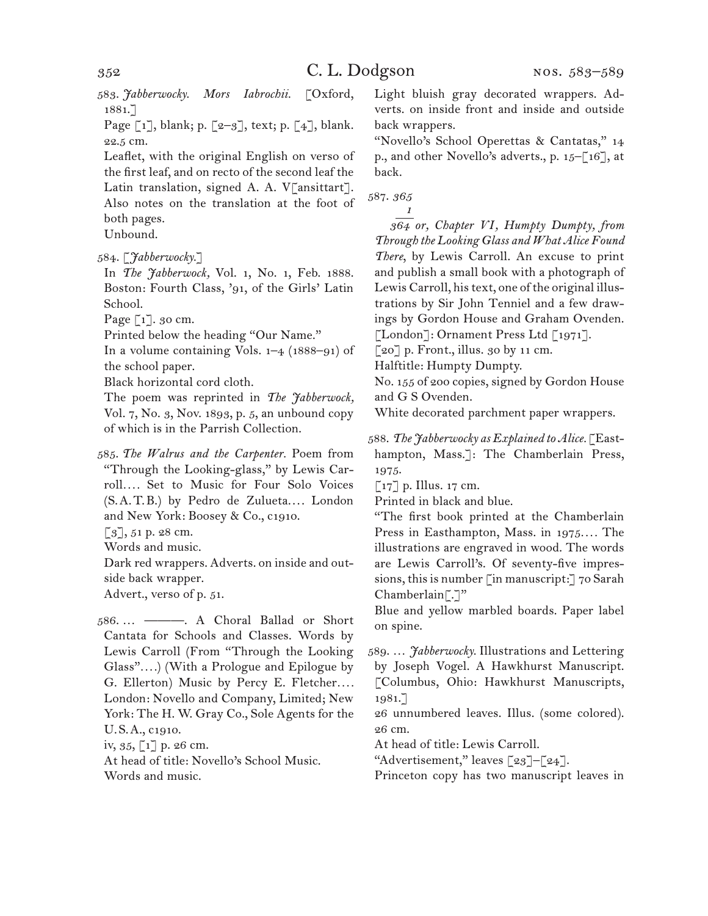583. *Jabberwocky. Mors Iabrochii.* [Oxford, 1881.]

Page [1], blank; p. [2–3], text; p. [4], blank. 22.5 cm.

Leaflet, with the original English on verso of the first leaf, and on recto of the second leaf the Latin translation, signed A. A. V[ansittart]. Also notes on the translation at the foot of both pages.

Unbound.

584. [*Jabberwocky.*]

In *The Jabberwock,* Vol. 1, No. 1, Feb. 1888. Boston: Fourth Class, '91, of the Girls' Latin School.

Page [1]. 30 cm.

Printed below the heading "Our Name."

In a volume containing Vols. 1–4 (1888–91) of the school paper.

Black horizontal cord cloth.

The poem was reprinted in *The Jabberwock,* Vol. 7, No. 3, Nov. 1893, p. 5, an unbound copy of which is in the Parrish Collection.

585. *The Walrus and the Carpenter.* Poem from "Through the Looking-glass," by Lewis Carroll.... Set to Music for Four Solo Voices (S.A.T.B.) by Pedro de Zulueta.... London and New York: Boosey & Co., c1910.

[3], 51 p. 28 cm.

Words and music.

Dark red wrappers. Adverts. on inside and outside back wrapper.

Advert., verso of p. 51.

586. ... ———. A Choral Ballad or Short Cantata for Schools and Classes. Words by Lewis Carroll (From "Through the Looking Glass"....) (With a Prologue and Epilogue by G. Ellerton) Music by Percy E. Fletcher.... London: Novello and Company, Limited; New York: The H. W. Gray Co., Sole Agents for the U.S.A., c1910.

iv, 35, [1] p. 26 cm.

At head of title: Novello's School Music.

Words and music.

Light bluish gray decorated wrappers. Adverts. on inside front and inside and outside back wrappers.

"Novello's School Operettas & Cantatas," 14 p., and other Novello's adverts., p. 15–[16], at back.

587. *365 / 364 [with 1 above]* *or, Chapter VI, Humpty Dumpty, from Through the Looking Glass and What Alice Found There,* by Lewis Carroll. An excuse to print and publish a small book with a photograph of Lewis Carroll, his text, one of the original illustrations by Sir John Tenniel and a few drawings by Gordon House and Graham Ovenden. [London]: Ornament Press Ltd [1971].

[20] p. Front., illus. 30 by 11 cm.

Halftitle: Humpty Dumpty.

No. 155 of 200 copies, signed by Gordon House and G S Ovenden.

White decorated parchment paper wrappers.

588. *The Jabberwocky as Explained to Alice.* [Easthampton, Mass.]: The Chamberlain Press, 1975.

[17] p. Illus. 17 cm.

Printed in black and blue.

"The first book printed at the Chamberlain Press in Easthampton, Mass. in 1975.... The illustrations are engraved in wood. The words are Lewis Carroll's. Of seventy-five impressions, this is number [in manuscript:] 70 Sarah Chamberlain[.]"

Blue and yellow marbled boards. Paper label on spine.

589. ... *Jabberwocky.* Illustrations and Lettering by Joseph Vogel. A Hawkhurst Manuscript. [Columbus, Ohio: Hawkhurst Manuscripts, 1981.]

26 unnumbered leaves. Illus. (some colored). 26 cm.

At head of title: Lewis Carroll.

"Advertisement," leaves [23]–[24].

Princeton copy has two manuscript leaves in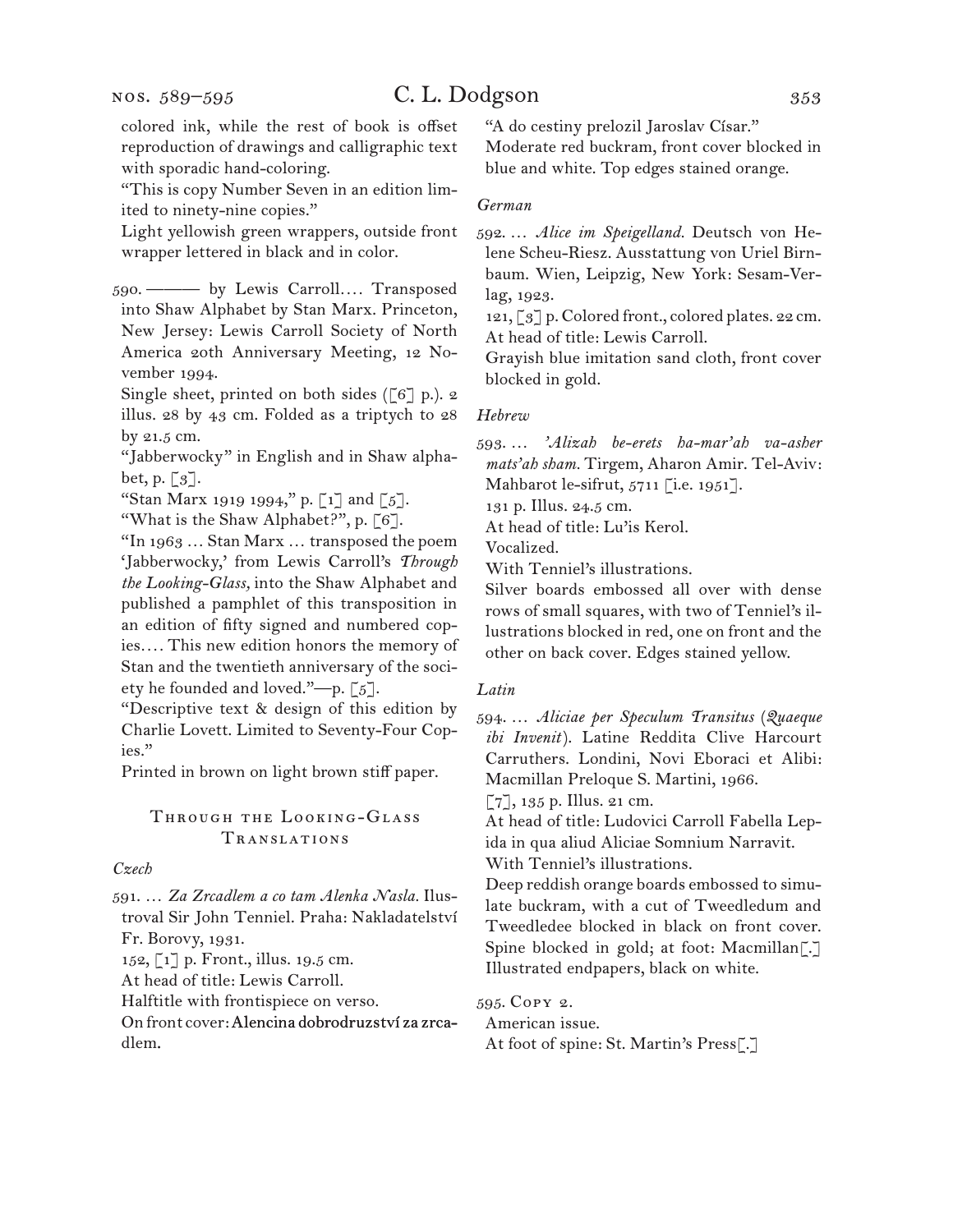colored ink, while the rest of book is offset reproduction of drawings and calligraphic text with sporadic hand-coloring.

"This is copy Number Seven in an edition limited to ninety-nine copies."

Light yellowish green wrappers, outside front wrapper lettered in black and in color.

590. ——— by Lewis Carroll.... Transposed into Shaw Alphabet by Stan Marx. Princeton, New Jersey: Lewis Carroll Society of North America 20th Anniversary Meeting, 12 November 1994.

Single sheet, printed on both sides ([6] p.). 2 illus. 28 by 43 cm. Folded as a triptych to 28 by 21.5 cm.

"Jabberwocky" in English and in Shaw alphabet, p. [3].

"Stan Marx 1919 1994," p. [1] and [5].

"What is the Shaw Alphabet?", p. [6].

"In 1963 ... Stan Marx ... transposed the poem 'Jabberwocky,' from Lewis Carroll's *Through the Looking-Glass,* into the Shaw Alphabet and published a pamphlet of this transposition in an edition of fifty signed and numbered copies.... This new edition honors the memory of Stan and the twentieth anniversary of the society he founded and loved."—p. [5].

"Descriptive text & design of this edition by Charlie Lovett. Limited to Seventy-Four Copies."

Printed in brown on light brown stiff paper.

## Through the Looking-Glass Translations

### *Czech*

591. ... *Za Zrcadlem a co tam Alenka Nasla.* Ilustroval Sir John Tenniel. Praha: Nakladatelství Fr. Borovy, 1931.

152, [1] p. Front., illus. 19.5 cm.

At head of title: Lewis Carroll.

Halftitle with frontispiece on verso.

On front cover: Alencina dobrodruzství za zrcadlem.

"A do cestiny prelozil Jaroslav Císar."

Moderate red buckram, front cover blocked in blue and white. Top edges stained orange.

### *German*

592. ... *Alice im Speigelland.* Deutsch von Helene Scheu-Riesz. Ausstattung von Uriel Birnbaum. Wien, Leipzig, New York: Sesam-Verlag, 1923.

121, [3] p. Colored front., colored plates. 22 cm.

At head of title: Lewis Carroll.

Grayish blue imitation sand cloth, front cover blocked in gold.

### *Hebrew*

593. ... *'Alizah be-erets ha-mar'ah va-asher mats'ah sham.* Tirgem, Aharon Amir. Tel-Aviv: Mahbarot le-sifrut, 5711 [i.e. 1951].

131 p. Illus. 24.5 cm.

At head of title: Lu'is Kerol.

Vocalized.

With Tenniel's illustrations.

Silver boards embossed all over with dense rows of small squares, with two of Tenniel's illustrations blocked in red, one on front and the other on back cover. Edges stained yellow.

### *Latin*

594. ... *Aliciae per Speculum Transitus* (*Quaeque ibi Invenit*). Latine Reddita Clive Harcourt Carruthers. Londini, Novi Eboraci et Alibi: Macmillan Preloque S. Martini, 1966.

[7], 135 p. Illus. 21 cm.

At head of title: Ludovici Carroll Fabella Lepida in qua aliud Aliciae Somnium Narravit.

With Tenniel's illustrations.

Deep reddish orange boards embossed to simulate buckram, with a cut of Tweedledum and Tweedledee blocked in black on front cover. Spine blocked in gold; at foot: Macmillan[.]

Illustrated endpapers, black on white.

595. Copy 2.

American issue.

At foot of spine: St. Martin's Press[.]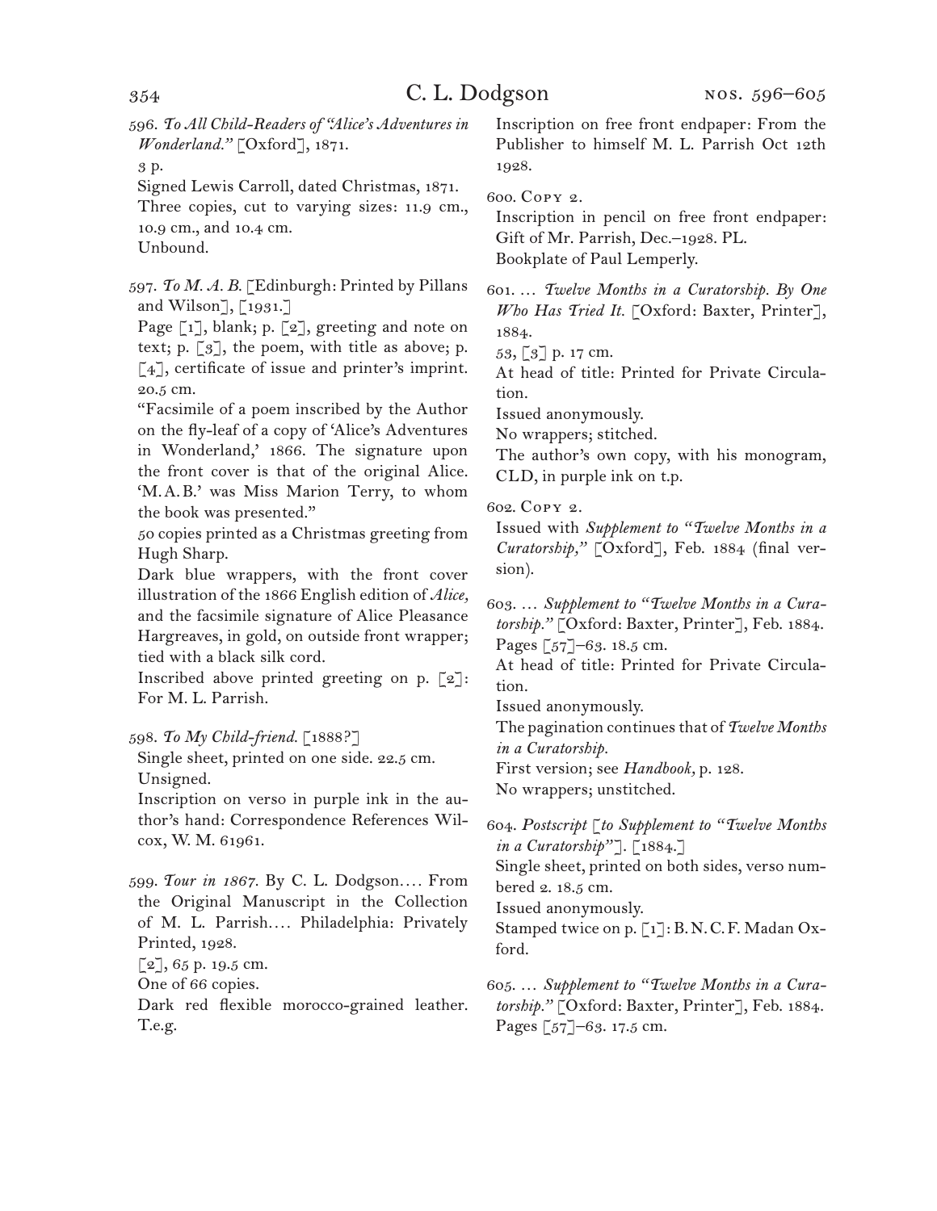596. *To All Child-Readers of "Alice's Adventures in Wonderland."* [Oxford], 1871.

3 p.

Signed Lewis Carroll, dated Christmas, 1871.

Three copies, cut to varying sizes: 11.9 cm., 10.9 cm., and 10.4 cm.

Unbound.

597. *To M. A. B.* [Edinburgh: Printed by Pillans and Wilson], [1931.]

Page [1], blank; p. [2], greeting and note on text; p. [3], the poem, with title as above; p. [4], certificate of issue and printer's imprint. 20.5 cm.

"Facsimile of a poem inscribed by the Author on the fly-leaf of a copy of 'Alice's Adventures in Wonderland,' 1866. The signature upon the front cover is that of the original Alice. 'M. A. B.' was Miss Marion Terry, to whom the book was presented."

50 copies printed as a Christmas greeting from Hugh Sharp.

Dark blue wrappers, with the front cover illustration of the 1866 English edition of *Alice,* and the facsimile signature of Alice Pleasance Hargreaves, in gold, on outside front wrapper; tied with a black silk cord.

Inscribed above printed greeting on p. [2]: For M. L. Parrish.

598. *To My Child-friend.* [1888?]

Single sheet, printed on one side. 22.5 cm.

Unsigned.

Inscription on verso in purple ink in the author's hand: Correspondence References Wilcox, W. M. 61961.

599. *Tour in 1867.* By C. L. Dodgson.... From the Original Manuscript in the Collection of M. L. Parrish.... Philadelphia: Privately Printed, 1928.

[2], 65 p. 19.5 cm.

One of 66 copies.

Dark red flexible morocco-grained leather. T.e.g.

Inscription on free front endpaper: From the Publisher to himself M. L. Parrish Oct 12th 1928.

600. Copy 2.

Inscription in pencil on free front endpaper: Gift of Mr. Parrish, Dec.–1928. PL.

Bookplate of Paul Lemperly.

601. ... *Twelve Months in a Curatorship. By One Who Has Tried It.* [Oxford: Baxter, Printer], 1884.

53, [3] p. 17 cm.

At head of title: Printed for Private Circulation.

Issued anonymously.

No wrappers; stitched.

The author's own copy, with his monogram, CLD, in purple ink on t.p.

602. Copy 2.

Issued with *Supplement to "Twelve Months in a Curatorship,"* [Oxford], Feb. 1884 (final version).

603. ... *Supplement to "Twelve Months in a Curatorship."* [Oxford: Baxter, Printer], Feb. 1884.

Pages [57]–63. 18.5 cm.

At head of title: Printed for Private Circulation.

Issued anonymously.

The pagination continues that of *Twelve Months in a Curatorship.*

First version; see *Handbook,* p. 128.

No wrappers; unstitched.

604. *Postscript [to Supplement to "Twelve Months in a Curatorship"].* [1884.]

Single sheet, printed on both sides, verso numbered 2. 18.5 cm.

Issued anonymously.

Stamped twice on p. [1]: B. N. C. F. Madan Oxford.

605. ... *Supplement to "Twelve Months in a Curatorship."* [Oxford: Baxter, Printer], Feb. 1884.

Pages [57]–63. 17.5 cm.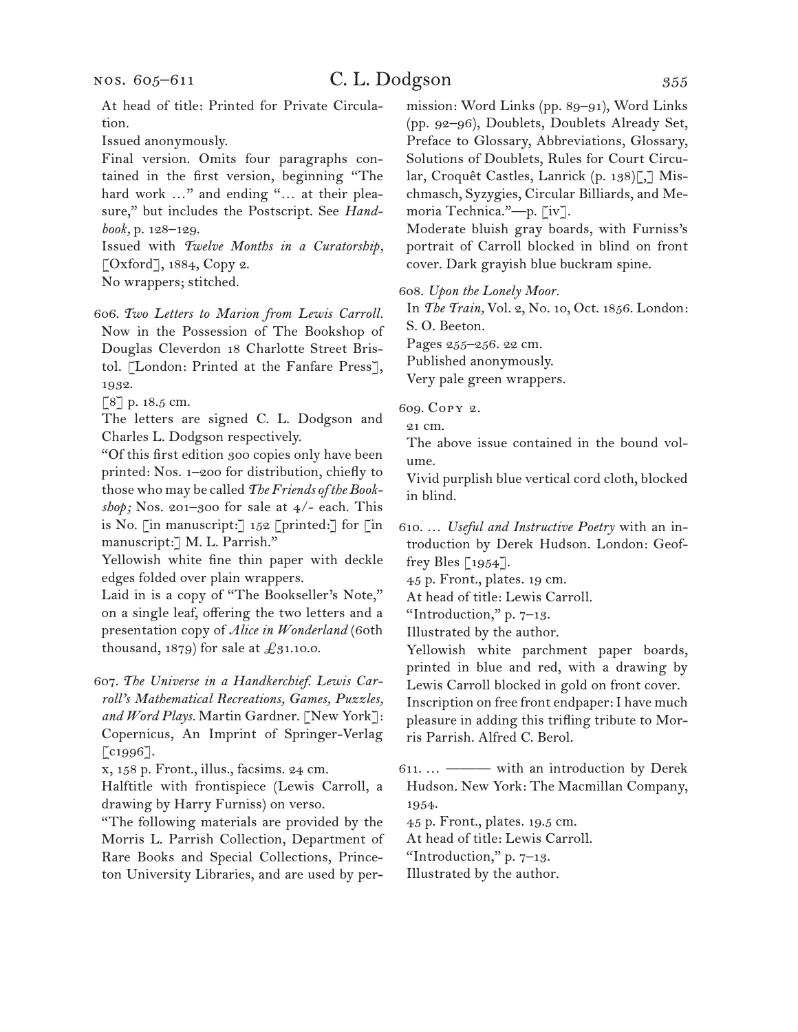At head of title: Printed for Private Circulation.

Issued anonymously.

Final version. Omits four paragraphs contained in the first version, beginning "The hard work …" and ending "… at their pleasure," but includes the Postscript. See *Handbook,* p. 128–129.

Issued with *Twelve Months in a Curatorship,* [Oxford], 1884, Copy 2.

No wrappers; stitched.

606. *Two Letters to Marion from Lewis Carroll.* Now in the Possession of The Bookshop of Douglas Cleverdon 18 Charlotte Street Bristol. [London: Printed at the Fanfare Press], 1932.

[8] p. 18.5 cm.

The letters are signed C. L. Dodgson and Charles L. Dodgson respectively.

"Of this first edition 300 copies only have been printed: Nos. 1–200 for distribution, chiefly to those who may be called *The Friends of the Bookshop;* Nos. 201–300 for sale at 4/- each. This is No. [in manuscript:] 152 [printed:] for [in manuscript:] M. L. Parrish."

Yellowish white fine thin paper with deckle edges folded over plain wrappers.

Laid in is a copy of "The Bookseller's Note," on a single leaf, offering the two letters and a presentation copy of *Alice in Wonderland* (60th thousand, 1879) for sale at £31.10.0.

607. *The Universe in a Handkerchief. Lewis Carroll's Mathematical Recreations, Games, Puzzles, and Word Plays.* Martin Gardner. [New York]: Copernicus, An Imprint of Springer-Verlag [c1996].

x, 158 p. Front., illus., facsims. 24 cm.

Halftitle with frontispiece (Lewis Carroll, a drawing by Harry Furniss) on verso.

"The following materials are provided by the Morris L. Parrish Collection, Department of Rare Books and Special Collections, Princeton University Libraries, and are used by permission: Word Links (pp. 89–91), Word Links (pp. 92–96), Doublets, Doublets Already Set, Preface to Glossary, Abbreviations, Glossary, Solutions of Doublets, Rules for Court Circular, Croquêt Castles, Lanrick (p. 138)[,] Mischmasch, Syzygies, Circular Billiards, and Memoria Technica."—p. [iv].

Moderate bluish gray boards, with Furniss's portrait of Carroll blocked in blind on front cover. Dark grayish blue buckram spine.

608. *Upon the Lonely Moor.*

In *The Train,* Vol. 2, No. 10, Oct. 1856. London: S. O. Beeton.

Pages 255–256. 22 cm.

Published anonymously.

Very pale green wrappers.

609. Copy 2.

21 cm.

The above issue contained in the bound volume.

Vivid purplish blue vertical cord cloth, blocked in blind.

610. … *Useful and Instructive Poetry* with an introduction by Derek Hudson. London: Geoffrey Bles [1954].

45 p. Front., plates. 19 cm.

At head of title: Lewis Carroll.

"Introduction," p. 7–13.

Illustrated by the author.

Yellowish white parchment paper boards, printed in blue and red, with a drawing by Lewis Carroll blocked in gold on front cover.

Inscription on free front endpaper: I have much pleasure in adding this trifling tribute to Morris Parrish. Alfred C. Berol.

611. … ——— with an introduction by Derek Hudson. New York: The Macmillan Company, 1954.

45 p. Front., plates. 19.5 cm.

At head of title: Lewis Carroll.

"Introduction," p. 7–13.

Illustrated by the author.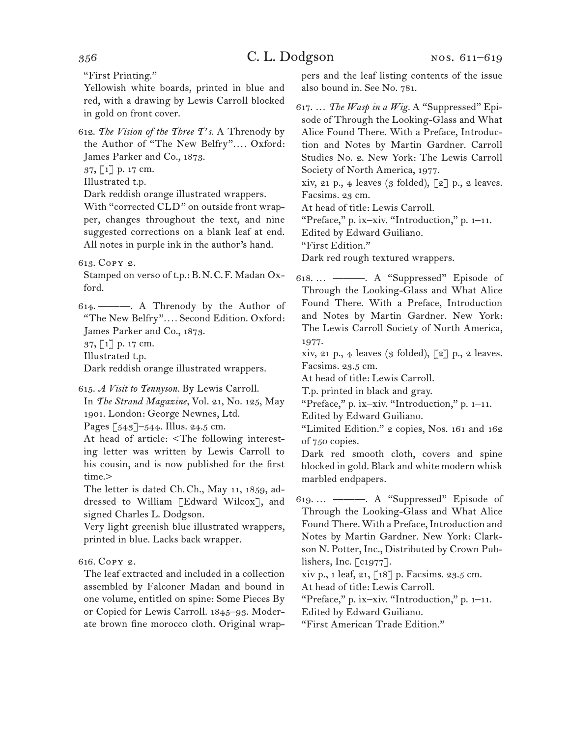"First Printing."

Yellowish white boards, printed in blue and red, with a drawing by Lewis Carroll blocked in gold on front cover.

612. *The Vision of the Three T's.* A Threnody by the Author of "The New Belfry".... Oxford: James Parker and Co., 1873.
37, [1] p. 17 cm.
Illustrated t.p.
Dark reddish orange illustrated wrappers.
With "corrected CLD" on outside front wrapper, changes throughout the text, and nine suggested corrections on a blank leaf at end. All notes in purple ink in the author's hand.

613. Copy 2.
Stamped on verso of t.p.: B.N.C.F. Madan Oxford.

614. ———. A Threnody by the Author of "The New Belfry".... Second Edition. Oxford: James Parker and Co., 1873.
37, [1] p. 17 cm.
Illustrated t.p.
Dark reddish orange illustrated wrappers.

615. *A Visit to Tennyson.* By Lewis Carroll.
In *The Strand Magazine,* Vol. 21, No. 125, May 1901. London: George Newnes, Ltd.
Pages [543]–544. Illus. 24.5 cm.
At head of article: <The following interesting letter was written by Lewis Carroll to his cousin, and is now published for the first time.>
The letter is dated Ch.Ch., May 11, 1859, addressed to William [Edward Wilcox], and signed Charles L. Dodgson.
Very light greenish blue illustrated wrappers, printed in blue. Lacks back wrapper.

616. Copy 2.
The leaf extracted and included in a collection assembled by Falconer Madan and bound in one volume, entitled on spine: Some Pieces By or Copied for Lewis Carroll. 1845–93. Moderate brown fine morocco cloth. Original wrappers and the leaf listing contents of the issue also bound in. See No. 781.

617. … *The Wasp in a Wig.* A "Suppressed" Episode of Through the Looking-Glass and What Alice Found There. With a Preface, Introduction and Notes by Martin Gardner. Carroll Studies No. 2. New York: The Lewis Carroll Society of North America, 1977.
xiv, 21 p., 4 leaves (3 folded), [2] p., 2 leaves. Facsims. 23 cm.
At head of title: Lewis Carroll.
"Preface," p. ix–xiv. "Introduction," p. 1–11.
Edited by Edward Guiliano.
"First Edition."
Dark red rough textured wrappers.

618. … ———. A "Suppressed" Episode of Through the Looking-Glass and What Alice Found There. With a Preface, Introduction and Notes by Martin Gardner. New York: The Lewis Carroll Society of North America, 1977.
xiv, 21 p., 4 leaves (3 folded), [2] p., 2 leaves. Facsims. 23.5 cm.
At head of title: Lewis Carroll.
T.p. printed in black and gray.
"Preface," p. ix–xiv. "Introduction," p. 1–11.
Edited by Edward Guiliano.
"Limited Edition." 2 copies, Nos. 161 and 162 of 750 copies.
Dark red smooth cloth, covers and spine blocked in gold. Black and white modern whisk marbled endpapers.

619. … ———. A "Suppressed" Episode of Through the Looking-Glass and What Alice Found There. With a Preface, Introduction and Notes by Martin Gardner. New York: Clarkson N. Potter, Inc., Distributed by Crown Publishers, Inc. [c1977].
xiv p., 1 leaf, 21, [18] p. Facsims. 23.5 cm.
At head of title: Lewis Carroll.
"Preface," p. ix–xiv. "Introduction," p. 1–11.
Edited by Edward Guiliano.
"First American Trade Edition."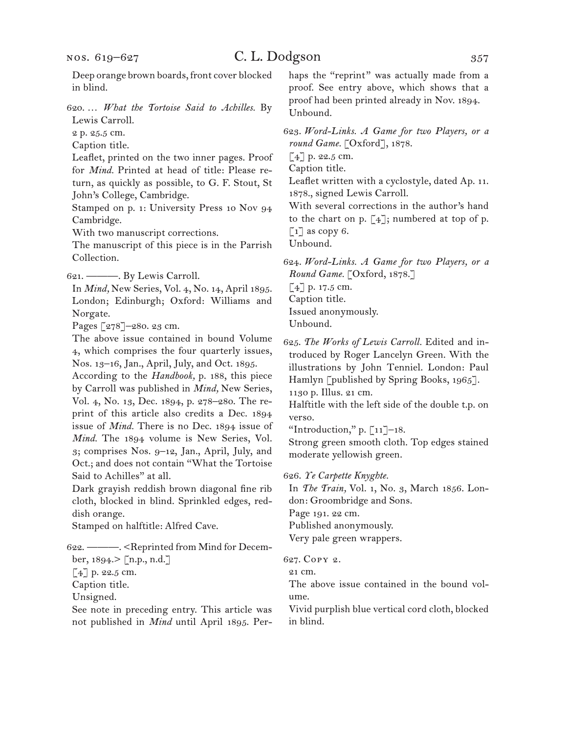Deep orange brown boards, front cover blocked in blind.

620. … *What the Tortoise Said to Achilles.* By Lewis Carroll.
2 p. 25.5 cm.
Caption title.
Leaflet, printed on the two inner pages. Proof for *Mind.* Printed at head of title: Please return, as quickly as possible, to G. F. Stout, St John's College, Cambridge.
Stamped on p. 1: University Press 10 Nov 94 Cambridge.
With two manuscript corrections.
The manuscript of this piece is in the Parrish Collection.

621. ———. By Lewis Carroll.
In *Mind,* New Series, Vol. 4, No. 14, April 1895. London; Edinburgh; Oxford: Williams and Norgate.
Pages [278]–280. 23 cm.
The above issue contained in bound Volume 4, which comprises the four quarterly issues, Nos. 13–16, Jan., April, July, and Oct. 1895.
According to the *Handbook,* p. 188, this piece by Carroll was published in *Mind,* New Series, Vol. 4, No. 13, Dec. 1894, p. 278–280. The reprint of this article also credits a Dec. 1894 issue of *Mind.* There is no Dec. 1894 issue of *Mind.* The 1894 volume is New Series, Vol. 3; comprises Nos. 9–12, Jan., April, July, and Oct.; and does not contain "What the Tortoise Said to Achilles" at all.
Dark grayish reddish brown diagonal fine rib cloth, blocked in blind. Sprinkled edges, reddish orange.
Stamped on halftitle: Alfred Cave.

622. ———. <Reprinted from Mind for December, 1894.> [n.p., n.d.]
[4] p. 22.5 cm.
Caption title.
Unsigned.
See note in preceding entry. This article was not published in *Mind* until April 1895. Perhaps the "reprint" was actually made from a proof. See entry above, which shows that a proof had been printed already in Nov. 1894.
Unbound.

623. *Word-Links. A Game for two Players, or a round Game.* [Oxford], 1878.
[4] p. 22.5 cm.
Caption title.
Leaflet written with a cyclostyle, dated Ap. 11. 1878., signed Lewis Carroll.
With several corrections in the author's hand to the chart on p. [4]; numbered at top of p. [1] as copy 6.
Unbound.

624. *Word-Links. A Game for two Players, or a Round Game.* [Oxford, 1878.]
[4] p. 17.5 cm.
Caption title.
Issued anonymously.
Unbound.

625. *The Works of Lewis Carroll.* Edited and introduced by Roger Lancelyn Green. With the illustrations by John Tenniel. London: Paul Hamlyn [published by Spring Books, 1965].
1130 p. Illus. 21 cm.
Halftitle with the left side of the double t.p. on verso.
"Introduction," p. [11]–18.
Strong green smooth cloth. Top edges stained moderate yellowish green.

626. *Ye Carpette Knyghte.*
In *The Train,* Vol. 1, No. 3, March 1856. London: Groombridge and Sons.
Page 191. 22 cm.
Published anonymously.
Very pale green wrappers.

627. Copy 2.
21 cm.
The above issue contained in the bound volume.
Vivid purplish blue vertical cord cloth, blocked in blind.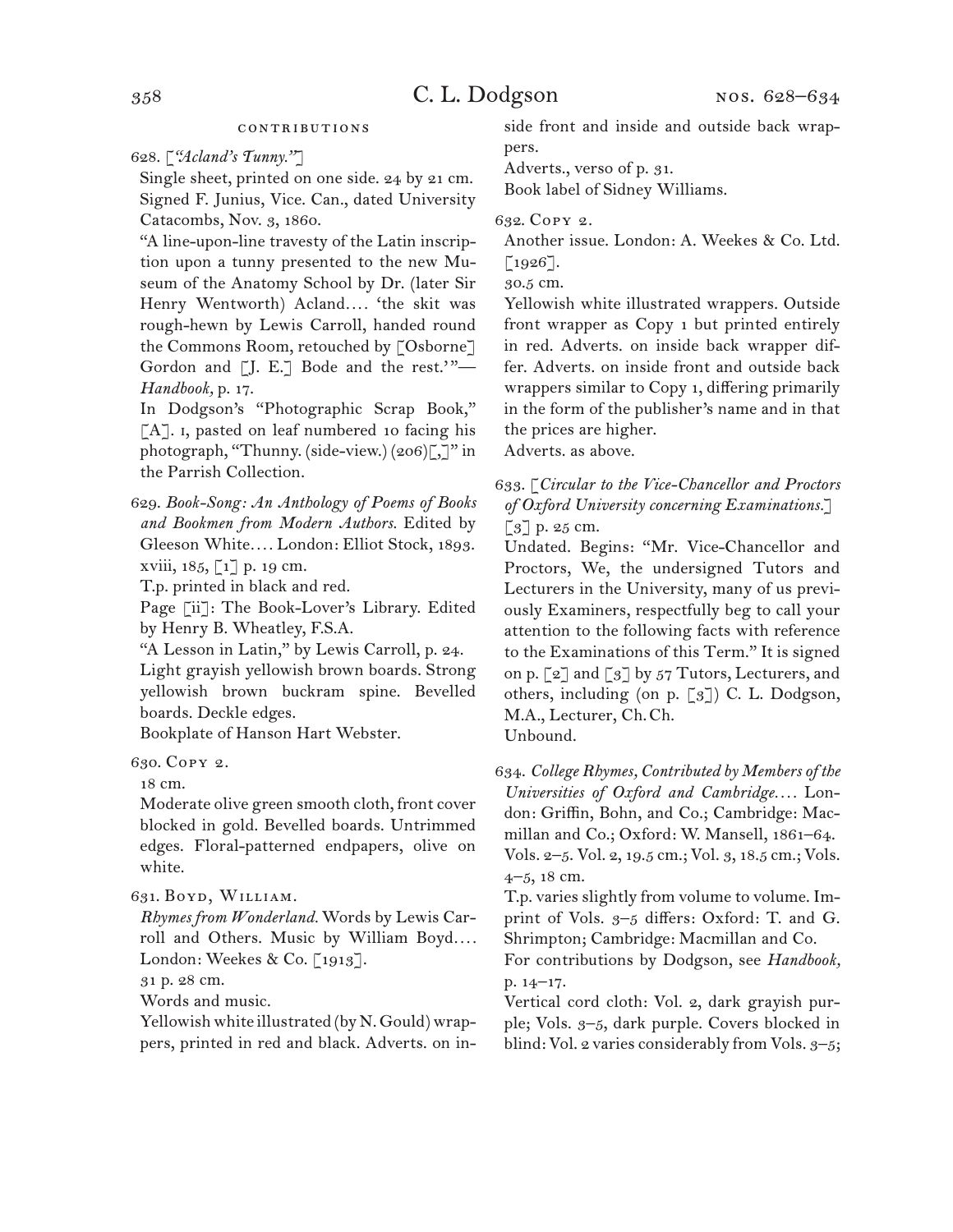## contributions

628. [*"Acland's Tunny."*]

Single sheet, printed on one side. 24 by 21 cm.

Signed F. Junius, Vice. Can., dated University Catacombs, Nov. 3, 1860.

"A line-upon-line travesty of the Latin inscription upon a tunny presented to the new Museum of the Anatomy School by Dr. (later Sir Henry Wentworth) Acland.... 'the skit was rough-hewn by Lewis Carroll, handed round the Commons Room, retouched by [Osborne] Gordon and [J. E.] Bode and the rest.'"—*Handbook,* p. 17.

In Dodgson's "Photographic Scrap Book," [A]. 1, pasted on leaf numbered 10 facing his photograph, "Thunny. (side-view.) (206)[,]" in the Parrish Collection.

629. *Book-Song: An Anthology of Poems of Books and Bookmen from Modern Authors.* Edited by Gleeson White.... London: Elliot Stock, 1893.

xviii, 185, [1] p. 19 cm.

T.p. printed in black and red.

Page [ii]: The Book-Lover's Library. Edited by Henry B. Wheatley, F.S.A.

"A Lesson in Latin," by Lewis Carroll, p. 24.

Light grayish yellowish brown boards. Strong yellowish brown buckram spine. Bevelled boards. Deckle edges.

Bookplate of Hanson Hart Webster.

630. Copy 2.

18 cm.

Moderate olive green smooth cloth, front cover blocked in gold. Bevelled boards. Untrimmed edges. Floral-patterned endpapers, olive on white.

631. Boyd, William.

*Rhymes from Wonderland.* Words by Lewis Carroll and Others. Music by William Boyd.... London: Weekes & Co. [1913].

31 p. 28 cm.

Words and music.

Yellowish white illustrated (by N. Gould) wrappers, printed in red and black. Adverts. on inside front and inside and outside back wrappers.

Adverts., verso of p. 31.

Book label of Sidney Williams.

632. Copy 2.

Another issue. London: A. Weekes & Co. Ltd. [1926].

30.5 cm.

Yellowish white illustrated wrappers. Outside front wrapper as Copy 1 but printed entirely in red. Adverts. on inside back wrapper differ. Adverts. on inside front and outside back wrappers similar to Copy 1, differing primarily in the form of the publisher's name and in that the prices are higher.

Adverts. as above.

633. [*Circular to the Vice-Chancellor and Proctors of Oxford University concerning Examinations.*]

[3] p. 25 cm.

Undated. Begins: "Mr. Vice-Chancellor and Proctors, We, the undersigned Tutors and Lecturers in the University, many of us previously Examiners, respectfully beg to call your attention to the following facts with reference to the Examinations of this Term." It is signed on p. [2] and [3] by 57 Tutors, Lecturers, and others, including (on p. [3]) C. L. Dodgson, M.A., Lecturer, Ch. Ch.

Unbound.

634. *College Rhymes, Contributed by Members of the Universities of Oxford and Cambridge....* London: Griffin, Bohn, and Co.; Cambridge: Macmillan and Co.; Oxford: W. Mansell, 1861–64.

Vols. 2–5. Vol. 2, 19.5 cm.; Vol. 3, 18.5 cm.; Vols. 4–5, 18 cm.

T.p. varies slightly from volume to volume. Imprint of Vols. 3–5 differs: Oxford: T. and G. Shrimpton; Cambridge: Macmillan and Co.

For contributions by Dodgson, see *Handbook,* p. 14–17.

Vertical cord cloth: Vol. 2, dark grayish purple; Vols. 3–5, dark purple. Covers blocked in blind: Vol. 2 varies considerably from Vols. 3–5;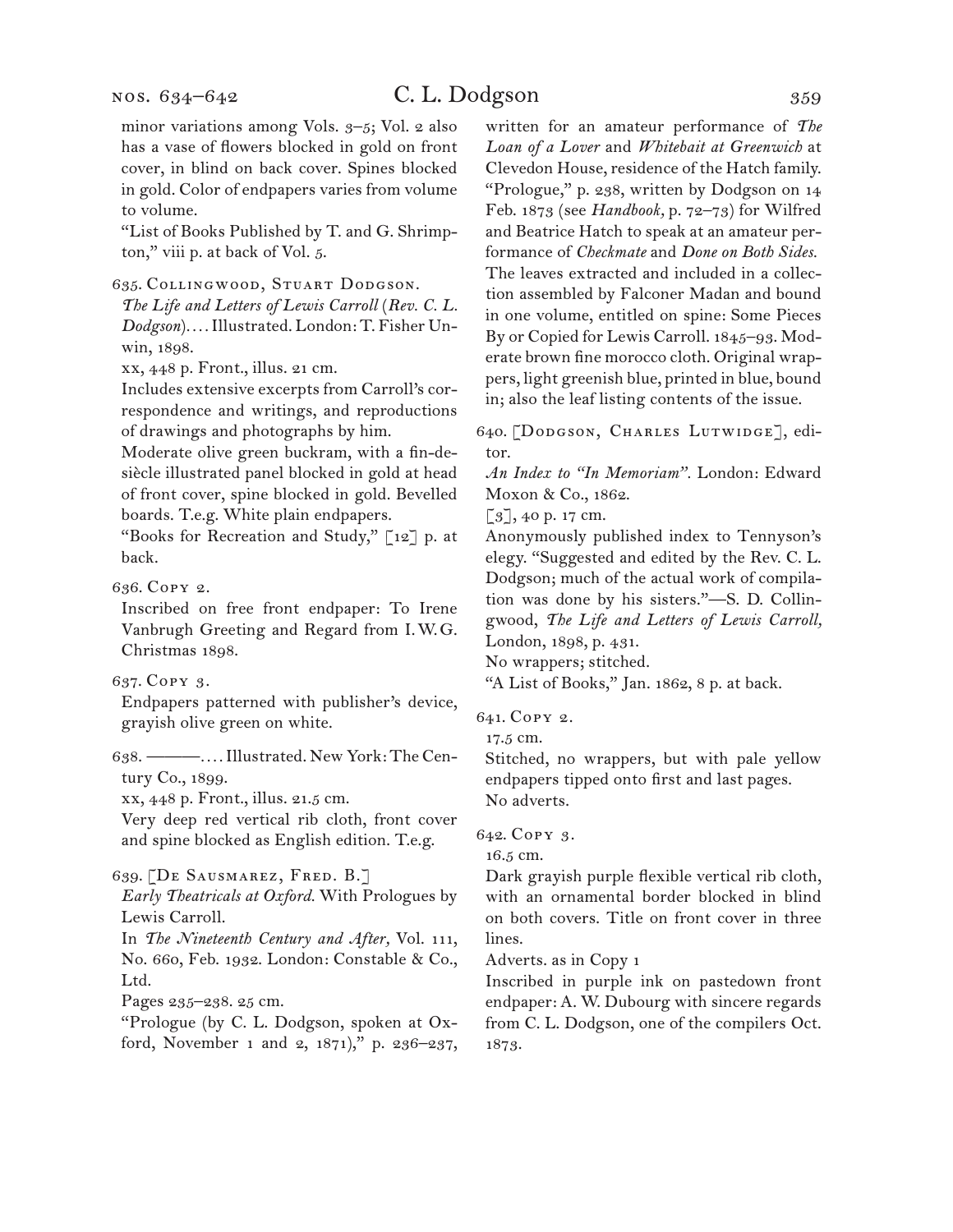minor variations among Vols. 3–5; Vol. 2 also has a vase of flowers blocked in gold on front cover, in blind on back cover. Spines blocked in gold. Color of endpapers varies from volume to volume.

"List of Books Published by T. and G. Shrimpton," viii p. at back of Vol. 5.

635. Collingwood, Stuart Dodgson.
*The Life and Letters of Lewis Carroll* (*Rev. C. L. Dodgson*).... Illustrated. London: T. Fisher Unwin, 1898.
xx, 448 p. Front., illus. 21 cm.
Includes extensive excerpts from Carroll's correspondence and writings, and reproductions of drawings and photographs by him.
Moderate olive green buckram, with a fin-de-siècle illustrated panel blocked in gold at head of front cover, spine blocked in gold. Bevelled boards. T.e.g. White plain endpapers.
"Books for Recreation and Study," [12] p. at back.

636. Copy 2.
Inscribed on free front endpaper: To Irene Vanbrugh Greeting and Regard from I.W.G. Christmas 1898.

637. Copy 3.
Endpapers patterned with publisher's device, grayish olive green on white.

638. ———.... Illustrated. New York: The Century Co., 1899.
xx, 448 p. Front., illus. 21.5 cm.
Very deep red vertical rib cloth, front cover and spine blocked as English edition. T.e.g.

639. [De Sausmarez, Fred. B.]
*Early Theatricals at Oxford.* With Prologues by Lewis Carroll.
In *The Nineteenth Century and After,* Vol. 111, No. 660, Feb. 1932. London: Constable & Co., Ltd.
Pages 235–238. 25 cm.
"Prologue (by C. L. Dodgson, spoken at Oxford, November 1 and 2, 1871)," p. 236–237, written for an amateur performance of *The Loan of a Lover* and *Whitebait at Greenwich* at Clevedon House, residence of the Hatch family. "Prologue," p. 238, written by Dodgson on 14 Feb. 1873 (see *Handbook,* p. 72–73) for Wilfred and Beatrice Hatch to speak at an amateur performance of *Checkmate* and *Done on Both Sides.*
The leaves extracted and included in a collection assembled by Falconer Madan and bound in one volume, entitled on spine: Some Pieces By or Copied for Lewis Carroll. 1845–93. Moderate brown fine morocco cloth. Original wrappers, light greenish blue, printed in blue, bound in; also the leaf listing contents of the issue.

640. [Dodgson, Charles Lutwidge], editor.
*An Index to "In Memoriam".* London: Edward Moxon & Co., 1862.
[3], 40 p. 17 cm.
Anonymously published index to Tennyson's elegy. "Suggested and edited by the Rev. C. L. Dodgson; much of the actual work of compilation was done by his sisters."—S. D. Collingwood, *The Life and Letters of Lewis Carroll,* London, 1898, p. 431.
No wrappers; stitched.
"A List of Books," Jan. 1862, 8 p. at back.

641. Copy 2.
17.5 cm.
Stitched, no wrappers, but with pale yellow endpapers tipped onto first and last pages.
No adverts.

642. Copy 3.
16.5 cm.
Dark grayish purple flexible vertical rib cloth, with an ornamental border blocked in blind on both covers. Title on front cover in three lines.
Adverts. as in Copy 1
Inscribed in purple ink on pastedown front endpaper: A. W. Dubourg with sincere regards from C. L. Dodgson, one of the compilers Oct. 1873.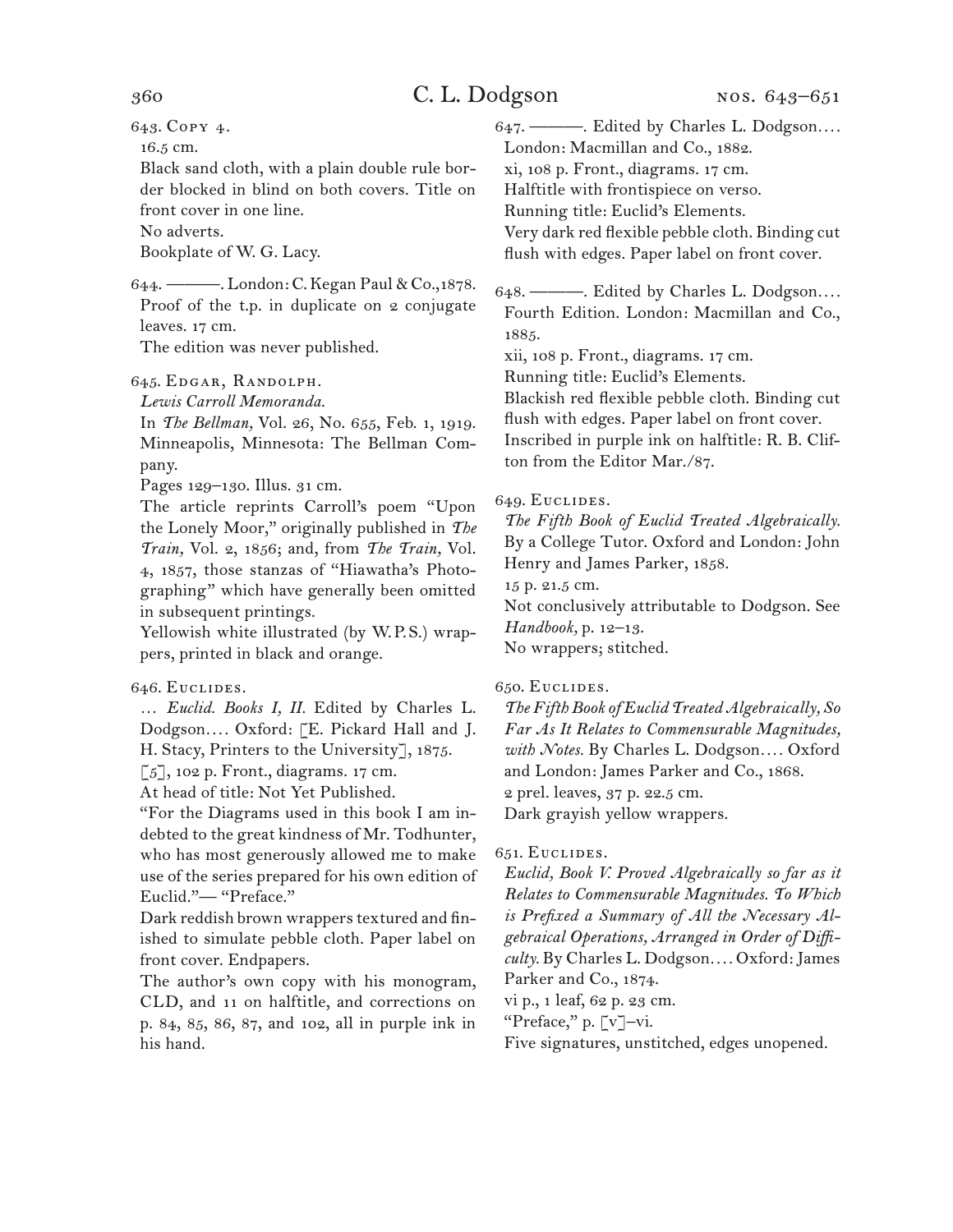643. Copy 4.
16.5 cm.
Black sand cloth, with a plain double rule border blocked in blind on both covers. Title on front cover in one line.
No adverts.
Bookplate of W. G. Lacy.

644. ———. London: C. Kegan Paul & Co.,1878.
Proof of the t.p. in duplicate on 2 conjugate leaves. 17 cm.
The edition was never published.

645. Edgar, Randolph.
*Lewis Carroll Memoranda.*
In *The Bellman,* Vol. 26, No. 655, Feb. 1, 1919. Minneapolis, Minnesota: The Bellman Company.
Pages 129–130. Illus. 31 cm.
The article reprints Carroll's poem "Upon the Lonely Moor," originally published in *The Train,* Vol. 2, 1856; and, from *The Train,* Vol. 4, 1857, those stanzas of "Hiawatha's Photographing" which have generally been omitted in subsequent printings.
Yellowish white illustrated (by W. P. S.) wrappers, printed in black and orange.

646. Euclides.
… *Euclid. Books I, II.* Edited by Charles L. Dodgson…. Oxford: [E. Pickard Hall and J. H. Stacy, Printers to the University], 1875.
[5], 102 p. Front., diagrams. 17 cm.
At head of title: Not Yet Published.
"For the Diagrams used in this book I am indebted to the great kindness of Mr. Todhunter, who has most generously allowed me to make use of the series prepared for his own edition of Euclid."— "Preface."
Dark reddish brown wrappers textured and finished to simulate pebble cloth. Paper label on front cover. Endpapers.
The author's own copy with his monogram, CLD, and 11 on halftitle, and corrections on p. 84, 85, 86, 87, and 102, all in purple ink in his hand.

647. ———. Edited by Charles L. Dodgson…. London: Macmillan and Co., 1882.
xi, 108 p. Front., diagrams. 17 cm.
Halftitle with frontispiece on verso.
Running title: Euclid's Elements.
Very dark red flexible pebble cloth. Binding cut flush with edges. Paper label on front cover.

648. ———. Edited by Charles L. Dodgson…. Fourth Edition. London: Macmillan and Co., 1885.
xii, 108 p. Front., diagrams. 17 cm.
Running title: Euclid's Elements.
Blackish red flexible pebble cloth. Binding cut flush with edges. Paper label on front cover.
Inscribed in purple ink on halftitle: R. B. Clifton from the Editor Mar./87.

649. Euclides.
*The Fifth Book of Euclid Treated Algebraically.* By a College Tutor. Oxford and London: John Henry and James Parker, 1858.
15 p. 21.5 cm.
Not conclusively attributable to Dodgson. See *Handbook,* p. 12–13.
No wrappers; stitched.

650. Euclides.
*The Fifth Book of Euclid Treated Algebraically, So Far As It Relates to Commensurable Magnitudes, with Notes.* By Charles L. Dodgson…. Oxford and London: James Parker and Co., 1868.
2 prel. leaves, 37 p. 22.5 cm.
Dark grayish yellow wrappers.

651. Euclides.
*Euclid, Book V. Proved Algebraically so far as it Relates to Commensurable Magnitudes. To Which is Prefixed a Summary of All the Necessary Algebraical Operations, Arranged in Order of Difficulty.* By Charles L. Dodgson…. Oxford: James Parker and Co., 1874.
vi p., 1 leaf, 62 p. 23 cm.
"Preface," p. [v]–vi.
Five signatures, unstitched, edges unopened.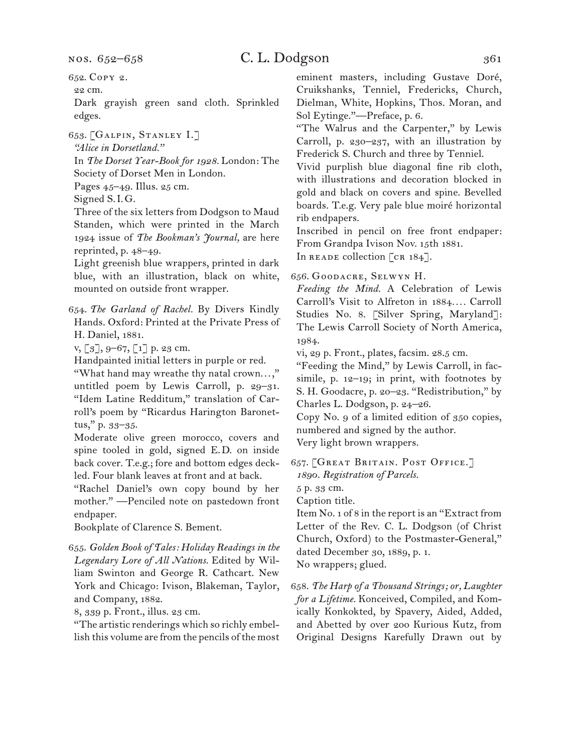652. Copy 2.
22 cm.
Dark grayish green sand cloth. Sprinkled edges.

653. [Galpin, Stanley I.]
*"Alice in Dorsetland."*
In *The Dorset Year-Book for 1928.* London: The Society of Dorset Men in London.
Pages 45–49. Illus. 25 cm.
Signed S.I.G.
Three of the six letters from Dodgson to Maud Standen, which were printed in the March 1924 issue of *The Bookman's Journal,* are here reprinted, p. 48–49.
Light greenish blue wrappers, printed in dark blue, with an illustration, black on white, mounted on outside front wrapper.

654. *The Garland of Rachel.* By Divers Kindly Hands. Oxford: Printed at the Private Press of H. Daniel, 1881.
v, [3], 9–67, [1] p. 23 cm.
Handpainted initial letters in purple or red.
"What hand may wreathe thy natal crown…," untitled poem by Lewis Carroll, p. 29–31. "Idem Latine Redditum," translation of Carroll's poem by "Ricardus Harington Baronettus," p. 33–35.
Moderate olive green morocco, covers and spine tooled in gold, signed E.D. on inside back cover. T.e.g.; fore and bottom edges deckled. Four blank leaves at front and at back.
"Rachel Daniel's own copy bound by her mother." —Penciled note on pastedown front endpaper.
Bookplate of Clarence S. Bement.

655. *Golden Book of Tales: Holiday Readings in the Legendary Lore of All Nations.* Edited by William Swinton and George R. Cathcart. New York and Chicago: Ivison, Blakeman, Taylor, and Company, 1882.
8, 339 p. Front., illus. 23 cm.
"The artistic renderings which so richly embellish this volume are from the pencils of the most eminent masters, including Gustave Doré, Cruikshanks, Tenniel, Fredericks, Church, Dielman, White, Hopkins, Thos. Moran, and Sol Eytinge."—Preface, p. 6.
"The Walrus and the Carpenter," by Lewis Carroll, p. 230–237, with an illustration by Frederick S. Church and three by Tenniel.
Vivid purplish blue diagonal fine rib cloth, with illustrations and decoration blocked in gold and black on covers and spine. Bevelled boards. T.e.g. Very pale blue moiré horizontal rib endpapers.
Inscribed in pencil on free front endpaper: From Grandpa Ivison Nov. 15th 1881.
In reade collection [cr 184].

656. Goodacre, Selwyn H.
*Feeding the Mind.* A Celebration of Lewis Carroll's Visit to Alfreton in 1884.… Carroll Studies No. 8. [Silver Spring, Maryland]: The Lewis Carroll Society of North America, 1984.
vi, 29 p. Front., plates, facsim. 28.5 cm.
"Feeding the Mind," by Lewis Carroll, in facsimile, p. 12–19; in print, with footnotes by S. H. Goodacre, p. 20–23. "Redistribution," by Charles L. Dodgson, p. 24–26.
Copy No. 9 of a limited edition of 350 copies, numbered and signed by the author.
Very light brown wrappers.

657. [Great Britain. Post Office.]
*1890. Registration of Parcels.*
5 p. 33 cm.
Caption title.
Item No. 1 of 8 in the report is an "Extract from Letter of the Rev. C. L. Dodgson (of Christ Church, Oxford) to the Postmaster-General," dated December 30, 1889, p. 1.
No wrappers; glued.

658. *The Harp of a Thousand Strings; or, Laughter for a Lifetime.* Konceived, Compiled, and Komically Konkokted, by Spavery, Aided, Added, and Abetted by over 200 Kurious Kutz, from Original Designs Karefully Drawn out by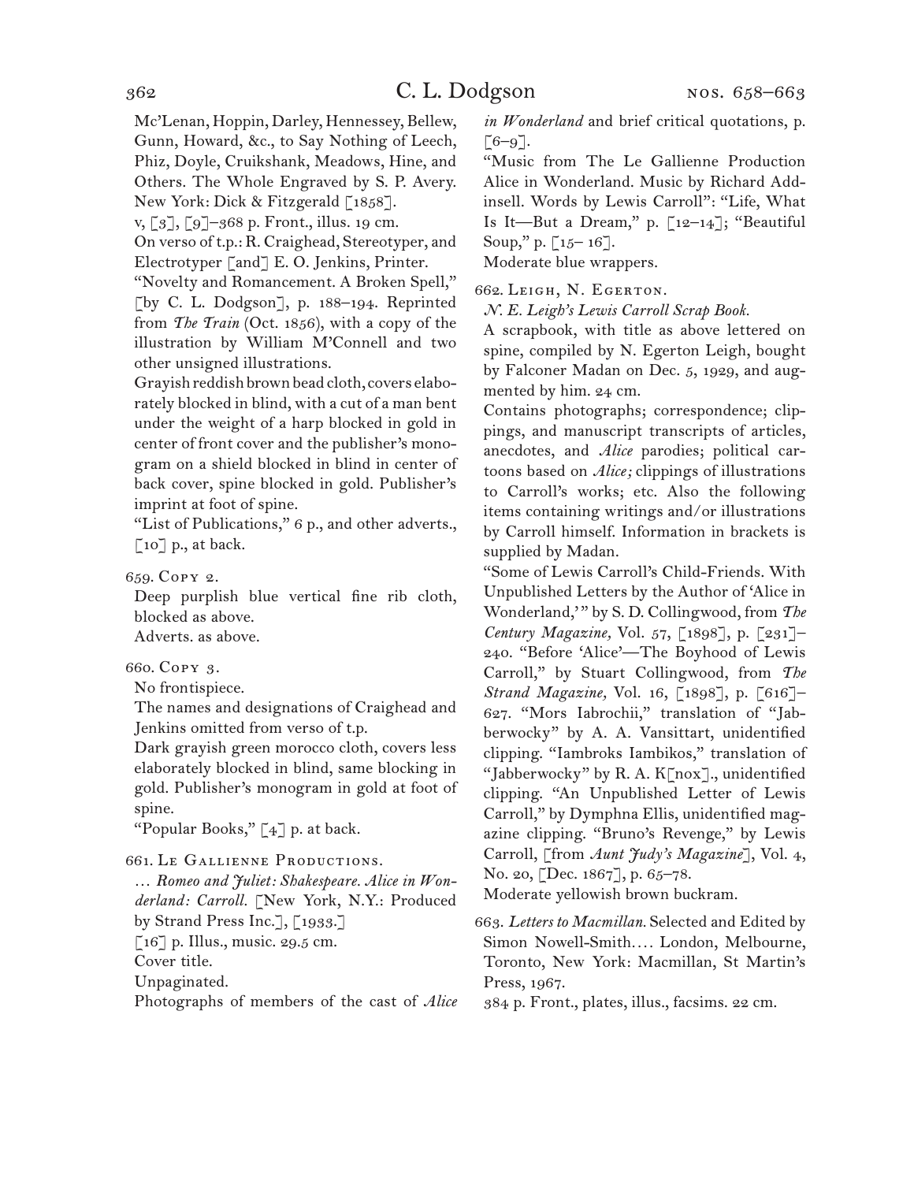Mc'Lenan, Hoppin, Darley, Hennessey, Bellew, Gunn, Howard, &c., to Say Nothing of Leech, Phiz, Doyle, Cruikshank, Meadows, Hine, and Others. The Whole Engraved by S. P. Avery. New York: Dick & Fitzgerald [1858].

v, [3], [9]–368 p. Front., illus. 19 cm.

On verso of t.p.: R. Craighead, Stereotyper, and Electrotyper [and] E. O. Jenkins, Printer.

"Novelty and Romancement. A Broken Spell," [by C. L. Dodgson], p. 188–194. Reprinted from *The Train* (Oct. 1856), with a copy of the illustration by William M'Connell and two other unsigned illustrations.

Grayish reddish brown bead cloth, covers elaborately blocked in blind, with a cut of a man bent under the weight of a harp blocked in gold in center of front cover and the publisher's monogram on a shield blocked in blind in center of back cover, spine blocked in gold. Publisher's imprint at foot of spine.

"List of Publications," 6 p., and other adverts., [10] p., at back.

659. Copy 2.

Deep purplish blue vertical fine rib cloth, blocked as above.

Adverts. as above.

660. Copy 3.

No frontispiece.

The names and designations of Craighead and Jenkins omitted from verso of t.p.

Dark grayish green morocco cloth, covers less elaborately blocked in blind, same blocking in gold. Publisher's monogram in gold at foot of spine.

"Popular Books," [4] p. at back.

661. Le Gallienne Productions.

… *Romeo and Juliet: Shakespeare. Alice in Wonderland: Carroll.* [New York, N.Y.: Produced by Strand Press Inc.], [1933.]

[16] p. Illus., music. 29.5 cm.

Cover title.

Unpaginated.

Photographs of members of the cast of *Alice in Wonderland* and brief critical quotations, p. [6–9].

"Music from The Le Gallienne Production Alice in Wonderland. Music by Richard Addinsell. Words by Lewis Carroll": "Life, What Is It—But a Dream," p. [12–14]; "Beautiful Soup," p. [15– 16].

Moderate blue wrappers.

662. Leigh, N. Egerton.

*N. E. Leigh's Lewis Carroll Scrap Book.*

A scrapbook, with title as above lettered on spine, compiled by N. Egerton Leigh, bought by Falconer Madan on Dec. 5, 1929, and augmented by him. 24 cm.

Contains photographs; correspondence; clippings, and manuscript transcripts of articles, anecdotes, and *Alice* parodies; political cartoons based on *Alice;* clippings of illustrations to Carroll's works; etc. Also the following items containing writings and/or illustrations by Carroll himself. Information in brackets is supplied by Madan.

"Some of Lewis Carroll's Child-Friends. With Unpublished Letters by the Author of 'Alice in Wonderland,'" by S. D. Collingwood, from *The Century Magazine,* Vol. 57, [1898], p. [231]–240. "Before 'Alice'—The Boyhood of Lewis Carroll," by Stuart Collingwood, from *The Strand Magazine,* Vol. 16, [1898], p. [616]–627. "Mors Iabrochii," translation of "Jabberwocky" by A. A. Vansittart, unidentified clipping. "Iambroks Iambikos," translation of "Jabberwocky" by R. A. K[nox]., unidentified clipping. "An Unpublished Letter of Lewis Carroll," by Dymphna Ellis, unidentified magazine clipping. "Bruno's Revenge," by Lewis Carroll, [from *Aunt Judy's Magazine*], Vol. 4, No. 20, [Dec. 1867], p. 65–78.

Moderate yellowish brown buckram.

663. *Letters to Macmillan.* Selected and Edited by Simon Nowell-Smith.… London, Melbourne, Toronto, New York: Macmillan, St Martin's Press, 1967.

384 p. Front., plates, illus., facsims. 22 cm.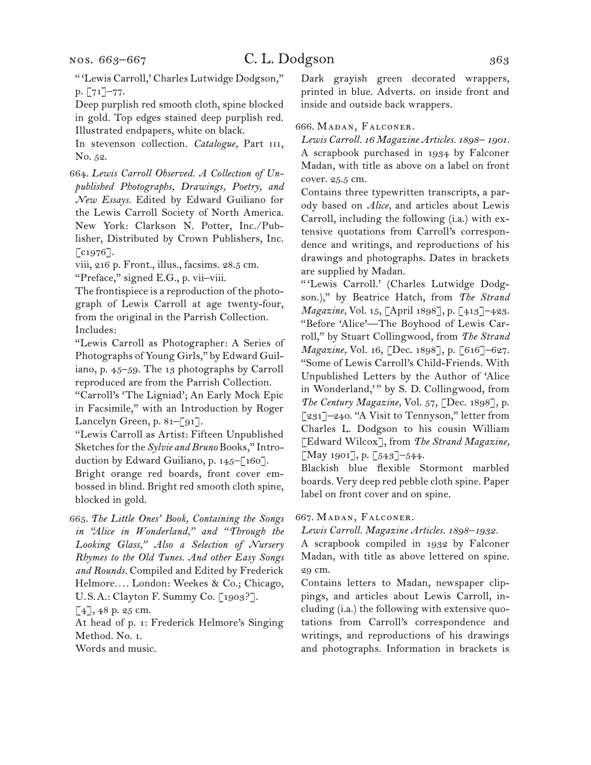"'Lewis Carroll,' Charles Lutwidge Dodgson," p. [71]–77.

Deep purplish red smooth cloth, spine blocked in gold. Top edges stained deep purplish red. Illustrated endpapers, white on black.

In stevenson collection. *Catalogue,* Part iii, No. 52.

664. *Lewis Carroll Observed. A Collection of Unpublished Photographs, Drawings, Poetry, and New Essays.* Edited by Edward Guiliano for the Lewis Carroll Society of North America. New York: Clarkson N. Potter, Inc./Publisher, Distributed by Crown Publishers, Inc. [c1976].

viii, 216 p. Front., illus., facsims. 28.5 cm.

"Preface," signed E.G., p. vii–viii.

The frontispiece is a reproduction of the photograph of Lewis Carroll at age twenty-four, from the original in the Parrish Collection.

Includes:

"Lewis Carroll as Photographer: A Series of Photographs of Young Girls," by Edward Guiliano, p. 45–59. The 13 photographs by Carroll reproduced are from the Parrish Collection.

"Carroll's 'The Ligniad'; An Early Mock Epic in Facsimile," with an Introduction by Roger Lancelyn Green, p. 81–[91].

"Lewis Carroll as Artist: Fifteen Unpublished Sketches for the *Sylvie and Bruno* Books," Introduction by Edward Guiliano, p. 145–[160].

Bright orange red boards, front cover embossed in blind. Bright red smooth cloth spine, blocked in gold.

665. *The Little Ones' Book, Containing the Songs in "Alice in Wonderland," and "Through the Looking Glass," Also a Selection of Nursery Rhymes to the Old Tunes. And other Easy Songs and Rounds.* Compiled and Edited by Frederick Helmore.... London: Weekes & Co.; Chicago, U.S.A.: Clayton F. Summy Co. [1903?].

[4], 48 p. 25 cm.

At head of p. 1: Frederick Helmore's Singing Method. No. 1.

Words and music.

Dark grayish green decorated wrappers, printed in blue. Adverts. on inside front and inside and outside back wrappers.

666. Madan, Falconer.

*Lewis Carroll. 16 Magazine Articles. 1898–1901.* A scrapbook purchased in 1934 by Falconer Madan, with title as above on a label on front cover. 25.5 cm.

Contains three typewritten transcripts, a parody based on *Alice,* and articles about Lewis Carroll, including the following (i.a.) with extensive quotations from Carroll's correspondence and writings, and reproductions of his drawings and photographs. Dates in brackets are supplied by Madan.

"'Lewis Carroll.' (Charles Lutwidge Dodgson.)," by Beatrice Hatch, from *The Strand Magazine,* Vol. 15, [April 1898], p. [413]–423. "Before 'Alice'—The Boyhood of Lewis Carroll," by Stuart Collingwood, from *The Strand Magazine,* Vol. 16, [Dec. 1898], p. [616]–627. "Some of Lewis Carroll's Child-Friends. With Unpublished Letters by the Author of 'Alice in Wonderland,'" by S. D. Collingwood, from *The Century Magazine,* Vol. 57, [Dec. 1898], p. [231]–240. "A Visit to Tennyson," letter from Charles L. Dodgson to his cousin William [Edward Wilcox], from *The Strand Magazine,* [May 1901], p. [543]–544.

Blackish blue flexible Stormont marbled boards. Very deep red pebble cloth spine. Paper label on front cover and on spine.

667. Madan, Falconer.

*Lewis Carroll. Magazine Articles. 1898–1932.*

A scrapbook compiled in 1932 by Falconer Madan, with title as above lettered on spine. 29 cm.

Contains letters to Madan, newspaper clippings, and articles about Lewis Carroll, including (i.a.) the following with extensive quotations from Carroll's correspondence and writings, and reproductions of his drawings and photographs. Information in brackets is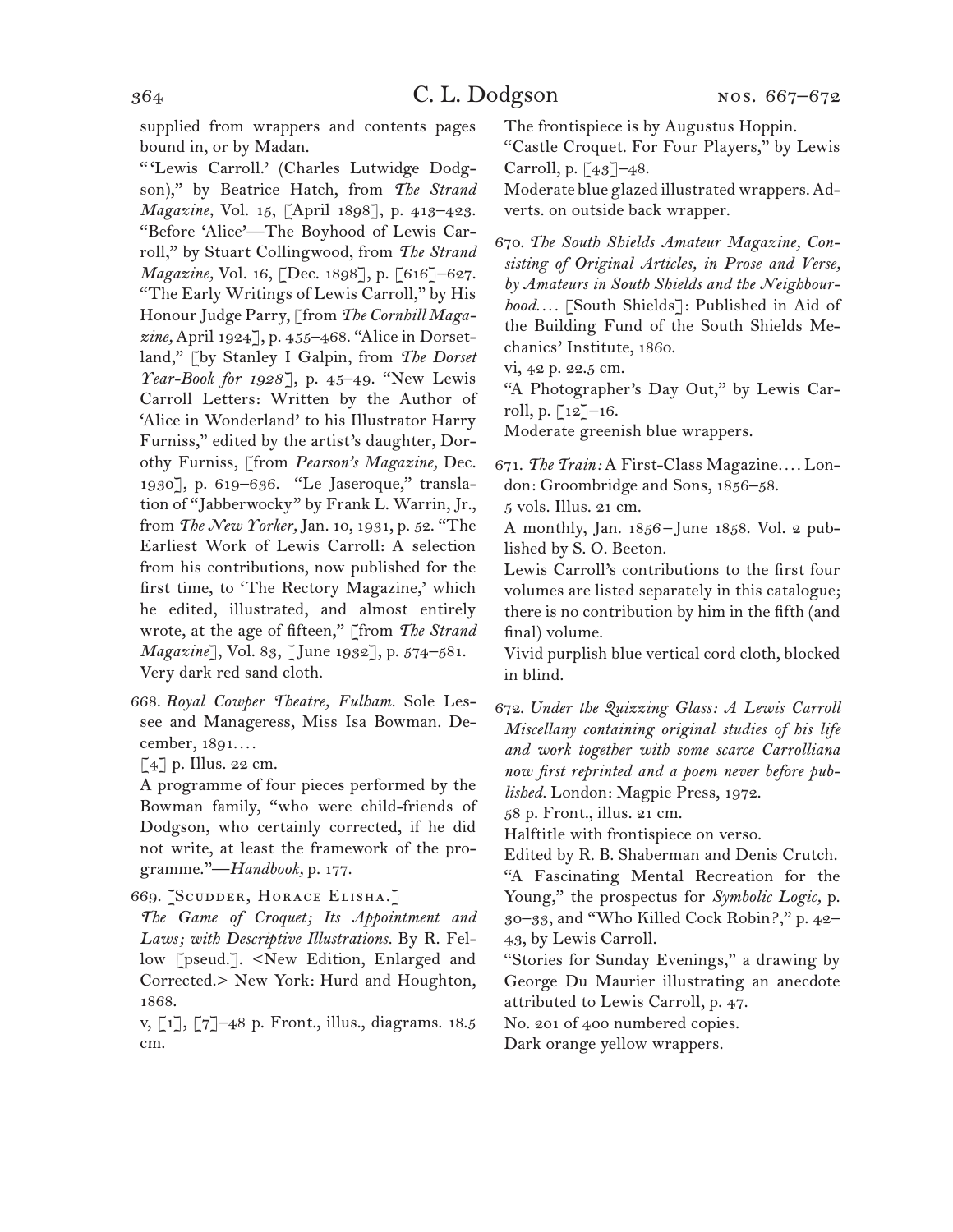supplied from wrappers and contents pages bound in, or by Madan.

"'Lewis Carroll.' (Charles Lutwidge Dodgson)," by Beatrice Hatch, from *The Strand Magazine,* Vol. 15, [April 1898], p. 413–423. "Before 'Alice'—The Boyhood of Lewis Carroll," by Stuart Collingwood, from *The Strand Magazine,* Vol. 16, [Dec. 1898], p. [616]–627. "The Early Writings of Lewis Carroll," by His Honour Judge Parry, [from *The Cornhill Magazine,* April 1924], p. 455–468. "Alice in Dorsetland," [by Stanley I Galpin, from *The Dorset Year-Book for 1928*], p. 45–49. "New Lewis Carroll Letters: Written by the Author of 'Alice in Wonderland' to his Illustrator Harry Furniss," edited by the artist's daughter, Dorothy Furniss, [from *Pearson's Magazine,* Dec. 1930], p. 619–636. "Le Jaseroque," translation of "Jabberwocky" by Frank L. Warrin, Jr., from *The New Yorker,* Jan. 10, 1931, p. 52. "The Earliest Work of Lewis Carroll: A selection from his contributions, now published for the first time, to 'The Rectory Magazine,' which he edited, illustrated, and almost entirely wrote, at the age of fifteen," [from *The Strand Magazine*], Vol. 83, [June 1932], p. 574–581.

Very dark red sand cloth.

668. *Royal Cowper Theatre, Fulham.* Sole Lessee and Manageress, Miss Isa Bowman. December, 1891.…

[4] p. Illus. 22 cm.

A programme of four pieces performed by the Bowman family, "who were child-friends of Dodgson, who certainly corrected, if he did not write, at least the framework of the programme."—*Handbook,* p. 177.

669. [Scudder, Horace Elisha.]

*The Game of Croquet; Its Appointment and Laws; with Descriptive Illustrations.* By R. Fellow [pseud.]. <New Edition, Enlarged and Corrected.> New York: Hurd and Houghton, 1868.

v, [1], [7]–48 p. Front., illus., diagrams. 18.5 cm.

The frontispiece is by Augustus Hoppin.

"Castle Croquet. For Four Players," by Lewis Carroll, p. [43]–48.

Moderate blue glazed illustrated wrappers. Adverts. on outside back wrapper.

670. *The South Shields Amateur Magazine, Consisting of Original Articles, in Prose and Verse, by Amateurs in South Shields and the Neighbourhood.…* [South Shields]: Published in Aid of the Building Fund of the South Shields Mechanics' Institute, 1860.

vi, 42 p. 22.5 cm.

"A Photographer's Day Out," by Lewis Carroll, p. [12]–16.

Moderate greenish blue wrappers.

671. *The Train:* A First-Class Magazine.… London: Groombridge and Sons, 1856–58.

5 vols. Illus. 21 cm.

A monthly, Jan. 1856 – June 1858. Vol. 2 published by S. O. Beeton.

Lewis Carroll's contributions to the first four volumes are listed separately in this catalogue; there is no contribution by him in the fifth (and final) volume.

Vivid purplish blue vertical cord cloth, blocked in blind.

672. *Under the Quizzing Glass: A Lewis Carroll Miscellany containing original studies of his life and work together with some scarce Carrolliana now first reprinted and a poem never before published.* London: Magpie Press, 1972.

58 p. Front., illus. 21 cm.

Halftitle with frontispiece on verso.

Edited by R. B. Shaberman and Denis Crutch.

"A Fascinating Mental Recreation for the Young," the prospectus for *Symbolic Logic,* p. 30–33, and "Who Killed Cock Robin?," p. 42–43, by Lewis Carroll.

"Stories for Sunday Evenings," a drawing by George Du Maurier illustrating an anecdote attributed to Lewis Carroll, p. 47.

No. 201 of 400 numbered copies.

Dark orange yellow wrappers.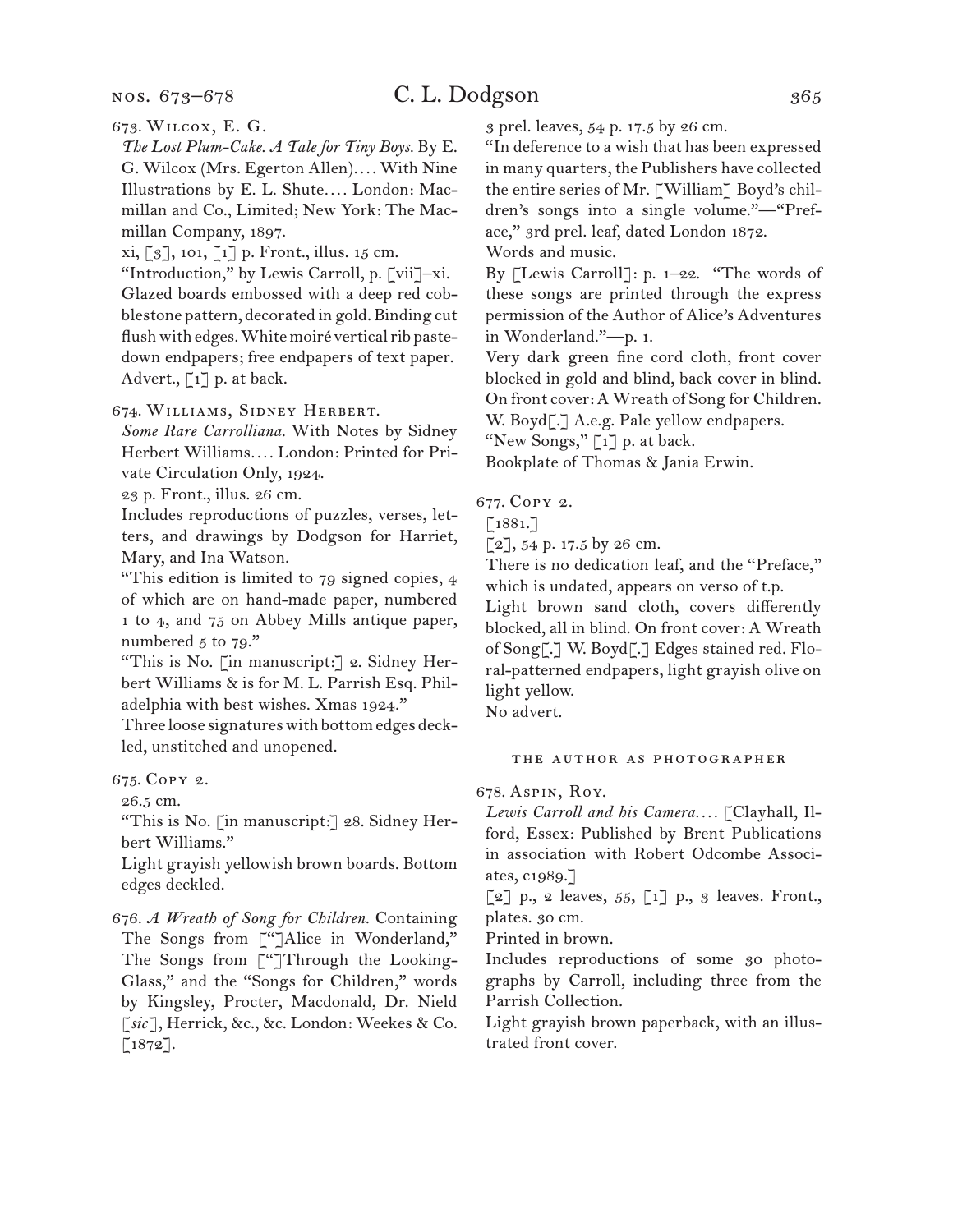673. Wilcox, E. G.

*The Lost Plum-Cake. A Tale for Tiny Boys.* By E. G. Wilcox (Mrs. Egerton Allen).... With Nine Illustrations by E. L. Shute.... London: Macmillan and Co., Limited; New York: The Macmillan Company, 1897.

xi, [3], 101, [1] p. Front., illus. 15 cm.

"Introduction," by Lewis Carroll, p. [vii]–xi.

Glazed boards embossed with a deep red cobblestone pattern, decorated in gold. Binding cut flush with edges. White moiré vertical rib pastedown endpapers; free endpapers of text paper.

Advert., [1] p. at back.

674. Williams, Sidney Herbert.

*Some Rare Carrolliana.* With Notes by Sidney Herbert Williams.... London: Printed for Private Circulation Only, 1924.

23 p. Front., illus. 26 cm.

Includes reproductions of puzzles, verses, letters, and drawings by Dodgson for Harriet, Mary, and Ina Watson.

"This edition is limited to 79 signed copies, 4 of which are on hand-made paper, numbered 1 to 4, and 75 on Abbey Mills antique paper, numbered 5 to 79."

"This is No. [in manuscript:] 2. Sidney Herbert Williams & is for M. L. Parrish Esq. Philadelphia with best wishes. Xmas 1924."

Three loose signatures with bottom edges deckled, unstitched and unopened.

675. Copy 2.

26.5 cm.

"This is No. [in manuscript:] 28. Sidney Herbert Williams."

Light grayish yellowish brown boards. Bottom edges deckled.

676. *A Wreath of Song for Children.* Containing The Songs from ["]Alice in Wonderland," The Songs from ["]Through the Looking-Glass," and the "Songs for Children," words by Kingsley, Procter, Macdonald, Dr. Nield [*sic*], Herrick, &c., &c. London: Weekes & Co. [1872].

3 prel. leaves, 54 p. 17.5 by 26 cm.

"In deference to a wish that has been expressed in many quarters, the Publishers have collected the entire series of Mr. [William] Boyd's children's songs into a single volume."—"Preface," 3rd prel. leaf, dated London 1872.

Words and music.

By [Lewis Carroll]: p. 1–22. "The words of these songs are printed through the express permission of the Author of Alice's Adventures in Wonderland."—p. 1.

Very dark green fine cord cloth, front cover blocked in gold and blind, back cover in blind. On front cover: A Wreath of Song for Children. W. Boyd[.] A.e.g. Pale yellow endpapers.

"New Songs," [1] p. at back.

Bookplate of Thomas & Jania Erwin.

677. Copy 2.

[1881.]

[2], 54 p. 17.5 by 26 cm.

There is no dedication leaf, and the "Preface," which is undated, appears on verso of t.p.

Light brown sand cloth, covers differently blocked, all in blind. On front cover: A Wreath of Song[.] W. Boyd[.] Edges stained red. Floral-patterned endpapers, light grayish olive on light yellow.

No advert.

### the author as photographer

678. Aspin, Roy.

*Lewis Carroll and his Camera....* [Clayhall, Ilford, Essex: Published by Brent Publications in association with Robert Odcombe Associates, c1989.]

[2] p., 2 leaves, 55, [1] p., 3 leaves. Front., plates. 30 cm.

Printed in brown.

Includes reproductions of some 30 photographs by Carroll, including three from the Parrish Collection.

Light grayish brown paperback, with an illustrated front cover.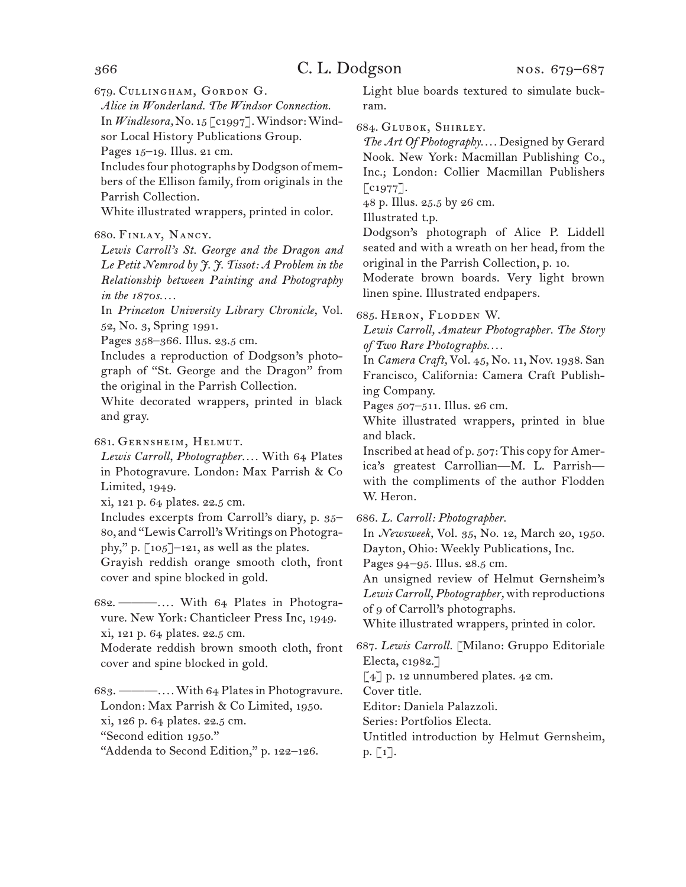679. Cullingham, Gordon G.

*Alice in Wonderland. The Windsor Connection.*
In *Windlesora,* No. 15 [c1997]. Windsor: Windsor Local History Publications Group.
Pages 15–19. Illus. 21 cm.
Includes four photographs by Dodgson of members of the Ellison family, from originals in the Parrish Collection.
White illustrated wrappers, printed in color.

680. Finlay, Nancy.

*Lewis Carroll's St. George and the Dragon and Le Petit Nemrod by J. J. Tissot: A Problem in the Relationship between Painting and Photography in the 1870s. . . .*
In *Princeton University Library Chronicle,* Vol. 52, No. 3, Spring 1991.
Pages 358–366. Illus. 23.5 cm.
Includes a reproduction of Dodgson's photograph of "St. George and the Dragon" from the original in the Parrish Collection.
White decorated wrappers, printed in black and gray.

681. Gernsheim, Helmut.

*Lewis Carroll, Photographer. . . .* With 64 Plates in Photogravure. London: Max Parrish & Co Limited, 1949.
xi, 121 p. 64 plates. 22.5 cm.
Includes excerpts from Carroll's diary, p. 35–80, and "Lewis Carroll's Writings on Photography," p. [105]–121, as well as the plates.
Grayish reddish orange smooth cloth, front cover and spine blocked in gold.

682. ———. . . . With 64 Plates in Photogravure. New York: Chanticleer Press Inc, 1949.
xi, 121 p. 64 plates. 22.5 cm.
Moderate reddish brown smooth cloth, front cover and spine blocked in gold.

683. ———. . . . With 64 Plates in Photogravure. London: Max Parrish & Co Limited, 1950.
xi, 126 p. 64 plates. 22.5 cm.
"Second edition 1950."
"Addenda to Second Edition," p. 122–126.
Light blue boards textured to simulate buckram.

684. Glubok, Shirley.

*The Art Of Photography. . . .* Designed by Gerard Nook. New York: Macmillan Publishing Co., Inc.; London: Collier Macmillan Publishers [c1977].
48 p. Illus. 25.5 by 26 cm.
Illustrated t.p.
Dodgson's photograph of Alice P. Liddell seated and with a wreath on her head, from the original in the Parrish Collection, p. 10.
Moderate brown boards. Very light brown linen spine. Illustrated endpapers.

685. Heron, Flodden W.

*Lewis Carroll, Amateur Photographer. The Story of Two Rare Photographs. . . .*
In *Camera Craft,* Vol. 45, No. 11, Nov. 1938. San Francisco, California: Camera Craft Publishing Company.
Pages 507–511. Illus. 26 cm.
White illustrated wrappers, printed in blue and black.
Inscribed at head of p. 507: This copy for America's greatest Carrollian—M. L. Parrish—with the compliments of the author Flodden W. Heron.

686. *L. Carroll: Photographer.*
In *Newsweek,* Vol. 35, No. 12, March 20, 1950. Dayton, Ohio: Weekly Publications, Inc.
Pages 94–95. Illus. 28.5 cm.
An unsigned review of Helmut Gernsheim's *Lewis Carroll, Photographer,* with reproductions of 9 of Carroll's photographs.
White illustrated wrappers, printed in color.

687. *Lewis Carroll.* [Milano: Gruppo Editoriale Electa, c1982.]
[4] p. 12 unnumbered plates. 42 cm.
Cover title.
Editor: Daniela Palazzoli.
Series: Portfolios Electa.
Untitled introduction by Helmut Gernsheim, p. [1].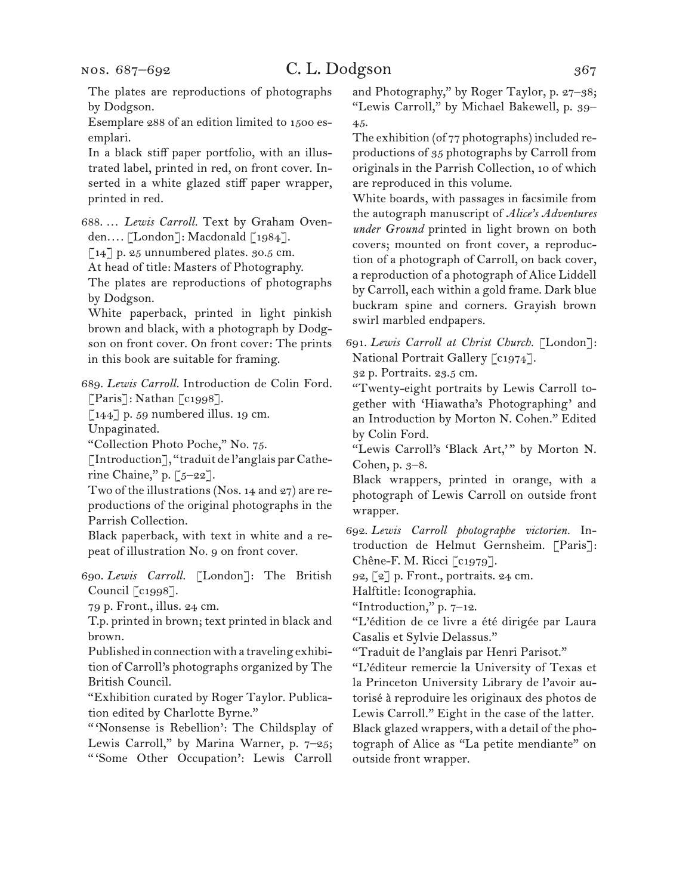The plates are reproductions of photographs by Dodgson.

Esemplare 288 of an edition limited to 1500 esemplari.

In a black stiff paper portfolio, with an illustrated label, printed in red, on front cover. Inserted in a white glazed stiff paper wrapper, printed in red.

688. … *Lewis Carroll.* Text by Graham Ovenden.… [London]: Macdonald [1984].
[14] p. 25 unnumbered plates. 30.5 cm.
At head of title: Masters of Photography.
The plates are reproductions of photographs by Dodgson.
White paperback, printed in light pinkish brown and black, with a photograph by Dodgson on front cover. On front cover: The prints in this book are suitable for framing.

689. *Lewis Carroll.* Introduction de Colin Ford. [Paris]: Nathan [c1998].
[144] p. 59 numbered illus. 19 cm.
Unpaginated.
"Collection Photo Poche," No. 75.
[Introduction], "traduit de l'anglais par Catherine Chaine," p. [5–22].
Two of the illustrations (Nos. 14 and 27) are reproductions of the original photographs in the Parrish Collection.
Black paperback, with text in white and a repeat of illustration No. 9 on front cover.

690. *Lewis Carroll.* [London]: The British Council [c1998].
79 p. Front., illus. 24 cm.
T.p. printed in brown; text printed in black and brown.
Published in connection with a traveling exhibition of Carroll's photographs organized by The British Council.
"Exhibition curated by Roger Taylor. Publication edited by Charlotte Byrne."
"'Nonsense is Rebellion': The Childsplay of Lewis Carroll," by Marina Warner, p. 7–25; "'Some Other Occupation': Lewis Carroll and Photography," by Roger Taylor, p. 27–38; "Lewis Carroll," by Michael Bakewell, p. 39–45.
The exhibition (of 77 photographs) included reproductions of 35 photographs by Carroll from originals in the Parrish Collection, 10 of which are reproduced in this volume.
White boards, with passages in facsimile from the autograph manuscript of *Alice's Adventures under Ground* printed in light brown on both covers; mounted on front cover, a reproduction of a photograph of Carroll, on back cover, a reproduction of a photograph of Alice Liddell by Carroll, each within a gold frame. Dark blue buckram spine and corners. Grayish brown swirl marbled endpapers.

691. *Lewis Carroll at Christ Church.* [London]: National Portrait Gallery [c1974].
32 p. Portraits. 23.5 cm.
"Twenty-eight portraits by Lewis Carroll together with 'Hiawatha's Photographing' and an Introduction by Morton N. Cohen." Edited by Colin Ford.
"Lewis Carroll's 'Black Art,'" by Morton N. Cohen, p. 3–8.
Black wrappers, printed in orange, with a photograph of Lewis Carroll on outside front wrapper.

692. *Lewis Carroll photographe victorien.* Introduction de Helmut Gernsheim. [Paris]: Chêne-F. M. Ricci [c1979].
92, [2] p. Front., portraits. 24 cm.
Halftitle: Iconographia.
"Introduction," p. 7–12.
"L'édition de ce livre a été dirigée par Laura Casalis et Sylvie Delassus."
"Traduit de l'anglais par Henri Parisot."
"L'éditeur remercie la University of Texas et la Princeton University Library de l'avoir autorisé à reproduire les originaux des photos de Lewis Carroll." Eight in the case of the latter.
Black glazed wrappers, with a detail of the photograph of Alice as "La petite mendiante" on outside front wrapper.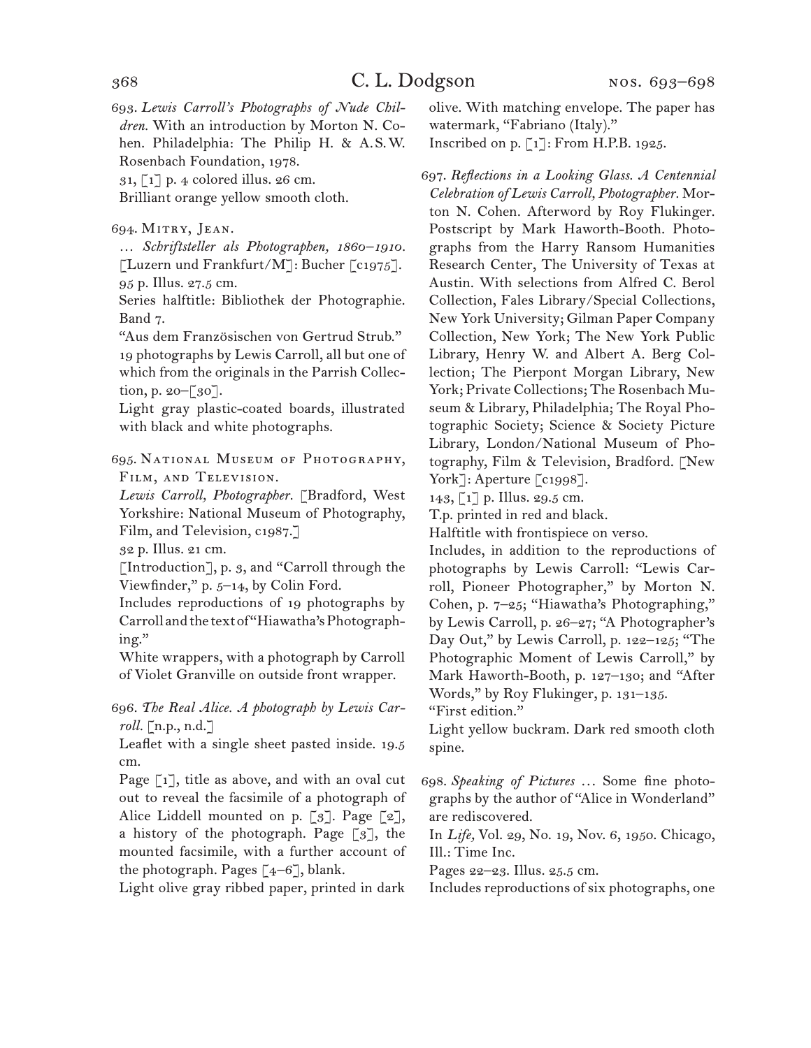693. *Lewis Carroll's Photographs of Nude Children.* With an introduction by Morton N. Cohen. Philadelphia: The Philip H. & A.S.W. Rosenbach Foundation, 1978.
31, [1] p. 4 colored illus. 26 cm.
Brilliant orange yellow smooth cloth.

694. Mitry, Jean.
… *Schriftsteller als Photographen, 1860–1910.* [Luzern und Frankfurt/M]: Bucher [c1975].
95 p. Illus. 27.5 cm.
Series halftitle: Bibliothek der Photographie. Band 7.
"Aus dem Französischen von Gertrud Strub."
19 photographs by Lewis Carroll, all but one of which from the originals in the Parrish Collection, p. 20–[30].
Light gray plastic-coated boards, illustrated with black and white photographs.

695. National Museum of Photography, Film, and Television.
*Lewis Carroll, Photographer.* [Bradford, West Yorkshire: National Museum of Photography, Film, and Television, c1987.]
32 p. Illus. 21 cm.
[Introduction], p. 3, and "Carroll through the Viewfinder," p. 5–14, by Colin Ford.
Includes reproductions of 19 photographs by Carroll and the text of "Hiawatha's Photographing."
White wrappers, with a photograph by Carroll of Violet Granville on outside front wrapper.

696. *The Real Alice. A photograph by Lewis Carroll.* [n.p., n.d.]
Leaflet with a single sheet pasted inside. 19.5 cm.
Page [1], title as above, and with an oval cut out to reveal the facsimile of a photograph of Alice Liddell mounted on p. [3]. Page [2], a history of the photograph. Page [3], the mounted facsimile, with a further account of the photograph. Pages [4–6], blank.
Light olive gray ribbed paper, printed in dark olive. With matching envelope. The paper has watermark, "Fabriano (Italy)."
Inscribed on p. [1]: From H.P.B. 1925.

697. *Reflections in a Looking Glass. A Centennial Celebration of Lewis Carroll, Photographer.* Morton N. Cohen. Afterword by Roy Flukinger. Postscript by Mark Haworth-Booth. Photographs from the Harry Ransom Humanities Research Center, The University of Texas at Austin. With selections from Alfred C. Berol Collection, Fales Library/Special Collections, New York University; Gilman Paper Company Collection, New York; The New York Public Library, Henry W. and Albert A. Berg Collection; The Pierpont Morgan Library, New York; Private Collections; The Rosenbach Museum & Library, Philadelphia; The Royal Photographic Society; Science & Society Picture Library, London/National Museum of Photography, Film & Television, Bradford. [New York]: Aperture [c1998].
143, [1] p. Illus. 29.5 cm.
T.p. printed in red and black.
Halftitle with frontispiece on verso.
Includes, in addition to the reproductions of photographs by Lewis Carroll: "Lewis Carroll, Pioneer Photographer," by Morton N. Cohen, p. 7–25; "Hiawatha's Photographing," by Lewis Carroll, p. 26–27; "A Photographer's Day Out," by Lewis Carroll, p. 122–125; "The Photographic Moment of Lewis Carroll," by Mark Haworth-Booth, p. 127–130; and "After Words," by Roy Flukinger, p. 131–135.
"First edition."
Light yellow buckram. Dark red smooth cloth spine.

698. *Speaking of Pictures* … Some fine photographs by the author of "Alice in Wonderland" are rediscovered.
In *Life,* Vol. 29, No. 19, Nov. 6, 1950. Chicago, Ill.: Time Inc.
Pages 22–23. Illus. 25.5 cm.
Includes reproductions of six photographs, one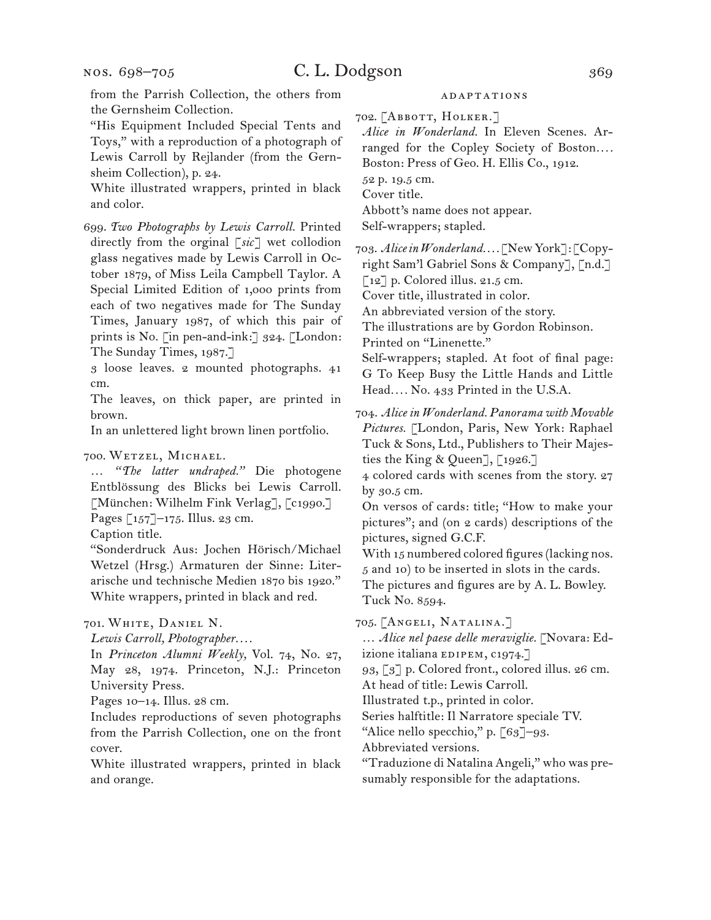from the Parrish Collection, the others from the Gernsheim Collection.

"His Equipment Included Special Tents and Toys," with a reproduction of a photograph of Lewis Carroll by Rejlander (from the Gernsheim Collection), p. 24.

White illustrated wrappers, printed in black and color.

699. *Two Photographs by Lewis Carroll.* Printed directly from the orginal [*sic*] wet collodion glass negatives made by Lewis Carroll in October 1879, of Miss Leila Campbell Taylor. A Special Limited Edition of 1,000 prints from each of two negatives made for The Sunday Times, January 1987, of which this pair of prints is No. [in pen-and-ink:] 324. [London: The Sunday Times, 1987.]

3 loose leaves. 2 mounted photographs. 41 cm.

The leaves, on thick paper, are printed in brown.

In an unlettered light brown linen portfolio.

700. Wetzel, Michael.

… *"The latter undraped."* Die photogene Entblössung des Blicks bei Lewis Carroll. [München: Wilhelm Fink Verlag], [c1990.]

Pages [157]–175. Illus. 23 cm.

Caption title.

"Sonderdruck Aus: Jochen Hörisch/Michael Wetzel (Hrsg.) Armaturen der Sinne: Literarische und technische Medien 1870 bis 1920."

White wrappers, printed in black and red.

701. White, Daniel N.

*Lewis Carroll, Photographer….*

In *Princeton Alumni Weekly,* Vol. 74, No. 27, May 28, 1974. Princeton, N.J.: Princeton University Press.

Pages 10–14. Illus. 28 cm.

Includes reproductions of seven photographs from the Parrish Collection, one on the front cover.

White illustrated wrappers, printed in black and orange.

### adaptations

702. [Abbott, Holker.]

*Alice in Wonderland.* In Eleven Scenes. Arranged for the Copley Society of Boston…. Boston: Press of Geo. H. Ellis Co., 1912.

52 p. 19.5 cm.

Cover title.

Abbott's name does not appear.

Self-wrappers; stapled.

703. *Alice in Wonderland….* [New York]: [Copyright Sam'l Gabriel Sons & Company], [n.d.]

[12] p. Colored illus. 21.5 cm.

Cover title, illustrated in color.

An abbreviated version of the story.

The illustrations are by Gordon Robinson.

Printed on "Linenette."

Self-wrappers; stapled. At foot of final page: G To Keep Busy the Little Hands and Little Head…. No. 433 Printed in the U.S.A.

704. *Alice in Wonderland. Panorama with Movable Pictures.* [London, Paris, New York: Raphael Tuck & Sons, Ltd., Publishers to Their Majesties the King & Queen], [1926.]

4 colored cards with scenes from the story. 27 by 30.5 cm.

On versos of cards: title; "How to make your pictures"; and (on 2 cards) descriptions of the pictures, signed G.C.F.

With 15 numbered colored figures (lacking nos. 5 and 10) to be inserted in slots in the cards.

The pictures and figures are by A. L. Bowley.

Tuck No. 8594.

705. [Angeli, Natalina.]

… *Alice nel paese delle meraviglie.* [Novara: Edizione italiana edipem, c1974.]

93, [3] p. Colored front., colored illus. 26 cm.

At head of title: Lewis Carroll.

Illustrated t.p., printed in color.

Series halftitle: Il Narratore speciale TV.

"Alice nello specchio," p. [63]–93.

Abbreviated versions.

"Traduzione di Natalina Angeli," who was presumably responsible for the adaptations.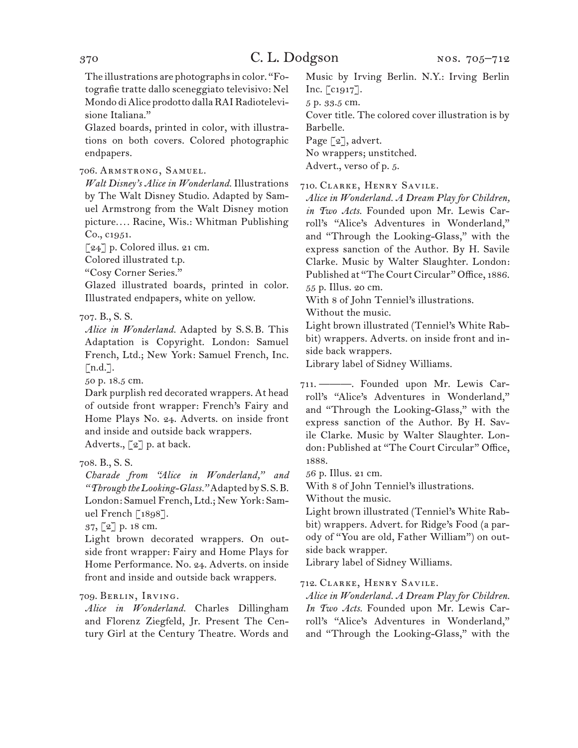The illustrations are photographs in color. "Fotografie tratte dallo sceneggiato televisivo: Nel Mondo di Alice prodotto dalla RAI Radiotelevisione Italiana."

Glazed boards, printed in color, with illustrations on both covers. Colored photographic endpapers.

706. Armstrong, Samuel.

*Walt Disney's Alice in Wonderland.* Illustrations by The Walt Disney Studio. Adapted by Samuel Armstrong from the Walt Disney motion picture.... Racine, Wis.: Whitman Publishing Co., c1951.

[24] p. Colored illus. 21 cm.

Colored illustrated t.p.

"Cosy Corner Series."

Glazed illustrated boards, printed in color. Illustrated endpapers, white on yellow.

707. B., S. S.

*Alice in Wonderland.* Adapted by S.S.B. This Adaptation is Copyright. London: Samuel French, Ltd.; New York: Samuel French, Inc. [n.d.].

50 p. 18.5 cm.

Dark purplish red decorated wrappers. At head of outside front wrapper: French's Fairy and Home Plays No. 24. Adverts. on inside front and inside and outside back wrappers.

Adverts., [2] p. at back.

708. B., S. S.

*Charade from "Alice in Wonderland," and "Through the Looking-Glass."* Adapted by S.S.B. London: Samuel French, Ltd.; New York: Samuel French [1898].

37, [2] p. 18 cm.

Light brown decorated wrappers. On outside front wrapper: Fairy and Home Plays for Home Performance. No. 24. Adverts. on inside front and inside and outside back wrappers.

709. Berlin, Irving.

*Alice in Wonderland.* Charles Dillingham and Florenz Ziegfeld, Jr. Present The Century Girl at the Century Theatre. Words and Music by Irving Berlin. N.Y.: Irving Berlin Inc. [c1917].

5 p. 33.5 cm.

Cover title. The colored cover illustration is by Barbelle.

Page [2], advert.

No wrappers; unstitched.

Advert., verso of p. 5.

710. Clarke, Henry Savile.

*Alice in Wonderland. A Dream Play for Children, in Two Acts.* Founded upon Mr. Lewis Carroll's "Alice's Adventures in Wonderland," and "Through the Looking-Glass," with the express sanction of the Author. By H. Savile Clarke. Music by Walter Slaughter. London: Published at "The Court Circular" Office, 1886.

55 p. Illus. 20 cm.

With 8 of John Tenniel's illustrations.

Without the music.

Light brown illustrated (Tenniel's White Rabbit) wrappers. Adverts. on inside front and inside back wrappers.

Library label of Sidney Williams.

711. ———. Founded upon Mr. Lewis Carroll's "Alice's Adventures in Wonderland," and "Through the Looking-Glass," with the express sanction of the Author. By H. Savile Clarke. Music by Walter Slaughter. London: Published at "The Court Circular" Office, 1888.

56 p. Illus. 21 cm.

With 8 of John Tenniel's illustrations.

Without the music.

Light brown illustrated (Tenniel's White Rabbit) wrappers. Advert. for Ridge's Food (a parody of "You are old, Father William") on outside back wrapper.

Library label of Sidney Williams.

712. Clarke, Henry Savile.

*Alice in Wonderland. A Dream Play for Children. In Two Acts.* Founded upon Mr. Lewis Carroll's "Alice's Adventures in Wonderland," and "Through the Looking-Glass," with the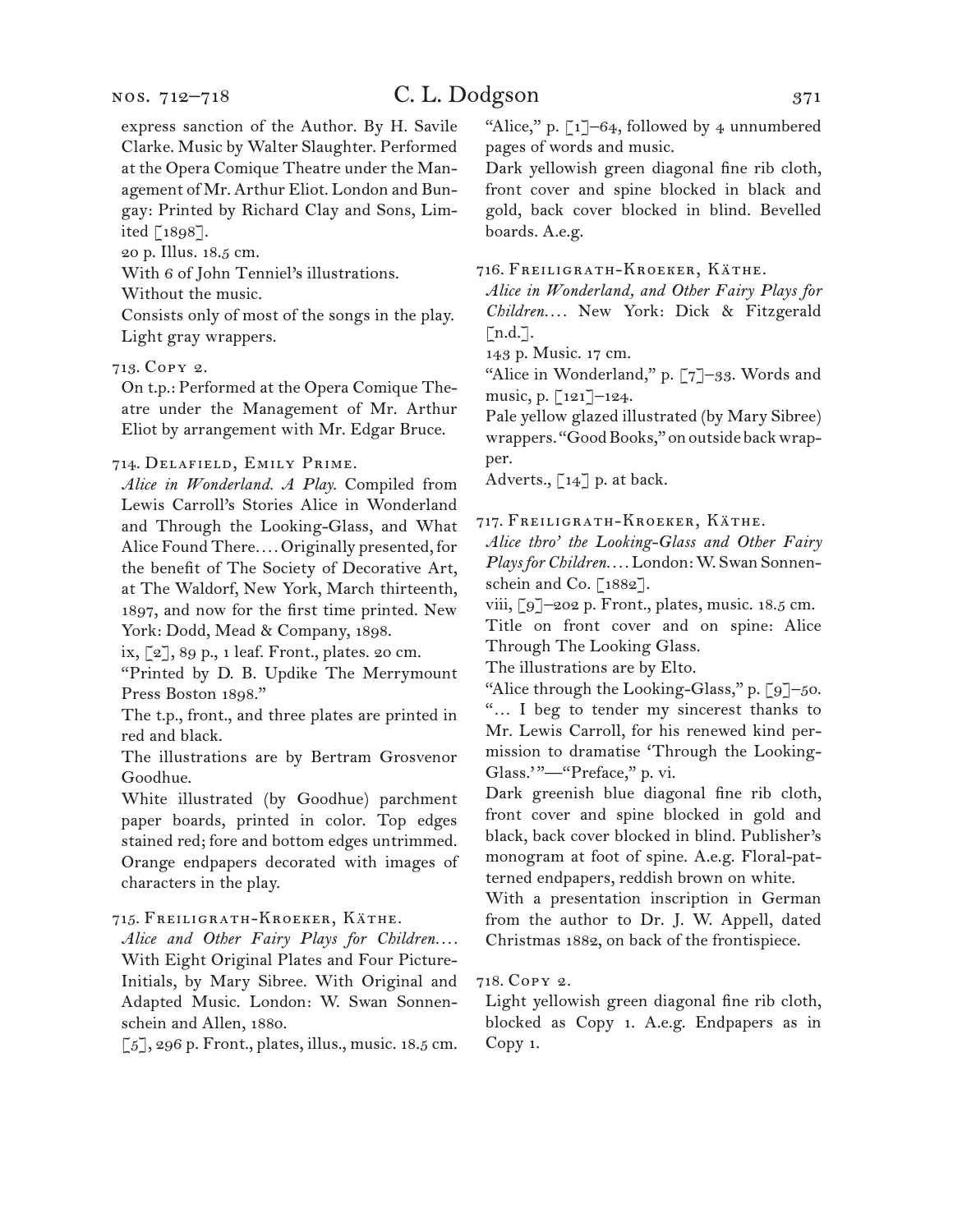express sanction of the Author. By H. Savile Clarke. Music by Walter Slaughter. Performed at the Opera Comique Theatre under the Management of Mr. Arthur Eliot. London and Bungay: Printed by Richard Clay and Sons, Limited [1898].

20 p. Illus. 18.5 cm.

With 6 of John Tenniel's illustrations.

Without the music.

Consists only of most of the songs in the play.

Light gray wrappers.

713. Copy 2.

On t.p.: Performed at the Opera Comique Theatre under the Management of Mr. Arthur Eliot by arrangement with Mr. Edgar Bruce.

714. Delafield, Emily Prime.

*Alice in Wonderland. A Play.* Compiled from Lewis Carroll's Stories Alice in Wonderland and Through the Looking-Glass, and What Alice Found There.... Originally presented, for the benefit of The Society of Decorative Art, at The Waldorf, New York, March thirteenth, 1897, and now for the first time printed. New York: Dodd, Mead & Company, 1898.

ix, [2], 89 p., 1 leaf. Front., plates. 20 cm.

"Printed by D. B. Updike The Merrymount Press Boston 1898."

The t.p., front., and three plates are printed in red and black.

The illustrations are by Bertram Grosvenor Goodhue.

White illustrated (by Goodhue) parchment paper boards, printed in color. Top edges stained red; fore and bottom edges untrimmed. Orange endpapers decorated with images of characters in the play.

715. Freiligrath-Kroeker, Käthe.

*Alice and Other Fairy Plays for Children....* With Eight Original Plates and Four Picture-Initials, by Mary Sibree. With Original and Adapted Music. London: W. Swan Sonnenschein and Allen, 1880.

[5], 296 p. Front., plates, illus., music. 18.5 cm.

"Alice," p. [1]–64, followed by 4 unnumbered pages of words and music.

Dark yellowish green diagonal fine rib cloth, front cover and spine blocked in black and gold, back cover blocked in blind. Bevelled boards. A.e.g.

716. Freiligrath-Kroeker, Käthe.

*Alice in Wonderland, and Other Fairy Plays for Children....* New York: Dick & Fitzgerald [n.d.].

143 p. Music. 17 cm.

"Alice in Wonderland," p. [7]–33. Words and music, p. [121]–124.

Pale yellow glazed illustrated (by Mary Sibree) wrappers. "Good Books," on outside back wrapper.

Adverts., [14] p. at back.

717. Freiligrath-Kroeker, Käthe.

*Alice thro' the Looking-Glass and Other Fairy Plays for Children....* London: W. Swan Sonnenschein and Co. [1882].

viii, [9]–202 p. Front., plates, music. 18.5 cm.

Title on front cover and on spine: Alice Through The Looking Glass.

The illustrations are by Elto.

"Alice through the Looking-Glass," p. [9]–50.

"... I beg to tender my sincerest thanks to Mr. Lewis Carroll, for his renewed kind permission to dramatise 'Through the Looking-Glass.'"—"Preface," p. vi.

Dark greenish blue diagonal fine rib cloth, front cover and spine blocked in gold and black, back cover blocked in blind. Publisher's monogram at foot of spine. A.e.g. Floral-patterned endpapers, reddish brown on white.

With a presentation inscription in German from the author to Dr. J. W. Appell, dated Christmas 1882, on back of the frontispiece.

718. Copy 2.

Light yellowish green diagonal fine rib cloth, blocked as Copy 1. A.e.g. Endpapers as in Copy 1.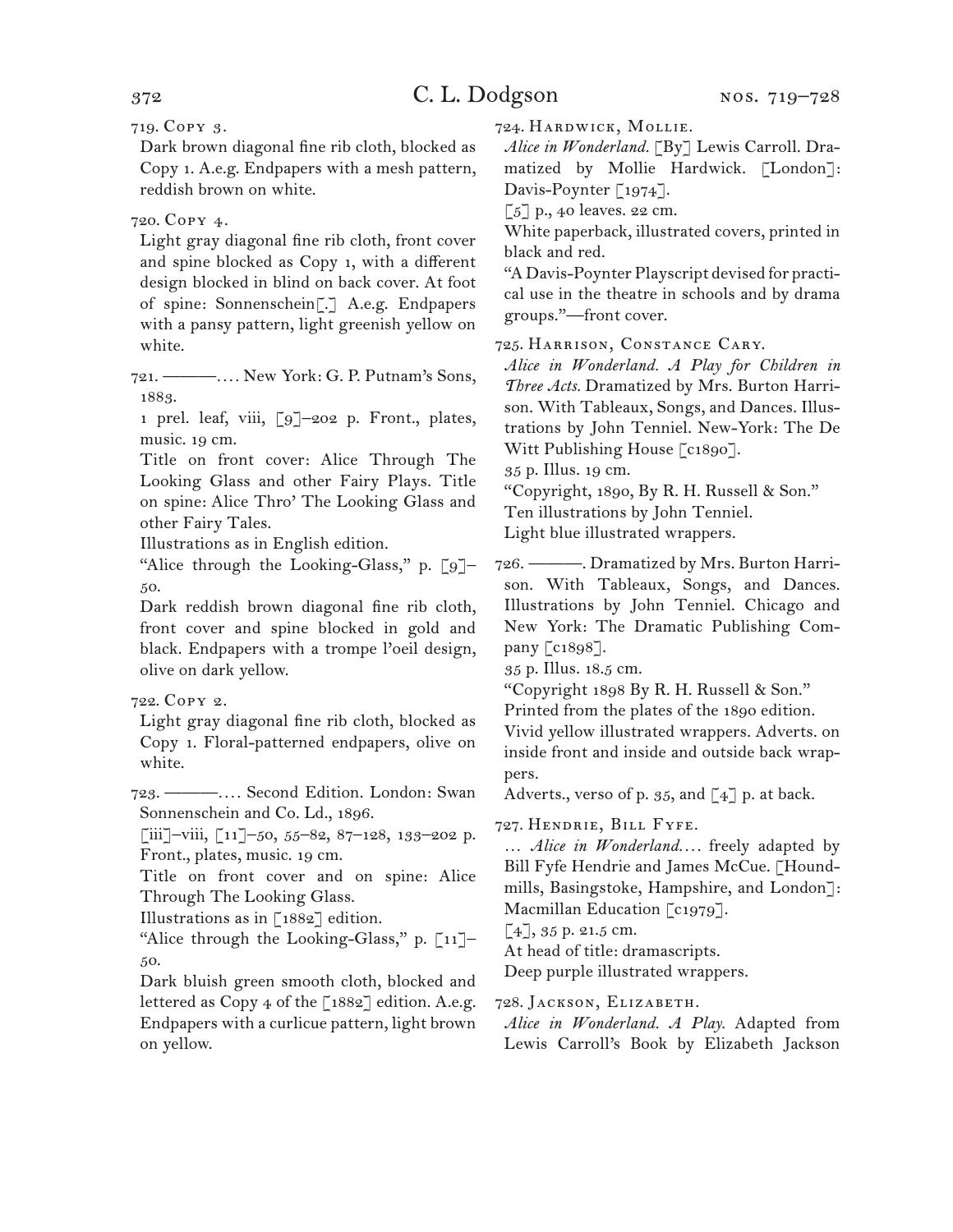719. Copy 3.

Dark brown diagonal fine rib cloth, blocked as Copy 1. A.e.g. Endpapers with a mesh pattern, reddish brown on white.

720. Copy 4.

Light gray diagonal fine rib cloth, front cover and spine blocked as Copy 1, with a different design blocked in blind on back cover. At foot of spine: Sonnenschein[.] A.e.g. Endpapers with a pansy pattern, light greenish yellow on white.

721. ———. . . . New York: G. P. Putnam's Sons, 1883.

1 prel. leaf, viii, [9]–202 p. Front., plates, music. 19 cm.

Title on front cover: Alice Through The Looking Glass and other Fairy Plays. Title on spine: Alice Thro' The Looking Glass and other Fairy Tales.

Illustrations as in English edition.

"Alice through the Looking-Glass," p. [9]–50.

Dark reddish brown diagonal fine rib cloth, front cover and spine blocked in gold and black. Endpapers with a trompe l'oeil design, olive on dark yellow.

722. Copy 2.

Light gray diagonal fine rib cloth, blocked as Copy 1. Floral-patterned endpapers, olive on white.

723. ———. . . . Second Edition. London: Swan Sonnenschein and Co. Ld., 1896.

[iii]–viii, [11]–50, 55–82, 87–128, 133–202 p. Front., plates, music. 19 cm.

Title on front cover and on spine: Alice Through The Looking Glass.

Illustrations as in [1882] edition.

"Alice through the Looking-Glass," p. [11]–50.

Dark bluish green smooth cloth, blocked and lettered as Copy 4 of the [1882] edition. A.e.g. Endpapers with a curlicue pattern, light brown on yellow.

724. Hardwick, Mollie.

*Alice in Wonderland.* [By] Lewis Carroll. Dramatized by Mollie Hardwick. [London]: Davis-Poynter [1974].

[5] p., 40 leaves. 22 cm.

White paperback, illustrated covers, printed in black and red.

"A Davis-Poynter Playscript devised for practical use in the theatre in schools and by drama groups."—front cover.

725. Harrison, Constance Cary.

*Alice in Wonderland. A Play for Children in Three Acts.* Dramatized by Mrs. Burton Harrison. With Tableaux, Songs, and Dances. Illustrations by John Tenniel. New-York: The De Witt Publishing House [c1890].

35 p. Illus. 19 cm.

"Copyright, 1890, By R. H. Russell & Son."

Ten illustrations by John Tenniel.

Light blue illustrated wrappers.

726. ———. Dramatized by Mrs. Burton Harrison. With Tableaux, Songs, and Dances. Illustrations by John Tenniel. Chicago and New York: The Dramatic Publishing Company [c1898].

35 p. Illus. 18.5 cm.

"Copyright 1898 By R. H. Russell & Son."

Printed from the plates of the 1890 edition.

Vivid yellow illustrated wrappers. Adverts. on inside front and inside and outside back wrappers.

Adverts., verso of p. 35, and [4] p. at back.

727. Hendrie, Bill Fyfe.

. . . *Alice in Wonderland*. . . . freely adapted by Bill Fyfe Hendrie and James McCue. [Houndmills, Basingstoke, Hampshire, and London]: Macmillan Education [c1979].

[4], 35 p. 21.5 cm.

At head of title: dramascripts.

Deep purple illustrated wrappers.

728. Jackson, Elizabeth.

*Alice in Wonderland. A Play.* Adapted from Lewis Carroll's Book by Elizabeth Jackson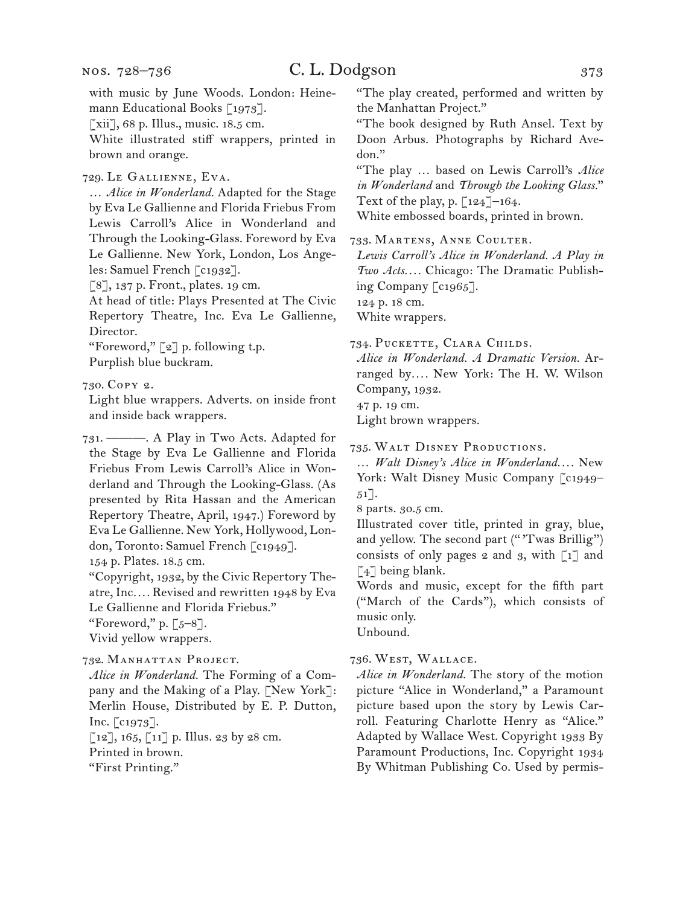with music by June Woods. London: Heinemann Educational Books [1973].

[xii], 68 p. Illus., music. 18.5 cm.

White illustrated stiff wrappers, printed in brown and orange.

729. Le Gallienne, Eva.

… *Alice in Wonderland.* Adapted for the Stage by Eva Le Gallienne and Florida Friebus From Lewis Carroll's Alice in Wonderland and Through the Looking-Glass. Foreword by Eva Le Gallienne. New York, London, Los Angeles: Samuel French [c1932].

[8], 137 p. Front., plates. 19 cm.

At head of title: Plays Presented at The Civic Repertory Theatre, Inc. Eva Le Gallienne, Director.

"Foreword," [2] p. following t.p.

Purplish blue buckram.

730. Copy 2.

Light blue wrappers. Adverts. on inside front and inside back wrappers.

731. ———. A Play in Two Acts. Adapted for the Stage by Eva Le Gallienne and Florida Friebus From Lewis Carroll's Alice in Wonderland and Through the Looking-Glass. (As presented by Rita Hassan and the American Repertory Theatre, April, 1947.) Foreword by Eva Le Gallienne. New York, Hollywood, London, Toronto: Samuel French [c1949].

154 p. Plates. 18.5 cm.

"Copyright, 1932, by the Civic Repertory Theatre, Inc.… Revised and rewritten 1948 by Eva Le Gallienne and Florida Friebus."

"Foreword," p. [5–8].

Vivid yellow wrappers.

732. Manhattan Project.

*Alice in Wonderland.* The Forming of a Company and the Making of a Play. [New York]: Merlin House, Distributed by E. P. Dutton, Inc. [c1973].

[12], 165, [11] p. Illus. 23 by 28 cm.

Printed in brown.

"First Printing."

"The play created, performed and written by the Manhattan Project."

"The book designed by Ruth Ansel. Text by Doon Arbus. Photographs by Richard Avedon."

"The play … based on Lewis Carroll's *Alice in Wonderland* and *Through the Looking Glass.*"

Text of the play, p. [124]–164.

White embossed boards, printed in brown.

733. Martens, Anne Coulter.

*Lewis Carroll's Alice in Wonderland. A Play in Two Acts.…* Chicago: The Dramatic Publishing Company [c1965].

124 p. 18 cm.

White wrappers.

734. Puckette, Clara Childs.

*Alice in Wonderland. A Dramatic Version.* Arranged by.… New York: The H. W. Wilson Company, 1932.

47 p. 19 cm.

Light brown wrappers.

735. Walt Disney Productions.

… *Walt Disney's Alice in Wonderland.…* New York: Walt Disney Music Company [c1949–51].

8 parts. 30.5 cm.

Illustrated cover title, printed in gray, blue, and yellow. The second part ("'Twas Brillig") consists of only pages 2 and 3, with [1] and [4] being blank.

Words and music, except for the fifth part ("March of the Cards"), which consists of music only.

Unbound.

736. West, Wallace.

*Alice in Wonderland.* The story of the motion picture "Alice in Wonderland," a Paramount picture based upon the story by Lewis Carroll. Featuring Charlotte Henry as "Alice." Adapted by Wallace West. Copyright 1933 By Paramount Productions, Inc. Copyright 1934 By Whitman Publishing Co. Used by permis-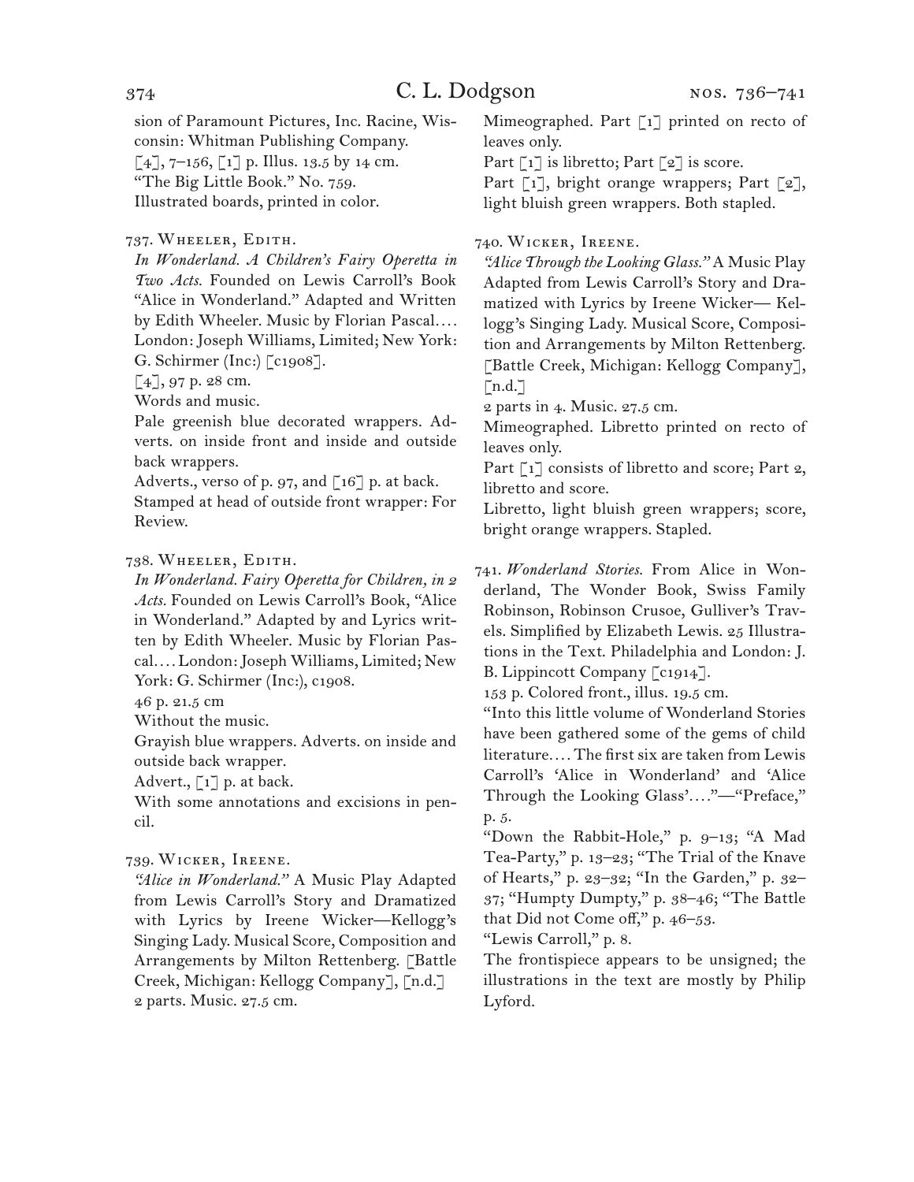sion of Paramount Pictures, Inc. Racine, Wisconsin: Whitman Publishing Company.
[4], 7–156, [1] p. Illus. 13.5 by 14 cm.
"The Big Little Book." No. 759.
Illustrated boards, printed in color.

737. Wheeler, Edith.
*In Wonderland. A Children's Fairy Operetta in Two Acts.* Founded on Lewis Carroll's Book "Alice in Wonderland." Adapted and Written by Edith Wheeler. Music by Florian Pascal.... London: Joseph Williams, Limited; New York: G. Schirmer (Inc:) [c1908].
[4], 97 p. 28 cm.
Words and music.
Pale greenish blue decorated wrappers. Adverts. on inside front and inside and outside back wrappers.
Adverts., verso of p. 97, and [16] p. at back.
Stamped at head of outside front wrapper: For Review.

738. Wheeler, Edith.
*In Wonderland. Fairy Operetta for Children, in 2 Acts.* Founded on Lewis Carroll's Book, "Alice in Wonderland." Adapted by and Lyrics written by Edith Wheeler. Music by Florian Pascal.... London: Joseph Williams, Limited; New York: G. Schirmer (Inc:), c1908.
46 p. 21.5 cm
Without the music.
Grayish blue wrappers. Adverts. on inside and outside back wrapper.
Advert., [1] p. at back.
With some annotations and excisions in pencil.

739. Wicker, Ireene.
*"Alice in Wonderland."* A Music Play Adapted from Lewis Carroll's Story and Dramatized with Lyrics by Ireene Wicker—Kellogg's Singing Lady. Musical Score, Composition and Arrangements by Milton Rettenberg. [Battle Creek, Michigan: Kellogg Company], [n.d.]
2 parts. Music. 27.5 cm.
Mimeographed. Part [1] printed on recto of leaves only.
Part [1] is libretto; Part [2] is score.
Part [1], bright orange wrappers; Part [2], light bluish green wrappers. Both stapled.

740. Wicker, Ireene.
*"Alice Through the Looking Glass."* A Music Play Adapted from Lewis Carroll's Story and Dramatized with Lyrics by Ireene Wicker— Kellogg's Singing Lady. Musical Score, Composition and Arrangements by Milton Rettenberg. [Battle Creek, Michigan: Kellogg Company], [n.d.]
2 parts in 4. Music. 27.5 cm.
Mimeographed. Libretto printed on recto of leaves only.
Part [1] consists of libretto and score; Part 2, libretto and score.
Libretto, light bluish green wrappers; score, bright orange wrappers. Stapled.

741. *Wonderland Stories.* From Alice in Wonderland, The Wonder Book, Swiss Family Robinson, Robinson Crusoe, Gulliver's Travels. Simplified by Elizabeth Lewis. 25 Illustrations in the Text. Philadelphia and London: J. B. Lippincott Company [c1914].
153 p. Colored front., illus. 19.5 cm.
"Into this little volume of Wonderland Stories have been gathered some of the gems of child literature.... The first six are taken from Lewis Carroll's 'Alice in Wonderland' and 'Alice Through the Looking Glass'...."—"Preface," p. 5.
"Down the Rabbit-Hole," p. 9–13; "A Mad Tea-Party," p. 13–23; "The Trial of the Knave of Hearts," p. 23–32; "In the Garden," p. 32–37; "Humpty Dumpty," p. 38–46; "The Battle that Did not Come off," p. 46–53.
"Lewis Carroll," p. 8.
The frontispiece appears to be unsigned; the illustrations in the text are mostly by Philip Lyford.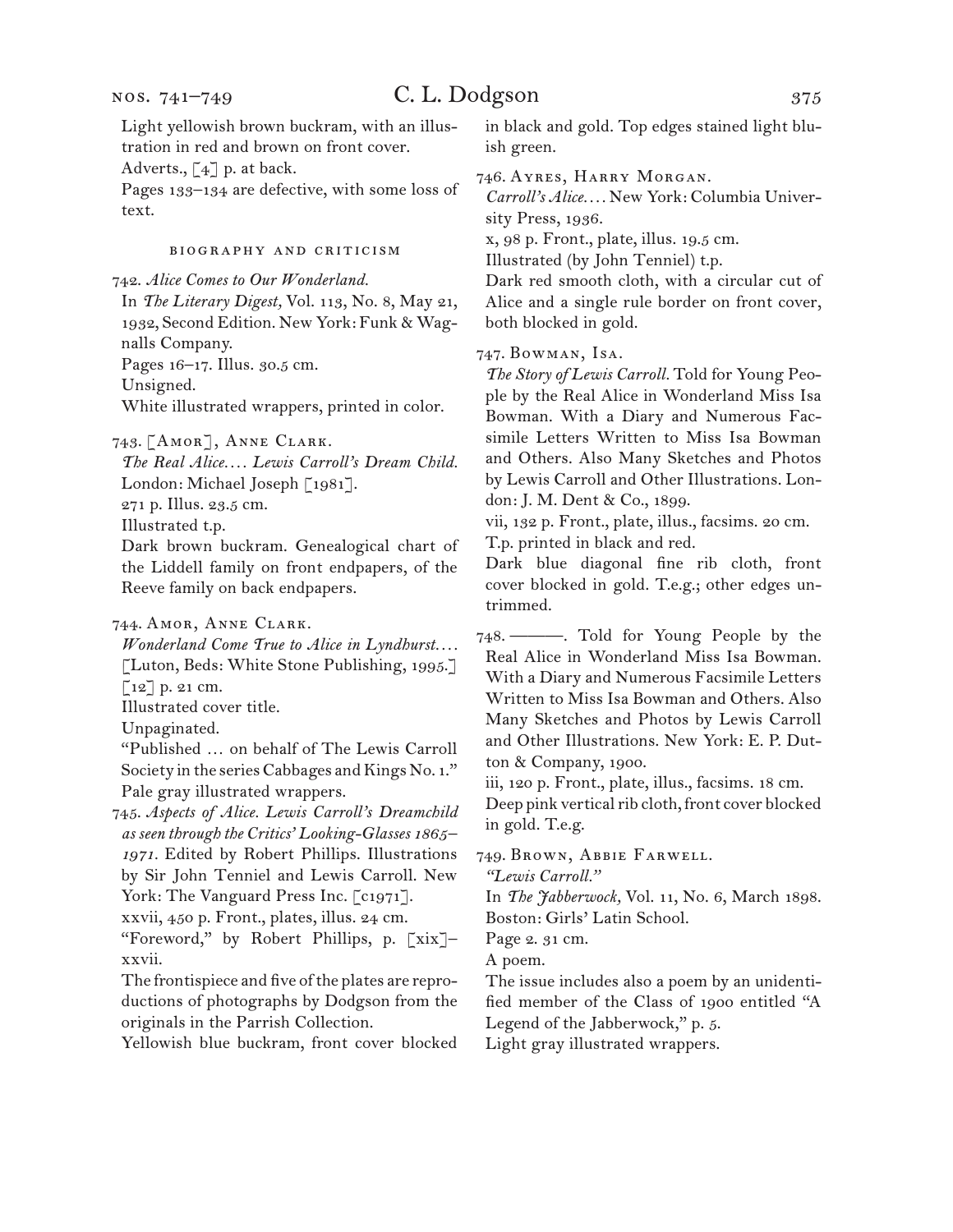Light yellowish brown buckram, with an illustration in red and brown on front cover.
Adverts., [4] p. at back.
Pages 133–134 are defective, with some loss of text.

### BIOGRAPHY AND CRITICISM

742. *Alice Comes to Our Wonderland.*
In *The Literary Digest,* Vol. 113, No. 8, May 21, 1932, Second Edition. New York: Funk & Wagnalls Company.
Pages 16–17. Illus. 30.5 cm.
Unsigned.
White illustrated wrappers, printed in color.

743. [Amor], Anne Clark.
*The Real Alice.... Lewis Carroll's Dream Child.* London: Michael Joseph [1981].
271 p. Illus. 23.5 cm.
Illustrated t.p.
Dark brown buckram. Genealogical chart of the Liddell family on front endpapers, of the Reeve family on back endpapers.

744. Amor, Anne Clark.
*Wonderland Come True to Alice in Lyndhurst....* [Luton, Beds: White Stone Publishing, 1995.]
[12] p. 21 cm.
Illustrated cover title.
Unpaginated.
"Published ... on behalf of The Lewis Carroll Society in the series Cabbages and Kings No. 1."
Pale gray illustrated wrappers.

745. *Aspects of Alice. Lewis Carroll's Dreamchild as seen through the Critics' Looking-Glasses 1865–1971.* Edited by Robert Phillips. Illustrations by Sir John Tenniel and Lewis Carroll. New York: The Vanguard Press Inc. [c1971].
xxvii, 450 p. Front., plates, illus. 24 cm.
"Foreword," by Robert Phillips, p. [xix]–xxvii.
The frontispiece and five of the plates are reproductions of photographs by Dodgson from the originals in the Parrish Collection.
Yellowish blue buckram, front cover blocked in black and gold. Top edges stained light bluish green.

746. Ayres, Harry Morgan.
*Carroll's Alice....* New York: Columbia University Press, 1936.
x, 98 p. Front., plate, illus. 19.5 cm.
Illustrated (by John Tenniel) t.p.
Dark red smooth cloth, with a circular cut of Alice and a single rule border on front cover, both blocked in gold.

747. Bowman, Isa.
*The Story of Lewis Carroll.* Told for Young People by the Real Alice in Wonderland Miss Isa Bowman. With a Diary and Numerous Facsimile Letters Written to Miss Isa Bowman and Others. Also Many Sketches and Photos by Lewis Carroll and Other Illustrations. London: J. M. Dent & Co., 1899.
vii, 132 p. Front., plate, illus., facsims. 20 cm.
T.p. printed in black and red.
Dark blue diagonal fine rib cloth, front cover blocked in gold. T.e.g.; other edges untrimmed.

748. ———. Told for Young People by the Real Alice in Wonderland Miss Isa Bowman. With a Diary and Numerous Facsimile Letters Written to Miss Isa Bowman and Others. Also Many Sketches and Photos by Lewis Carroll and Other Illustrations. New York: E. P. Dutton & Company, 1900.
iii, 120 p. Front., plate, illus., facsims. 18 cm.
Deep pink vertical rib cloth, front cover blocked in gold. T.e.g.

749. Brown, Abbie Farwell.
*"Lewis Carroll."*
In *The Jabberwock,* Vol. 11, No. 6, March 1898. Boston: Girls' Latin School.
Page 2. 31 cm.
A poem.
The issue includes also a poem by an unidentified member of the Class of 1900 entitled "A Legend of the Jabberwock," p. 5.
Light gray illustrated wrappers.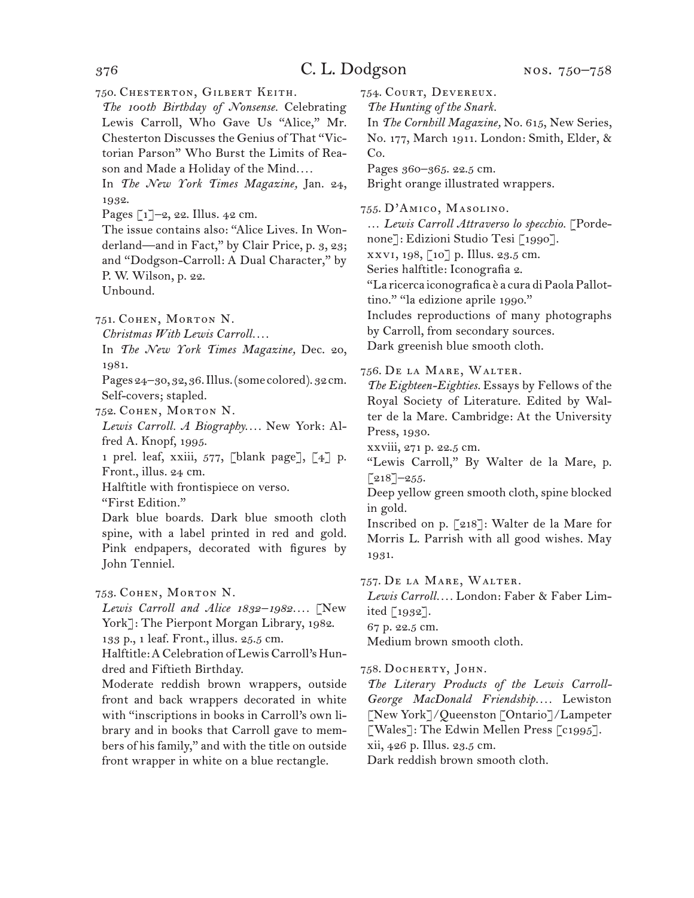750. Chesterton, Gilbert Keith.

*The 100th Birthday of Nonsense.* Celebrating Lewis Carroll, Who Gave Us "Alice," Mr. Chesterton Discusses the Genius of That "Victorian Parson" Who Burst the Limits of Reason and Made a Holiday of the Mind. . . .

In *The New York Times Magazine,* Jan. 24, 1932.

Pages [1]–2, 22. Illus. 42 cm.

The issue contains also: "Alice Lives. In Wonderland—and in Fact," by Clair Price, p. 3, 23; and "Dodgson-Carroll: A Dual Character," by P. W. Wilson, p. 22.

Unbound.

751. Cohen, Morton N.

*Christmas With Lewis Carroll. . . .*

In *The New York Times Magazine,* Dec. 20, 1981.

Pages 24–30, 32, 36. Illus. (some colored). 32 cm.

Self-covers; stapled.

752. Cohen, Morton N.

*Lewis Carroll. A Biography. . . .* New York: Alfred A. Knopf, 1995.

1 prel. leaf, xxiii, 577, [blank page], [4] p. Front., illus. 24 cm.

Halftitle with frontispiece on verso.

"First Edition."

Dark blue boards. Dark blue smooth cloth spine, with a label printed in red and gold. Pink endpapers, decorated with figures by John Tenniel.

753. Cohen, Morton N.

*Lewis Carroll and Alice 1832–1982. . . .* [New York]: The Pierpont Morgan Library, 1982.

133 p., 1 leaf. Front., illus. 25.5 cm.

Halftitle: A Celebration of Lewis Carroll's Hundred and Fiftieth Birthday.

Moderate reddish brown wrappers, outside front and back wrappers decorated in white with "inscriptions in books in Carroll's own library and in books that Carroll gave to members of his family," and with the title on outside front wrapper in white on a blue rectangle.

754. Court, Devereux.

*The Hunting of the Snark.*

In *The Cornhill Magazine,* No. 615, New Series, No. 177, March 1911. London: Smith, Elder, & Co.

Pages 360–365. 22.5 cm.

Bright orange illustrated wrappers.

755. D'Amico, Masolino.

. . . *Lewis Carroll Attraverso lo specchio.* [Pordenone]: Edizioni Studio Tesi [1990].

xxvi, 198, [10] p. Illus. 23.5 cm.

Series halftitle: Iconografia 2.

"La ricerca iconografica è a cura di Paola Pallottino." "la edizione aprile 1990."

Includes reproductions of many photographs by Carroll, from secondary sources.

Dark greenish blue smooth cloth.

756. De la Mare, Walter.

*The Eighteen-Eighties.* Essays by Fellows of the Royal Society of Literature. Edited by Walter de la Mare. Cambridge: At the University Press, 1930.

xxviii, 271 p. 22.5 cm.

"Lewis Carroll," By Walter de la Mare, p. [218]–255.

Deep yellow green smooth cloth, spine blocked in gold.

Inscribed on p. [218]: Walter de la Mare for Morris L. Parrish with all good wishes. May 1931.

757. De la Mare, Walter.

*Lewis Carroll. . . .* London: Faber & Faber Limited [1932].

67 p. 22.5 cm.

Medium brown smooth cloth.

758. Docherty, John.

*The Literary Products of the Lewis Carroll-George MacDonald Friendship. . . .* Lewiston [New York]/Queenston [Ontario]/Lampeter [Wales]: The Edwin Mellen Press [c1995].

xii, 426 p. Illus. 23.5 cm.

Dark reddish brown smooth cloth.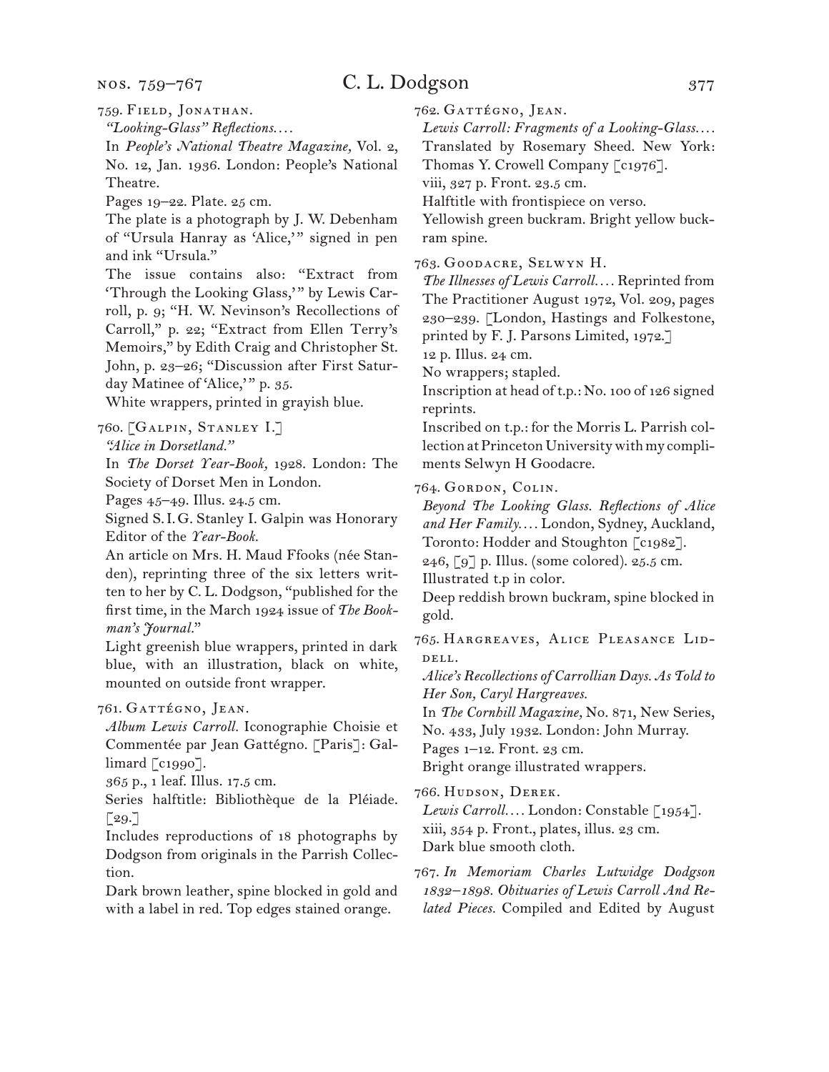759. Field, Jonathan.

*"Looking-Glass" Reflections. . . .*

In *People's National Theatre Magazine,* Vol. 2, No. 12, Jan. 1936. London: People's National Theatre.

Pages 19–22. Plate. 25 cm.

The plate is a photograph by J. W. Debenham of "Ursula Hanray as 'Alice,'" signed in pen and ink "Ursula."

The issue contains also: "Extract from 'Through the Looking Glass,'" by Lewis Carroll, p. 9; "H. W. Nevinson's Recollections of Carroll," p. 22; "Extract from Ellen Terry's Memoirs," by Edith Craig and Christopher St. John, p. 23–26; "Discussion after First Saturday Matinee of 'Alice,'" p. 35.

White wrappers, printed in grayish blue.

760. [Galpin, Stanley I.]

*"Alice in Dorsetland."*

In *The Dorset Year-Book,* 1928. London: The Society of Dorset Men in London.

Pages 45–49. Illus. 24.5 cm.

Signed S. I. G. Stanley I. Galpin was Honorary Editor of the *Year-Book.*

An article on Mrs. H. Maud Ffooks (née Standen), reprinting three of the six letters written to her by C. L. Dodgson, "published for the first time, in the March 1924 issue of *The Bookman's Journal.*"

Light greenish blue wrappers, printed in dark blue, with an illustration, black on white, mounted on outside front wrapper.

761. Gattégno, Jean.

*Album Lewis Carroll.* Iconographie Choisie et Commentée par Jean Gattégno. [Paris]: Gallimard [c1990].

365 p., 1 leaf. Illus. 17.5 cm.

Series halftitle: Bibliothèque de la Pléiade. [29.]

Includes reproductions of 18 photographs by Dodgson from originals in the Parrish Collection.

Dark brown leather, spine blocked in gold and with a label in red. Top edges stained orange.

762. Gattégno, Jean.

*Lewis Carroll: Fragments of a Looking-Glass. . . .* Translated by Rosemary Sheed. New York: Thomas Y. Crowell Company [c1976].

viii, 327 p. Front. 23.5 cm.

Halftitle with frontispiece on verso.

Yellowish green buckram. Bright yellow buckram spine.

763. Goodacre, Selwyn H.

*The Illnesses of Lewis Carroll. . . .* Reprinted from The Practitioner August 1972, Vol. 209, pages 230–239. [London, Hastings and Folkestone, printed by F. J. Parsons Limited, 1972.]

12 p. Illus. 24 cm.

No wrappers; stapled.

Inscription at head of t.p.: No. 100 of 126 signed reprints.

Inscribed on t.p.: for the Morris L. Parrish collection at Princeton University with my compliments Selwyn H Goodacre.

764. Gordon, Colin.

*Beyond The Looking Glass. Reflections of Alice and Her Family. . . .* London, Sydney, Auckland, Toronto: Hodder and Stoughton [c1982].

246, [9] p. Illus. (some colored). 25.5 cm.

Illustrated t.p in color.

Deep reddish brown buckram, spine blocked in gold.

765. Hargreaves, Alice Pleasance Liddell.

*Alice's Recollections of Carrollian Days. As Told to Her Son, Caryl Hargreaves.*

In *The Cornhill Magazine,* No. 871, New Series, No. 433, July 1932. London: John Murray.

Pages 1–12. Front. 23 cm.

Bright orange illustrated wrappers.

766. Hudson, Derek.

*Lewis Carroll. . . .* London: Constable [1954].

xiii, 354 p. Front., plates, illus. 23 cm.

Dark blue smooth cloth.

767. *In Memoriam Charles Lutwidge Dodgson 1832–1898. Obituaries of Lewis Carroll And Related Pieces.* Compiled and Edited by August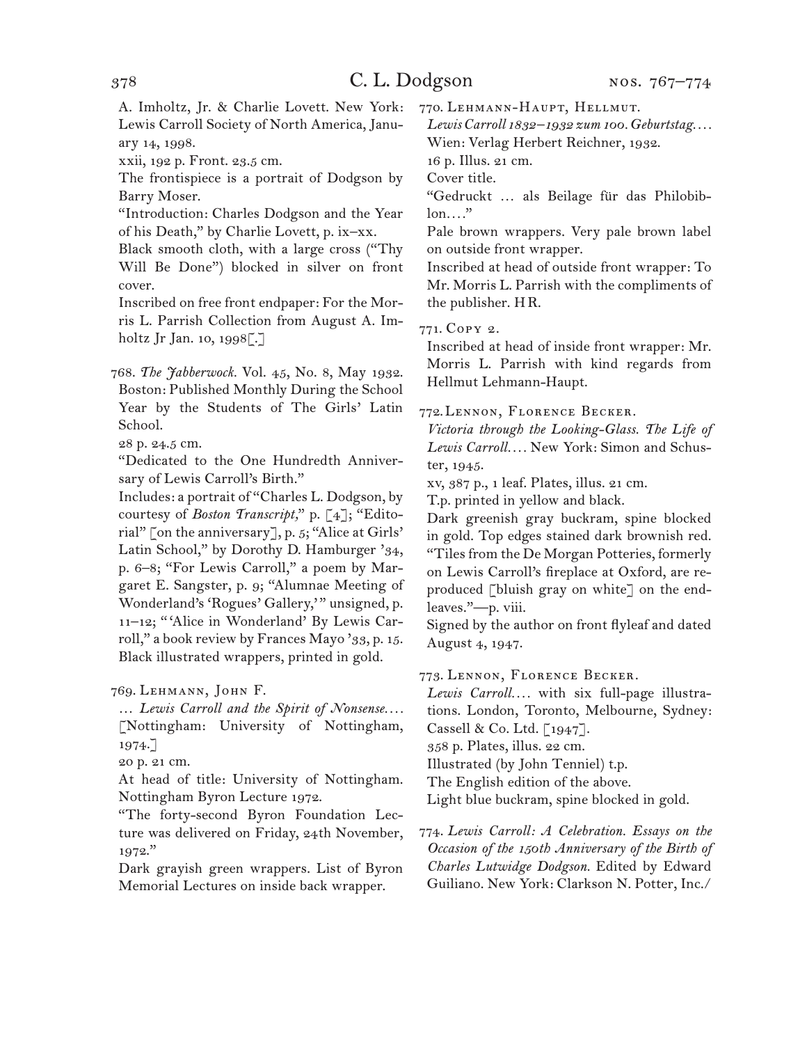A. Imholtz, Jr. & Charlie Lovett. New York: Lewis Carroll Society of North America, January 14, 1998.

xxii, 192 p. Front. 23.5 cm.

The frontispiece is a portrait of Dodgson by Barry Moser.

"Introduction: Charles Dodgson and the Year of his Death," by Charlie Lovett, p. ix–xx.

Black smooth cloth, with a large cross ("Thy Will Be Done") blocked in silver on front cover.

Inscribed on free front endpaper: For the Morris L. Parrish Collection from August A. Imholtz Jr Jan. 10, 1998[.]

768. *The Jabberwock.* Vol. 45, No. 8, May 1932. Boston: Published Monthly During the School Year by the Students of The Girls' Latin School.

28 p. 24.5 cm.

"Dedicated to the One Hundredth Anniversary of Lewis Carroll's Birth."

Includes: a portrait of "Charles L. Dodgson, by courtesy of *Boston Transcript,*" p. [4]; "Editorial" [on the anniversary], p. 5; "Alice at Girls' Latin School," by Dorothy D. Hamburger '34, p. 6–8; "For Lewis Carroll," a poem by Margaret E. Sangster, p. 9; "Alumnae Meeting of Wonderland's 'Rogues' Gallery,'" unsigned, p. 11–12; "'Alice in Wonderland' By Lewis Carroll," a book review by Frances Mayo '33, p. 15.

Black illustrated wrappers, printed in gold.

769. Lehmann, John F.

… *Lewis Carroll and the Spirit of Nonsense.…* [Nottingham: University of Nottingham, 1974.]

20 p. 21 cm.

At head of title: University of Nottingham. Nottingham Byron Lecture 1972.

"The forty-second Byron Foundation Lecture was delivered on Friday, 24th November, 1972."

Dark grayish green wrappers. List of Byron Memorial Lectures on inside back wrapper.

770. Lehmann-Haupt, Hellmut.

*Lewis Carroll 1832–1932 zum 100. Geburtstag.…* Wien: Verlag Herbert Reichner, 1932.

16 p. Illus. 21 cm.

Cover title.

"Gedruckt … als Beilage für das Philobiblon.…"

Pale brown wrappers. Very pale brown label on outside front wrapper.

Inscribed at head of outside front wrapper: To Mr. Morris L. Parrish with the compliments of the publisher. HR.

771. Copy 2.

Inscribed at head of inside front wrapper: Mr. Morris L. Parrish with kind regards from Hellmut Lehmann-Haupt.

772. Lennon, Florence Becker.

*Victoria through the Looking-Glass. The Life of Lewis Carroll.…* New York: Simon and Schuster, 1945.

xv, 387 p., 1 leaf. Plates, illus. 21 cm.

T.p. printed in yellow and black.

Dark greenish gray buckram, spine blocked in gold. Top edges stained dark brownish red.

"Tiles from the De Morgan Potteries, formerly on Lewis Carroll's fireplace at Oxford, are reproduced [bluish gray on white] on the endleaves."—p. viii.

Signed by the author on front flyleaf and dated August 4, 1947.

773. Lennon, Florence Becker.

*Lewis Carroll.…* with six full-page illustrations. London, Toronto, Melbourne, Sydney: Cassell & Co. Ltd. [1947].

358 p. Plates, illus. 22 cm.

Illustrated (by John Tenniel) t.p.

The English edition of the above.

Light blue buckram, spine blocked in gold.

774. *Lewis Carroll: A Celebration. Essays on the Occasion of the 150th Anniversary of the Birth of Charles Lutwidge Dodgson.* Edited by Edward Guiliano. New York: Clarkson N. Potter, Inc./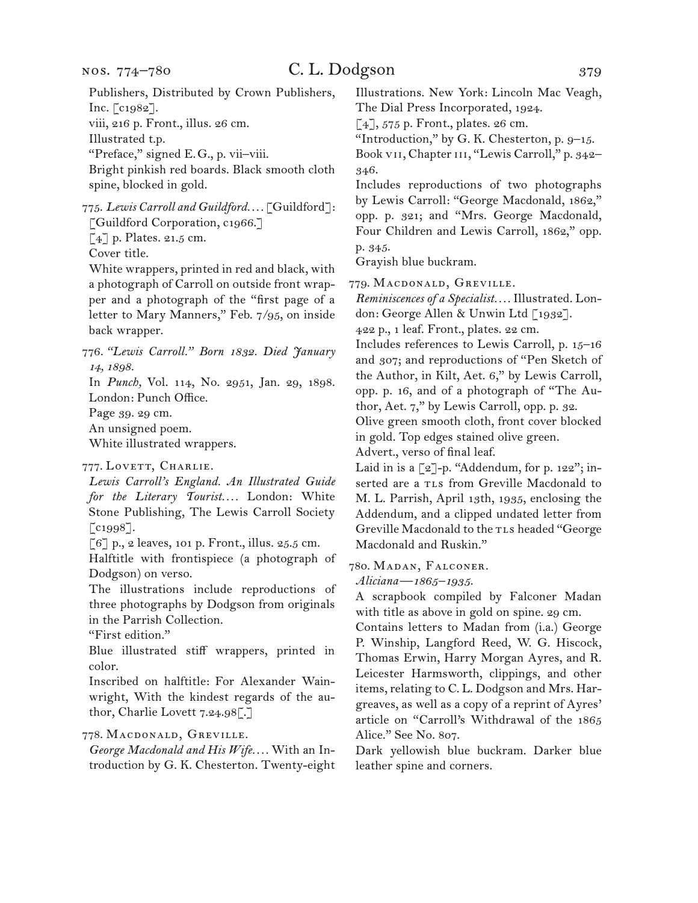Publishers, Distributed by Crown Publishers, Inc. [c1982].
viii, 216 p. Front., illus. 26 cm.
Illustrated t.p.
"Preface," signed E. G., p. vii–viii.
Bright pinkish red boards. Black smooth cloth spine, blocked in gold.

775. *Lewis Carroll and Guildford.…* [Guildford]: [Guildford Corporation, c1966.]
[4] p. Plates. 21.5 cm.
Cover title.
White wrappers, printed in red and black, with a photograph of Carroll on outside front wrapper and a photograph of the "first page of a letter to Mary Manners," Feb. 7/95, on inside back wrapper.

776. *"Lewis Carroll." Born 1832. Died January 14, 1898.*
In *Punch,* Vol. 114, No. 2951, Jan. 29, 1898. London: Punch Office.
Page 39. 29 cm.
An unsigned poem.
White illustrated wrappers.

777. Lovett, Charlie.
*Lewis Carroll's England. An Illustrated Guide for the Literary Tourist.…* London: White Stone Publishing, The Lewis Carroll Society [c1998].
[6] p., 2 leaves, 101 p. Front., illus. 25.5 cm.
Halftitle with frontispiece (a photograph of Dodgson) on verso.
The illustrations include reproductions of three photographs by Dodgson from originals in the Parrish Collection.
"First edition."
Blue illustrated stiff wrappers, printed in color.
Inscribed on halftitle: For Alexander Wainwright, With the kindest regards of the author, Charlie Lovett 7.24.98[.]

778. Macdonald, Greville.
*George Macdonald and His Wife.…* With an Introduction by G. K. Chesterton. Twenty-eight Illustrations. New York: Lincoln Mac Veagh, The Dial Press Incorporated, 1924.
[4], 575 p. Front., plates. 26 cm.
"Introduction," by G. K. Chesterton, p. 9–15.
Book vii, Chapter iii, "Lewis Carroll," p. 342–346.
Includes reproductions of two photographs by Lewis Carroll: "George Macdonald, 1862," opp. p. 321; and "Mrs. George Macdonald, Four Children and Lewis Carroll, 1862," opp. p. 345.
Grayish blue buckram.

779. Macdonald, Greville.
*Reminiscences of a Specialist.…* Illustrated. London: George Allen & Unwin Ltd [1932].
422 p., 1 leaf. Front., plates. 22 cm.
Includes references to Lewis Carroll, p. 15–16 and 307; and reproductions of "Pen Sketch of the Author, in Kilt, Aet. 6," by Lewis Carroll, opp. p. 16, and of a photograph of "The Author, Aet. 7," by Lewis Carroll, opp. p. 32.
Olive green smooth cloth, front cover blocked in gold. Top edges stained olive green.
Advert., verso of final leaf.
Laid in is a [2]-p. "Addendum, for p. 122"; inserted are a tls from Greville Macdonald to M. L. Parrish, April 13th, 1935, enclosing the Addendum, and a clipped undated letter from Greville Macdonald to the tls headed "George Macdonald and Ruskin."

780. Madan, Falconer.
*Aliciana—1865–1935.*
A scrapbook compiled by Falconer Madan with title as above in gold on spine. 29 cm.
Contains letters to Madan from (i.a.) George P. Winship, Langford Reed, W. G. Hiscock, Thomas Erwin, Harry Morgan Ayres, and R. Leicester Harmsworth, clippings, and other items, relating to C. L. Dodgson and Mrs. Hargreaves, as well as a copy of a reprint of Ayres' article on "Carroll's Withdrawal of the 1865 Alice." See No. 807.
Dark yellowish blue buckram. Darker blue leather spine and corners.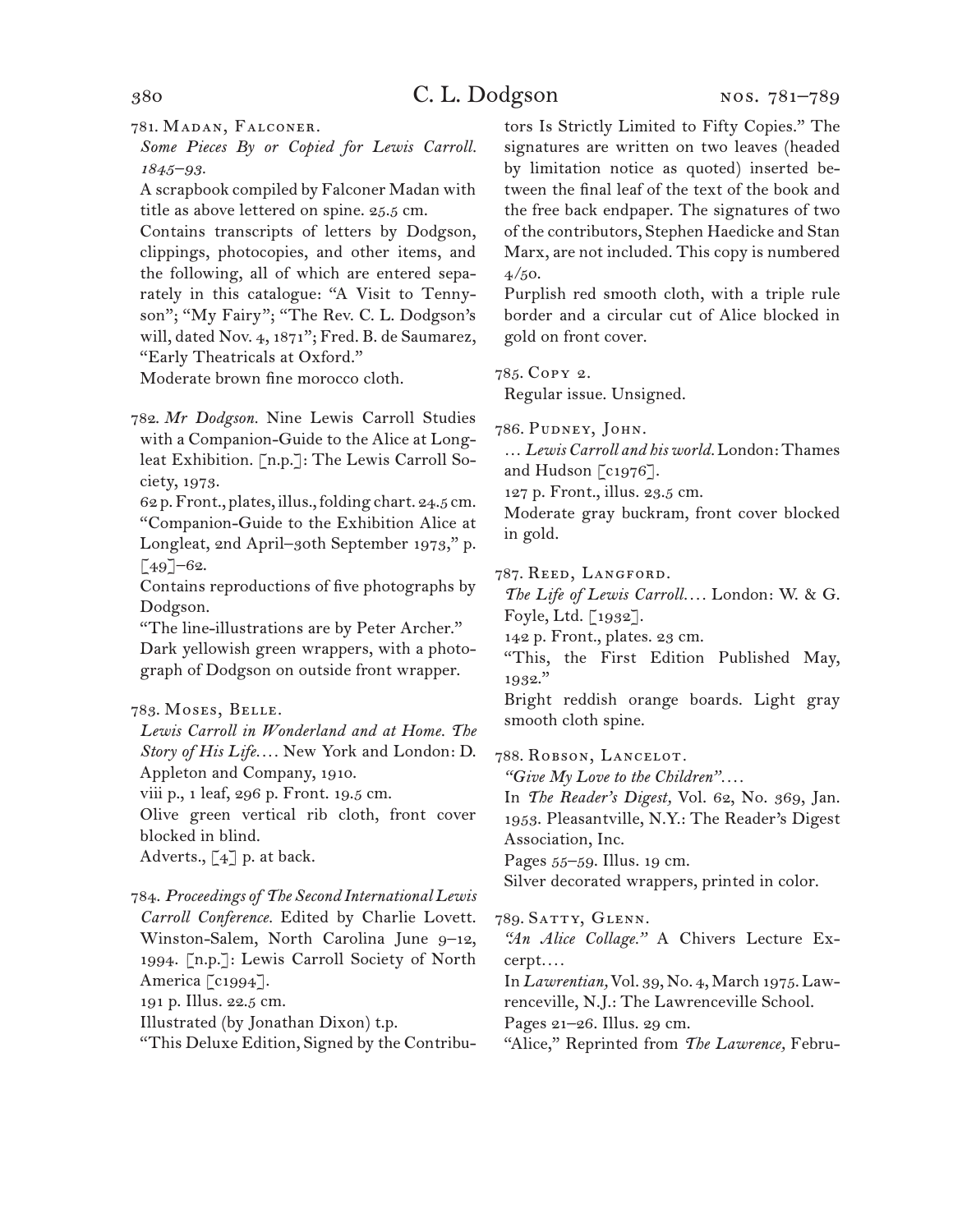781. Madan, Falconer.

*Some Pieces By or Copied for Lewis Carroll. 1845–93.*

A scrapbook compiled by Falconer Madan with title as above lettered on spine. 25.5 cm.

Contains transcripts of letters by Dodgson, clippings, photocopies, and other items, and the following, all of which are entered separately in this catalogue: "A Visit to Tennyson"; "My Fairy"; "The Rev. C. L. Dodgson's will, dated Nov. 4, 1871"; Fred. B. de Saumarez, "Early Theatricals at Oxford."

Moderate brown fine morocco cloth.

782. *Mr Dodgson.* Nine Lewis Carroll Studies with a Companion-Guide to the Alice at Longleat Exhibition. [n.p.]: The Lewis Carroll Society, 1973.

62 p. Front., plates, illus., folding chart. 24.5 cm.

"Companion-Guide to the Exhibition Alice at Longleat, 2nd April–30th September 1973," p. [49]–62.

Contains reproductions of five photographs by Dodgson.

"The line-illustrations are by Peter Archer."

Dark yellowish green wrappers, with a photograph of Dodgson on outside front wrapper.

783. Moses, Belle.

*Lewis Carroll in Wonderland and at Home. The Story of His Life. . . .* New York and London: D. Appleton and Company, 1910.

viii p., 1 leaf, 296 p. Front. 19.5 cm.

Olive green vertical rib cloth, front cover blocked in blind.

Adverts., [4] p. at back.

784. *Proceedings of The Second International Lewis Carroll Conference.* Edited by Charlie Lovett. Winston-Salem, North Carolina June 9–12, 1994. [n.p.]: Lewis Carroll Society of North America [c1994].

191 p. Illus. 22.5 cm.

Illustrated (by Jonathan Dixon) t.p.

"This Deluxe Edition, Signed by the Contributors Is Strictly Limited to Fifty Copies." The signatures are written on two leaves (headed by limitation notice as quoted) inserted between the final leaf of the text of the book and the free back endpaper. The signatures of two of the contributors, Stephen Haedicke and Stan Marx, are not included. This copy is numbered 4/50.

Purplish red smooth cloth, with a triple rule border and a circular cut of Alice blocked in gold on front cover.

785. Copy 2.

Regular issue. Unsigned.

786. Pudney, John.

*. . . Lewis Carroll and his world.* London: Thames and Hudson [c1976].

127 p. Front., illus. 23.5 cm.

Moderate gray buckram, front cover blocked in gold.

787. Reed, Langford.

*The Life of Lewis Carroll. . . .* London: W. & G. Foyle, Ltd. [1932].

142 p. Front., plates. 23 cm.

"This, the First Edition Published May, 1932."

Bright reddish orange boards. Light gray smooth cloth spine.

788. Robson, Lancelot.

*"Give My Love to the Children". . . .*

In *The Reader's Digest,* Vol. 62, No. 369, Jan. 1953. Pleasantville, N.Y.: The Reader's Digest Association, Inc.

Pages 55–59. Illus. 19 cm.

Silver decorated wrappers, printed in color.

789. Satty, Glenn.

*"An Alice Collage."* A Chivers Lecture Excerpt. . . .

In *Lawrentian,* Vol. 39, No. 4, March 1975. Lawrenceville, N.J.: The Lawrenceville School.

Pages 21–26. Illus. 29 cm.

"Alice," Reprinted from *The Lawrence,* Febru-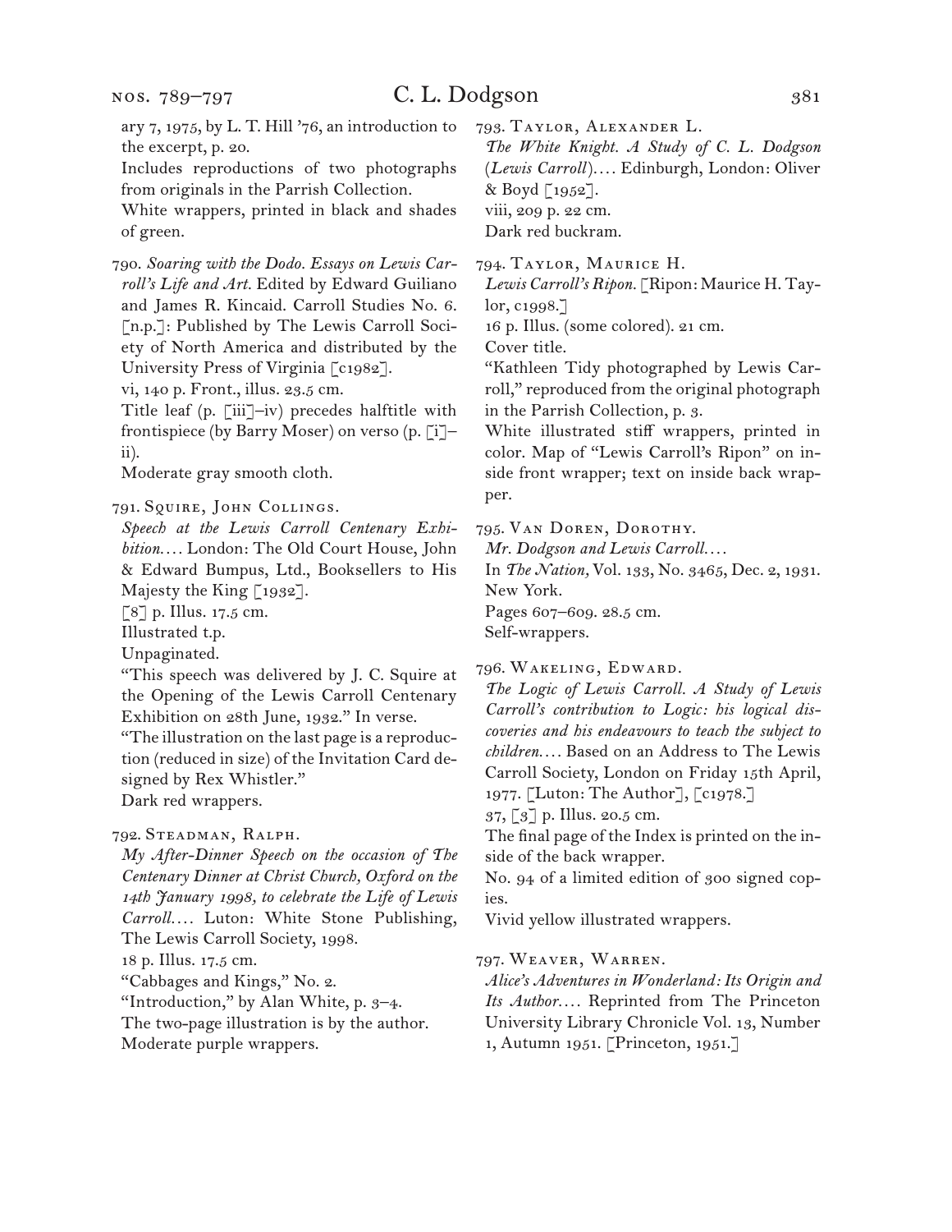ary 7, 1975, by L. T. Hill '76, an introduction to the excerpt, p. 20.

Includes reproductions of two photographs from originals in the Parrish Collection.

White wrappers, printed in black and shades of green.

790. *Soaring with the Dodo. Essays on Lewis Carroll's Life and Art.* Edited by Edward Guiliano and James R. Kincaid. Carroll Studies No. 6. [n.p.]: Published by The Lewis Carroll Society of North America and distributed by the University Press of Virginia [c1982].

vi, 140 p. Front., illus. 23.5 cm.

Title leaf (p. [iii]–iv) precedes halftitle with frontispiece (by Barry Moser) on verso (p. [i]–ii).

Moderate gray smooth cloth.

791. Squire, John Collings.

*Speech at the Lewis Carroll Centenary Exhibition....* London: The Old Court House, John & Edward Bumpus, Ltd., Booksellers to His Majesty the King [1932].

[8] p. Illus. 17.5 cm.

Illustrated t.p.

Unpaginated.

"This speech was delivered by J. C. Squire at the Opening of the Lewis Carroll Centenary Exhibition on 28th June, 1932." In verse.

"The illustration on the last page is a reproduction (reduced in size) of the Invitation Card designed by Rex Whistler."

Dark red wrappers.

792. Steadman, Ralph.

*My After-Dinner Speech on the occasion of The Centenary Dinner at Christ Church, Oxford on the 14th January 1998, to celebrate the Life of Lewis Carroll....* Luton: White Stone Publishing, The Lewis Carroll Society, 1998.

18 p. Illus. 17.5 cm.

"Cabbages and Kings," No. 2.

"Introduction," by Alan White, p. 3–4.

The two-page illustration is by the author.

Moderate purple wrappers.

793. Taylor, Alexander L.

*The White Knight. A Study of C. L. Dodgson* (*Lewis Carroll*)*....* Edinburgh, London: Oliver & Boyd [1952].

viii, 209 p. 22 cm.

Dark red buckram.

794. Taylor, Maurice H.

*Lewis Carroll's Ripon.* [Ripon: Maurice H. Taylor, c1998.]

16 p. Illus. (some colored). 21 cm.

Cover title.

"Kathleen Tidy photographed by Lewis Carroll," reproduced from the original photograph in the Parrish Collection, p. 3.

White illustrated stiff wrappers, printed in color. Map of "Lewis Carroll's Ripon" on inside front wrapper; text on inside back wrapper.

795. Van Doren, Dorothy.

*Mr. Dodgson and Lewis Carroll....*

In *The Nation,* Vol. 133, No. 3465, Dec. 2, 1931. New York.

Pages 607–609. 28.5 cm.

Self-wrappers.

796. Wakeling, Edward.

*The Logic of Lewis Carroll. A Study of Lewis Carroll's contribution to Logic: his logical discoveries and his endeavours to teach the subject to children....* Based on an Address to The Lewis Carroll Society, London on Friday 15th April, 1977. [Luton: The Author], [c1978.]

37, [3] p. Illus. 20.5 cm.

The final page of the Index is printed on the inside of the back wrapper.

No. 94 of a limited edition of 300 signed copies.

Vivid yellow illustrated wrappers.

797. Weaver, Warren.

*Alice's Adventures in Wonderland: Its Origin and Its Author....* Reprinted from The Princeton University Library Chronicle Vol. 13, Number 1, Autumn 1951. [Princeton, 1951.]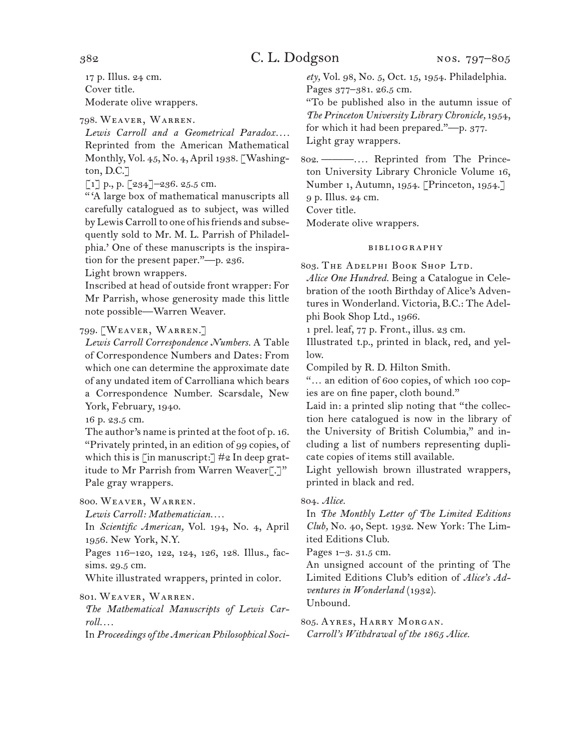17 p. Illus. 24 cm.
Cover title.
Moderate olive wrappers.

798. Weaver, Warren.
*Lewis Carroll and a Geometrical Paradox.*... Reprinted from the American Mathematical Monthly, Vol. 45, No. 4, April 1938. [Washington, D.C.]
[1] p., p. [234]–236. 25.5 cm.
"'A large box of mathematical manuscripts all carefully catalogued as to subject, was willed by Lewis Carroll to one of his friends and subsequently sold to Mr. M. L. Parrish of Philadelphia.' One of these manuscripts is the inspiration for the present paper."—p. 236.
Light brown wrappers.
Inscribed at head of outside front wrapper: For Mr Parrish, whose generosity made this little note possible—Warren Weaver.

799. [Weaver, Warren.]
*Lewis Carroll Correspondence Numbers.* A Table of Correspondence Numbers and Dates: From which one can determine the approximate date of any undated item of Carrolliana which bears a Correspondence Number. Scarsdale, New York, February, 1940.
16 p. 23.5 cm.
The author's name is printed at the foot of p. 16.
"Privately printed, in an edition of 99 copies, of which this is [in manuscript:] #2 In deep gratitude to Mr Parrish from Warren Weaver[.]"
Pale gray wrappers.

800. Weaver, Warren.
*Lewis Carroll: Mathematician.*...
In *Scientific American,* Vol. 194, No. 4, April 1956. New York, N.Y.
Pages 116–120, 122, 124, 126, 128. Illus., facsims. 29.5 cm.
White illustrated wrappers, printed in color.

801. Weaver, Warren.
*The Mathematical Manuscripts of Lewis Carroll.*...
In *Proceedings of the American Philosophical Society,* Vol. 98, No. 5, Oct. 15, 1954. Philadelphia.
Pages 377–381. 26.5 cm.
"To be published also in the autumn issue of *The Princeton University Library Chronicle,* 1954, for which it had been prepared."—p. 377.
Light gray wrappers.

802. ———.... Reprinted from The Princeton University Library Chronicle Volume 16, Number 1, Autumn, 1954. [Princeton, 1954.]
9 p. Illus. 24 cm.
Cover title.
Moderate olive wrappers.

## Bibliography

803. The Adelphi Book Shop Ltd.
*Alice One Hundred.* Being a Catalogue in Celebration of the 100th Birthday of Alice's Adventures in Wonderland. Victoria, B.C.: The Adelphi Book Shop Ltd., 1966.
1 prel. leaf, 77 p. Front., illus. 23 cm.
Illustrated t.p., printed in black, red, and yellow.
Compiled by R. D. Hilton Smith.
"... an edition of 600 copies, of which 100 copies are on fine paper, cloth bound."
Laid in: a printed slip noting that "the collection here catalogued is now in the library of the University of British Columbia," and including a list of numbers representing duplicate copies of items still available.
Light yellowish brown illustrated wrappers, printed in black and red.

804. *Alice.*
In *The Monthly Letter of The Limited Editions Club,* No. 40, Sept. 1932. New York: The Limited Editions Club.
Pages 1–3. 31.5 cm.
An unsigned account of the printing of The Limited Editions Club's edition of *Alice's Adventures in Wonderland* (1932).
Unbound.

805. Ayres, Harry Morgan.
*Carroll's Withdrawal of the 1865 Alice.*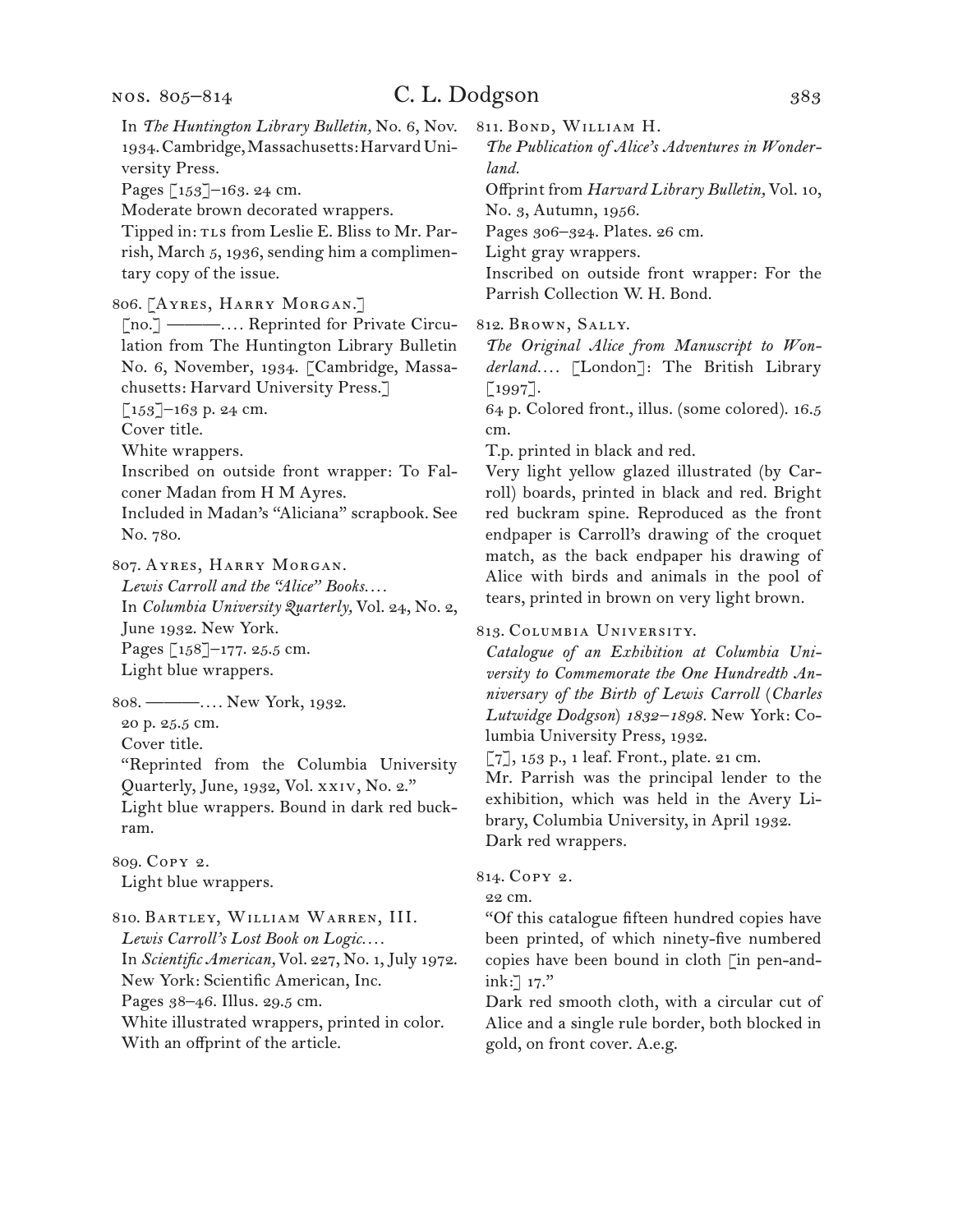In *The Huntington Library Bulletin,* No. 6, Nov. 1934. Cambridge, Massachusetts: Harvard University Press.
Pages [153]–163. 24 cm.
Moderate brown decorated wrappers.
Tipped in: TLS from Leslie E. Bliss to Mr. Parrish, March 5, 1936, sending him a complimentary copy of the issue.

806. [Ayres, Harry Morgan.]
[no.] ———. . . . Reprinted for Private Circulation from The Huntington Library Bulletin No. 6, November, 1934. [Cambridge, Massachusetts: Harvard University Press.]
[153]–163 p. 24 cm.
Cover title.
White wrappers.
Inscribed on outside front wrapper: To Falconer Madan from H M Ayres.
Included in Madan's "Aliciana" scrapbook. See No. 780.

807. Ayres, Harry Morgan.
*Lewis Carroll and the "Alice" Books. . . .*
In *Columbia University Quarterly,* Vol. 24, No. 2, June 1932. New York.
Pages [158]–177. 25.5 cm.
Light blue wrappers.

808. ———. . . . New York, 1932.
20 p. 25.5 cm.
Cover title.
"Reprinted from the Columbia University Quarterly, June, 1932, Vol. xxiv, No. 2."
Light blue wrappers. Bound in dark red buckram.

809. Copy 2.
Light blue wrappers.

810. Bartley, William Warren, III.
*Lewis Carroll's Lost Book on Logic. . . .*
In *Scientific American,* Vol. 227, No. 1, July 1972. New York: Scientific American, Inc.
Pages 38–46. Illus. 29.5 cm.
White illustrated wrappers, printed in color.
With an offprint of the article.

811. Bond, William H.
*The Publication of Alice's Adventures in Wonderland.*
Offprint from *Harvard Library Bulletin,* Vol. 10, No. 3, Autumn, 1956.
Pages 306–324. Plates. 26 cm.
Light gray wrappers.
Inscribed on outside front wrapper: For the Parrish Collection W. H. Bond.

812. Brown, Sally.
*The Original Alice from Manuscript to Wonderland. . . .* [London]: The British Library [1997].
64 p. Colored front., illus. (some colored). 16.5 cm.
T.p. printed in black and red.
Very light yellow glazed illustrated (by Carroll) boards, printed in black and red. Bright red buckram spine. Reproduced as the front endpaper is Carroll's drawing of the croquet match, as the back endpaper his drawing of Alice with birds and animals in the pool of tears, printed in brown on very light brown.

813. Columbia University.
*Catalogue of an Exhibition at Columbia University to Commemorate the One Hundredth Anniversary of the Birth of Lewis Carroll (Charles Lutwidge Dodgson) 1832–1898.* New York: Columbia University Press, 1932.
[7], 153 p., 1 leaf. Front., plate. 21 cm.
Mr. Parrish was the principal lender to the exhibition, which was held in the Avery Library, Columbia University, in April 1932.
Dark red wrappers.

814. Copy 2.
22 cm.
"Of this catalogue fifteen hundred copies have been printed, of which ninety-five numbered copies have been bound in cloth [in pen-and-ink:] 17."
Dark red smooth cloth, with a circular cut of Alice and a single rule border, both blocked in gold, on front cover. A.e.g.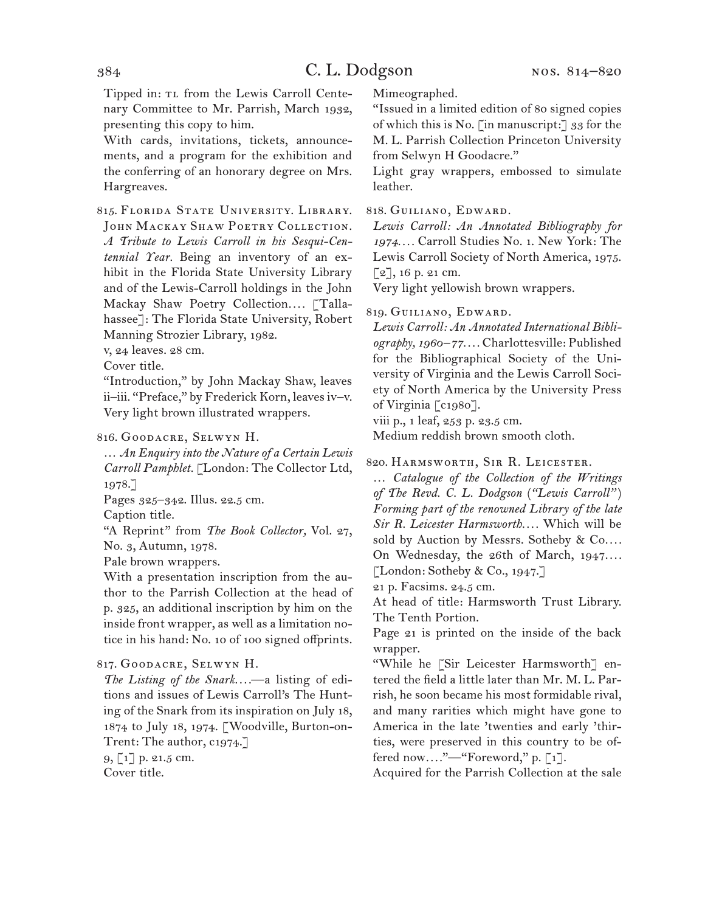Tipped in: TL from the Lewis Carroll Centenary Committee to Mr. Parrish, March 1932, presenting this copy to him.

With cards, invitations, tickets, announcements, and a program for the exhibition and the conferring of an honorary degree on Mrs. Hargreaves.

815. Florida State University. Library. John Mackay Shaw Poetry Collection.
*A Tribute to Lewis Carroll in his Sesqui-Centennial Year.* Being an inventory of an exhibit in the Florida State University Library and of the Lewis-Carroll holdings in the John Mackay Shaw Poetry Collection.... [Tallahassee]: The Florida State University, Robert Manning Strozier Library, 1982.
v, 24 leaves. 28 cm.
Cover title.
"Introduction," by John Mackay Shaw, leaves ii–iii. "Preface," by Frederick Korn, leaves iv–v.
Very light brown illustrated wrappers.

816. Goodacre, Selwyn H.
... *An Enquiry into the Nature of a Certain Lewis Carroll Pamphlet.* [London: The Collector Ltd, 1978.]
Pages 325–342. Illus. 22.5 cm.
Caption title.
"A Reprint" from *The Book Collector,* Vol. 27, No. 3, Autumn, 1978.
Pale brown wrappers.
With a presentation inscription from the author to the Parrish Collection at the head of p. 325, an additional inscription by him on the inside front wrapper, as well as a limitation notice in his hand: No. 10 of 100 signed offprints.

817. Goodacre, Selwyn H.
*The Listing of the Snark....*—a listing of editions and issues of Lewis Carroll's The Hunting of the Snark from its inspiration on July 18, 1874 to July 18, 1974. [Woodville, Burton-on-Trent: The author, c1974.]
9, [1] p. 21.5 cm.
Cover title.
Mimeographed.
"Issued in a limited edition of 80 signed copies of which this is No. [in manuscript:] 33 for the M. L. Parrish Collection Princeton University from Selwyn H Goodacre."
Light gray wrappers, embossed to simulate leather.

818. Guiliano, Edward.
*Lewis Carroll: An Annotated Bibliography for 1974....* Carroll Studies No. 1. New York: The Lewis Carroll Society of North America, 1975.
[2], 16 p. 21 cm.
Very light yellowish brown wrappers.

819. Guiliano, Edward.
*Lewis Carroll: An Annotated International Bibliography, 1960–77....* Charlottesville: Published for the Bibliographical Society of the University of Virginia and the Lewis Carroll Society of North America by the University Press of Virginia [c1980].
viii p., 1 leaf, 253 p. 23.5 cm.
Medium reddish brown smooth cloth.

820. Harmsworth, Sir R. Leicester.
... *Catalogue of the Collection of the Writings of The Revd. C. L. Dodgson ("Lewis Carroll") Forming part of the renowned Library of the late Sir R. Leicester Harmsworth....* Which will be sold by Auction by Messrs. Sotheby & Co.... On Wednesday, the 26th of March, 1947.... [London: Sotheby & Co., 1947.]
21 p. Facsims. 24.5 cm.
At head of title: Harmsworth Trust Library. The Tenth Portion.
Page 21 is printed on the inside of the back wrapper.
"While he [Sir Leicester Harmsworth] entered the field a little later than Mr. M. L. Parrish, he soon became his most formidable rival, and many rarities which might have gone to America in the late 'twenties and early 'thirties, were preserved in this country to be offered now...."—"Foreword," p. [1].
Acquired for the Parrish Collection at the sale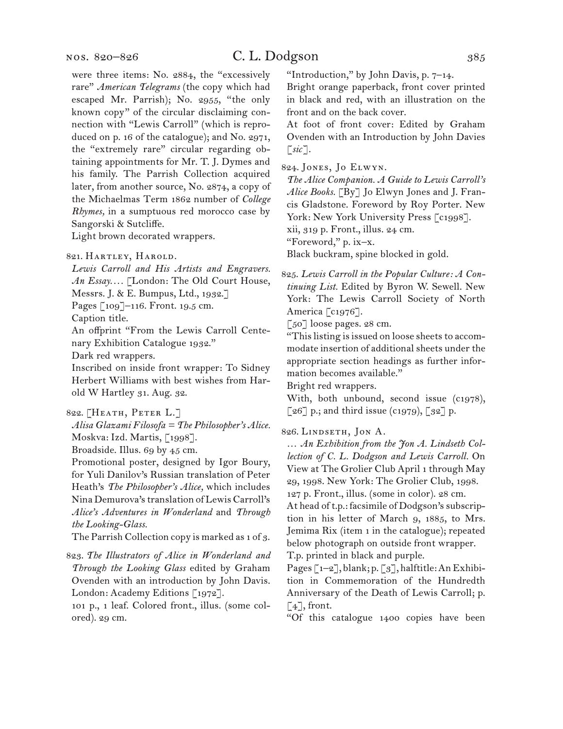were three items: No. 2884, the "excessively rare" *American Telegrams* (the copy which had escaped Mr. Parrish); No. 2955, "the only known copy" of the circular disclaiming connection with "Lewis Carroll" (which is reproduced on p. 16 of the catalogue); and No. 2971, the "extremely rare" circular regarding obtaining appointments for Mr. T. J. Dymes and his family. The Parrish Collection acquired later, from another source, No. 2874, a copy of the Michaelmas Term 1862 number of *College Rhymes,* in a sumptuous red morocco case by Sangorski & Sutcliffe.

Light brown decorated wrappers.

821. Hartley, Harold.

*Lewis Carroll and His Artists and Engravers. An Essay. . . .* [London: The Old Court House, Messrs. J. & E. Bumpus, Ltd., 1932.]

Pages [109]–116. Front. 19.5 cm.

Caption title.

An offprint "From the Lewis Carroll Centenary Exhibition Catalogue 1932."

Dark red wrappers.

Inscribed on inside front wrapper: To Sidney Herbert Williams with best wishes from Harold W Hartley 31. Aug. 32.

822. [Heath, Peter L.]

*Alisa Glazami Filosofa = The Philosopher's Alice.* Moskva: Izd. Martis, [1998].

Broadside. Illus. 69 by 45 cm.

Promotional poster, designed by Igor Boury, for Yuli Danilov's Russian translation of Peter Heath's *The Philosopher's Alice,* which includes Nina Demurova's translation of Lewis Carroll's *Alice's Adventures in Wonderland* and *Through the Looking-Glass.*

The Parrish Collection copy is marked as 1 of 3.

823. *The Illustrators of Alice in Wonderland and Through the Looking Glass* edited by Graham Ovenden with an introduction by John Davis. London: Academy Editions [1972].

101 p., 1 leaf. Colored front., illus. (some colored). 29 cm.

"Introduction," by John Davis, p. 7–14.

Bright orange paperback, front cover printed in black and red, with an illustration on the front and on the back cover.

At foot of front cover: Edited by Graham Ovenden with an Introduction by John Davies [*sic*].

824. Jones, Jo Elwyn.

*The Alice Companion. A Guide to Lewis Carroll's Alice Books.* [By] Jo Elwyn Jones and J. Francis Gladstone. Foreword by Roy Porter. New York: New York University Press [c1998].

xii, 319 p. Front., illus. 24 cm.

"Foreword," p. ix–x.

Black buckram, spine blocked in gold.

825. *Lewis Carroll in the Popular Culture: A Continuing List.* Edited by Byron W. Sewell. New York: The Lewis Carroll Society of North America [c1976].

[50] loose pages. 28 cm.

"This listing is issued on loose sheets to accommodate insertion of additional sheets under the appropriate section headings as further information becomes available."

Bright red wrappers.

With, both unbound, second issue (c1978), [26] p.; and third issue (c1979), [32] p.

826. Lindseth, Jon A.

. . . *An Exhibition from the Jon A. Lindseth Collection of C. L. Dodgson and Lewis Carroll.* On View at The Grolier Club April 1 through May 29, 1998. New York: The Grolier Club, 1998.

127 p. Front., illus. (some in color). 28 cm.

At head of t.p.: facsimile of Dodgson's subscription in his letter of March 9, 1885, to Mrs. Jemima Rix (item 1 in the catalogue); repeated below photograph on outside front wrapper.

T.p. printed in black and purple.

Pages [1–2], blank; p. [3], halftitle: An Exhibition in Commemoration of the Hundredth Anniversary of the Death of Lewis Carroll; p. [4], front.

"Of this catalogue 1400 copies have been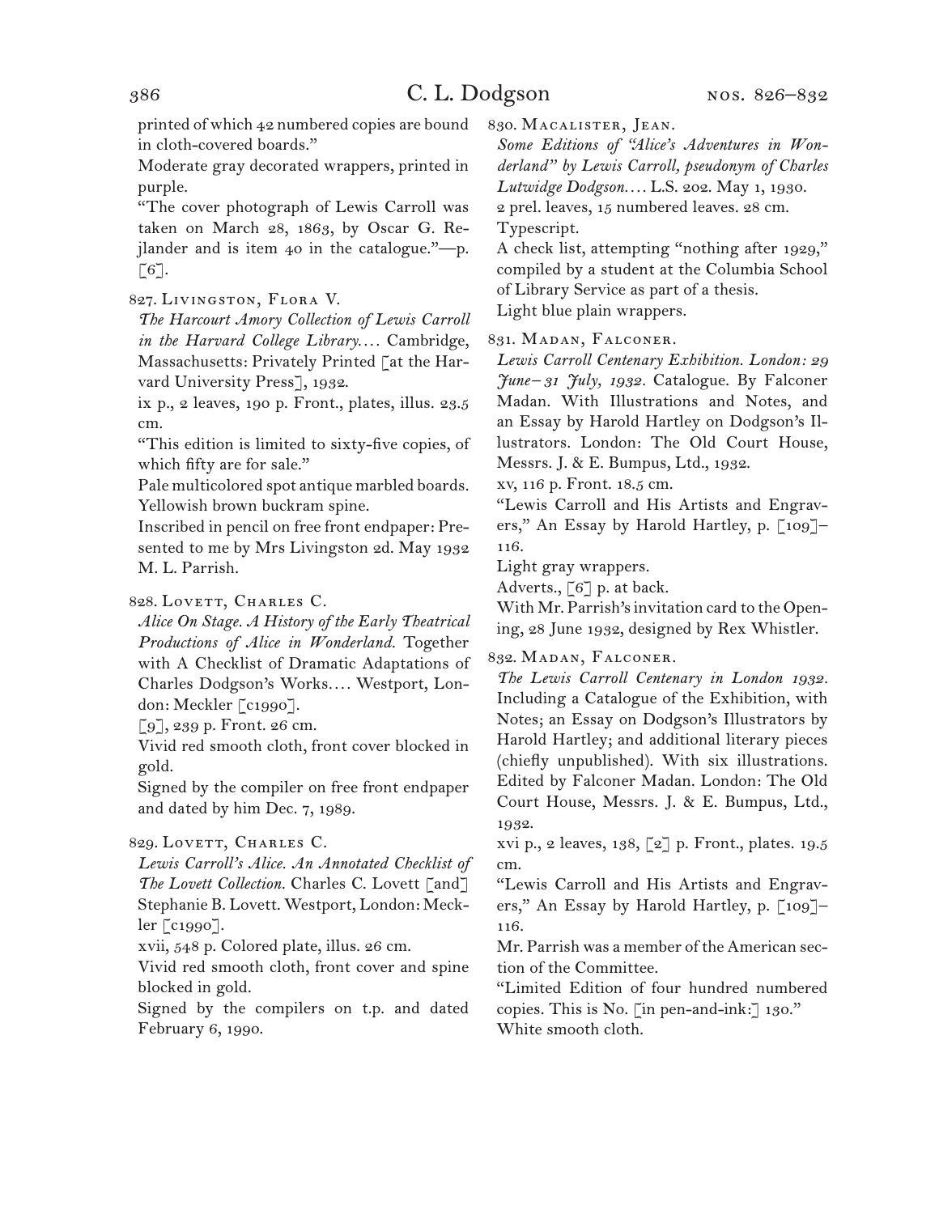printed of which 42 numbered copies are bound in cloth-covered boards."

Moderate gray decorated wrappers, printed in purple.

"The cover photograph of Lewis Carroll was taken on March 28, 1863, by Oscar G. Rejlander and is item 40 in the catalogue."—p. [6].

827. Livingston, Flora V.

*The Harcourt Amory Collection of Lewis Carroll in the Harvard College Library*.... Cambridge, Massachusetts: Privately Printed [at the Harvard University Press], 1932.

ix p., 2 leaves, 190 p. Front., plates, illus. 23.5 cm.

"This edition is limited to sixty-five copies, of which fifty are for sale."

Pale multicolored spot antique marbled boards. Yellowish brown buckram spine.

Inscribed in pencil on free front endpaper: Presented to me by Mrs Livingston 2d. May 1932 M. L. Parrish.

828. Lovett, Charles C.

*Alice On Stage. A History of the Early Theatrical Productions of Alice in Wonderland.* Together with A Checklist of Dramatic Adaptations of Charles Dodgson's Works.... Westport, London: Meckler [c1990].

[9], 239 p. Front. 26 cm.

Vivid red smooth cloth, front cover blocked in gold.

Signed by the compiler on free front endpaper and dated by him Dec. 7, 1989.

829. Lovett, Charles C.

*Lewis Carroll's Alice. An Annotated Checklist of The Lovett Collection.* Charles C. Lovett [and] Stephanie B. Lovett. Westport, London: Meckler [c1990].

xvii, 548 p. Colored plate, illus. 26 cm.

Vivid red smooth cloth, front cover and spine blocked in gold.

Signed by the compilers on t.p. and dated February 6, 1990.

830. Macalister, Jean.

*Some Editions of "Alice's Adventures in Wonderland" by Lewis Carroll, pseudonym of Charles Lutwidge Dodgson*.... L.S. 202. May 1, 1930.

2 prel. leaves, 15 numbered leaves. 28 cm.

Typescript.

A check list, attempting "nothing after 1929," compiled by a student at the Columbia School of Library Service as part of a thesis.

Light blue plain wrappers.

831. Madan, Falconer.

*Lewis Carroll Centenary Exhibition. London: 29 June–31 July, 1932.* Catalogue. By Falconer Madan. With Illustrations and Notes, and an Essay by Harold Hartley on Dodgson's Illustrators. London: The Old Court House, Messrs. J. & E. Bumpus, Ltd., 1932.

xv, 116 p. Front. 18.5 cm.

"Lewis Carroll and His Artists and Engravers," An Essay by Harold Hartley, p. [109]–116.

Light gray wrappers.

Adverts., [6] p. at back.

With Mr. Parrish's invitation card to the Opening, 28 June 1932, designed by Rex Whistler.

832. Madan, Falconer.

*The Lewis Carroll Centenary in London 1932.* Including a Catalogue of the Exhibition, with Notes; an Essay on Dodgson's Illustrators by Harold Hartley; and additional literary pieces (chiefly unpublished). With six illustrations. Edited by Falconer Madan. London: The Old Court House, Messrs. J. & E. Bumpus, Ltd., 1932.

xvi p., 2 leaves, 138, [2] p. Front., plates. 19.5 cm.

"Lewis Carroll and His Artists and Engravers," An Essay by Harold Hartley, p. [109]–116.

Mr. Parrish was a member of the American section of the Committee.

"Limited Edition of four hundred numbered copies. This is No. [in pen-and-ink:] 130."

White smooth cloth.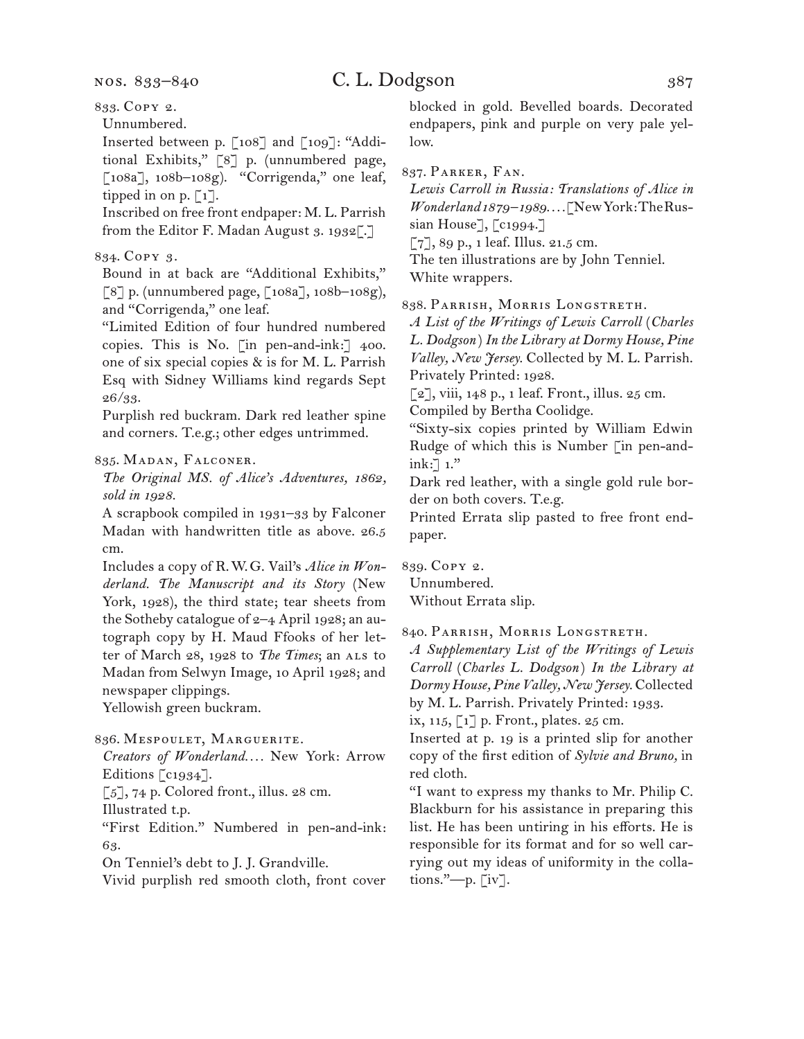833. Copy 2.

Unnumbered.

Inserted between p. [108] and [109]: "Additional Exhibits," [8] p. (unnumbered page, [108a], 108b–108g). "Corrigenda," one leaf, tipped in on p. [1].

Inscribed on free front endpaper: M. L. Parrish from the Editor F. Madan August 3. 1932[.]

834. Copy 3.

Bound in at back are "Additional Exhibits," [8] p. (unnumbered page, [108a], 108b–108g), and "Corrigenda," one leaf.

"Limited Edition of four hundred numbered copies. This is No. [in pen-and-ink:] 400. one of six special copies & is for M. L. Parrish Esq with Sidney Williams kind regards Sept 26/33.

Purplish red buckram. Dark red leather spine and corners. T.e.g.; other edges untrimmed.

835. Madan, Falconer.

*The Original MS. of Alice's Adventures, 1862, sold in 1928.*

A scrapbook compiled in 1931–33 by Falconer Madan with handwritten title as above. 26.5 cm.

Includes a copy of R. W. G. Vail's *Alice in Wonderland. The Manuscript and its Story* (New York, 1928), the third state; tear sheets from the Sotheby catalogue of 2–4 April 1928; an autograph copy by H. Maud Ffooks of her letter of March 28, 1928 to *The Times*; an ALS to Madan from Selwyn Image, 10 April 1928; and newspaper clippings.

Yellowish green buckram.

836. Mespoulet, Marguerite.

*Creators of Wonderland. . . .* New York: Arrow Editions [c1934].

[5], 74 p. Colored front., illus. 28 cm.

Illustrated t.p.

"First Edition." Numbered in pen-and-ink: 63.

On Tenniel's debt to J. J. Grandville.

Vivid purplish red smooth cloth, front cover blocked in gold. Bevelled boards. Decorated endpapers, pink and purple on very pale yellow.

837. Parker, Fan.

*Lewis Carroll in Russia: Translations of Alice in Wonderland 1879–1989. . . .* [New York: The Russian House], [c1994.]

[7], 89 p., 1 leaf. Illus. 21.5 cm.

The ten illustrations are by John Tenniel.

White wrappers.

838. Parrish, Morris Longstreth.

*A List of the Writings of Lewis Carroll (Charles L. Dodgson) In the Library at Dormy House, Pine Valley, New Jersey.* Collected by M. L. Parrish. Privately Printed: 1928.

[2], viii, 148 p., 1 leaf. Front., illus. 25 cm.

Compiled by Bertha Coolidge.

"Sixty-six copies printed by William Edwin Rudge of which this is Number [in pen-and-ink:] 1."

Dark red leather, with a single gold rule border on both covers. T.e.g.

Printed Errata slip pasted to free front endpaper.

839. Copy 2.

Unnumbered.

Without Errata slip.

840. Parrish, Morris Longstreth.

*A Supplementary List of the Writings of Lewis Carroll (Charles L. Dodgson) In the Library at Dormy House, Pine Valley, New Jersey.* Collected by M. L. Parrish. Privately Printed: 1933.

ix, 115, [1] p. Front., plates. 25 cm.

Inserted at p. 19 is a printed slip for another copy of the first edition of *Sylvie and Bruno,* in red cloth.

"I want to express my thanks to Mr. Philip C. Blackburn for his assistance in preparing this list. He has been untiring in his efforts. He is responsible for its format and for so well carrying out my ideas of uniformity in the collations."—p. [iv].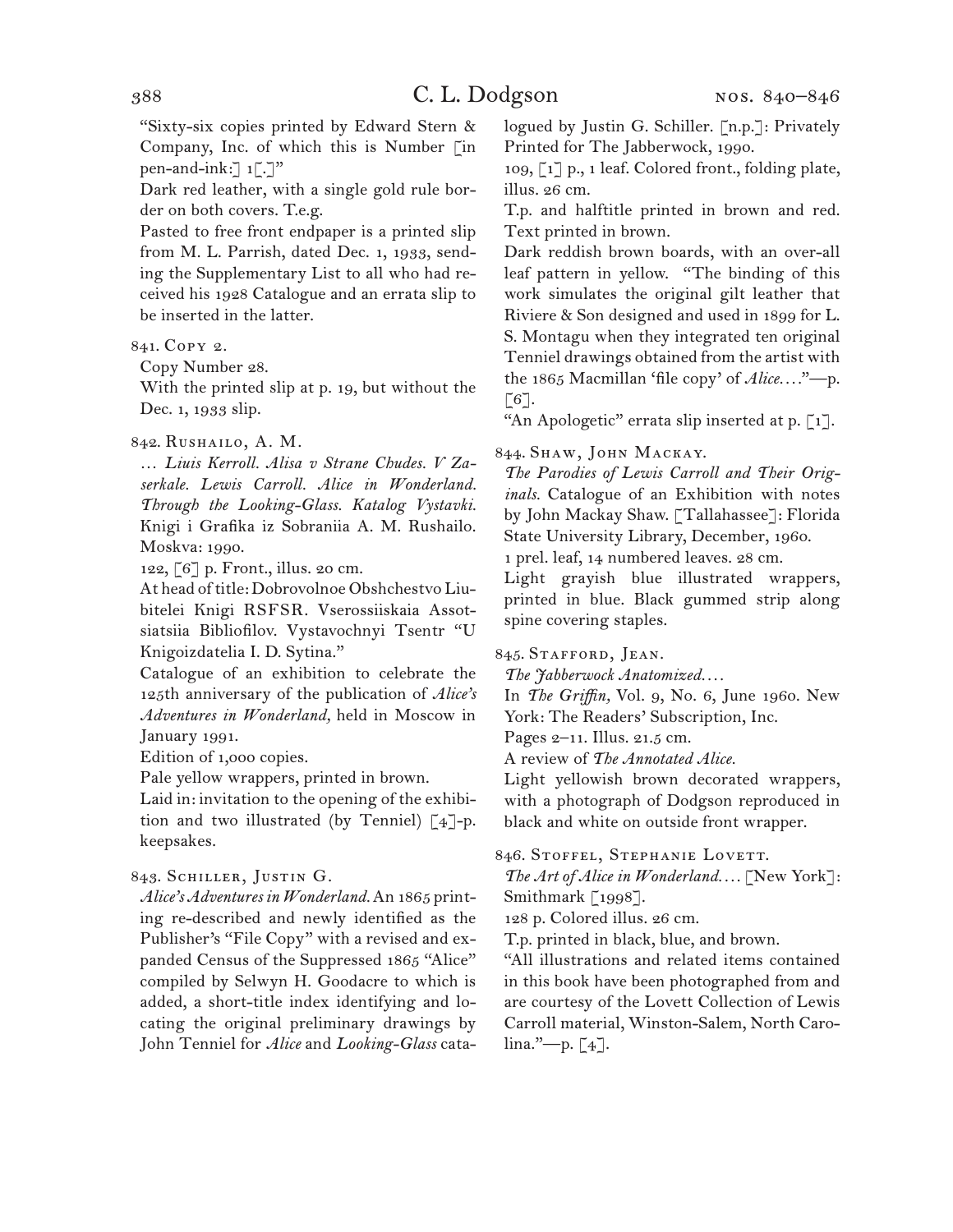“Sixty-six copies printed by Edward Stern & Company, Inc. of which this is Number [in pen-and-ink:] 1[.]”

Dark red leather, with a single gold rule border on both covers. T.e.g.

Pasted to free front endpaper is a printed slip from M. L. Parrish, dated Dec. 1, 1933, sending the Supplementary List to all who had received his 1928 Catalogue and an errata slip to be inserted in the latter.

841. Copy 2.

Copy Number 28.

With the printed slip at p. 19, but without the Dec. 1, 1933 slip.

842. Rushailo, A. M.

… *Liuis Kerroll. Alisa v Strane Chudes. V Zaserkale. Lewis Carroll. Alice in Wonderland. Through the Looking-Glass. Katalog Vystavki.* Knigi i Grafika iz Sobraniia A. M. Rushailo. Moskva: 1990.

122, [6] p. Front., illus. 20 cm.

At head of title: Dobrovolnoe Obshchestvo Liubitelei Knigi RSFSR. Vserossiiskaia Assotsiatsiia Bibliofilov. Vystavochnyi Tsentr “U Knigoizdatelia I. D. Sytina.”

Catalogue of an exhibition to celebrate the 125th anniversary of the publication of *Alice’s Adventures in Wonderland,* held in Moscow in January 1991.

Edition of 1,000 copies.

Pale yellow wrappers, printed in brown.

Laid in: invitation to the opening of the exhibition and two illustrated (by Tenniel) [4]-p. keepsakes.

843. Schiller, Justin G.

*Alice’s Adventures in Wonderland.* An 1865 printing re-described and newly identified as the Publisher’s “File Copy” with a revised and expanded Census of the Suppressed 1865 “Alice” compiled by Selwyn H. Goodacre to which is added, a short-title index identifying and locating the original preliminary drawings by John Tenniel for *Alice* and *Looking-Glass* catalogued by Justin G. Schiller. [n.p.]: Privately Printed for The Jabberwock, 1990.

109, [1] p., 1 leaf. Colored front., folding plate, illus. 26 cm.

T.p. and halftitle printed in brown and red. Text printed in brown.

Dark reddish brown boards, with an over-all leaf pattern in yellow. “The binding of this work simulates the original gilt leather that Riviere & Son designed and used in 1899 for L. S. Montagu when they integrated ten original Tenniel drawings obtained from the artist with the 1865 Macmillan ‘file copy’ of *Alice.…*”—p. [6].

“An Apologetic” errata slip inserted at p. [1].

844. Shaw, John Mackay.

*The Parodies of Lewis Carroll and Their Originals.* Catalogue of an Exhibition with notes by John Mackay Shaw. [Tallahassee]: Florida State University Library, December, 1960.

1 prel. leaf, 14 numbered leaves. 28 cm.

Light grayish blue illustrated wrappers, printed in blue. Black gummed strip along spine covering staples.

845. Stafford, Jean.

*The Jabberwock Anatomized.…*

In *The Griffin,* Vol. 9, No. 6, June 1960. New York: The Readers’ Subscription, Inc.

Pages 2–11. Illus. 21.5 cm.

A review of *The Annotated Alice.*

Light yellowish brown decorated wrappers, with a photograph of Dodgson reproduced in black and white on outside front wrapper.

846. Stoffel, Stephanie Lovett.

*The Art of Alice in Wonderland.…* [New York]: Smithmark [1998].

128 p. Colored illus. 26 cm.

T.p. printed in black, blue, and brown.

“All illustrations and related items contained in this book have been photographed from and are courtesy of the Lovett Collection of Lewis Carroll material, Winston-Salem, North Carolina.”—p. [4].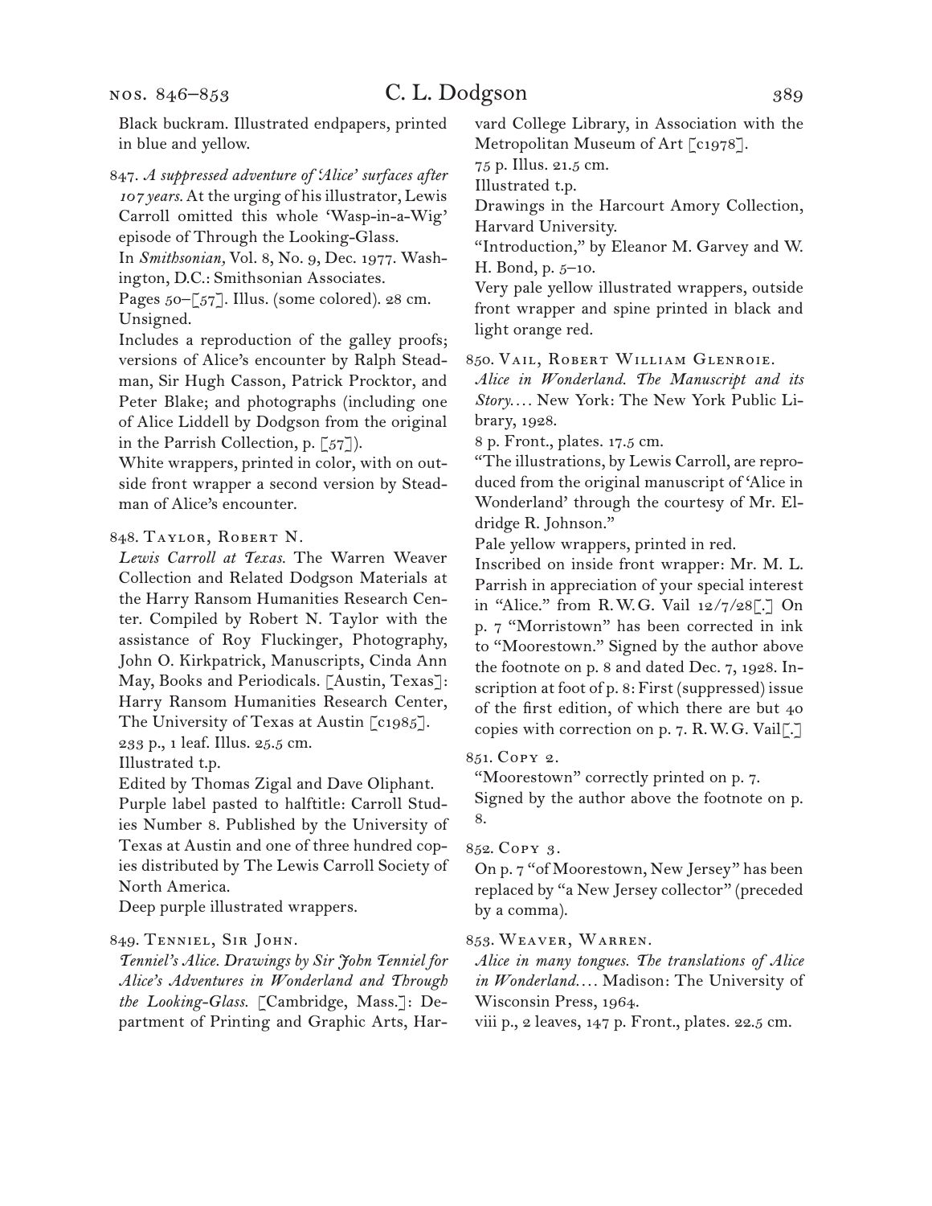Black buckram. Illustrated endpapers, printed in blue and yellow.

847. *A suppressed adventure of 'Alice' surfaces after 107 years.* At the urging of his illustrator, Lewis Carroll omitted this whole 'Wasp-in-a-Wig' episode of Through the Looking-Glass.
In *Smithsonian,* Vol. 8, No. 9, Dec. 1977. Washington, D.C.: Smithsonian Associates.
Pages 50–[57]. Illus. (some colored). 28 cm.
Unsigned.
Includes a reproduction of the galley proofs; versions of Alice's encounter by Ralph Steadman, Sir Hugh Casson, Patrick Procktor, and Peter Blake; and photographs (including one of Alice Liddell by Dodgson from the original in the Parrish Collection, p. [57]).
White wrappers, printed in color, with on outside front wrapper a second version by Steadman of Alice's encounter.

848. Taylor, Robert N.
*Lewis Carroll at Texas.* The Warren Weaver Collection and Related Dodgson Materials at the Harry Ransom Humanities Research Center. Compiled by Robert N. Taylor with the assistance of Roy Fluckinger, Photography, John O. Kirkpatrick, Manuscripts, Cinda Ann May, Books and Periodicals. [Austin, Texas]: Harry Ransom Humanities Research Center, The University of Texas at Austin [c1985].
233 p., 1 leaf. Illus. 25.5 cm.
Illustrated t.p.
Edited by Thomas Zigal and Dave Oliphant.
Purple label pasted to halftitle: Carroll Studies Number 8. Published by the University of Texas at Austin and one of three hundred copies distributed by The Lewis Carroll Society of North America.
Deep purple illustrated wrappers.

849. Tenniel, Sir John.
*Tenniel's Alice. Drawings by Sir John Tenniel for Alice's Adventures in Wonderland and Through the Looking-Glass.* [Cambridge, Mass.]: Department of Printing and Graphic Arts, Harvard College Library, in Association with the Metropolitan Museum of Art [c1978].
75 p. Illus. 21.5 cm.
Illustrated t.p.
Drawings in the Harcourt Amory Collection, Harvard University.
"Introduction," by Eleanor M. Garvey and W. H. Bond, p. 5–10.
Very pale yellow illustrated wrappers, outside front wrapper and spine printed in black and light orange red.

850. Vail, Robert William Glenroie.
*Alice in Wonderland. The Manuscript and its Story....* New York: The New York Public Library, 1928.
8 p. Front., plates. 17.5 cm.
"The illustrations, by Lewis Carroll, are reproduced from the original manuscript of 'Alice in Wonderland' through the courtesy of Mr. Eldridge R. Johnson."
Pale yellow wrappers, printed in red.
Inscribed on inside front wrapper: Mr. M. L. Parrish in appreciation of your special interest in "Alice." from R.W.G. Vail 12/7/28[.] On p. 7 "Morristown" has been corrected in ink to "Moorestown." Signed by the author above the footnote on p. 8 and dated Dec. 7, 1928. Inscription at foot of p. 8: First (suppressed) issue of the first edition, of which there are but 40 copies with correction on p. 7. R.W.G. Vail[.]

851. Copy 2.
"Moorestown" correctly printed on p. 7.
Signed by the author above the footnote on p. 8.

852. Copy 3.
On p. 7 "of Moorestown, New Jersey" has been replaced by "a New Jersey collector" (preceded by a comma).

853. Weaver, Warren.
*Alice in many tongues. The translations of Alice in Wonderland....* Madison: The University of Wisconsin Press, 1964.
viii p., 2 leaves, 147 p. Front., plates. 22.5 cm.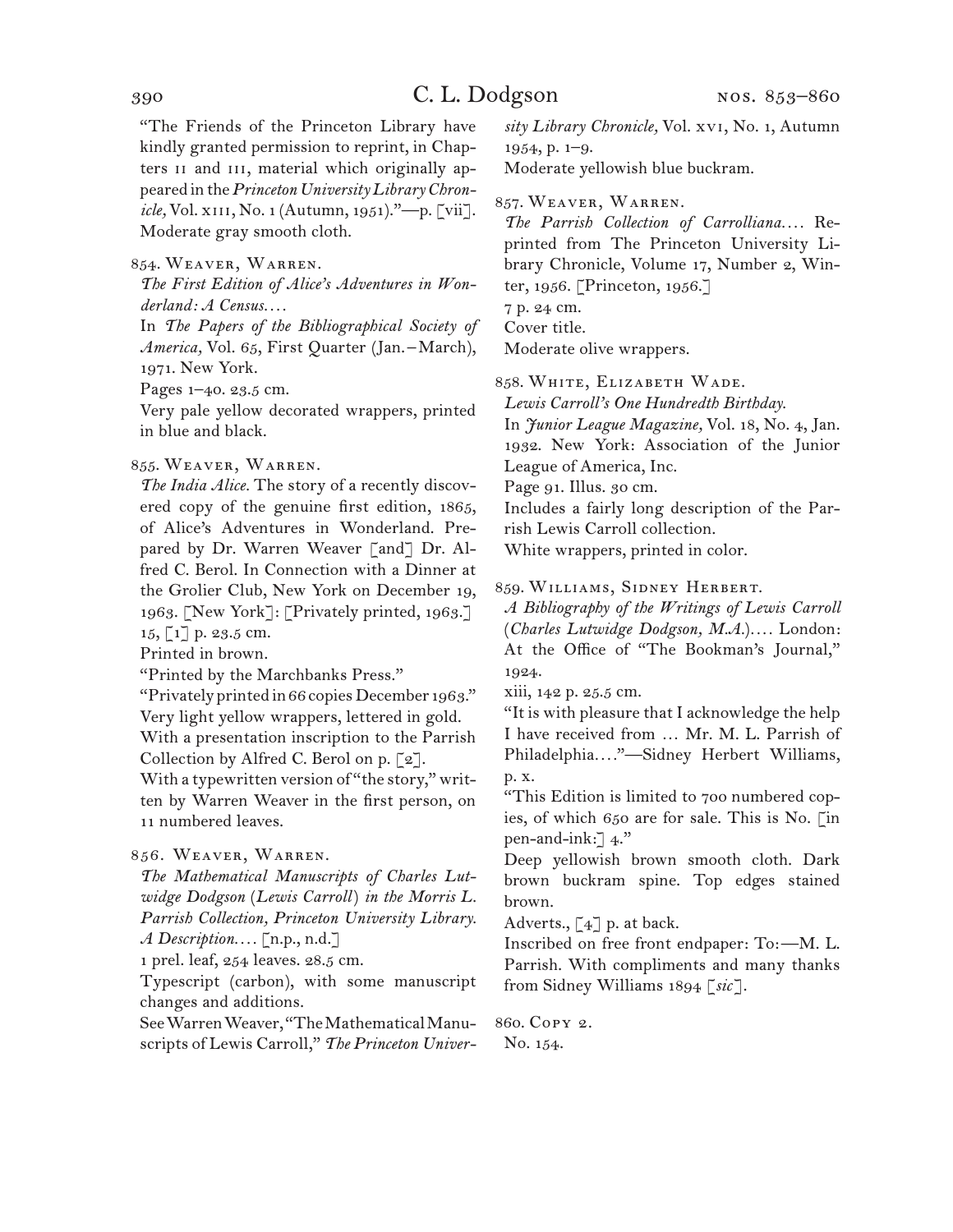“The Friends of the Princeton Library have kindly granted permission to reprint, in Chapters II and III, material which originally appeared in the *Princeton University Library Chronicle,* Vol. XIII, No. 1 (Autumn, 1951).”—p. [vii]. Moderate gray smooth cloth.

854. Weaver, Warren.
*The First Edition of Alice’s Adventures in Wonderland: A Census. . . .*
In *The Papers of the Bibliographical Society of America,* Vol. 65, First Quarter (Jan.–March), 1971. New York.
Pages 1–40. 23.5 cm.
Very pale yellow decorated wrappers, printed in blue and black.

855. Weaver, Warren.
*The India Alice.* The story of a recently discovered copy of the genuine first edition, 1865, of Alice’s Adventures in Wonderland. Prepared by Dr. Warren Weaver [and] Dr. Alfred C. Berol. In Connection with a Dinner at the Grolier Club, New York on December 19, 1963. [New York]: [Privately printed, 1963.]
15, [1] p. 23.5 cm.
Printed in brown.
“Printed by the Marchbanks Press.”
“Privately printed in 66 copies December 1963.”
Very light yellow wrappers, lettered in gold.
With a presentation inscription to the Parrish Collection by Alfred C. Berol on p. [2].
With a typewritten version of “the story,” written by Warren Weaver in the first person, on 11 numbered leaves.

856. Weaver, Warren.
*The Mathematical Manuscripts of Charles Lutwidge Dodgson (Lewis Carroll) in the Morris L. Parrish Collection, Princeton University Library. A Description. . . .* [n.p., n.d.]
1 prel. leaf, 254 leaves. 28.5 cm.
Typescript (carbon), with some manuscript changes and additions.
See Warren Weaver, “The Mathematical Manuscripts of Lewis Carroll,” *The Princeton University Library Chronicle,* Vol. XVI, No. 1, Autumn 1954, p. 1–9.
Moderate yellowish blue buckram.

857. Weaver, Warren.
*The Parrish Collection of Carrolliana. . . .* Reprinted from The Princeton University Library Chronicle, Volume 17, Number 2, Winter, 1956. [Princeton, 1956.]
7 p. 24 cm.
Cover title.
Moderate olive wrappers.

858. White, Elizabeth Wade.
*Lewis Carroll’s One Hundredth Birthday.*
In *Junior League Magazine,* Vol. 18, No. 4, Jan. 1932. New York: Association of the Junior League of America, Inc.
Page 91. Illus. 30 cm.
Includes a fairly long description of the Parrish Lewis Carroll collection.
White wrappers, printed in color.

859. Williams, Sidney Herbert.
*A Bibliography of the Writings of Lewis Carroll (Charles Lutwidge Dodgson, M.A.). . . .* London: At the Office of “The Bookman’s Journal,” 1924.
xiii, 142 p. 25.5 cm.
“It is with pleasure that I acknowledge the help I have received from … Mr. M. L. Parrish of Philadelphia. . . .”—Sidney Herbert Williams, p. x.
“This Edition is limited to 700 numbered copies, of which 650 are for sale. This is No. [in pen-and-ink:] 4.”
Deep yellowish brown smooth cloth. Dark brown buckram spine. Top edges stained brown.
Adverts., [4] p. at back.
Inscribed on free front endpaper: To:—M. L. Parrish. With compliments and many thanks from Sidney Williams 1894 [*sic*].

860. Copy 2.
No. 154.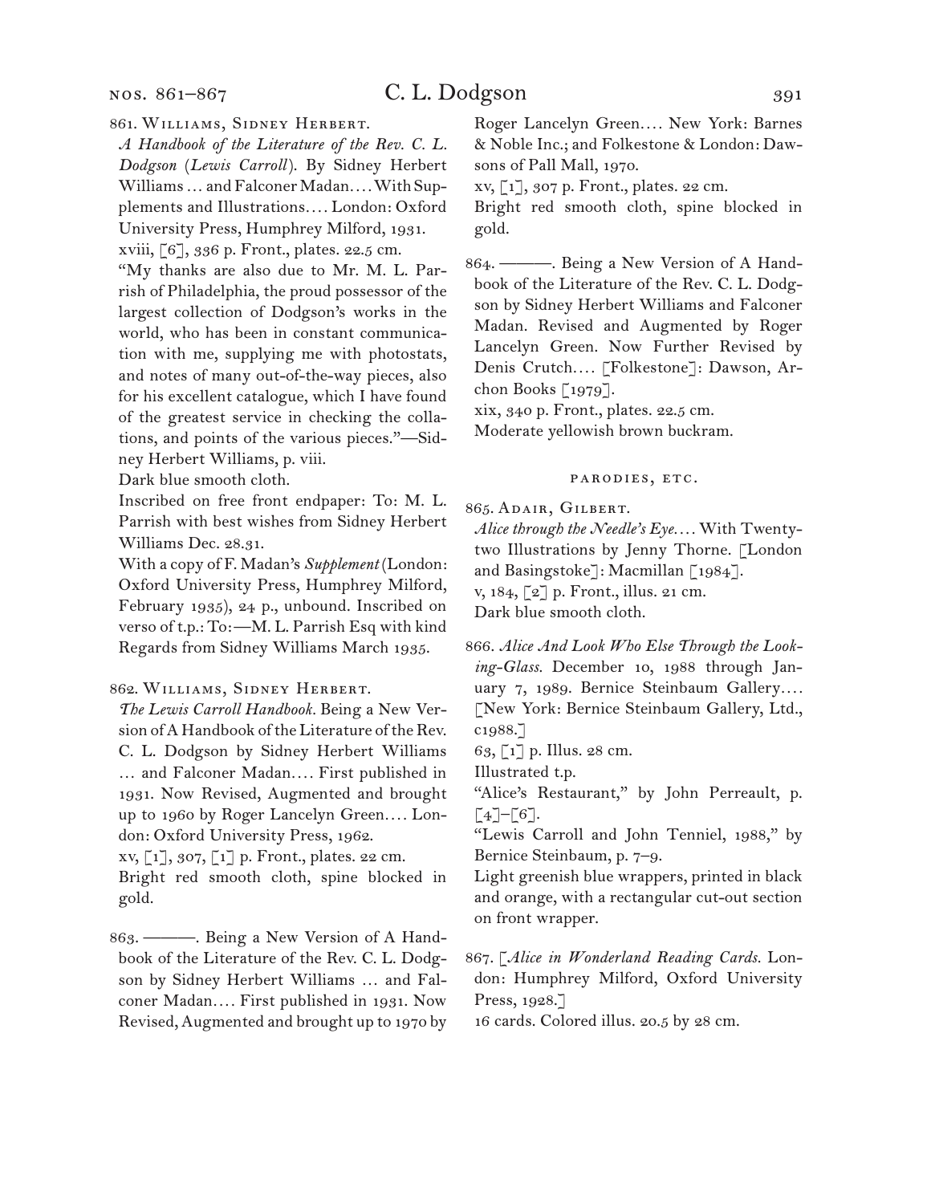861. Williams, Sidney Herbert.

*A Handbook of the Literature of the Rev. C. L. Dodgson* (*Lewis Carroll*). By Sidney Herbert Williams … and Falconer Madan.… With Supplements and Illustrations.… London: Oxford University Press, Humphrey Milford, 1931.

xviii, [6], 336 p. Front., plates. 22.5 cm.

"My thanks are also due to Mr. M. L. Parrish of Philadelphia, the proud possessor of the largest collection of Dodgson's works in the world, who has been in constant communication with me, supplying me with photostats, and notes of many out-of-the-way pieces, also for his excellent catalogue, which I have found of the greatest service in checking the collations, and points of the various pieces."—Sidney Herbert Williams, p. viii.

Dark blue smooth cloth.

Inscribed on free front endpaper: To: M. L. Parrish with best wishes from Sidney Herbert Williams Dec. 28.31.

With a copy of F. Madan's *Supplement* (London: Oxford University Press, Humphrey Milford, February 1935), 24 p., unbound. Inscribed on verso of t.p.: To:—M. L. Parrish Esq with kind Regards from Sidney Williams March 1935.

862. Williams, Sidney Herbert.

*The Lewis Carroll Handbook.* Being a New Version of A Handbook of the Literature of the Rev. C. L. Dodgson by Sidney Herbert Williams … and Falconer Madan.… First published in 1931. Now Revised, Augmented and brought up to 1960 by Roger Lancelyn Green.… London: Oxford University Press, 1962.

xv, [1], 307, [1] p. Front., plates. 22 cm.

Bright red smooth cloth, spine blocked in gold.

863. ———. Being a New Version of A Handbook of the Literature of the Rev. C. L. Dodgson by Sidney Herbert Williams … and Falconer Madan.… First published in 1931. Now Revised, Augmented and brought up to 1970 by Roger Lancelyn Green.… New York: Barnes & Noble Inc.; and Folkestone & London: Dawsons of Pall Mall, 1970.

xv, [1], 307 p. Front., plates. 22 cm.

Bright red smooth cloth, spine blocked in gold.

864. ———. Being a New Version of A Handbook of the Literature of the Rev. C. L. Dodgson by Sidney Herbert Williams and Falconer Madan. Revised and Augmented by Roger Lancelyn Green. Now Further Revised by Denis Crutch.… [Folkestone]: Dawson, Archon Books [1979].

xix, 340 p. Front., plates. 22.5 cm.

Moderate yellowish brown buckram.

### parodies, etc.

865. Adair, Gilbert.

*Alice through the Needle's Eye.*… With Twenty-two Illustrations by Jenny Thorne. [London and Basingstoke]: Macmillan [1984].

v, 184, [2] p. Front., illus. 21 cm.

Dark blue smooth cloth.

866. *Alice And Look Who Else Through the Looking-Glass.* December 10, 1988 through January 7, 1989. Bernice Steinbaum Gallery.… [New York: Bernice Steinbaum Gallery, Ltd., c1988.]

63, [1] p. Illus. 28 cm.

Illustrated t.p.

"Alice's Restaurant," by John Perreault, p. [4]–[6].

"Lewis Carroll and John Tenniel, 1988," by Bernice Steinbaum, p. 7–9.

Light greenish blue wrappers, printed in black and orange, with a rectangular cut-out section on front wrapper.

867. [*Alice in Wonderland Reading Cards.* London: Humphrey Milford, Oxford University Press, 1928.]

16 cards. Colored illus. 20.5 by 28 cm.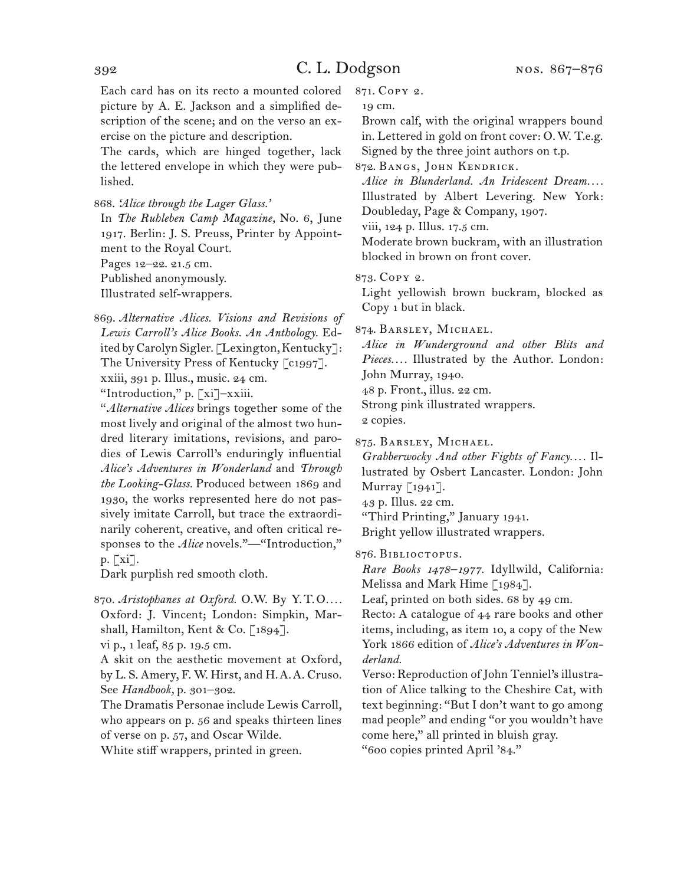Each card has on its recto a mounted colored picture by A. E. Jackson and a simplified description of the scene; and on the verso an exercise on the picture and description.

The cards, which are hinged together, lack the lettered envelope in which they were published.

868. *'Alice through the Lager Glass.'*
In *The Ruhleben Camp Magazine,* No. 6, June 1917. Berlin: J. S. Preuss, Printer by Appointment to the Royal Court.
Pages 12–22. 21.5 cm.
Published anonymously.
Illustrated self-wrappers.

869. *Alternative Alices. Visions and Revisions of Lewis Carroll's Alice Books. An Anthology.* Edited by Carolyn Sigler. [Lexington, Kentucky]: The University Press of Kentucky [c1997].
xxiii, 391 p. Illus., music. 24 cm.
"Introduction," p. [xi]–xxiii.
"*Alternative Alices* brings together some of the most lively and original of the almost two hundred literary imitations, revisions, and parodies of Lewis Carroll's enduringly influential *Alice's Adventures in Wonderland* and *Through the Looking-Glass.* Produced between 1869 and 1930, the works represented here do not passively imitate Carroll, but trace the extraordinarily coherent, creative, and often critical responses to the *Alice* novels."—"Introduction," p. [xi].
Dark purplish red smooth cloth.

870. *Aristophanes at Oxford.* O.W. By Y.T.O.... Oxford: J. Vincent; London: Simpkin, Marshall, Hamilton, Kent & Co. [1894].
vi p., 1 leaf, 85 p. 19.5 cm.
A skit on the aesthetic movement at Oxford, by L. S. Amery, F. W. Hirst, and H. A. A. Cruso. See *Handbook,* p. 301–302.
The Dramatis Personae include Lewis Carroll, who appears on p. 56 and speaks thirteen lines of verse on p. 57, and Oscar Wilde.
White stiff wrappers, printed in green.

871. Copy 2.
19 cm.
Brown calf, with the original wrappers bound in. Lettered in gold on front cover: O.W. T.e.g.
Signed by the three joint authors on t.p.

872. Bangs, John Kendrick.
*Alice in Blunderland. An Iridescent Dream....* Illustrated by Albert Levering. New York: Doubleday, Page & Company, 1907.
viii, 124 p. Illus. 17.5 cm.
Moderate brown buckram, with an illustration blocked in brown on front cover.

873. Copy 2.
Light yellowish brown buckram, blocked as Copy 1 but in black.

874. Barsley, Michael.
*Alice in Wunderground and other Blits and Pieces....* Illustrated by the Author. London: John Murray, 1940.
48 p. Front., illus. 22 cm.
Strong pink illustrated wrappers.
2 copies.

875. Barsley, Michael.
*Grabberwocky And other Fights of Fancy....* Illustrated by Osbert Lancaster. London: John Murray [1941].
43 p. Illus. 22 cm.
"Third Printing," January 1941.
Bright yellow illustrated wrappers.

876. Biblioctopus.
*Rare Books 1478–1977.* Idyllwild, California: Melissa and Mark Hime [1984].
Leaf, printed on both sides. 68 by 49 cm.
Recto: A catalogue of 44 rare books and other items, including, as item 10, a copy of the New York 1866 edition of *Alice's Adventures in Wonderland.*
Verso: Reproduction of John Tenniel's illustration of Alice talking to the Cheshire Cat, with text beginning: "But I don't want to go among mad people" and ending "or you wouldn't have come here," all printed in bluish gray.
"600 copies printed April '84."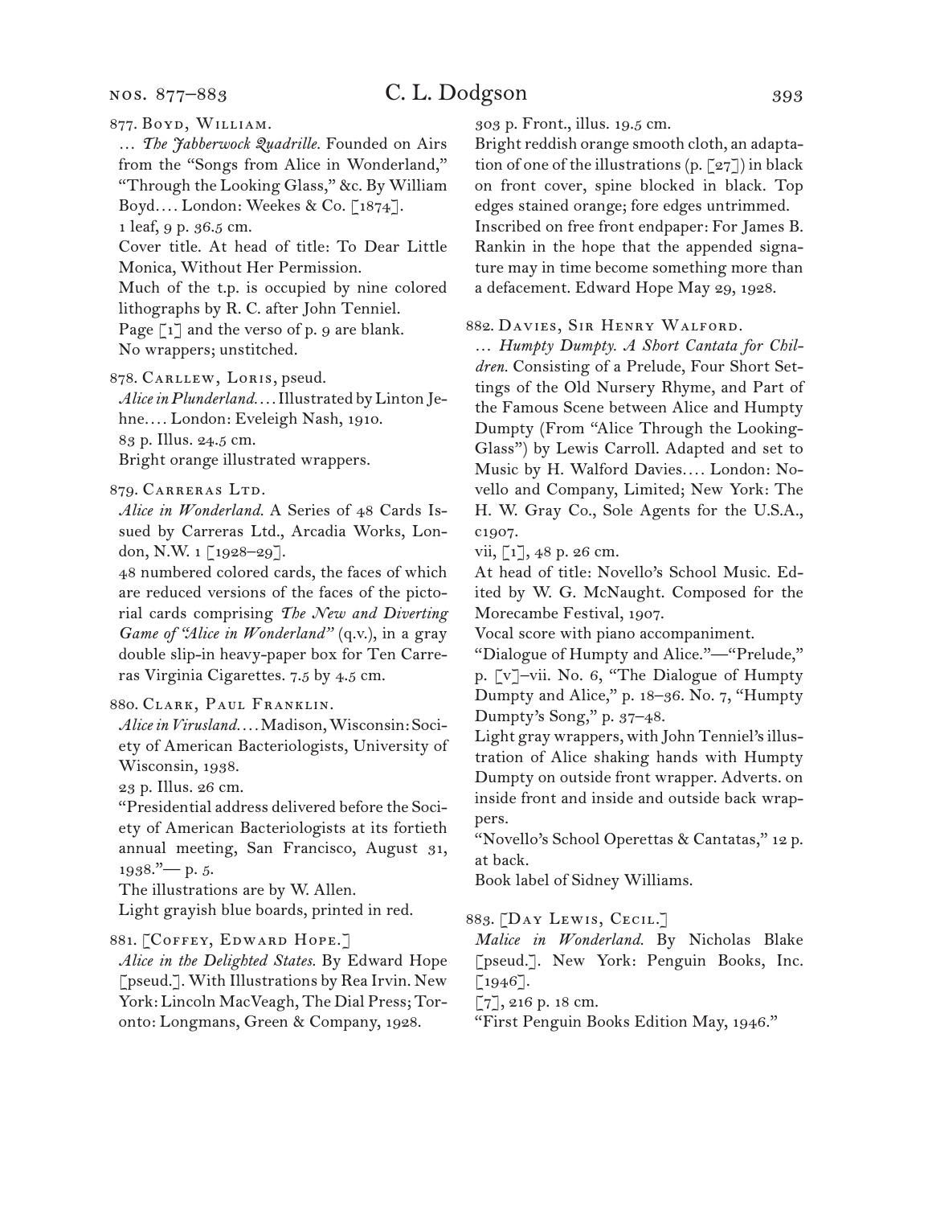877. Boyd, William.

… *The Jabberwock Quadrille.* Founded on Airs from the "Songs from Alice in Wonderland," "Through the Looking Glass," &c. By William Boyd.… London: Weekes & Co. [1874].

1 leaf, 9 p. 36.5 cm.

Cover title. At head of title: To Dear Little Monica, Without Her Permission.

Much of the t.p. is occupied by nine colored lithographs by R. C. after John Tenniel.

Page [1] and the verso of p. 9 are blank.

No wrappers; unstitched.

878. Carllew, Loris, pseud.

*Alice in Plunderland.…* Illustrated by Linton Jehne.… London: Eveleigh Nash, 1910.

83 p. Illus. 24.5 cm.

Bright orange illustrated wrappers.

879. Carreras Ltd.

*Alice in Wonderland.* A Series of 48 Cards Issued by Carreras Ltd., Arcadia Works, London, N.W. 1 [1928–29].

48 numbered colored cards, the faces of which are reduced versions of the faces of the pictorial cards comprising *The New and Diverting Game of "Alice in Wonderland"* (q.v.), in a gray double slip-in heavy-paper box for Ten Carreras Virginia Cigarettes. 7.5 by 4.5 cm.

880. Clark, Paul Franklin.

*Alice in Virusland.…* Madison, Wisconsin: Society of American Bacteriologists, University of Wisconsin, 1938.

23 p. Illus. 26 cm.

"Presidential address delivered before the Society of American Bacteriologists at its fortieth annual meeting, San Francisco, August 31, 1938."— p. 5.

The illustrations are by W. Allen.

Light grayish blue boards, printed in red.

881. [Coffey, Edward Hope.]

*Alice in the Delighted States.* By Edward Hope [pseud.]. With Illustrations by Rea Irvin. New York: Lincoln MacVeagh, The Dial Press; Toronto: Longmans, Green & Company, 1928.

303 p. Front., illus. 19.5 cm.

Bright reddish orange smooth cloth, an adaptation of one of the illustrations (p. [27]) in black on front cover, spine blocked in black. Top edges stained orange; fore edges untrimmed.

Inscribed on free front endpaper: For James B. Rankin in the hope that the appended signature may in time become something more than a defacement. Edward Hope May 29, 1928.

882. Davies, Sir Henry Walford.

… *Humpty Dumpty. A Short Cantata for Children.* Consisting of a Prelude, Four Short Settings of the Old Nursery Rhyme, and Part of the Famous Scene between Alice and Humpty Dumpty (From "Alice Through the Looking-Glass") by Lewis Carroll. Adapted and set to Music by H. Walford Davies.… London: Novello and Company, Limited; New York: The H. W. Gray Co., Sole Agents for the U.S.A., c1907.

vii, [1], 48 p. 26 cm.

At head of title: Novello's School Music. Edited by W. G. McNaught. Composed for the Morecambe Festival, 1907.

Vocal score with piano accompaniment.

"Dialogue of Humpty and Alice."—"Prelude," p. [v]–vii. No. 6, "The Dialogue of Humpty Dumpty and Alice," p. 18–36. No. 7, "Humpty Dumpty's Song," p. 37–48.

Light gray wrappers, with John Tenniel's illustration of Alice shaking hands with Humpty Dumpty on outside front wrapper. Adverts. on inside front and inside and outside back wrappers.

"Novello's School Operettas & Cantatas," 12 p. at back.

Book label of Sidney Williams.

883. [Day Lewis, Cecil.]

*Malice in Wonderland.* By Nicholas Blake [pseud.]. New York: Penguin Books, Inc. [1946].

[7], 216 p. 18 cm.

"First Penguin Books Edition May, 1946."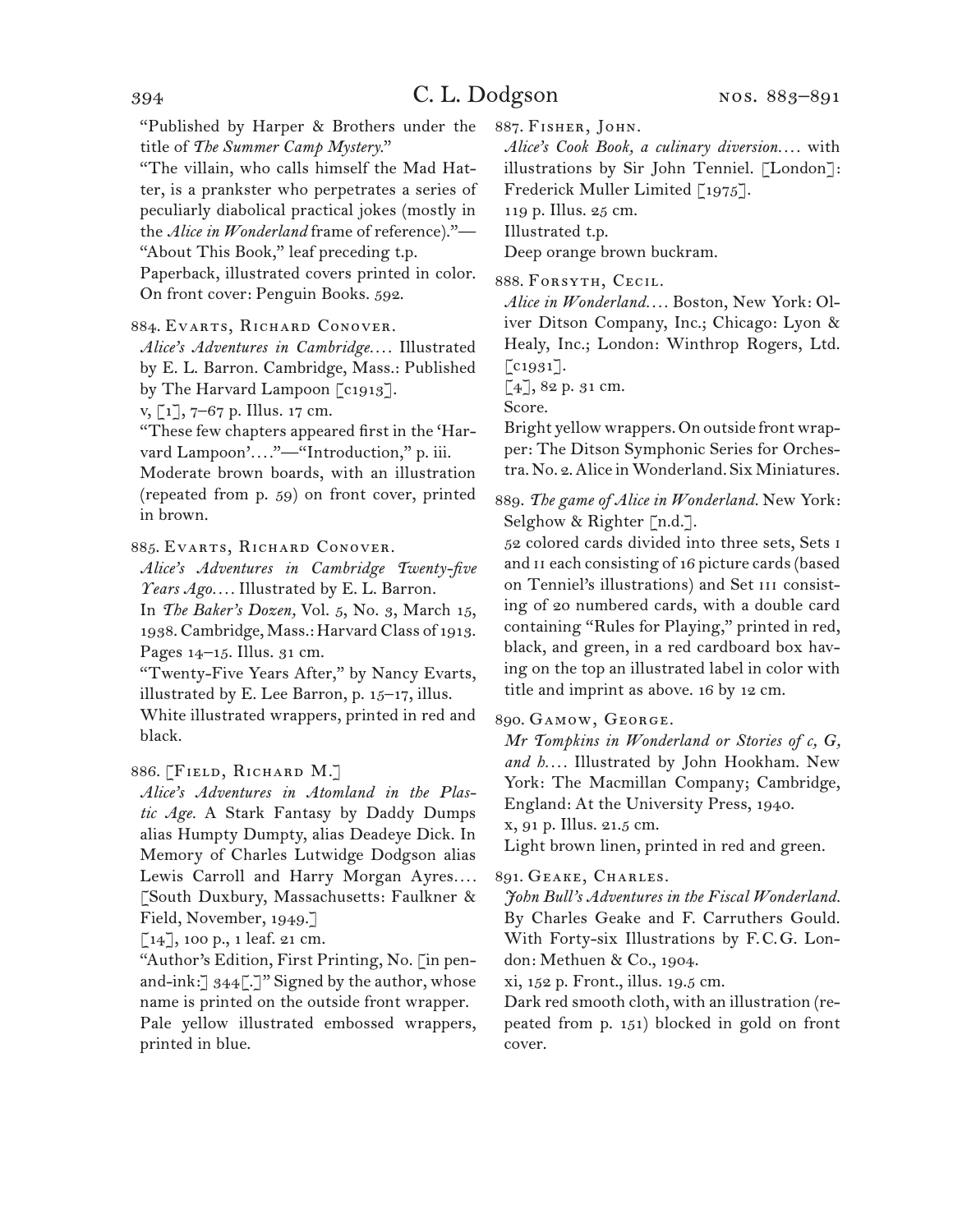"Published by Harper & Brothers under the title of *The Summer Camp Mystery*."

"The villain, who calls himself the Mad Hatter, is a prankster who perpetrates a series of peculiarly diabolical practical jokes (mostly in the *Alice in Wonderland* frame of reference)."—"About This Book," leaf preceding t.p.

Paperback, illustrated covers printed in color. On front cover: Penguin Books. 592.

884. Evarts, Richard Conover.

*Alice's Adventures in Cambridge.…* Illustrated by E. L. Barron. Cambridge, Mass.: Published by The Harvard Lampoon [c1913].

v, [1], 7–67 p. Illus. 17 cm.

"These few chapters appeared first in the 'Harvard Lampoon'…."—"Introduction," p. iii.

Moderate brown boards, with an illustration (repeated from p. 59) on front cover, printed in brown.

885. Evarts, Richard Conover.

*Alice's Adventures in Cambridge Twenty-five Years Ago.…* Illustrated by E. L. Barron.

In *The Baker's Dozen,* Vol. 5, No. 3, March 15, 1938. Cambridge, Mass.: Harvard Class of 1913. Pages 14–15. Illus. 31 cm.

"Twenty-Five Years After," by Nancy Evarts, illustrated by E. Lee Barron, p. 15–17, illus.

White illustrated wrappers, printed in red and black.

886. [Field, Richard M.]

*Alice's Adventures in Atomland in the Plastic Age.* A Stark Fantasy by Daddy Dumps alias Humpty Dumpty, alias Deadeye Dick. In Memory of Charles Lutwidge Dodgson alias Lewis Carroll and Harry Morgan Ayres.… [South Duxbury, Massachusetts: Faulkner & Field, November, 1949.]

[14], 100 p., 1 leaf. 21 cm.

"Author's Edition, First Printing, No. [in pen-and-ink:] 344[.]" Signed by the author, whose name is printed on the outside front wrapper.

Pale yellow illustrated embossed wrappers, printed in blue.

887. Fisher, John.

*Alice's Cook Book, a culinary diversion.…* with illustrations by Sir John Tenniel. [London]: Frederick Muller Limited [1975].

119 p. Illus. 25 cm.

Illustrated t.p.

Deep orange brown buckram.

888. Forsyth, Cecil.

*Alice in Wonderland.…* Boston, New York: Oliver Ditson Company, Inc.; Chicago: Lyon & Healy, Inc.; London: Winthrop Rogers, Ltd. [c1931].

[4], 82 p. 31 cm.

Score.

Bright yellow wrappers. On outside front wrapper: The Ditson Symphonic Series for Orchestra. No. 2. Alice in Wonderland. Six Miniatures.

889. *The game of Alice in Wonderland.* New York: Selghow & Righter [n.d.].

52 colored cards divided into three sets, Sets I and II each consisting of 16 picture cards (based on Tenniel's illustrations) and Set III consisting of 20 numbered cards, with a double card containing "Rules for Playing," printed in red, black, and green, in a red cardboard box having on the top an illustrated label in color with title and imprint as above. 16 by 12 cm.

890. Gamow, George.

*Mr Tompkins in Wonderland or Stories of c, G, and h.…* Illustrated by John Hookham. New York: The Macmillan Company; Cambridge, England: At the University Press, 1940.

x, 91 p. Illus. 21.5 cm.

Light brown linen, printed in red and green.

891. Geake, Charles.

*John Bull's Adventures in the Fiscal Wonderland.* By Charles Geake and F. Carruthers Gould. With Forty-six Illustrations by F.C.G. London: Methuen & Co., 1904.

xi, 152 p. Front., illus. 19.5 cm.

Dark red smooth cloth, with an illustration (repeated from p. 151) blocked in gold on front cover.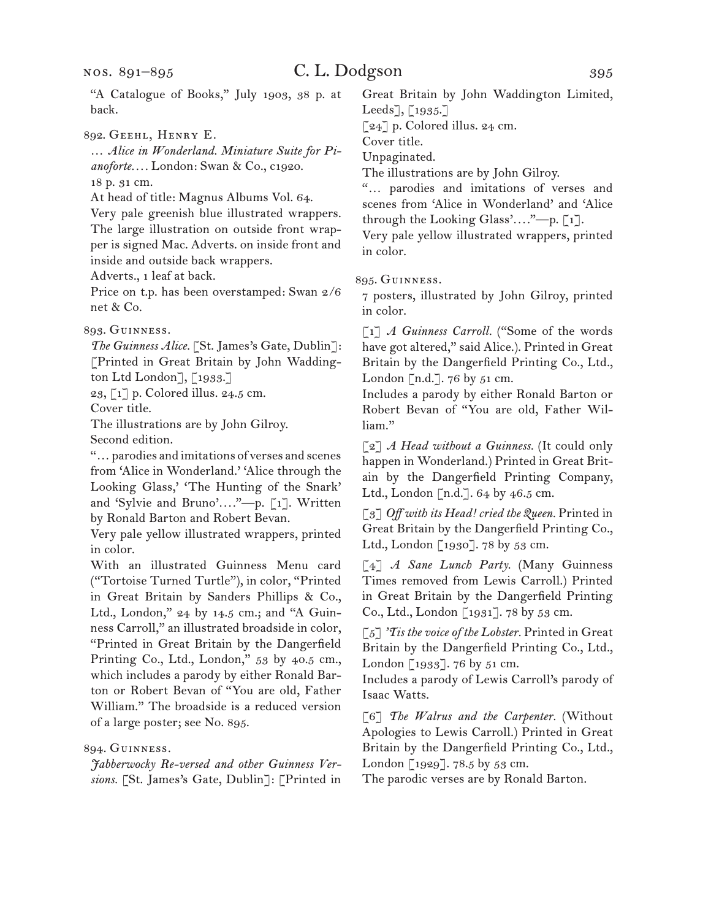"A Catalogue of Books," July 1903, 38 p. at back.

892. Geehl, Henry E.

… *Alice in Wonderland. Miniature Suite for Pianoforte.…* London: Swan & Co., c1920.

18 p. 31 cm.

At head of title: Magnus Albums Vol. 64.

Very pale greenish blue illustrated wrappers. The large illustration on outside front wrapper is signed Mac. Adverts. on inside front and inside and outside back wrappers.

Adverts., 1 leaf at back.

Price on t.p. has been overstamped: Swan 2/6 net & Co.

893. Guinness.

*The Guinness Alice.* [St. James's Gate, Dublin]: [Printed in Great Britain by John Waddington Ltd London], [1933.]

23, [1] p. Colored illus. 24.5 cm.

Cover title.

The illustrations are by John Gilroy.

Second edition.

"… parodies and imitations of verses and scenes from 'Alice in Wonderland.' 'Alice through the Looking Glass,' 'The Hunting of the Snark' and 'Sylvie and Bruno'.…"—p. [1]. Written by Ronald Barton and Robert Bevan.

Very pale yellow illustrated wrappers, printed in color.

With an illustrated Guinness Menu card ("Tortoise Turned Turtle"), in color, "Printed in Great Britain by Sanders Phillips & Co., Ltd., London," 24 by 14.5 cm.; and "A Guinness Carroll," an illustrated broadside in color, "Printed in Great Britain by the Dangerfield Printing Co., Ltd., London," 53 by 40.5 cm., which includes a parody by either Ronald Barton or Robert Bevan of "You are old, Father William." The broadside is a reduced version of a large poster; see No. 895.

894. Guinness.

*Jabberwocky Re-versed and other Guinness Versions.* [St. James's Gate, Dublin]: [Printed in Great Britain by John Waddington Limited, Leeds], [1935.]

[24] p. Colored illus. 24 cm.

Cover title.

Unpaginated.

The illustrations are by John Gilroy.

"… parodies and imitations of verses and scenes from 'Alice in Wonderland' and 'Alice through the Looking Glass'.…"—p. [1].

Very pale yellow illustrated wrappers, printed in color.

895. Guinness.

7 posters, illustrated by John Gilroy, printed in color.

[1] *A Guinness Carroll.* ("Some of the words have got altered," said Alice.). Printed in Great Britain by the Dangerfield Printing Co., Ltd., London [n.d.]. 76 by 51 cm.

Includes a parody by either Ronald Barton or Robert Bevan of "You are old, Father William."

[2] *A Head without a Guinness.* (It could only happen in Wonderland.) Printed in Great Britain by the Dangerfield Printing Company, Ltd., London [n.d.]. 64 by 46.5 cm.

[3] *Off with its Head! cried the Queen.* Printed in Great Britain by the Dangerfield Printing Co., Ltd., London [1930]. 78 by 53 cm.

[4] *A Sane Lunch Party.* (Many Guinness Times removed from Lewis Carroll.) Printed in Great Britain by the Dangerfield Printing Co., Ltd., London [1931]. 78 by 53 cm.

[5] *'Tis the voice of the Lobster.* Printed in Great Britain by the Dangerfield Printing Co., Ltd., London [1933]. 76 by 51 cm.

Includes a parody of Lewis Carroll's parody of Isaac Watts.

[6] *The Walrus and the Carpenter.* (Without Apologies to Lewis Carroll.) Printed in Great Britain by the Dangerfield Printing Co., Ltd., London [1929]. 78.5 by 53 cm.

The parodic verses are by Ronald Barton.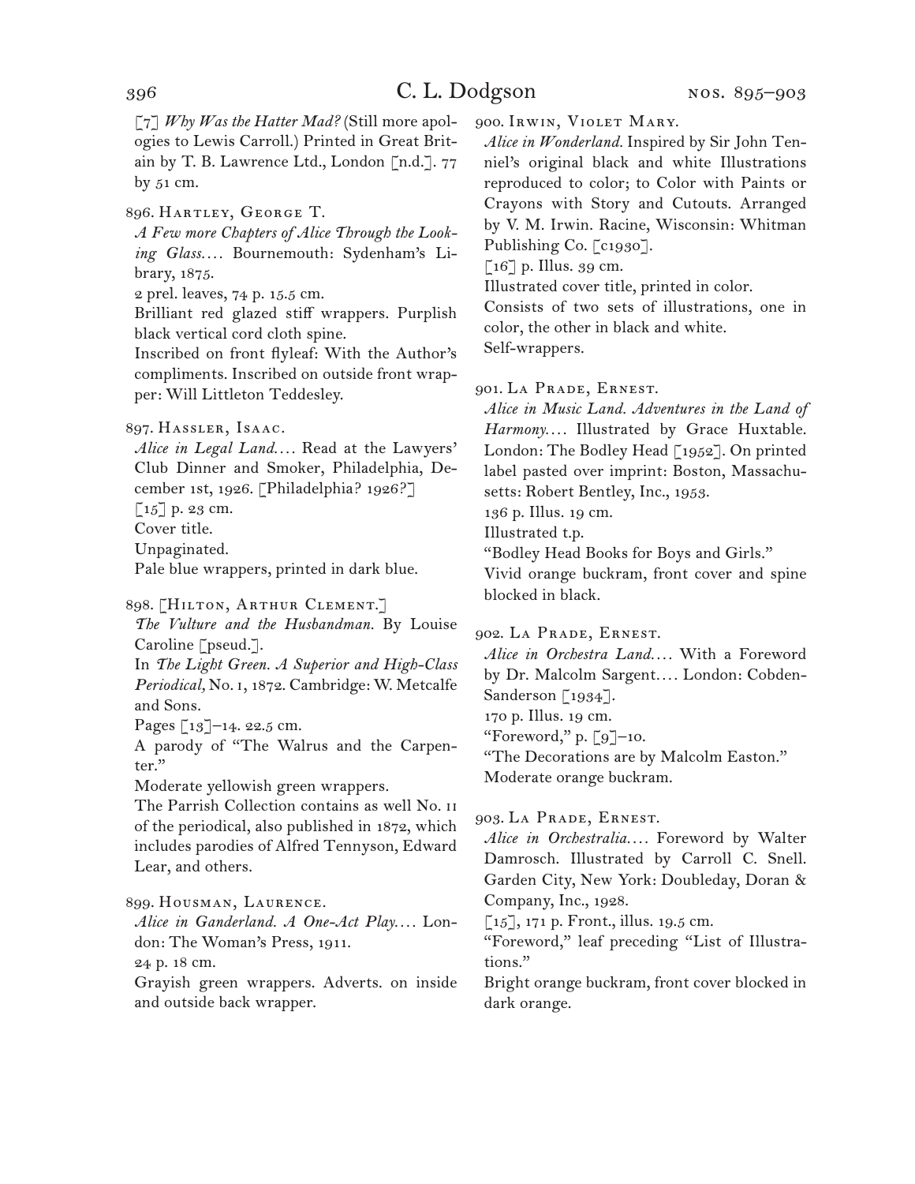[7] *Why Was the Hatter Mad?* (Still more apologies to Lewis Carroll.) Printed in Great Britain by T. B. Lawrence Ltd., London [n.d.]. 77 by 51 cm.

896. Hartley, George T.
*A Few more Chapters of Alice Through the Looking Glass.…* Bournemouth: Sydenham's Library, 1875.
2 prel. leaves, 74 p. 15.5 cm.
Brilliant red glazed stiff wrappers. Purplish black vertical cord cloth spine.
Inscribed on front flyleaf: With the Author's compliments. Inscribed on outside front wrapper: Will Littleton Teddesley.

897. Hassler, Isaac.
*Alice in Legal Land.…* Read at the Lawyers' Club Dinner and Smoker, Philadelphia, December 1st, 1926. [Philadelphia? 1926?]
[15] p. 23 cm.
Cover title.
Unpaginated.
Pale blue wrappers, printed in dark blue.

898. [Hilton, Arthur Clement.]
*The Vulture and the Husbandman.* By Louise Caroline [pseud.].
In *The Light Green. A Superior and High-Class Periodical,* No. 1, 1872. Cambridge: W. Metcalfe and Sons.
Pages [13]–14. 22.5 cm.
A parody of "The Walrus and the Carpenter."
Moderate yellowish green wrappers.
The Parrish Collection contains as well No. II of the periodical, also published in 1872, which includes parodies of Alfred Tennyson, Edward Lear, and others.

899. Housman, Laurence.
*Alice in Ganderland. A One-Act Play.…* London: The Woman's Press, 1911.
24 p. 18 cm.
Grayish green wrappers. Adverts. on inside and outside back wrapper.

900. Irwin, Violet Mary.
*Alice in Wonderland.* Inspired by Sir John Tenniel's original black and white Illustrations reproduced to color; to Color with Paints or Crayons with Story and Cutouts. Arranged by V. M. Irwin. Racine, Wisconsin: Whitman Publishing Co. [c1930].
[16] p. Illus. 39 cm.
Illustrated cover title, printed in color.
Consists of two sets of illustrations, one in color, the other in black and white.
Self-wrappers.

901. La Prade, Ernest.
*Alice in Music Land. Adventures in the Land of Harmony.…* Illustrated by Grace Huxtable. London: The Bodley Head [1952]. On printed label pasted over imprint: Boston, Massachusetts: Robert Bentley, Inc., 1953.
136 p. Illus. 19 cm.
Illustrated t.p.
"Bodley Head Books for Boys and Girls."
Vivid orange buckram, front cover and spine blocked in black.

902. La Prade, Ernest.
*Alice in Orchestra Land.…* With a Foreword by Dr. Malcolm Sargent.… London: Cobden-Sanderson [1934].
170 p. Illus. 19 cm.
"Foreword," p. [9]–10.
"The Decorations are by Malcolm Easton."
Moderate orange buckram.

903. La Prade, Ernest.
*Alice in Orchestralia.…* Foreword by Walter Damrosch. Illustrated by Carroll C. Snell. Garden City, New York: Doubleday, Doran & Company, Inc., 1928.
[15], 171 p. Front., illus. 19.5 cm.
"Foreword," leaf preceding "List of Illustrations."
Bright orange buckram, front cover blocked in dark orange.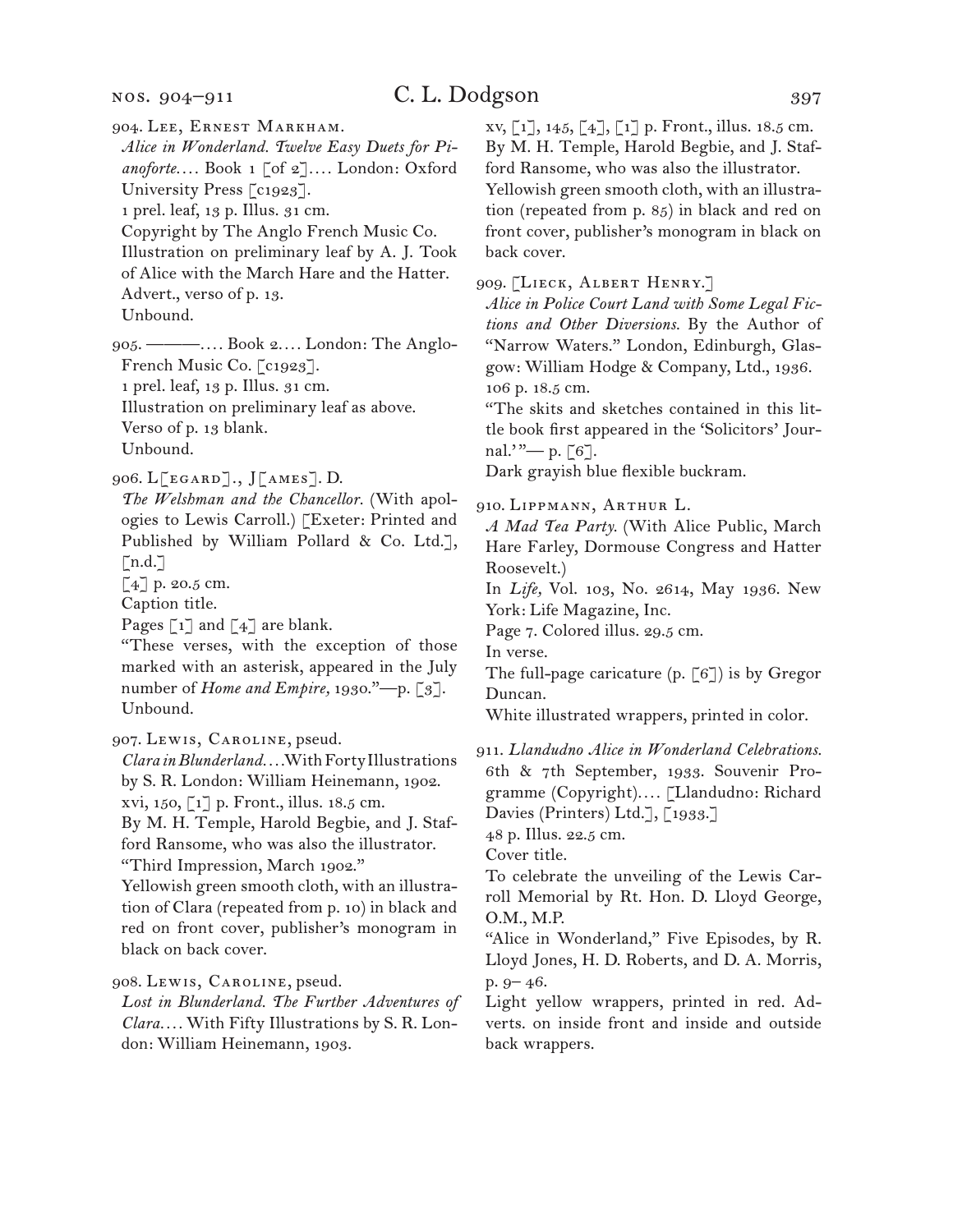904. Lee, Ernest Markham.

*Alice in Wonderland. Twelve Easy Duets for Pianoforte.*… Book 1 [of 2]…. London: Oxford University Press [c1923].

1 prel. leaf, 13 p. Illus. 31 cm.

Copyright by The Anglo French Music Co.

Illustration on preliminary leaf by A. J. Took of Alice with the March Hare and the Hatter.

Advert., verso of p. 13.

Unbound.

905. ———…. Book 2…. London: The Anglo-French Music Co. [c1923].

1 prel. leaf, 13 p. Illus. 31 cm.

Illustration on preliminary leaf as above.

Verso of p. 13 blank.

Unbound.

906. L[egard]., J[ames]. D.

*The Welshman and the Chancellor.* (With apologies to Lewis Carroll.) [Exeter: Printed and Published by William Pollard & Co. Ltd.], [n.d.]

[4] p. 20.5 cm.

Caption title.

Pages [1] and [4] are blank.

"These verses, with the exception of those marked with an asterisk, appeared in the July number of *Home and Empire,* 1930."—p. [3].

Unbound.

907. Lewis, Caroline, pseud.

*Clara in Blunderland.*…With Forty Illustrations by S. R. London: William Heinemann, 1902.

xvi, 150, [1] p. Front., illus. 18.5 cm.

By M. H. Temple, Harold Begbie, and J. Stafford Ransome, who was also the illustrator.

"Third Impression, March 1902."

Yellowish green smooth cloth, with an illustration of Clara (repeated from p. 10) in black and red on front cover, publisher's monogram in black on back cover.

908. Lewis, Caroline, pseud.

*Lost in Blunderland. The Further Adventures of Clara.*… With Fifty Illustrations by S. R. London: William Heinemann, 1903.

xv, [1], 145, [4], [1] p. Front., illus. 18.5 cm.

By M. H. Temple, Harold Begbie, and J. Stafford Ransome, who was also the illustrator.

Yellowish green smooth cloth, with an illustration (repeated from p. 85) in black and red on front cover, publisher's monogram in black on back cover.

909. [Lieck, Albert Henry.]

*Alice in Police Court Land with Some Legal Fictions and Other Diversions.* By the Author of "Narrow Waters." London, Edinburgh, Glasgow: William Hodge & Company, Ltd., 1936.

106 p. 18.5 cm.

"The skits and sketches contained in this little book first appeared in the 'Solicitors' Journal.'"— p. [6].

Dark grayish blue flexible buckram.

910. Lippmann, Arthur L.

*A Mad Tea Party.* (With Alice Public, March Hare Farley, Dormouse Congress and Hatter Roosevelt.)

In *Life,* Vol. 103, No. 2614, May 1936. New York: Life Magazine, Inc.

Page 7. Colored illus. 29.5 cm.

In verse.

The full-page caricature (p. [6]) is by Gregor Duncan.

White illustrated wrappers, printed in color.

911. *Llandudno Alice in Wonderland Celebrations.* 6th & 7th September, 1933. Souvenir Programme (Copyright)…. [Llandudno: Richard Davies (Printers) Ltd.], [1933.]

48 p. Illus. 22.5 cm.

Cover title.

To celebrate the unveiling of the Lewis Carroll Memorial by Rt. Hon. D. Lloyd George, O.M., M.P.

"Alice in Wonderland," Five Episodes, by R. Lloyd Jones, H. D. Roberts, and D. A. Morris, p. 9–46.

Light yellow wrappers, printed in red. Adverts. on inside front and inside and outside back wrappers.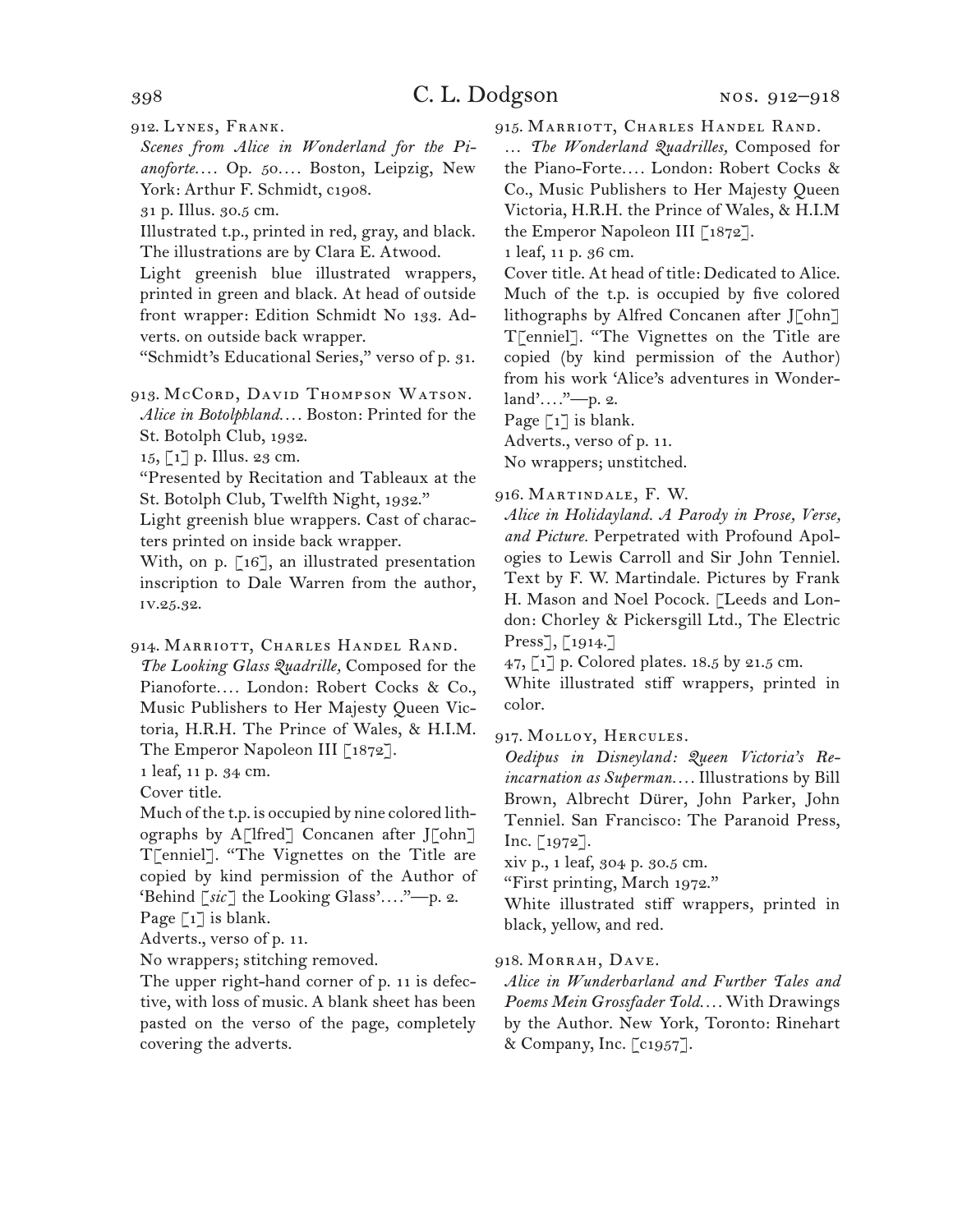912. Lynes, Frank.

*Scenes from Alice in Wonderland for the Pianoforte.…* Op. 50.… Boston, Leipzig, New York: Arthur F. Schmidt, c1908.

31 p. Illus. 30.5 cm.

Illustrated t.p., printed in red, gray, and black. The illustrations are by Clara E. Atwood.

Light greenish blue illustrated wrappers, printed in green and black. At head of outside front wrapper: Edition Schmidt No 133. Adverts. on outside back wrapper.

"Schmidt's Educational Series," verso of p. 31.

913. McCord, David Thompson Watson.

*Alice in Botolphland.…* Boston: Printed for the St. Botolph Club, 1932.

15, [1] p. Illus. 23 cm.

"Presented by Recitation and Tableaux at the St. Botolph Club, Twelfth Night, 1932."

Light greenish blue wrappers. Cast of characters printed on inside back wrapper.

With, on p. [16], an illustrated presentation inscription to Dale Warren from the author, IV.25.32.

914. Marriott, Charles Handel Rand.

*The Looking Glass Quadrille,* Composed for the Pianoforte.… London: Robert Cocks & Co., Music Publishers to Her Majesty Queen Victoria, H.R.H. The Prince of Wales, & H.I.M. The Emperor Napoleon III [1872].

1 leaf, 11 p. 34 cm.

Cover title.

Much of the t.p. is occupied by nine colored lithographs by A[lfred] Concanen after J[ohn] T[enniel]. "The Vignettes on the Title are copied by kind permission of the Author of 'Behind [*sic*] the Looking Glass'.…"—p. 2.

Page [1] is blank.

Adverts., verso of p. 11.

No wrappers; stitching removed.

The upper right-hand corner of p. 11 is defective, with loss of music. A blank sheet has been pasted on the verso of the page, completely covering the adverts.

915. Marriott, Charles Handel Rand.

… *The Wonderland Quadrilles,* Composed for the Piano-Forte.… London: Robert Cocks & Co., Music Publishers to Her Majesty Queen Victoria, H.R.H. the Prince of Wales, & H.I.M the Emperor Napoleon III [1872].

1 leaf, 11 p. 36 cm.

Cover title. At head of title: Dedicated to Alice. Much of the t.p. is occupied by five colored lithographs by Alfred Concanen after J[ohn] T[enniel]. "The Vignettes on the Title are copied (by kind permission of the Author) from his work 'Alice's adventures in Wonderland'.…"—p. 2.

Page [1] is blank.

Adverts., verso of p. 11.

No wrappers; unstitched.

916. Martindale, F. W.

*Alice in Holidayland. A Parody in Prose, Verse, and Picture.* Perpetrated with Profound Apologies to Lewis Carroll and Sir John Tenniel. Text by F. W. Martindale. Pictures by Frank H. Mason and Noel Pocock. [Leeds and London: Chorley & Pickersgill Ltd., The Electric Press], [1914.]

47, [1] p. Colored plates. 18.5 by 21.5 cm.

White illustrated stiff wrappers, printed in color.

917. Molloy, Hercules.

*Oedipus in Disneyland: Queen Victoria's Reincarnation as Superman.…* Illustrations by Bill Brown, Albrecht Dürer, John Parker, John Tenniel. San Francisco: The Paranoid Press, Inc. [1972].

xiv p., 1 leaf, 304 p. 30.5 cm.

"First printing, March 1972."

White illustrated stiff wrappers, printed in black, yellow, and red.

918. Morrah, Dave.

*Alice in Wunderbarland and Further Tales and Poems Mein Grossfader Told.…* With Drawings by the Author. New York, Toronto: Rinehart & Company, Inc. [c1957].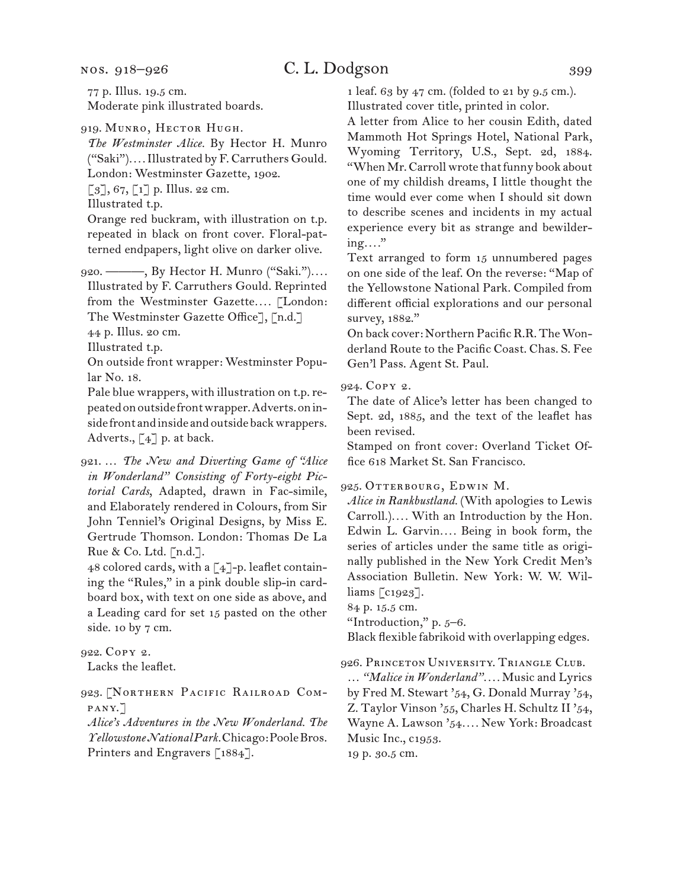77 p. Illus. 19.5 cm.
Moderate pink illustrated boards.

919. Munro, Hector Hugh.
*The Westminster Alice.* By Hector H. Munro ("Saki").... Illustrated by F. Carruthers Gould. London: Westminster Gazette, 1902.
[3], 67, [1] p. Illus. 22 cm.
Illustrated t.p.
Orange red buckram, with illustration on t.p. repeated in black on front cover. Floral-patterned endpapers, light olive on darker olive.

920. ———, By Hector H. Munro ("Saki.").... Illustrated by F. Carruthers Gould. Reprinted from the Westminster Gazette.... [London: The Westminster Gazette Office], [n.d.]
44 p. Illus. 20 cm.
Illustrated t.p.
On outside front wrapper: Westminster Popular No. 18.
Pale blue wrappers, with illustration on t.p. repeated on outside front wrapper. Adverts. on inside front and inside and outside back wrappers. Adverts., [4] p. at back.

921. ... *The New and Diverting Game of "Alice in Wonderland" Consisting of Forty-eight Pictorial Cards,* Adapted, drawn in Fac-simile, and Elaborately rendered in Colours, from Sir John Tenniel's Original Designs, by Miss E. Gertrude Thomson. London: Thomas De La Rue & Co. Ltd. [n.d.].
48 colored cards, with a [4]-p. leaflet containing the "Rules," in a pink double slip-in cardboard box, with text on one side as above, and a Leading card for set 15 pasted on the other side. 10 by 7 cm.

922. Copy 2.
Lacks the leaflet.

923. [Northern Pacific Railroad Company.]
*Alice's Adventures in the New Wonderland. The Yellowstone National Park.* Chicago: Poole Bros. Printers and Engravers [1884].
1 leaf. 63 by 47 cm. (folded to 21 by 9.5 cm.).
Illustrated cover title, printed in color.
A letter from Alice to her cousin Edith, dated Mammoth Hot Springs Hotel, National Park, Wyoming Territory, U.S., Sept. 2d, 1884. "When Mr. Carroll wrote that funny book about one of my childish dreams, I little thought the time would ever come when I should sit down to describe scenes and incidents in my actual experience every bit as strange and bewildering...."
Text arranged to form 15 unnumbered pages on one side of the leaf. On the reverse: "Map of the Yellowstone National Park. Compiled from different official explorations and our personal survey, 1882."
On back cover: Northern Pacific R.R. The Wonderland Route to the Pacific Coast. Chas. S. Fee Gen'l Pass. Agent St. Paul.

924. Copy 2.
The date of Alice's letter has been changed to Sept. 2d, 1885, and the text of the leaflet has been revised.
Stamped on front cover: Overland Ticket Office 618 Market St. San Francisco.

925. Otterbourg, Edwin M.
*Alice in Rankbustland.* (With apologies to Lewis Carroll.).... With an Introduction by the Hon. Edwin L. Garvin.... Being in book form, the series of articles under the same title as originally published in the New York Credit Men's Association Bulletin. New York: W. W. Williams [c1923].
84 p. 15.5 cm.
"Introduction," p. 5–6.
Black flexible fabrikoid with overlapping edges.

926. Princeton University. Triangle Club.
... *"Malice in Wonderland"....* Music and Lyrics by Fred M. Stewart '54, G. Donald Murray '54, Z. Taylor Vinson '55, Charles H. Schultz II '54, Wayne A. Lawson '54.... New York: Broadcast Music Inc., c1953.
19 p. 30.5 cm.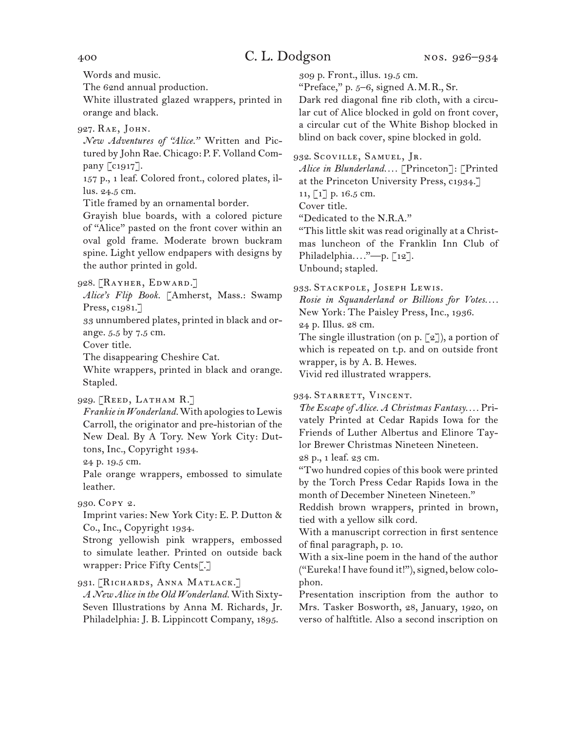Words and music.

The 62nd annual production.

White illustrated glazed wrappers, printed in orange and black.

927. Rae, John.

*New Adventures of "Alice."* Written and Pictured by John Rae. Chicago: P. F. Volland Company [c1917].

157 p., 1 leaf. Colored front., colored plates, illus. 24.5 cm.

Title framed by an ornamental border.

Grayish blue boards, with a colored picture of "Alice" pasted on the front cover within an oval gold frame. Moderate brown buckram spine. Light yellow endpapers with designs by the author printed in gold.

928. [Rayher, Edward.]

*Alice's Flip Book.* [Amherst, Mass.: Swamp Press, c1981.]

33 unnumbered plates, printed in black and orange. 5.5 by 7.5 cm.

Cover title.

The disappearing Cheshire Cat.

White wrappers, printed in black and orange. Stapled.

929. [Reed, Latham R.]

*Frankie in Wonderland.* With apologies to Lewis Carroll, the originator and pre-historian of the New Deal. By A Tory. New York City: Duttons, Inc., Copyright 1934.

24 p. 19.5 cm.

Pale orange wrappers, embossed to simulate leather.

930. Copy 2.

Imprint varies: New York City: E. P. Dutton & Co., Inc., Copyright 1934.

Strong yellowish pink wrappers, embossed to simulate leather. Printed on outside back wrapper: Price Fifty Cents[.]

931. [Richards, Anna Matlack.]

*A New Alice in the Old Wonderland.* With Sixty-Seven Illustrations by Anna M. Richards, Jr. Philadelphia: J. B. Lippincott Company, 1895.

309 p. Front., illus. 19.5 cm.

"Preface," p. 5–6, signed A. M. R., Sr.

Dark red diagonal fine rib cloth, with a circular cut of Alice blocked in gold on front cover, a circular cut of the White Bishop blocked in blind on back cover, spine blocked in gold.

932. Scoville, Samuel, Jr.

*Alice in Blunderland.…* [Princeton]: [Printed at the Princeton University Press, c1934.]

11, [1] p. 16.5 cm.

Cover title.

"Dedicated to the N.R.A."

"This little skit was read originally at a Christmas luncheon of the Franklin Inn Club of Philadelphia.…"—p. [12].

Unbound; stapled.

933. Stackpole, Joseph Lewis.

*Rosie in Squanderland or Billions for Votes.…* New York: The Paisley Press, Inc., 1936.

24 p. Illus. 28 cm.

The single illustration (on p. [2]), a portion of which is repeated on t.p. and on outside front wrapper, is by A. B. Hewes.

Vivid red illustrated wrappers.

934. Starrett, Vincent.

*The Escape of Alice. A Christmas Fantasy.…* Privately Printed at Cedar Rapids Iowa for the Friends of Luther Albertus and Elinore Taylor Brewer Christmas Nineteen Nineteen.

28 p., 1 leaf. 23 cm.

"Two hundred copies of this book were printed by the Torch Press Cedar Rapids Iowa in the month of December Nineteen Nineteen."

Reddish brown wrappers, printed in brown, tied with a yellow silk cord.

With a manuscript correction in first sentence of final paragraph, p. 10.

With a six-line poem in the hand of the author ("Eureka! I have found it!"), signed, below colophon.

Presentation inscription from the author to Mrs. Tasker Bosworth, 28, January, 1920, on verso of halftitle. Also a second inscription on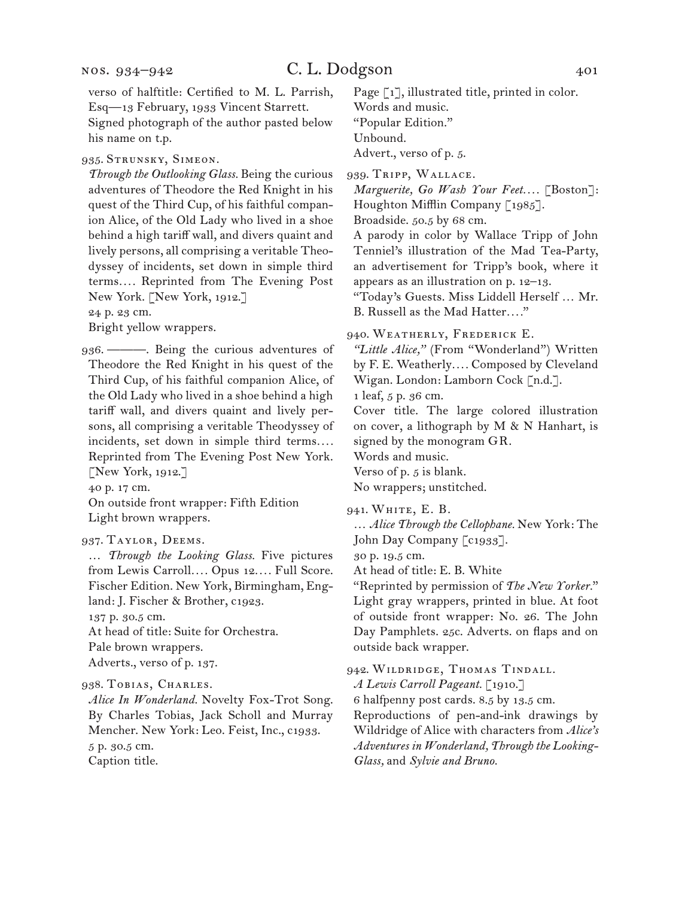verso of halftitle: Certified to M. L. Parrish, Esq—13 February, 1933 Vincent Starrett.
Signed photograph of the author pasted below his name on t.p.

935. Strunsky, Simeon.
*Through the Outlooking Glass.* Being the curious adventures of Theodore the Red Knight in his quest of the Third Cup, of his faithful companion Alice, of the Old Lady who lived in a shoe behind a high tariff wall, and divers quaint and lively persons, all comprising a veritable Theodyssey of incidents, set down in simple third terms.… Reprinted from The Evening Post New York. [New York, 1912.]
24 p. 23 cm.
Bright yellow wrappers.

936. ———. Being the curious adventures of Theodore the Red Knight in his quest of the Third Cup, of his faithful companion Alice, of the Old Lady who lived in a shoe behind a high tariff wall, and divers quaint and lively persons, all comprising a veritable Theodyssey of incidents, set down in simple third terms.… Reprinted from The Evening Post New York. [New York, 1912.]
40 p. 17 cm.
On outside front wrapper: Fifth Edition
Light brown wrappers.

937. Taylor, Deems.
… *Through the Looking Glass.* Five pictures from Lewis Carroll.… Opus 12.… Full Score. Fischer Edition. New York, Birmingham, England: J. Fischer & Brother, c1923.
137 p. 30.5 cm.
At head of title: Suite for Orchestra.
Pale brown wrappers.
Adverts., verso of p. 137.

938. Tobias, Charles.
*Alice In Wonderland.* Novelty Fox-Trot Song. By Charles Tobias, Jack Scholl and Murray Mencher. New York: Leo. Feist, Inc., c1933.
5 p. 30.5 cm.
Caption title.
Page [1], illustrated title, printed in color.
Words and music.
"Popular Edition."
Unbound.
Advert., verso of p. 5.

939. Tripp, Wallace.
*Marguerite, Go Wash Your Feet.…* [Boston]: Houghton Mifflin Company [1985].
Broadside. 50.5 by 68 cm.
A parody in color by Wallace Tripp of John Tenniel's illustration of the Mad Tea-Party, an advertisement for Tripp's book, where it appears as an illustration on p. 12–13.
"Today's Guests. Miss Liddell Herself … Mr. B. Russell as the Mad Hatter.…"

940. Weatherly, Frederick E.
*"Little Alice,"* (From "Wonderland") Written by F. E. Weatherly.… Composed by Cleveland Wigan. London: Lamborn Cock [n.d.].
1 leaf, 5 p. 36 cm.
Cover title. The large colored illustration on cover, a lithograph by M & N Hanhart, is signed by the monogram GR.
Words and music.
Verso of p. 5 is blank.
No wrappers; unstitched.

941. White, E. B.
… *Alice Through the Cellophane.* New York: The John Day Company [c1933].
30 p. 19.5 cm.
At head of title: E. B. White
"Reprinted by permission of *The New Yorker.*"
Light gray wrappers, printed in blue. At foot of outside front wrapper: No. 26. The John Day Pamphlets. 25c. Adverts. on flaps and on outside back wrapper.

942. Wildridge, Thomas Tindall.
*A Lewis Carroll Pageant.* [1910.]
6 halfpenny post cards. 8.5 by 13.5 cm.
Reproductions of pen-and-ink drawings by Wildridge of Alice with characters from *Alice's Adventures in Wonderland, Through the Looking-Glass,* and *Sylvie and Bruno.*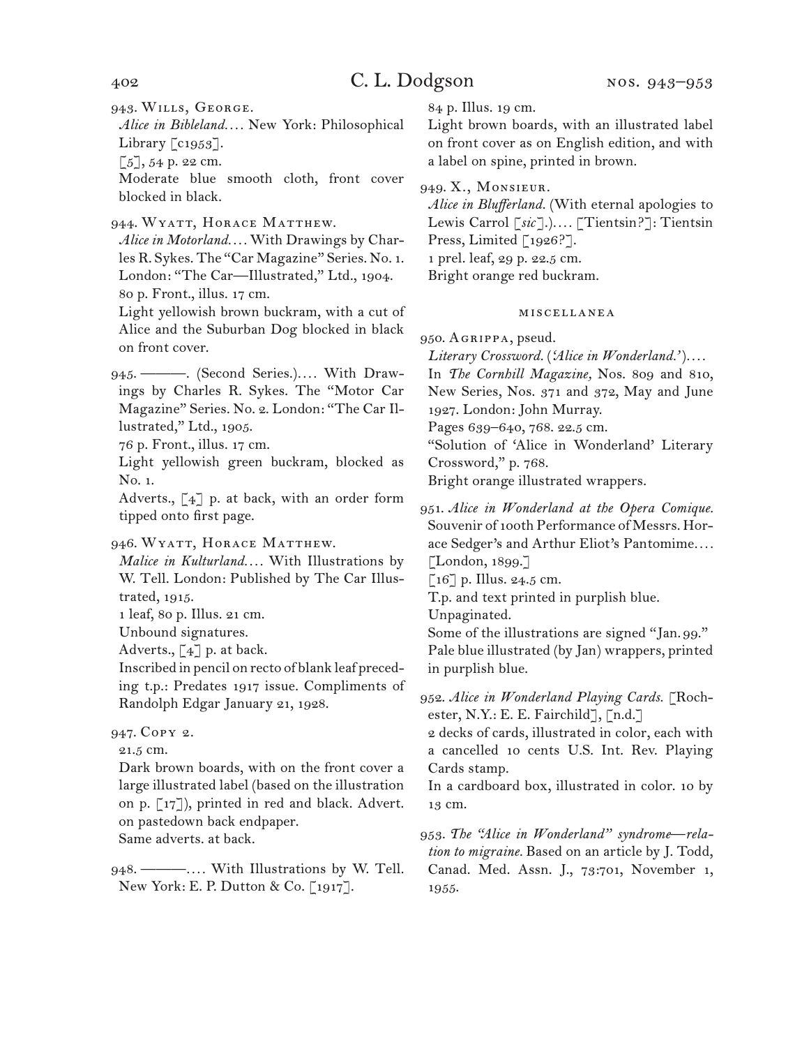943. Wills, George.

*Alice in Bibleland.*… New York: Philosophical Library [c1953].

[5], 54 p. 22 cm.

Moderate blue smooth cloth, front cover blocked in black.

944. Wyatt, Horace Matthew.

*Alice in Motorland.*… With Drawings by Charles R. Sykes. The "Car Magazine" Series. No. 1. London: "The Car—Illustrated," Ltd., 1904.

80 p. Front., illus. 17 cm.

Light yellowish brown buckram, with a cut of Alice and the Suburban Dog blocked in black on front cover.

945. ———. (Second Series.)…. With Drawings by Charles R. Sykes. The "Motor Car Magazine" Series. No. 2. London: "The Car Illustrated," Ltd., 1905.

76 p. Front., illus. 17 cm.

Light yellowish green buckram, blocked as No. 1.

Adverts., [4] p. at back, with an order form tipped onto first page.

946. Wyatt, Horace Matthew.

*Malice in Kulturland.*… With Illustrations by W. Tell. London: Published by The Car Illustrated, 1915.

1 leaf, 80 p. Illus. 21 cm.

Unbound signatures.

Adverts., [4] p. at back.

Inscribed in pencil on recto of blank leaf preceding t.p.: Predates 1917 issue. Compliments of Randolph Edgar January 21, 1928.

947. Copy 2.

21.5 cm.

Dark brown boards, with on the front cover a large illustrated label (based on the illustration on p. [17]), printed in red and black. Advert. on pastedown back endpaper.

Same adverts. at back.

948. ———…. With Illustrations by W. Tell. New York: E. P. Dutton & Co. [1917].

84 p. Illus. 19 cm.

Light brown boards, with an illustrated label on front cover as on English edition, and with a label on spine, printed in brown.

949. X., Monsieur.

*Alice in Blufferland.* (With eternal apologies to Lewis Carrol [*sic*].)…. [Tientsin?]: Tientsin Press, Limited [1926?].

1 prel. leaf, 29 p. 22.5 cm.

Bright orange red buckram.

## miscellanea

950. Agrippa, pseud.

*Literary Crossword.* (*'Alice in Wonderland.'*)….

In *The Cornhill Magazine,* Nos. 809 and 810, New Series, Nos. 371 and 372, May and June 1927. London: John Murray.

Pages 639–640, 768. 22.5 cm.

"Solution of 'Alice in Wonderland' Literary Crossword," p. 768.

Bright orange illustrated wrappers.

951. *Alice in Wonderland at the Opera Comique.* Souvenir of 100th Performance of Messrs. Horace Sedger's and Arthur Eliot's Pantomime…. [London, 1899.]

[16] p. Illus. 24.5 cm.

T.p. and text printed in purplish blue.

Unpaginated.

Some of the illustrations are signed "Jan. 99."

Pale blue illustrated (by Jan) wrappers, printed in purplish blue.

952. *Alice in Wonderland Playing Cards.* [Rochester, N.Y.: E. E. Fairchild], [n.d.]

2 decks of cards, illustrated in color, each with a cancelled 10 cents U.S. Int. Rev. Playing Cards stamp.

In a cardboard box, illustrated in color. 10 by 13 cm.

953. *The "Alice in Wonderland" syndrome—relation to migraine.* Based on an article by J. Todd, Canad. Med. Assn. J., 73:701, November 1, 1955.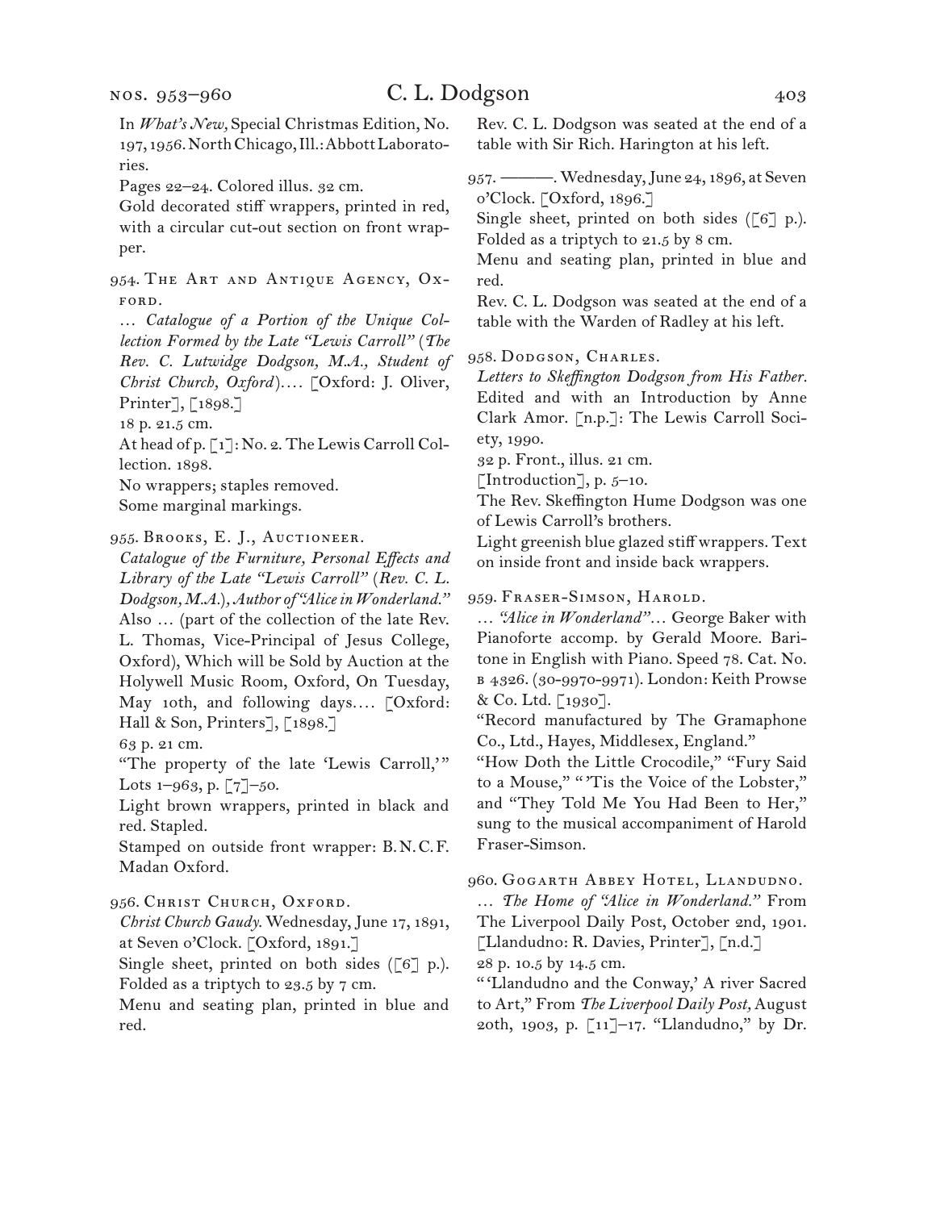In *What's New,* Special Christmas Edition, No. 197, 1956. North Chicago, Ill.: Abbott Laboratories.

Pages 22–24. Colored illus. 32 cm.

Gold decorated stiff wrappers, printed in red, with a circular cut-out section on front wrapper.

954. The Art and Antique Agency, Oxford.

… *Catalogue of a Portion of the Unique Collection Formed by the Late "Lewis Carroll" (The Rev. C. Lutwidge Dodgson, M.A., Student of Christ Church, Oxford)*…. [Oxford: J. Oliver, Printer], [1898.]

18 p. 21.5 cm.

At head of p. [1]: No. 2. The Lewis Carroll Collection. 1898.

No wrappers; staples removed.

Some marginal markings.

955. Brooks, E. J., Auctioneer.

*Catalogue of the Furniture, Personal Effects and Library of the Late "Lewis Carroll" (Rev. C. L. Dodgson, M.A.), Author of "Alice in Wonderland."* Also … (part of the collection of the late Rev. L. Thomas, Vice-Principal of Jesus College, Oxford), Which will be Sold by Auction at the Holywell Music Room, Oxford, On Tuesday, May 10th, and following days…. [Oxford: Hall & Son, Printers], [1898.]

63 p. 21 cm.

"The property of the late 'Lewis Carroll,'" Lots 1–963, p. [7]–50.

Light brown wrappers, printed in black and red. Stapled.

Stamped on outside front wrapper: B. N. C. F. Madan Oxford.

956. Christ Church, Oxford.

*Christ Church Gaudy.* Wednesday, June 17, 1891, at Seven o'Clock. [Oxford, 1891.]

Single sheet, printed on both sides ([6] p.). Folded as a triptych to 23.5 by 7 cm.

Menu and seating plan, printed in blue and red.

Rev. C. L. Dodgson was seated at the end of a table with Sir Rich. Harington at his left.

957. ———. Wednesday, June 24, 1896, at Seven o'Clock. [Oxford, 1896.]

Single sheet, printed on both sides ([6] p.). Folded as a triptych to 21.5 by 8 cm.

Menu and seating plan, printed in blue and red.

Rev. C. L. Dodgson was seated at the end of a table with the Warden of Radley at his left.

958. Dodgson, Charles.

*Letters to Skeffington Dodgson from His Father.* Edited and with an Introduction by Anne Clark Amor. [n.p.]: The Lewis Carroll Society, 1990.

32 p. Front., illus. 21 cm.

[Introduction], p. 5–10.

The Rev. Skeffington Hume Dodgson was one of Lewis Carroll's brothers.

Light greenish blue glazed stiff wrappers. Text on inside front and inside back wrappers.

959. Fraser-Simson, Harold.

… *"Alice in Wonderland"*… George Baker with Pianoforte accomp. by Gerald Moore. Baritone in English with Piano. Speed 78. Cat. No. b 4326. (30-9970-9971). London: Keith Prowse & Co. Ltd. [1930].

"Record manufactured by The Gramaphone Co., Ltd., Hayes, Middlesex, England."

"How Doth the Little Crocodile," "Fury Said to a Mouse," "'Tis the Voice of the Lobster," and "They Told Me You Had Been to Her," sung to the musical accompaniment of Harold Fraser-Simson.

960. Gogarth Abbey Hotel, Llandudno.

… *The Home of "Alice in Wonderland."* From The Liverpool Daily Post, October 2nd, 1901. [Llandudno: R. Davies, Printer], [n.d.]

28 p. 10.5 by 14.5 cm.

"'Llandudno and the Conway,' A river Sacred to Art," From *The Liverpool Daily Post,* August 20th, 1903, p. [11]–17. "Llandudno," by Dr.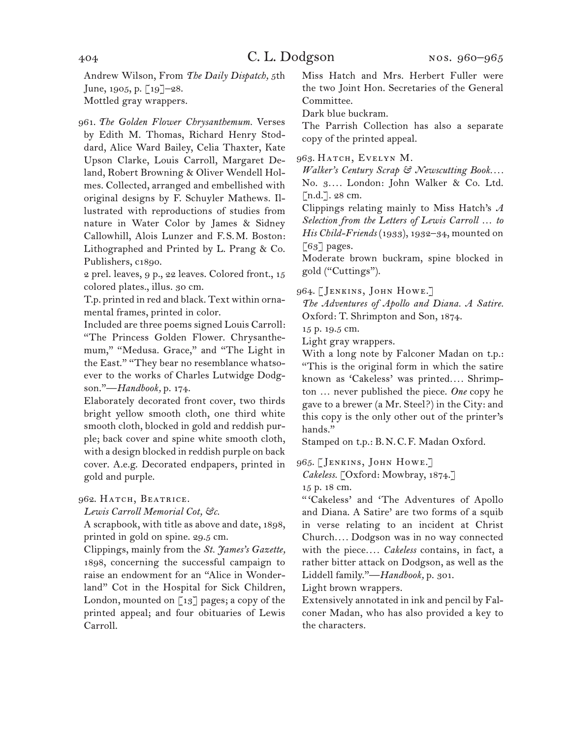Andrew Wilson, From *The Daily Dispatch,* 5th June, 1905, p. [19]–28.
Mottled gray wrappers.

961. *The Golden Flower Chrysanthemum.* Verses by Edith M. Thomas, Richard Henry Stoddard, Alice Ward Bailey, Celia Thaxter, Kate Upson Clarke, Louis Carroll, Margaret Deland, Robert Browning & Oliver Wendell Holmes. Collected, arranged and embellished with original designs by F. Schuyler Mathews. Illustrated with reproductions of studies from nature in Water Color by James & Sidney Callowhill, Alois Lunzer and F.S.M. Boston: Lithographed and Printed by L. Prang & Co. Publishers, c1890.
2 prel. leaves, 9 p., 22 leaves. Colored front., 15 colored plates., illus. 30 cm.
T.p. printed in red and black. Text within ornamental frames, printed in color.
Included are three poems signed Louis Carroll: "The Princess Golden Flower. Chrysanthemum," "Medusa. Grace," and "The Light in the East." "They bear no resemblance whatsoever to the works of Charles Lutwidge Dodgson."—*Handbook,* p. 174.
Elaborately decorated front cover, two thirds bright yellow smooth cloth, one third white smooth cloth, blocked in gold and reddish purple; back cover and spine white smooth cloth, with a design blocked in reddish purple on back cover. A.e.g. Decorated endpapers, printed in gold and purple.

962. Hatch, Beatrice.
*Lewis Carroll Memorial Cot, &c.*
A scrapbook, with title as above and date, 1898, printed in gold on spine. 29.5 cm.
Clippings, mainly from the *St. James's Gazette,* 1898, concerning the successful campaign to raise an endowment for an "Alice in Wonderland" Cot in the Hospital for Sick Children, London, mounted on [13] pages; a copy of the printed appeal; and four obituaries of Lewis Carroll.
Miss Hatch and Mrs. Herbert Fuller were the two Joint Hon. Secretaries of the General Committee.
Dark blue buckram.
The Parrish Collection has also a separate copy of the printed appeal.

963. Hatch, Evelyn M.
*Walker's Century Scrap & Newscutting Book.…* No. 3.… London: John Walker & Co. Ltd. [n.d.]. 28 cm.
Clippings relating mainly to Miss Hatch's *A Selection from the Letters of Lewis Carroll … to His Child-Friends* (1933), 1932–34, mounted on [63] pages.
Moderate brown buckram, spine blocked in gold ("Cuttings").

964. [Jenkins, John Howe.]
*The Adventures of Apollo and Diana. A Satire.* Oxford: T. Shrimpton and Son, 1874.
15 p. 19.5 cm.
Light gray wrappers.
With a long note by Falconer Madan on t.p.: "This is the original form in which the satire known as 'Cakeless' was printed.… Shrimpton … never published the piece. *One* copy he gave to a brewer (a Mr. Steel?) in the City: and this copy is the only other out of the printer's hands."
Stamped on t.p.: B.N.C.F. Madan Oxford.

965. [Jenkins, John Howe.]
*Cakeless.* [Oxford: Mowbray, 1874.]
15 p. 18 cm.
"'Cakeless' and 'The Adventures of Apollo and Diana. A Satire' are two forms of a squib in verse relating to an incident at Christ Church.… Dodgson was in no way connected with the piece.… *Cakeless* contains, in fact, a rather bitter attack on Dodgson, as well as the Liddell family."—*Handbook,* p. 301.
Light brown wrappers.
Extensively annotated in ink and pencil by Falconer Madan, who has also provided a key to the characters.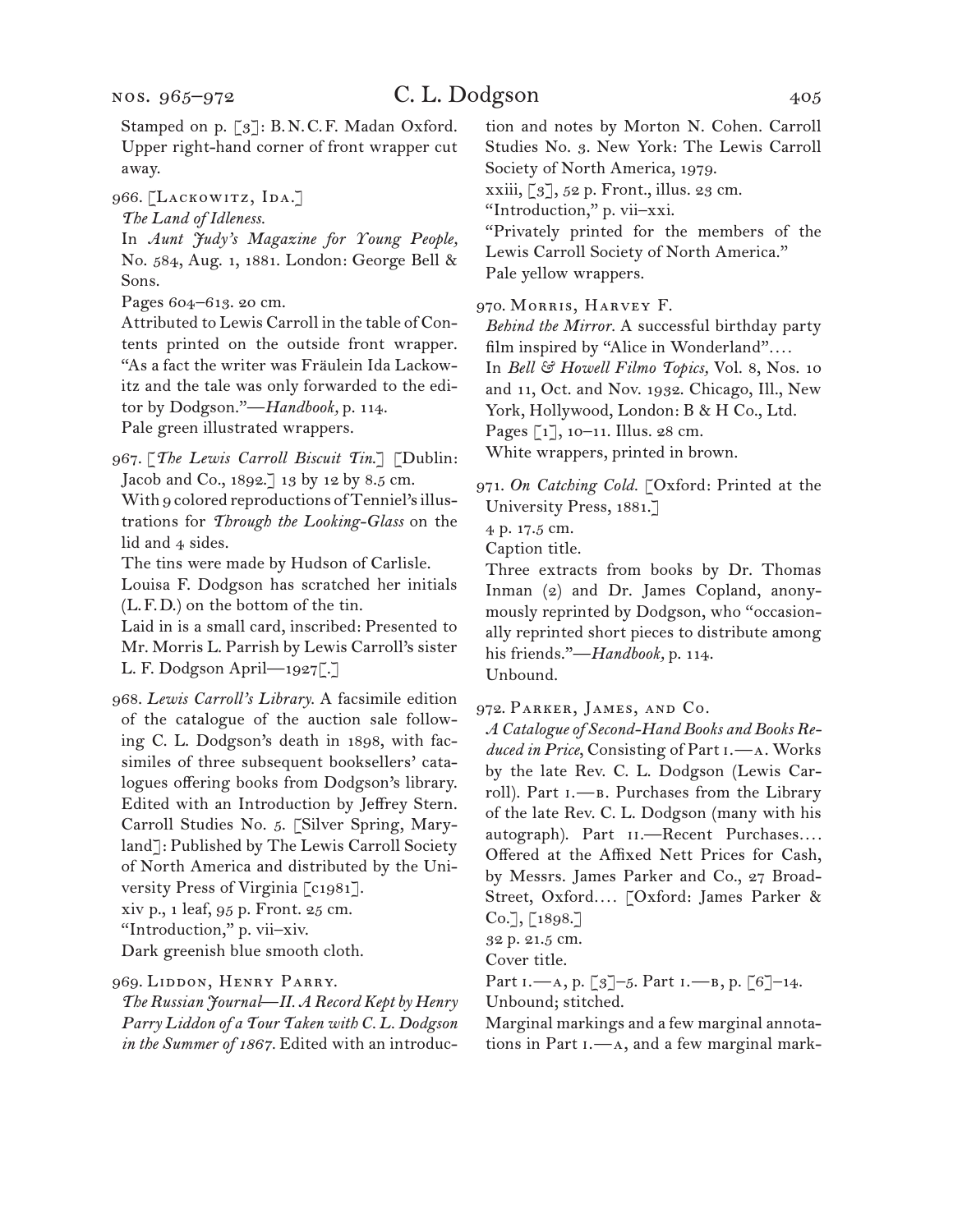Stamped on p. [3]: B.N.C.F. Madan Oxford. Upper right-hand corner of front wrapper cut away.

966. [Lackowitz, Ida.]
*The Land of Idleness.*
In *Aunt Judy's Magazine for Young People,* No. 584, Aug. 1, 1881. London: George Bell & Sons.
Pages 604–613. 20 cm.
Attributed to Lewis Carroll in the table of Contents printed on the outside front wrapper. "As a fact the writer was Fräulein Ida Lackowitz and the tale was only forwarded to the editor by Dodgson."—*Handbook,* p. 114.
Pale green illustrated wrappers.

967. [*The Lewis Carroll Biscuit Tin.*] [Dublin: Jacob and Co., 1892.] 13 by 12 by 8.5 cm.
With 9 colored reproductions of Tenniel's illustrations for *Through the Looking-Glass* on the lid and 4 sides.
The tins were made by Hudson of Carlisle.
Louisa F. Dodgson has scratched her initials (L.F.D.) on the bottom of the tin.
Laid in is a small card, inscribed: Presented to Mr. Morris L. Parrish by Lewis Carroll's sister L. F. Dodgson April—1927[.]

968. *Lewis Carroll's Library.* A facsimile edition of the catalogue of the auction sale following C. L. Dodgson's death in 1898, with facsimiles of three subsequent booksellers' catalogues offering books from Dodgson's library. Edited with an Introduction by Jeffrey Stern. Carroll Studies No. 5. [Silver Spring, Maryland]: Published by The Lewis Carroll Society of North America and distributed by the University Press of Virginia [c1981].
xiv p., 1 leaf, 95 p. Front. 25 cm.
"Introduction," p. vii–xiv.
Dark greenish blue smooth cloth.

969. Liddon, Henry Parry.
*The Russian Journal—II. A Record Kept by Henry Parry Liddon of a Tour Taken with C. L. Dodgson in the Summer of 1867.* Edited with an introduction and notes by Morton N. Cohen. Carroll Studies No. 3. New York: The Lewis Carroll Society of North America, 1979.
xxiii, [3], 52 p. Front., illus. 23 cm.
"Introduction," p. vii–xxi.
"Privately printed for the members of the Lewis Carroll Society of North America."
Pale yellow wrappers.

970. Morris, Harvey F.
*Behind the Mirror.* A successful birthday party film inspired by "Alice in Wonderland"....
In *Bell & Howell Filmo Topics,* Vol. 8, Nos. 10 and 11, Oct. and Nov. 1932. Chicago, Ill., New York, Hollywood, London: B & H Co., Ltd.
Pages [1], 10–11. Illus. 28 cm.
White wrappers, printed in brown.

971. *On Catching Cold.* [Oxford: Printed at the University Press, 1881.]
4 p. 17.5 cm.
Caption title.
Three extracts from books by Dr. Thomas Inman (2) and Dr. James Copland, anonymously reprinted by Dodgson, who "occasionally reprinted short pieces to distribute among his friends."—*Handbook,* p. 114.
Unbound.

972. Parker, James, and Co.
*A Catalogue of Second-Hand Books and Books Reduced in Price,* Consisting of Part i.—a. Works by the late Rev. C. L. Dodgson (Lewis Carroll). Part i.—b. Purchases from the Library of the late Rev. C. L. Dodgson (many with his autograph). Part ii.—Recent Purchases.... Offered at the Affixed Nett Prices for Cash, by Messrs. James Parker and Co., 27 Broad-Street, Oxford.... [Oxford: James Parker & Co.], [1898.]
32 p. 21.5 cm.
Cover title.
Part i.—a, p. [3]–5. Part i.—b, p. [6]–14.
Unbound; stitched.
Marginal markings and a few marginal annotations in Part i.—a, and a few marginal mark-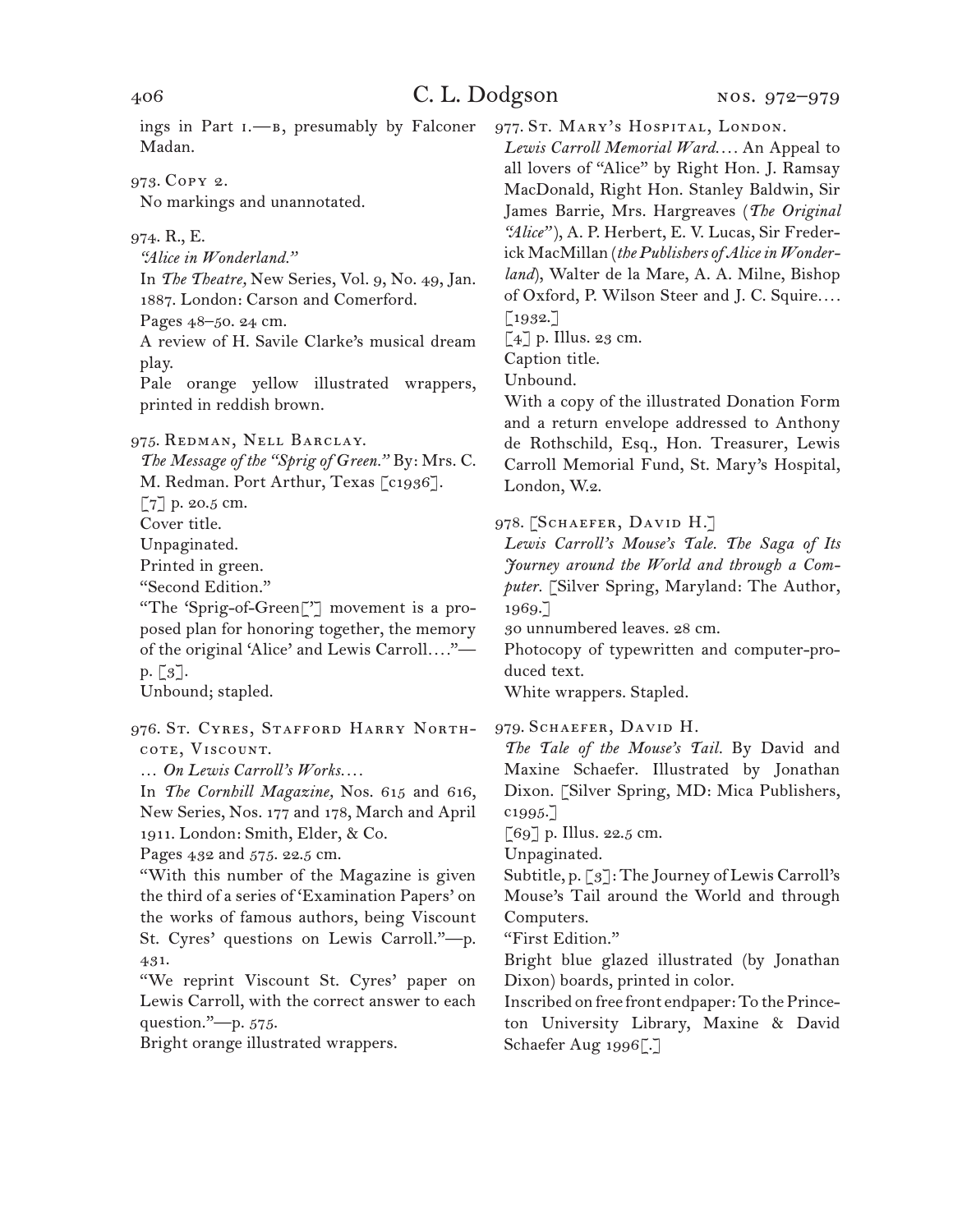ings in Part i.—b, presumably by Falconer Madan.

973. Copy 2.
No markings and unannotated.

974. R., E.
*"Alice in Wonderland."*
In *The Theatre,* New Series, Vol. 9, No. 49, Jan. 1887. London: Carson and Comerford.
Pages 48–50. 24 cm.
A review of H. Savile Clarke's musical dream play.
Pale orange yellow illustrated wrappers, printed in reddish brown.

975. Redman, Nell Barclay.
*The Message of the "Sprig of Green."* By: Mrs. C. M. Redman. Port Arthur, Texas [c1936].
[7] p. 20.5 cm.
Cover title.
Unpaginated.
Printed in green.
"Second Edition."
"The 'Sprig-of-Green['] movement is a proposed plan for honoring together, the memory of the original 'Alice' and Lewis Carroll. . . ."—p. [3].
Unbound; stapled.

976. St. Cyres, Stafford Harry Northcote, Viscount.
*. . . On Lewis Carroll's Works. . . .*
In *The Cornhill Magazine,* Nos. 615 and 616, New Series, Nos. 177 and 178, March and April 1911. London: Smith, Elder, & Co.
Pages 432 and 575. 22.5 cm.
"With this number of the Magazine is given the third of a series of 'Examination Papers' on the works of famous authors, being Viscount St. Cyres' questions on Lewis Carroll."—p. 431.
"We reprint Viscount St. Cyres' paper on Lewis Carroll, with the correct answer to each question."—p. 575.
Bright orange illustrated wrappers.

977. St. Mary's Hospital, London.
*Lewis Carroll Memorial Ward. . . .* An Appeal to all lovers of "Alice" by Right Hon. J. Ramsay MacDonald, Right Hon. Stanley Baldwin, Sir James Barrie, Mrs. Hargreaves (*The Original "Alice"*), A. P. Herbert, E. V. Lucas, Sir Frederick MacMillan (*the Publishers of Alice in Wonderland*), Walter de la Mare, A. A. Milne, Bishop of Oxford, P. Wilson Steer and J. C. Squire. . . . [1932.]
[4] p. Illus. 23 cm.
Caption title.
Unbound.
With a copy of the illustrated Donation Form and a return envelope addressed to Anthony de Rothschild, Esq., Hon. Treasurer, Lewis Carroll Memorial Fund, St. Mary's Hospital, London, W.2.

978. [Schaefer, David H.]
*Lewis Carroll's Mouse's Tale. The Saga of Its Journey around the World and through a Computer.* [Silver Spring, Maryland: The Author, 1969.]
30 unnumbered leaves. 28 cm.
Photocopy of typewritten and computer-produced text.
White wrappers. Stapled.

979. Schaefer, David H.
*The Tale of the Mouse's Tail.* By David and Maxine Schaefer. Illustrated by Jonathan Dixon. [Silver Spring, MD: Mica Publishers, c1995.]
[69] p. Illus. 22.5 cm.
Unpaginated.
Subtitle, p. [3]: The Journey of Lewis Carroll's Mouse's Tail around the World and through Computers.
"First Edition."
Bright blue glazed illustrated (by Jonathan Dixon) boards, printed in color.
Inscribed on free front endpaper: To the Princeton University Library, Maxine & David Schaefer Aug 1996[.]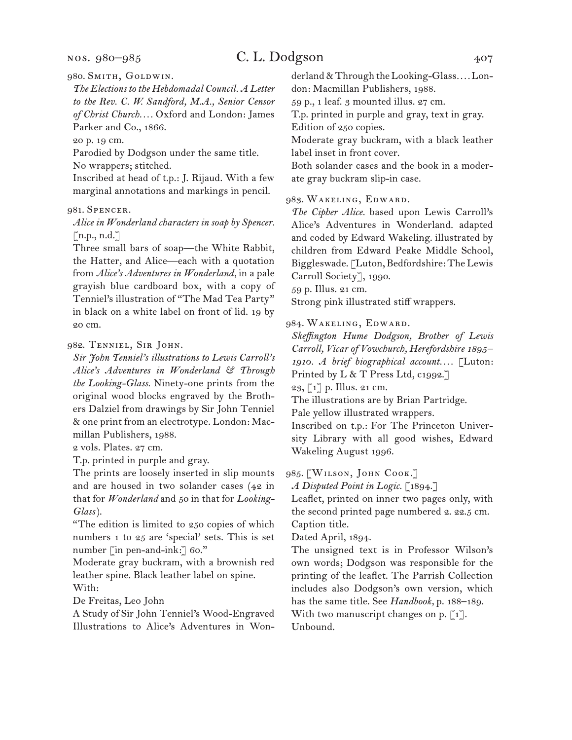980. Smith, Goldwin.

*The Elections to the Hebdomadal Council. A Letter to the Rev. C. W. Sandford, M.A., Senior Censor of Christ Church. . . .* Oxford and London: James Parker and Co., 1866.

20 p. 19 cm.

Parodied by Dodgson under the same title.

No wrappers; stitched.

Inscribed at head of t.p.: J. Rijaud. With a few marginal annotations and markings in pencil.

981. Spencer.

*Alice in Wonderland characters in soap by Spencer.* [n.p., n.d.]

Three small bars of soap—the White Rabbit, the Hatter, and Alice—each with a quotation from *Alice's Adventures in Wonderland,* in a pale grayish blue cardboard box, with a copy of Tenniel's illustration of "The Mad Tea Party" in black on a white label on front of lid. 19 by 20 cm.

982. Tenniel, Sir John.

*Sir John Tenniel's illustrations to Lewis Carroll's Alice's Adventures in Wonderland & Through the Looking-Glass.* Ninety-one prints from the original wood blocks engraved by the Brothers Dalziel from drawings by Sir John Tenniel & one print from an electrotype. London: Macmillan Publishers, 1988.

2 vols. Plates. 27 cm.

T.p. printed in purple and gray.

The prints are loosely inserted in slip mounts and are housed in two solander cases (42 in that for *Wonderland* and 50 in that for *Looking-Glass*).

"The edition is limited to 250 copies of which numbers 1 to 25 are 'special' sets. This is set number [in pen-and-ink:] 60."

Moderate gray buckram, with a brownish red leather spine. Black leather label on spine.

With:

De Freitas, Leo John

A Study of Sir John Tenniel's Wood-Engraved Illustrations to Alice's Adventures in Wonderland & Through the Looking-Glass. . . . London: Macmillan Publishers, 1988.

59 p., 1 leaf. 3 mounted illus. 27 cm.

T.p. printed in purple and gray, text in gray.

Edition of 250 copies.

Moderate gray buckram, with a black leather label inset in front cover.

Both solander cases and the book in a moderate gray buckram slip-in case.

983. Wakeling, Edward.

*The Cipher Alice.* based upon Lewis Carroll's Alice's Adventures in Wonderland. adapted and coded by Edward Wakeling. illustrated by children from Edward Peake Middle School, Biggleswade. [Luton, Bedfordshire: The Lewis Carroll Society], 1990.

59 p. Illus. 21 cm.

Strong pink illustrated stiff wrappers.

984. Wakeling, Edward.

*Skeffington Hume Dodgson, Brother of Lewis Carroll, Vicar of Vowchurch, Herefordshire 1895–1910. A brief biographical account. . . .* [Luton: Printed by L & T Press Ltd, c1992.]

23, [1] p. Illus. 21 cm.

The illustrations are by Brian Partridge.

Pale yellow illustrated wrappers.

Inscribed on t.p.: For The Princeton University Library with all good wishes, Edward Wakeling August 1996.

985. [Wilson, John Cook.]

*A Disputed Point in Logic.* [1894.]

Leaflet, printed on inner two pages only, with the second printed page numbered 2. 22.5 cm.

Caption title.

Dated April, 1894.

The unsigned text is in Professor Wilson's own words; Dodgson was responsible for the printing of the leaflet. The Parrish Collection includes also Dodgson's own version, which has the same title. See *Handbook,* p. 188–189.

With two manuscript changes on p. [1].

Unbound.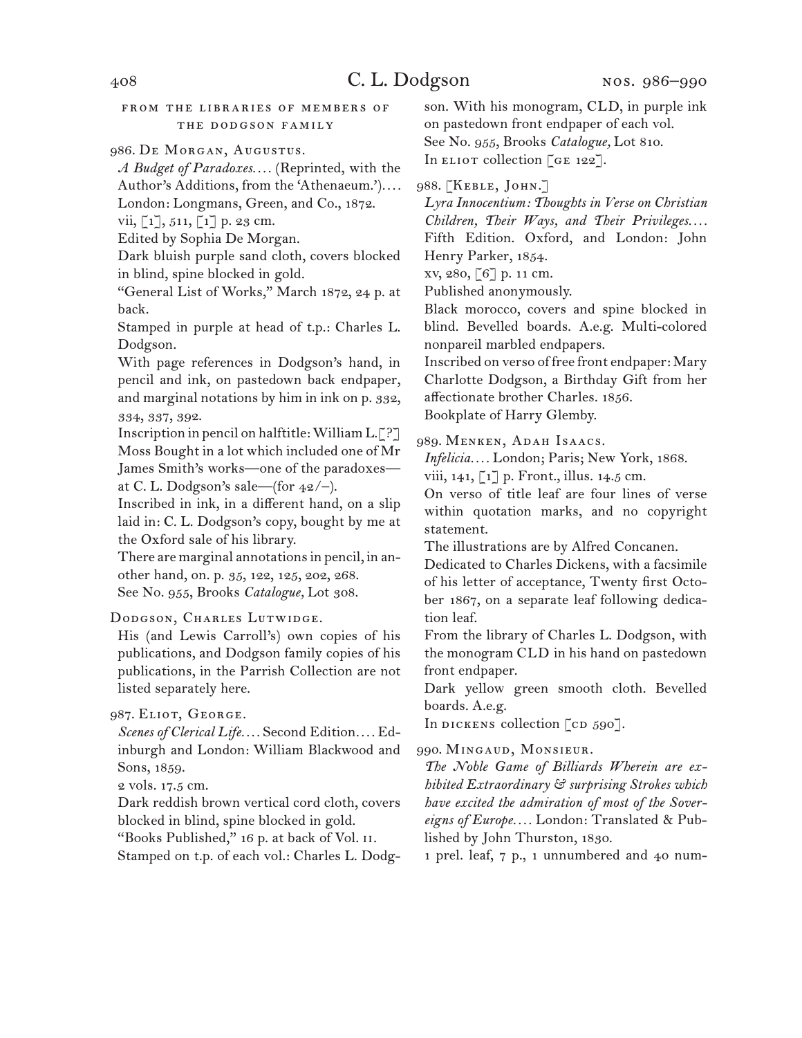FROM THE LIBRARIES OF MEMBERS OF THE DODGSON FAMILY

986. De Morgan, Augustus.

*A Budget of Paradoxes.*... (Reprinted, with the Author's Additions, from the 'Athenaeum.')....
London: Longmans, Green, and Co., 1872.
vii, [1], 511, [1] p. 23 cm.
Edited by Sophia De Morgan.
Dark bluish purple sand cloth, covers blocked in blind, spine blocked in gold.
"General List of Works," March 1872, 24 p. at back.
Stamped in purple at head of t.p.: Charles L. Dodgson.
With page references in Dodgson's hand, in pencil and ink, on pastedown back endpaper, and marginal notations by him in ink on p. 332, 334, 337, 392.
Inscription in pencil on halftitle: William L.[?] Moss Bought in a lot which included one of Mr James Smith's works—one of the paradoxes—at C. L. Dodgson's sale—(for 42/–).
Inscribed in ink, in a different hand, on a slip laid in: C. L. Dodgson's copy, bought by me at the Oxford sale of his library.
There are marginal annotations in pencil, in another hand, on. p. 35, 122, 125, 202, 268.
See No. 955, Brooks *Catalogue,* Lot 308.

Dodgson, Charles Lutwidge.

His (and Lewis Carroll's) own copies of his publications, and Dodgson family copies of his publications, in the Parrish Collection are not listed separately here.

987. Eliot, George.

*Scenes of Clerical Life.*... Second Edition.... Edinburgh and London: William Blackwood and Sons, 1859.
2 vols. 17.5 cm.
Dark reddish brown vertical cord cloth, covers blocked in blind, spine blocked in gold.
"Books Published," 16 p. at back of Vol. II.
Stamped on t.p. of each vol.: Charles L. Dodgson. With his monogram, CLD, in purple ink on pastedown front endpaper of each vol.
See No. 955, Brooks *Catalogue,* Lot 810.
In ELIOT collection [GE 122].

988. [Keble, John.]

*Lyra Innocentium: Thoughts in Verse on Christian Children, Their Ways, and Their Privileges.*... Fifth Edition. Oxford, and London: John Henry Parker, 1854.
xv, 280, [6] p. 11 cm.
Published anonymously.
Black morocco, covers and spine blocked in blind. Bevelled boards. A.e.g. Multi-colored nonpareil marbled endpapers.
Inscribed on verso of free front endpaper: Mary Charlotte Dodgson, a Birthday Gift from her affectionate brother Charles. 1856.
Bookplate of Harry Glemby.

989. Menken, Adah Isaacs.

*Infelicia.*... London; Paris; New York, 1868.
viii, 141, [1] p. Front., illus. 14.5 cm.
On verso of title leaf are four lines of verse within quotation marks, and no copyright statement.
The illustrations are by Alfred Concanen.
Dedicated to Charles Dickens, with a facsimile of his letter of acceptance, Twenty first October 1867, on a separate leaf following dedication leaf.
From the library of Charles L. Dodgson, with the monogram CLD in his hand on pastedown front endpaper.
Dark yellow green smooth cloth. Bevelled boards. A.e.g.
In DICKENS collection [CD 590].

990. Mingaud, Monsieur.

*The Noble Game of Billiards Wherein are exhibited Extraordinary & surprising Strokes which have excited the admiration of most of the Sovereigns of Europe.*... London: Translated & Published by John Thurston, 1830.
1 prel. leaf, 7 p., 1 unnumbered and 40 num-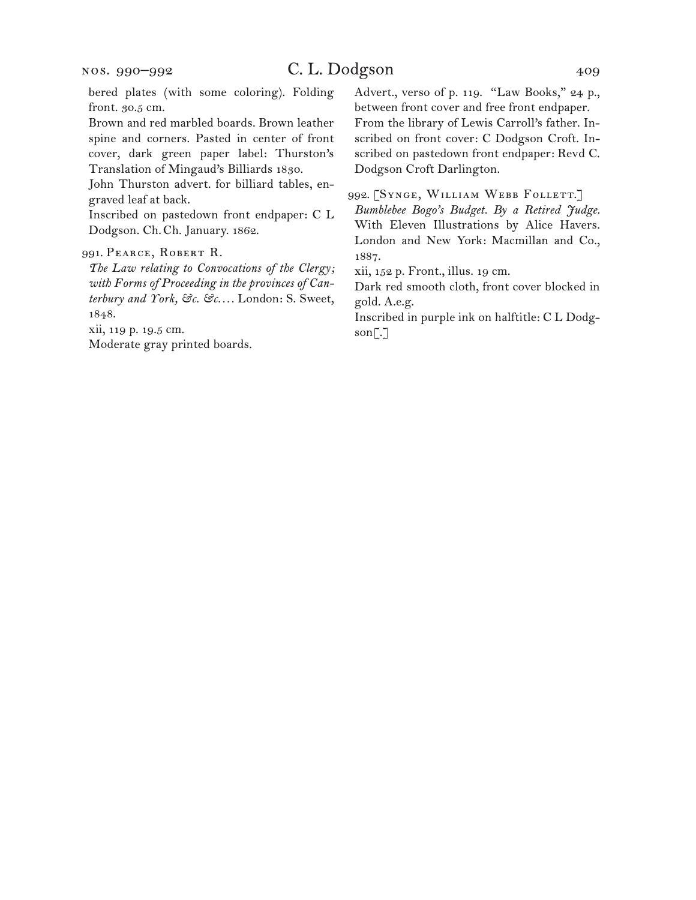bered plates (with some coloring). Folding front. 30.5 cm.

Brown and red marbled boards. Brown leather spine and corners. Pasted in center of front cover, dark green paper label: Thurston's Translation of Mingaud's Billiards 1830.

John Thurston advert. for billiard tables, engraved leaf at back.

Inscribed on pastedown front endpaper: C L Dodgson. Ch. Ch. January. 1862.

991. Pearce, Robert R.

*The Law relating to Convocations of the Clergy; with Forms of Proceeding in the provinces of Canterbury and York, &c. &c.…* London: S. Sweet, 1848.

xii, 119 p. 19.5 cm.

Moderate gray printed boards.

Advert., verso of p. 119. "Law Books," 24 p., between front cover and free front endpaper.

From the library of Lewis Carroll's father. Inscribed on front cover: C Dodgson Croft. Inscribed on pastedown front endpaper: Revd C. Dodgson Croft Darlington.

992. [Synge, William Webb Follett.]

*Bumblebee Bogo's Budget. By a Retired Judge.* With Eleven Illustrations by Alice Havers. London and New York: Macmillan and Co., 1887.

xii, 152 p. Front., illus. 19 cm.

Dark red smooth cloth, front cover blocked in gold. A.e.g.

Inscribed in purple ink on halftitle: C L Dodgson[.]